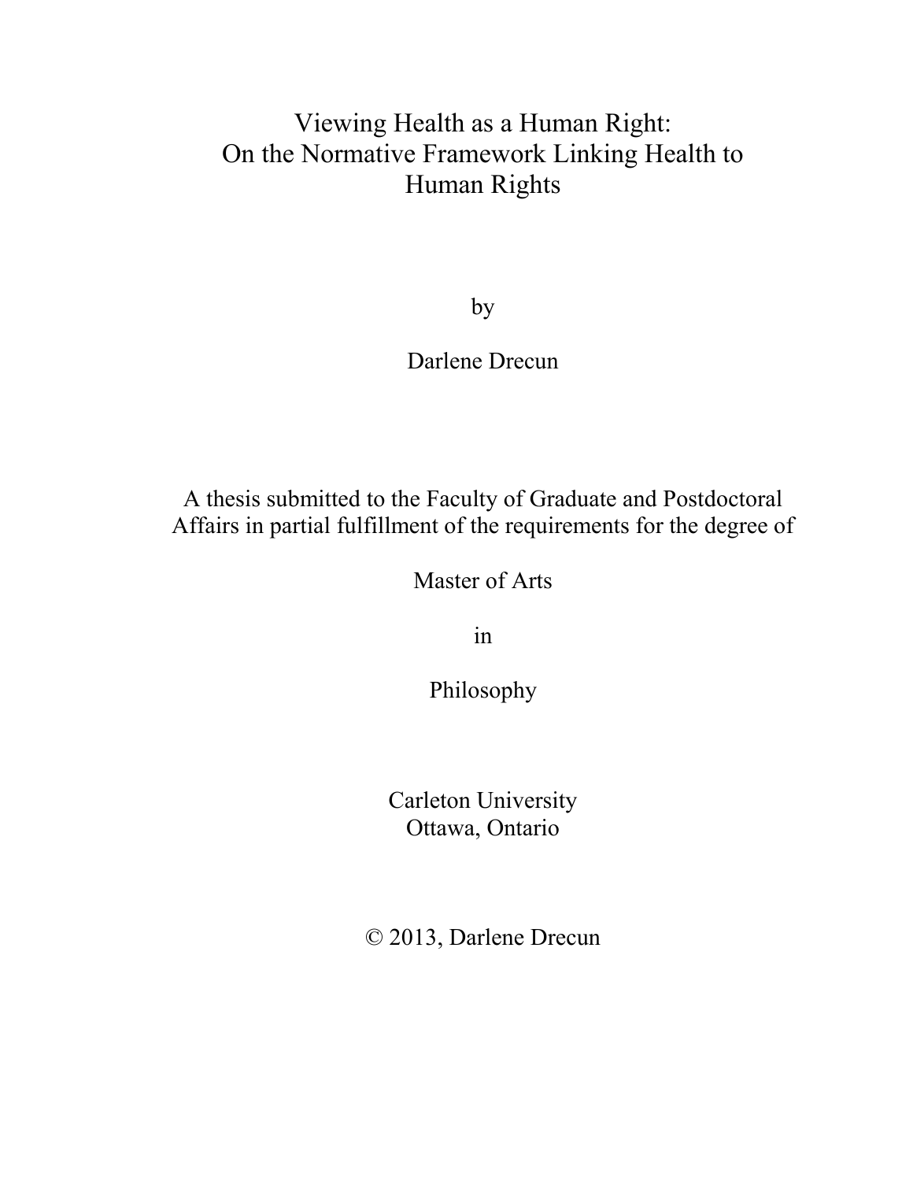# Viewing Health as a Human Right: On the Normative Framework Linking Health to Human Rights

by

Darlene Drecun

A thesis submitted to the Faculty of Graduate and Postdoctoral Affairs in partial fulfillment of the requirements for the degree of

Master of Arts

in

Philosophy

Carleton University
Ottawa, Ontario

© 2013, Darlene Drecun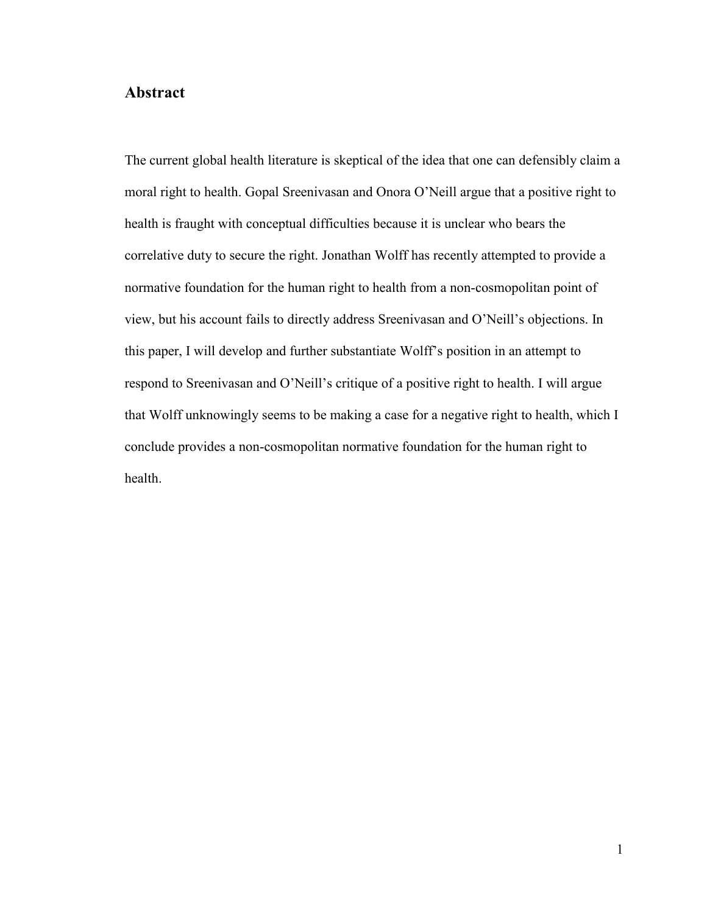## Abstract

The current global health literature is skeptical of the idea that one can defensibly claim a moral right to health. Gopal Sreenivasan and Onora O'Neill argue that a positive right to health is fraught with conceptual difficulties because it is unclear who bears the correlative duty to secure the right. Jonathan Wolff has recently attempted to provide a normative foundation for the human right to health from a non-cosmopolitan point of view, but his account fails to directly address Sreenivasan and O'Neill's objections. In this paper, I will develop and further substantiate Wolff's position in an attempt to respond to Sreenivasan and O'Neill's critique of a positive right to health. I will argue that Wolff unknowingly seems to be making a case for a negative right to health, which I conclude provides a non-cosmopolitan normative foundation for the human right to health.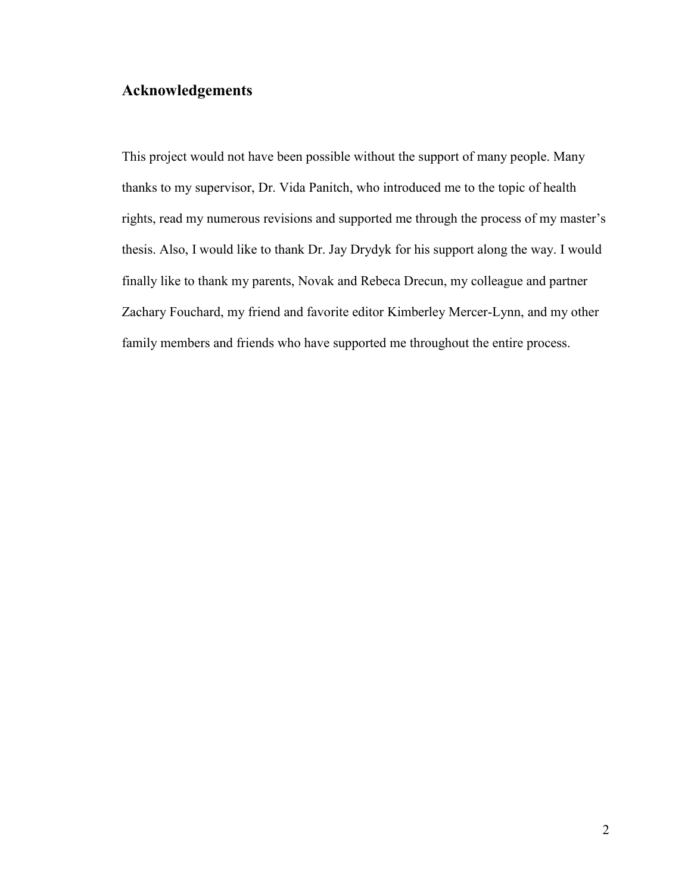## Acknowledgements

This project would not have been possible without the support of many people. Many thanks to my supervisor, Dr. Vida Panitch, who introduced me to the topic of health rights, read my numerous revisions and supported me through the process of my master's thesis. Also, I would like to thank Dr. Jay Drydyk for his support along the way. I would finally like to thank my parents, Novak and Rebeca Drecun, my colleague and partner Zachary Fouchard, my friend and favorite editor Kimberley Mercer-Lynn, and my other family members and friends who have supported me throughout the entire process.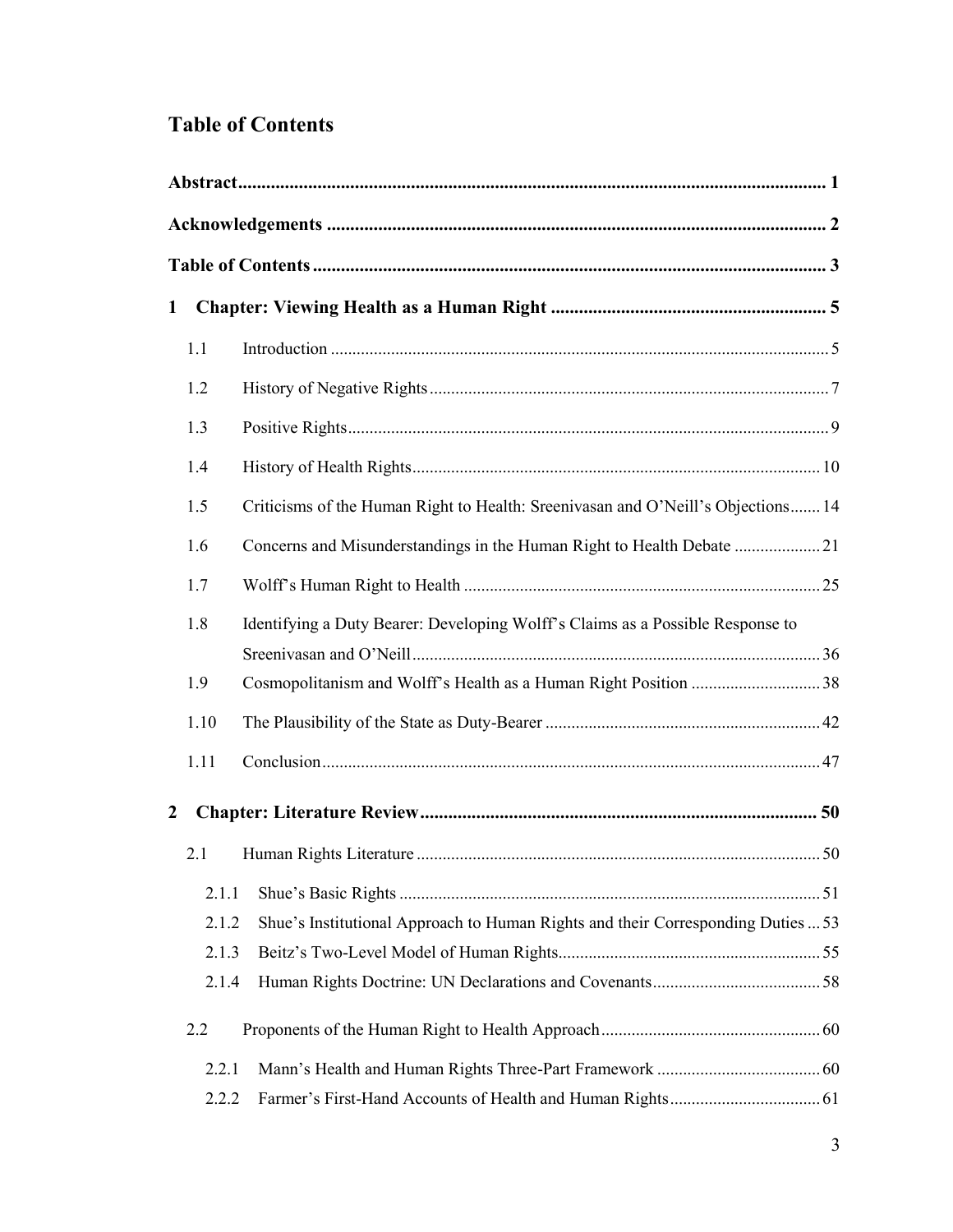# Table of Contents

**Abstract** .......... **1**

**Acknowledgements** .......... **2**

**Table of Contents** .......... **3**

**1 Chapter: Viewing Health as a Human Right** .......... **5**

- 1.1 Introduction .......... 5
- 1.2 History of Negative Rights .......... 7
- 1.3 Positive Rights .......... 9
- 1.4 History of Health Rights .......... 10
- 1.5 Criticisms of the Human Right to Health: Sreenivasan and O'Neill's Objections .......... 14
- 1.6 Concerns and Misunderstandings in the Human Right to Health Debate .......... 21
- 1.7 Wolff's Human Right to Health .......... 25
- 1.8 Identifying a Duty Bearer: Developing Wolff's Claims as a Possible Response to Sreenivasan and O'Neill .......... 36
- 1.9 Cosmopolitanism and Wolff's Health as a Human Right Position .......... 38
- 1.10 The Plausibility of the State as Duty-Bearer .......... 42
- 1.11 Conclusion .......... 47

**2 Chapter: Literature Review** .......... **50**

- 2.1 Human Rights Literature .......... 50
  - 2.1.1 Shue's Basic Rights .......... 51
  - 2.1.2 Shue's Institutional Approach to Human Rights and their Corresponding Duties .......... 53
  - 2.1.3 Beitz's Two-Level Model of Human Rights .......... 55
  - 2.1.4 Human Rights Doctrine: UN Declarations and Covenants .......... 58
- 2.2 Proponents of the Human Right to Health Approach .......... 60
  - 2.2.1 Mann's Health and Human Rights Three-Part Framework .......... 60
  - 2.2.2 Farmer's First-Hand Accounts of Health and Human Rights .......... 61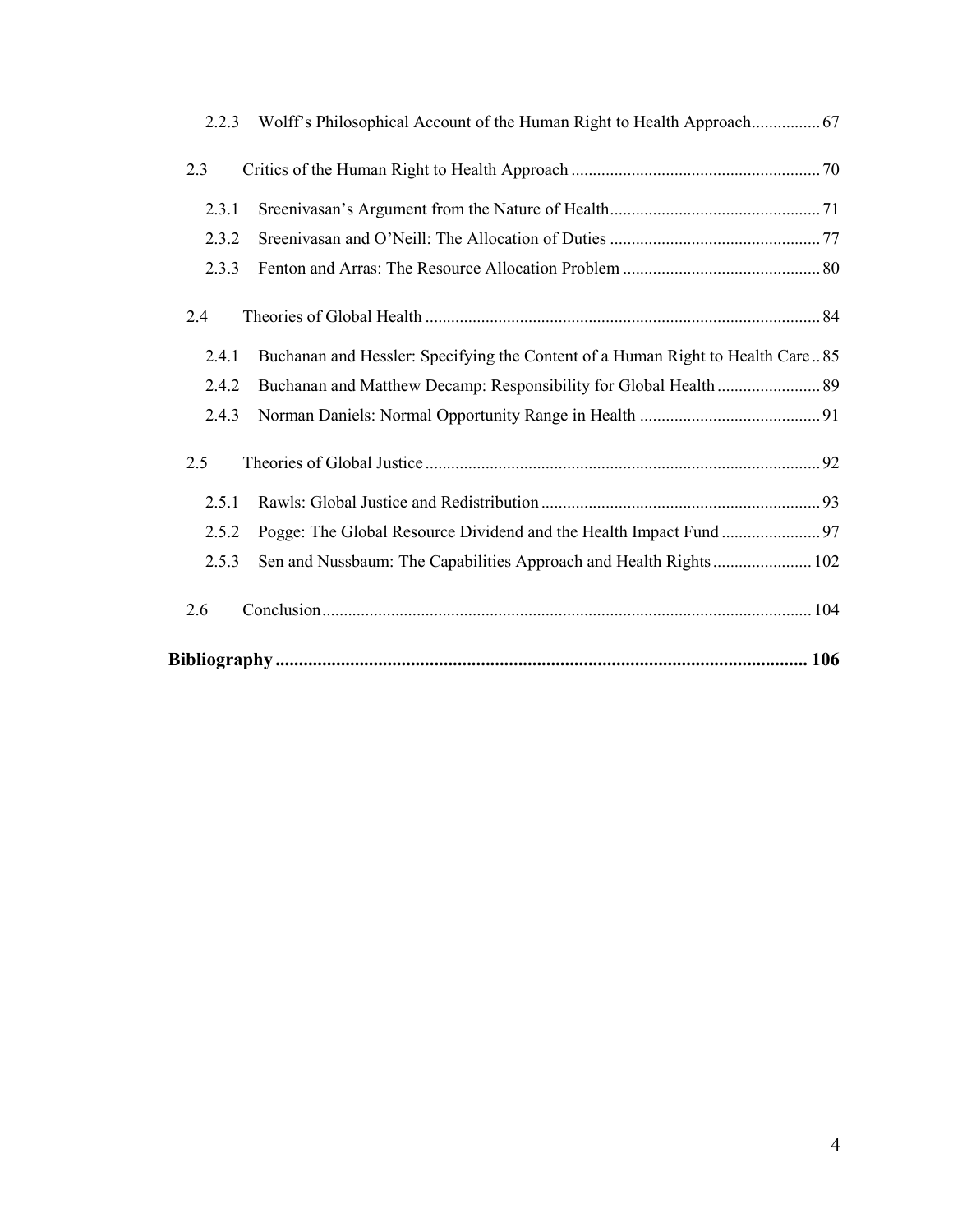2.2.3 Wolff's Philosophical Account of the Human Right to Health Approach................ 67

2.3 Critics of the Human Right to Health Approach ......................................................... 70

2.3.1 Sreenivasan's Argument from the Nature of Health................................................. 71

2.3.2 Sreenivasan and O'Neill: The Allocation of Duties ................................................ 77

2.3.3 Fenton and Arras: The Resource Allocation Problem .............................................. 80

2.4 Theories of Global Health ........................................................................................... 84

2.4.1 Buchanan and Hessler: Specifying the Content of a Human Right to Health Care .. 85

2.4.2 Buchanan and Matthew Decamp: Responsibility for Global Health ........................ 89

2.4.3 Norman Daniels: Normal Opportunity Range in Health .......................................... 91

2.5 Theories of Global Justice ........................................................................................... 92

2.5.1 Rawls: Global Justice and Redistribution ................................................................. 93

2.5.2 Pogge: The Global Resource Dividend and the Health Impact Fund ....................... 97

2.5.3 Sen and Nussbaum: The Capabilities Approach and Health Rights ....................... 102

2.6 Conclusion ................................................................................................................ 104

**Bibliography .................................................................................................................. 106**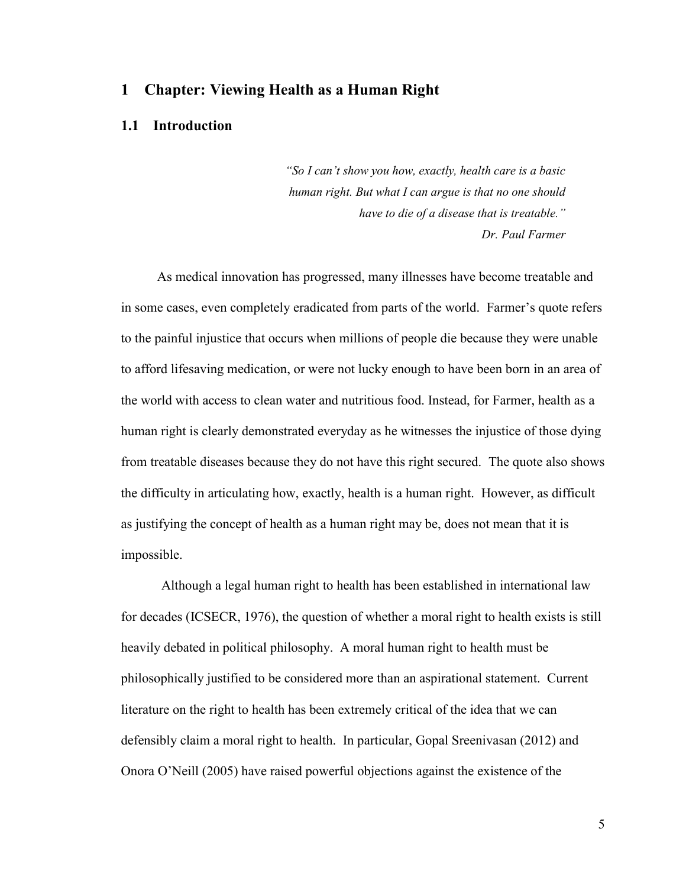# 1 Chapter: Viewing Health as a Human Right

## 1.1 Introduction

> *"So I can't show you how, exactly, health care is a basic human right. But what I can argue is that no one should have to die of a disease that is treatable."*
> *Dr. Paul Farmer*

As medical innovation has progressed, many illnesses have become treatable and in some cases, even completely eradicated from parts of the world. Farmer's quote refers to the painful injustice that occurs when millions of people die because they were unable to afford lifesaving medication, or were not lucky enough to have been born in an area of the world with access to clean water and nutritious food. Instead, for Farmer, health as a human right is clearly demonstrated everyday as he witnesses the injustice of those dying from treatable diseases because they do not have this right secured. The quote also shows the difficulty in articulating how, exactly, health is a human right. However, as difficult as justifying the concept of health as a human right may be, does not mean that it is impossible.

Although a legal human right to health has been established in international law for decades (ICSECR, 1976), the question of whether a moral right to health exists is still heavily debated in political philosophy. A moral human right to health must be philosophically justified to be considered more than an aspirational statement. Current literature on the right to health has been extremely critical of the idea that we can defensibly claim a moral right to health. In particular, Gopal Sreenivasan (2012) and Onora O'Neill (2005) have raised powerful objections against the existence of the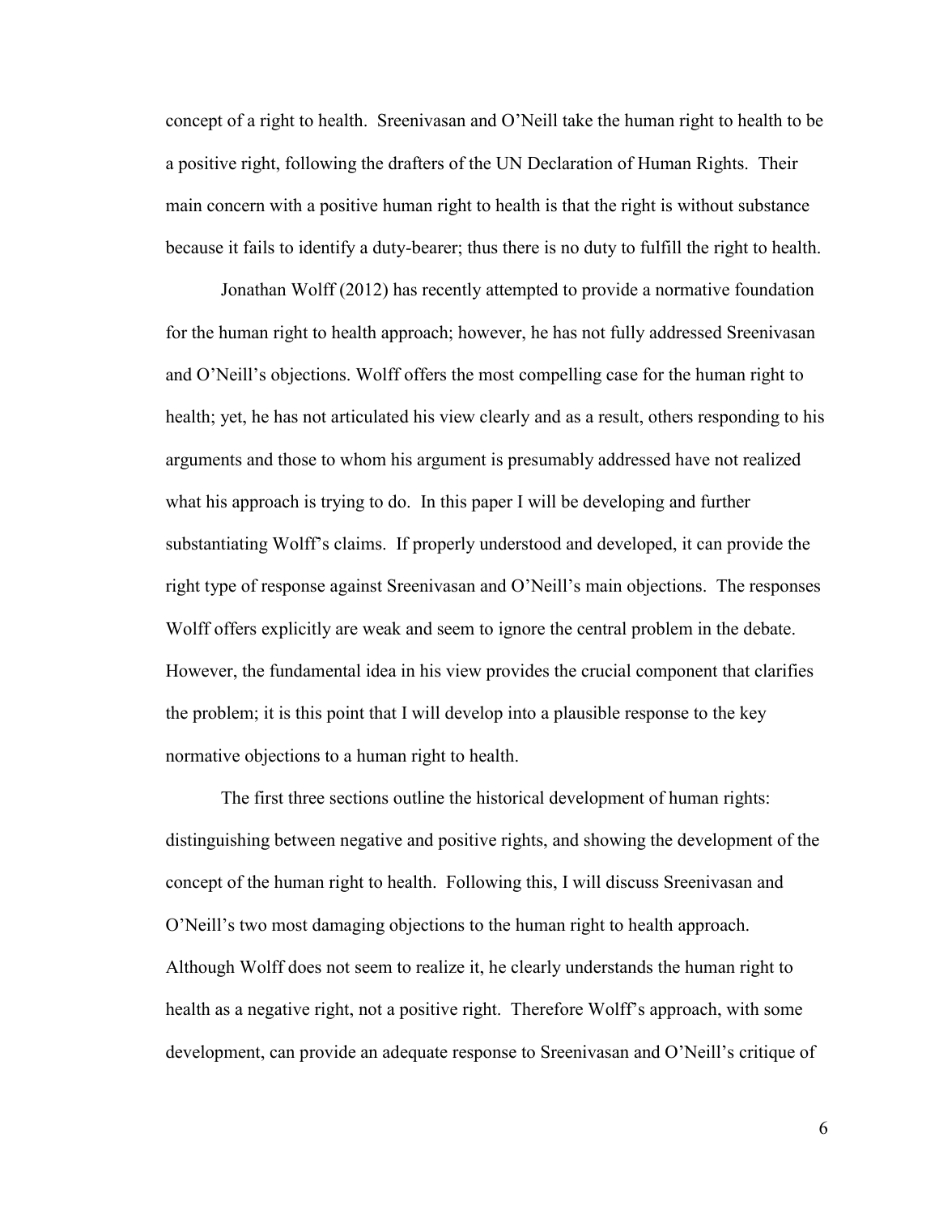concept of a right to health. Sreenivasan and O'Neill take the human right to health to be a positive right, following the drafters of the UN Declaration of Human Rights. Their main concern with a positive human right to health is that the right is without substance because it fails to identify a duty-bearer; thus there is no duty to fulfill the right to health.

Jonathan Wolff (2012) has recently attempted to provide a normative foundation for the human right to health approach; however, he has not fully addressed Sreenivasan and O'Neill's objections. Wolff offers the most compelling case for the human right to health; yet, he has not articulated his view clearly and as a result, others responding to his arguments and those to whom his argument is presumably addressed have not realized what his approach is trying to do. In this paper I will be developing and further substantiating Wolff's claims. If properly understood and developed, it can provide the right type of response against Sreenivasan and O'Neill's main objections. The responses Wolff offers explicitly are weak and seem to ignore the central problem in the debate. However, the fundamental idea in his view provides the crucial component that clarifies the problem; it is this point that I will develop into a plausible response to the key normative objections to a human right to health.

The first three sections outline the historical development of human rights: distinguishing between negative and positive rights, and showing the development of the concept of the human right to health. Following this, I will discuss Sreenivasan and O'Neill's two most damaging objections to the human right to health approach. Although Wolff does not seem to realize it, he clearly understands the human right to health as a negative right, not a positive right. Therefore Wolff's approach, with some development, can provide an adequate response to Sreenivasan and O'Neill's critique of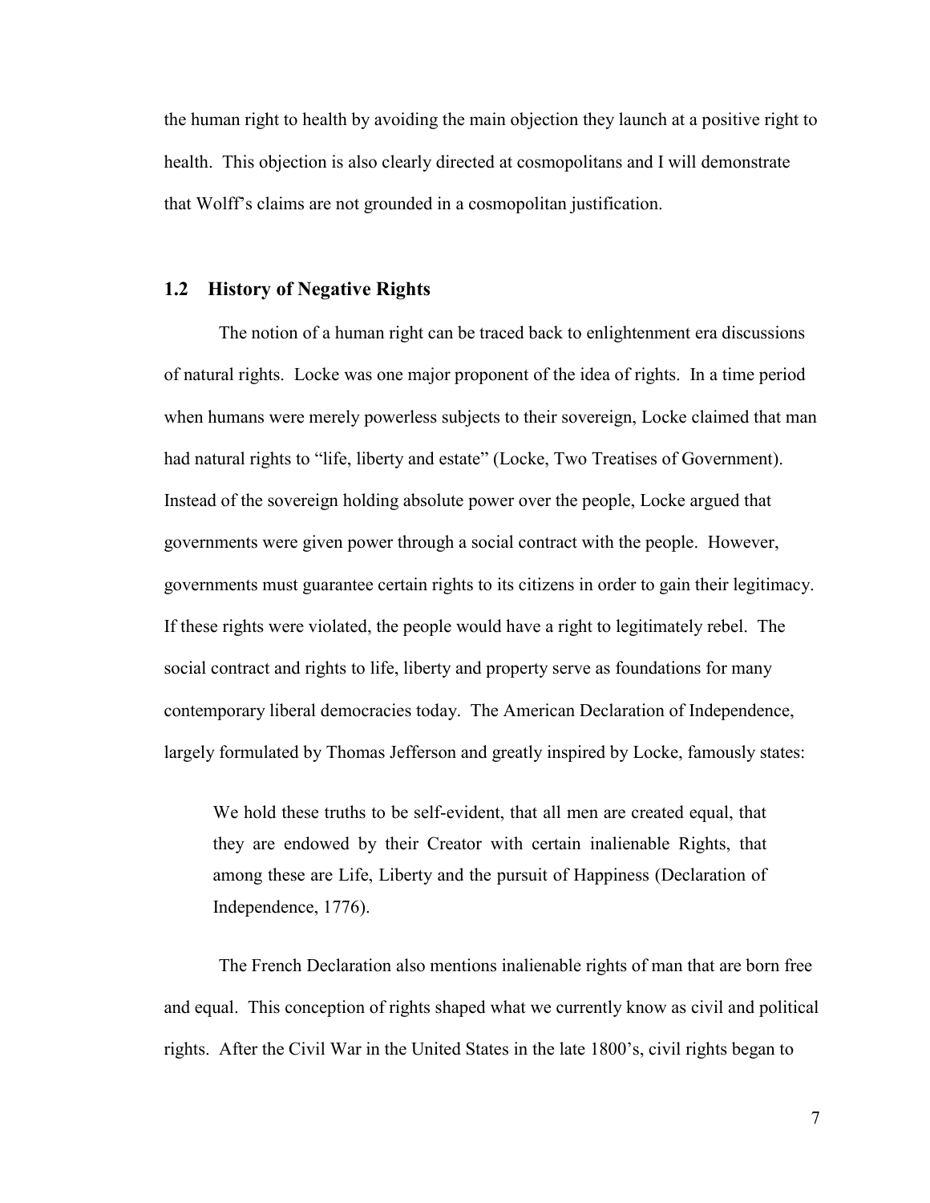the human right to health by avoiding the main objection they launch at a positive right to health. This objection is also clearly directed at cosmopolitans and I will demonstrate that Wolff's claims are not grounded in a cosmopolitan justification.

## 1.2 History of Negative Rights

The notion of a human right can be traced back to enlightenment era discussions of natural rights. Locke was one major proponent of the idea of rights. In a time period when humans were merely powerless subjects to their sovereign, Locke claimed that man had natural rights to "life, liberty and estate" (Locke, Two Treatises of Government). Instead of the sovereign holding absolute power over the people, Locke argued that governments were given power through a social contract with the people. However, governments must guarantee certain rights to its citizens in order to gain their legitimacy. If these rights were violated, the people would have a right to legitimately rebel. The social contract and rights to life, liberty and property serve as foundations for many contemporary liberal democracies today. The American Declaration of Independence, largely formulated by Thomas Jefferson and greatly inspired by Locke, famously states:

> We hold these truths to be self-evident, that all men are created equal, that they are endowed by their Creator with certain inalienable Rights, that among these are Life, Liberty and the pursuit of Happiness (Declaration of Independence, 1776).

The French Declaration also mentions inalienable rights of man that are born free and equal. This conception of rights shaped what we currently know as civil and political rights. After the Civil War in the United States in the late 1800's, civil rights began to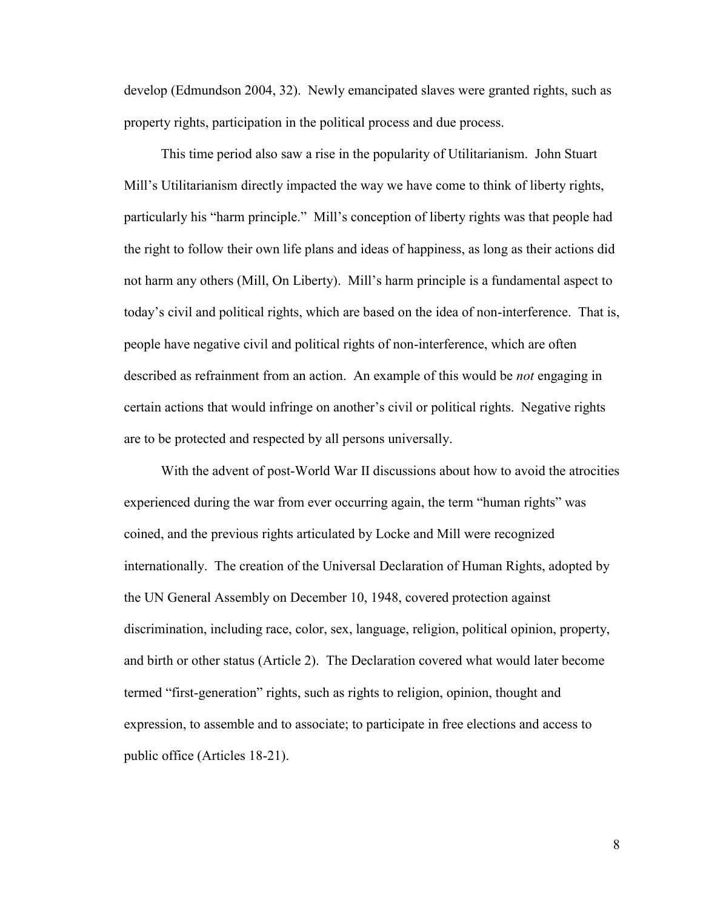develop (Edmundson 2004, 32). Newly emancipated slaves were granted rights, such as property rights, participation in the political process and due process.

This time period also saw a rise in the popularity of Utilitarianism. John Stuart Mill's Utilitarianism directly impacted the way we have come to think of liberty rights, particularly his "harm principle." Mill's conception of liberty rights was that people had the right to follow their own life plans and ideas of happiness, as long as their actions did not harm any others (Mill, On Liberty). Mill's harm principle is a fundamental aspect to today's civil and political rights, which are based on the idea of non-interference. That is, people have negative civil and political rights of non-interference, which are often described as refrainment from an action. An example of this would be *not* engaging in certain actions that would infringe on another's civil or political rights. Negative rights are to be protected and respected by all persons universally.

With the advent of post-World War II discussions about how to avoid the atrocities experienced during the war from ever occurring again, the term "human rights" was coined, and the previous rights articulated by Locke and Mill were recognized internationally. The creation of the Universal Declaration of Human Rights, adopted by the UN General Assembly on December 10, 1948, covered protection against discrimination, including race, color, sex, language, religion, political opinion, property, and birth or other status (Article 2). The Declaration covered what would later become termed "first-generation" rights, such as rights to religion, opinion, thought and expression, to assemble and to associate; to participate in free elections and access to public office (Articles 18-21).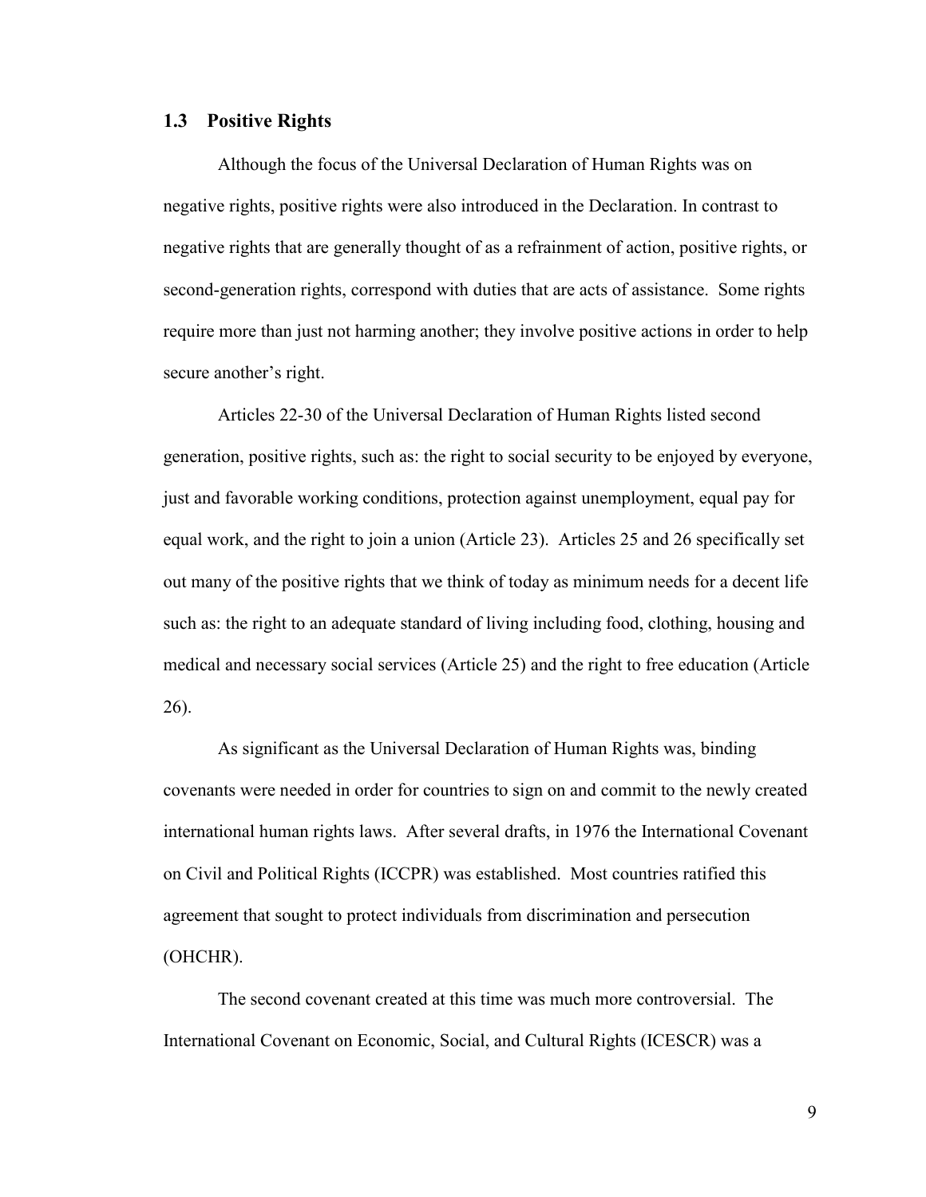## 1.3 Positive Rights

Although the focus of the Universal Declaration of Human Rights was on negative rights, positive rights were also introduced in the Declaration. In contrast to negative rights that are generally thought of as a refrainment of action, positive rights, or second-generation rights, correspond with duties that are acts of assistance. Some rights require more than just not harming another; they involve positive actions in order to help secure another's right.

Articles 22-30 of the Universal Declaration of Human Rights listed second generation, positive rights, such as: the right to social security to be enjoyed by everyone, just and favorable working conditions, protection against unemployment, equal pay for equal work, and the right to join a union (Article 23). Articles 25 and 26 specifically set out many of the positive rights that we think of today as minimum needs for a decent life such as: the right to an adequate standard of living including food, clothing, housing and medical and necessary social services (Article 25) and the right to free education (Article 26).

As significant as the Universal Declaration of Human Rights was, binding covenants were needed in order for countries to sign on and commit to the newly created international human rights laws. After several drafts, in 1976 the International Covenant on Civil and Political Rights (ICCPR) was established. Most countries ratified this agreement that sought to protect individuals from discrimination and persecution (OHCHR).

The second covenant created at this time was much more controversial. The International Covenant on Economic, Social, and Cultural Rights (ICESCR) was a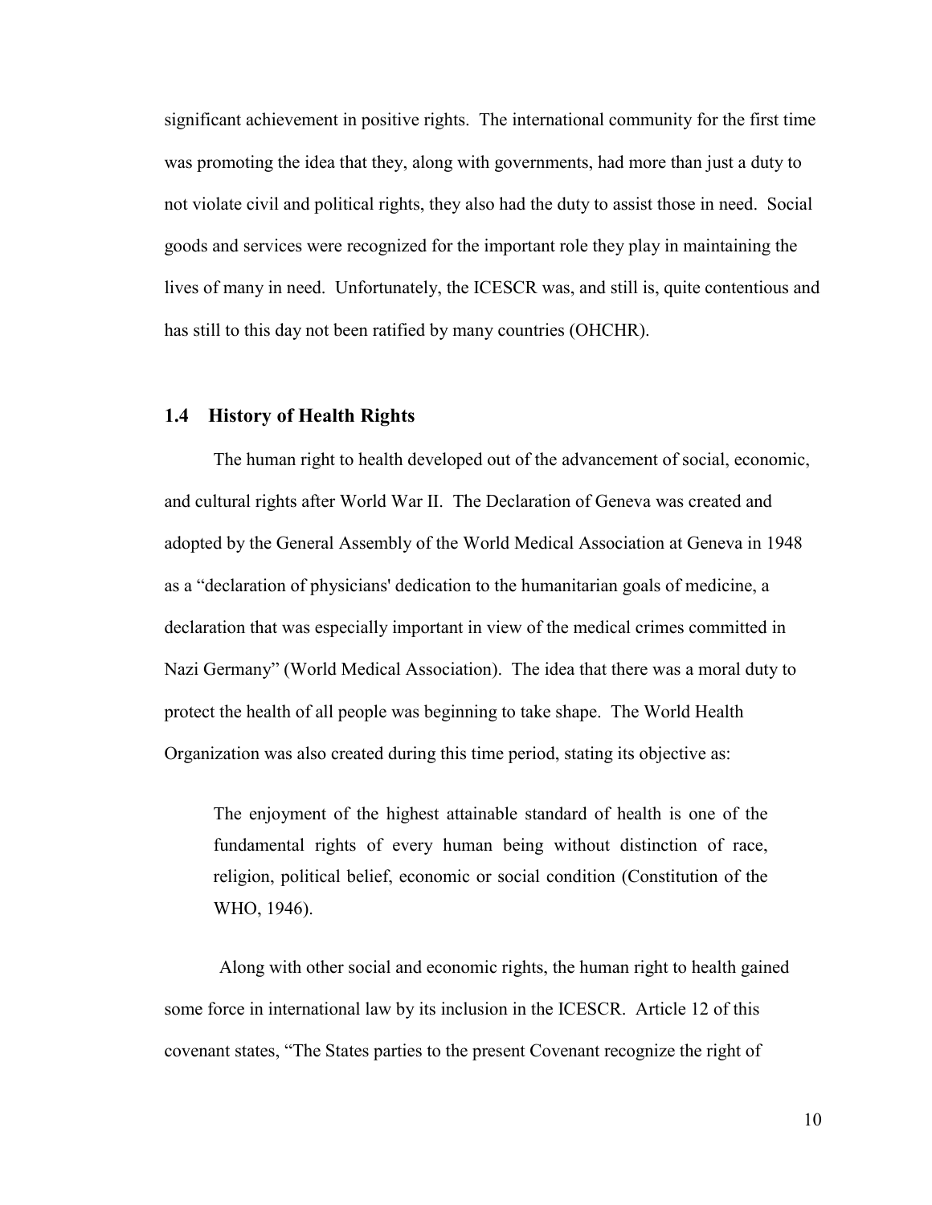significant achievement in positive rights. The international community for the first time was promoting the idea that they, along with governments, had more than just a duty to not violate civil and political rights, they also had the duty to assist those in need. Social goods and services were recognized for the important role they play in maintaining the lives of many in need. Unfortunately, the ICESCR was, and still is, quite contentious and has still to this day not been ratified by many countries (OHCHR).

## 1.4 History of Health Rights

The human right to health developed out of the advancement of social, economic, and cultural rights after World War II. The Declaration of Geneva was created and adopted by the General Assembly of the World Medical Association at Geneva in 1948 as a "declaration of physicians' dedication to the humanitarian goals of medicine, a declaration that was especially important in view of the medical crimes committed in Nazi Germany" (World Medical Association). The idea that there was a moral duty to protect the health of all people was beginning to take shape. The World Health Organization was also created during this time period, stating its objective as:

> The enjoyment of the highest attainable standard of health is one of the fundamental rights of every human being without distinction of race, religion, political belief, economic or social condition (Constitution of the WHO, 1946).

Along with other social and economic rights, the human right to health gained some force in international law by its inclusion in the ICESCR. Article 12 of this covenant states, "The States parties to the present Covenant recognize the right of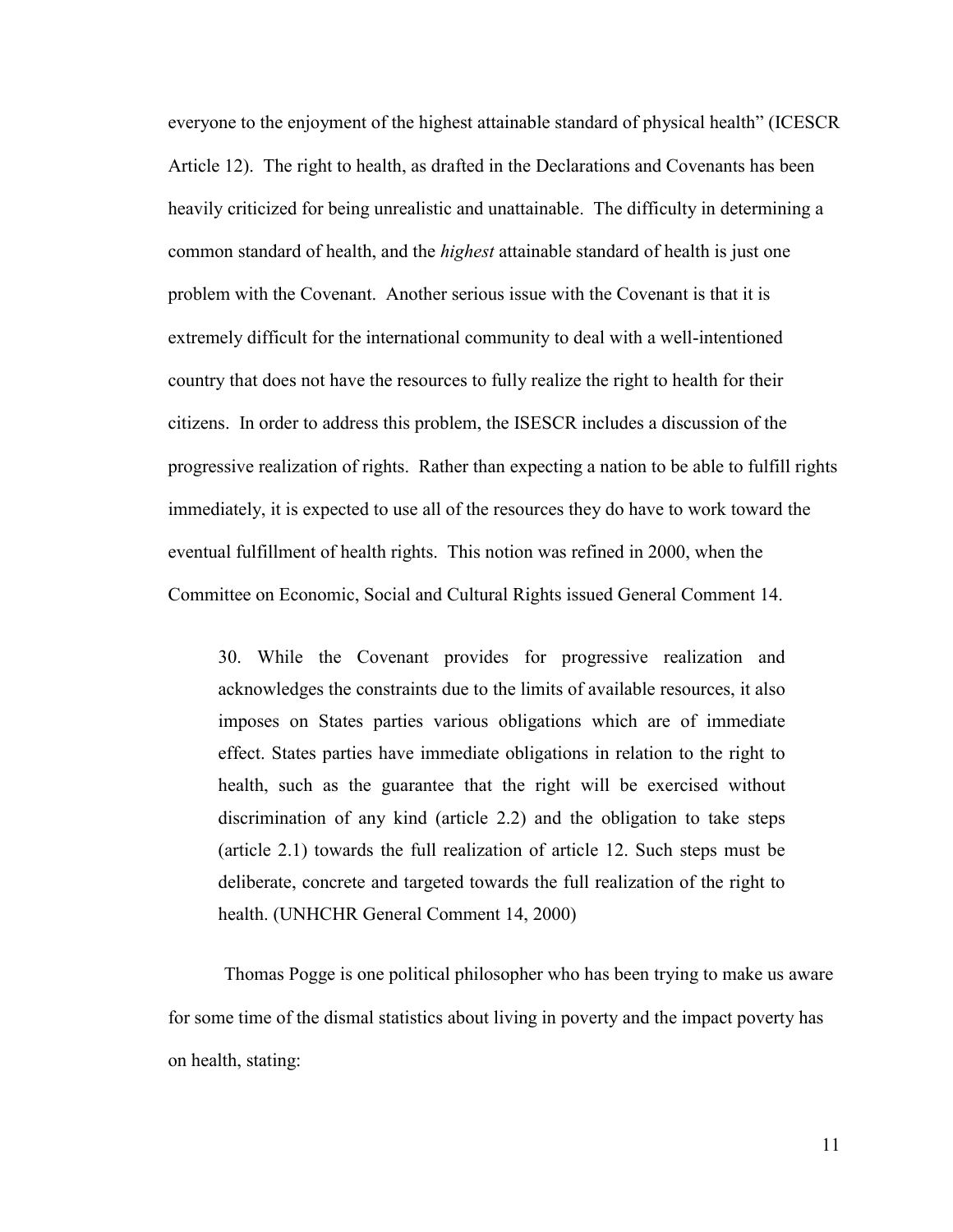everyone to the enjoyment of the highest attainable standard of physical health" (ICESCR Article 12). The right to health, as drafted in the Declarations and Covenants has been heavily criticized for being unrealistic and unattainable. The difficulty in determining a common standard of health, and the *highest* attainable standard of health is just one problem with the Covenant. Another serious issue with the Covenant is that it is extremely difficult for the international community to deal with a well-intentioned country that does not have the resources to fully realize the right to health for their citizens. In order to address this problem, the ISESCR includes a discussion of the progressive realization of rights. Rather than expecting a nation to be able to fulfill rights immediately, it is expected to use all of the resources they do have to work toward the eventual fulfillment of health rights. This notion was refined in 2000, when the Committee on Economic, Social and Cultural Rights issued General Comment 14.

> 30. While the Covenant provides for progressive realization and acknowledges the constraints due to the limits of available resources, it also imposes on States parties various obligations which are of immediate effect. States parties have immediate obligations in relation to the right to health, such as the guarantee that the right will be exercised without discrimination of any kind (article 2.2) and the obligation to take steps (article 2.1) towards the full realization of article 12. Such steps must be deliberate, concrete and targeted towards the full realization of the right to health. (UNHCHR General Comment 14, 2000)

Thomas Pogge is one political philosopher who has been trying to make us aware for some time of the dismal statistics about living in poverty and the impact poverty has on health, stating: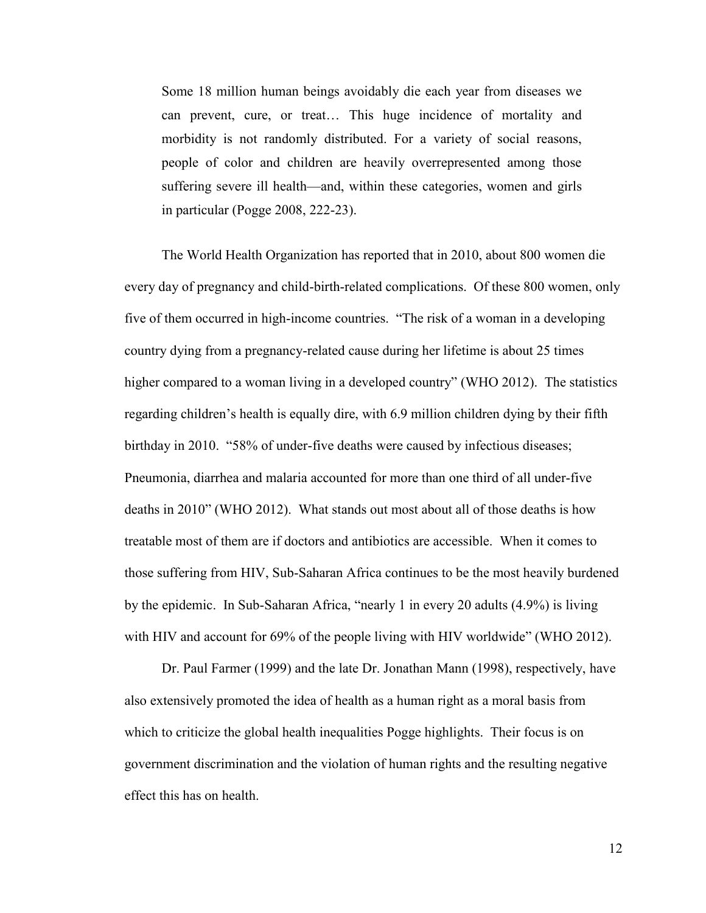> Some 18 million human beings avoidably die each year from diseases we can prevent, cure, or treat… This huge incidence of mortality and morbidity is not randomly distributed. For a variety of social reasons, people of color and children are heavily overrepresented among those suffering severe ill health—and, within these categories, women and girls in particular (Pogge 2008, 222-23).

The World Health Organization has reported that in 2010, about 800 women die every day of pregnancy and child-birth-related complications. Of these 800 women, only five of them occurred in high-income countries. "The risk of a woman in a developing country dying from a pregnancy-related cause during her lifetime is about 25 times higher compared to a woman living in a developed country" (WHO 2012). The statistics regarding children's health is equally dire, with 6.9 million children dying by their fifth birthday in 2010. "58% of under-five deaths were caused by infectious diseases; Pneumonia, diarrhea and malaria accounted for more than one third of all under-five deaths in 2010" (WHO 2012). What stands out most about all of those deaths is how treatable most of them are if doctors and antibiotics are accessible. When it comes to those suffering from HIV, Sub-Saharan Africa continues to be the most heavily burdened by the epidemic. In Sub-Saharan Africa, "nearly 1 in every 20 adults (4.9%) is living with HIV and account for 69% of the people living with HIV worldwide" (WHO 2012).

Dr. Paul Farmer (1999) and the late Dr. Jonathan Mann (1998), respectively, have also extensively promoted the idea of health as a human right as a moral basis from which to criticize the global health inequalities Pogge highlights. Their focus is on government discrimination and the violation of human rights and the resulting negative effect this has on health.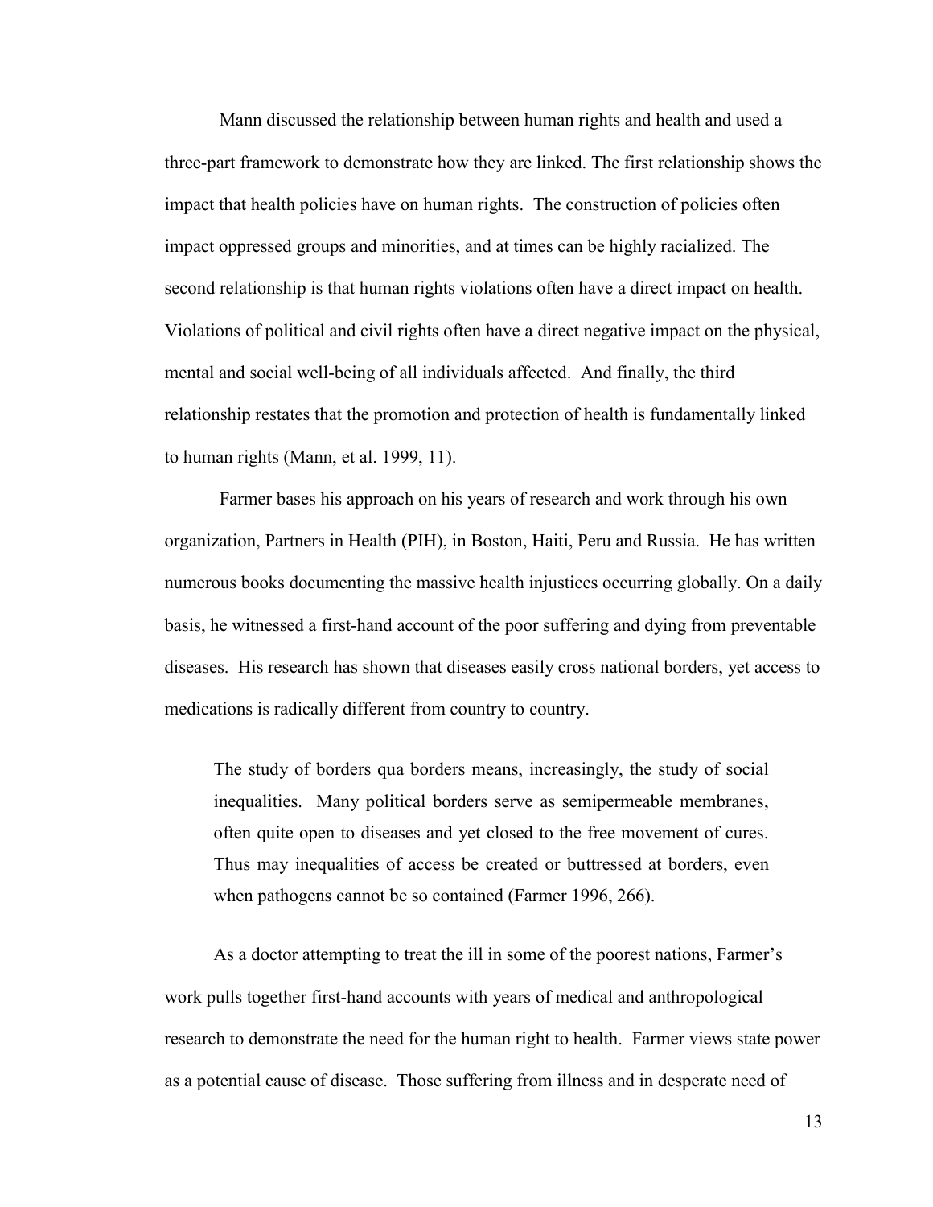Mann discussed the relationship between human rights and health and used a three-part framework to demonstrate how they are linked. The first relationship shows the impact that health policies have on human rights. The construction of policies often impact oppressed groups and minorities, and at times can be highly racialized. The second relationship is that human rights violations often have a direct impact on health. Violations of political and civil rights often have a direct negative impact on the physical, mental and social well-being of all individuals affected. And finally, the third relationship restates that the promotion and protection of health is fundamentally linked to human rights (Mann, et al. 1999, 11).

Farmer bases his approach on his years of research and work through his own organization, Partners in Health (PIH), in Boston, Haiti, Peru and Russia. He has written numerous books documenting the massive health injustices occurring globally. On a daily basis, he witnessed a first-hand account of the poor suffering and dying from preventable diseases. His research has shown that diseases easily cross national borders, yet access to medications is radically different from country to country.

> The study of borders qua borders means, increasingly, the study of social inequalities. Many political borders serve as semipermeable membranes, often quite open to diseases and yet closed to the free movement of cures. Thus may inequalities of access be created or buttressed at borders, even when pathogens cannot be so contained (Farmer 1996, 266).

As a doctor attempting to treat the ill in some of the poorest nations, Farmer's work pulls together first-hand accounts with years of medical and anthropological research to demonstrate the need for the human right to health. Farmer views state power as a potential cause of disease. Those suffering from illness and in desperate need of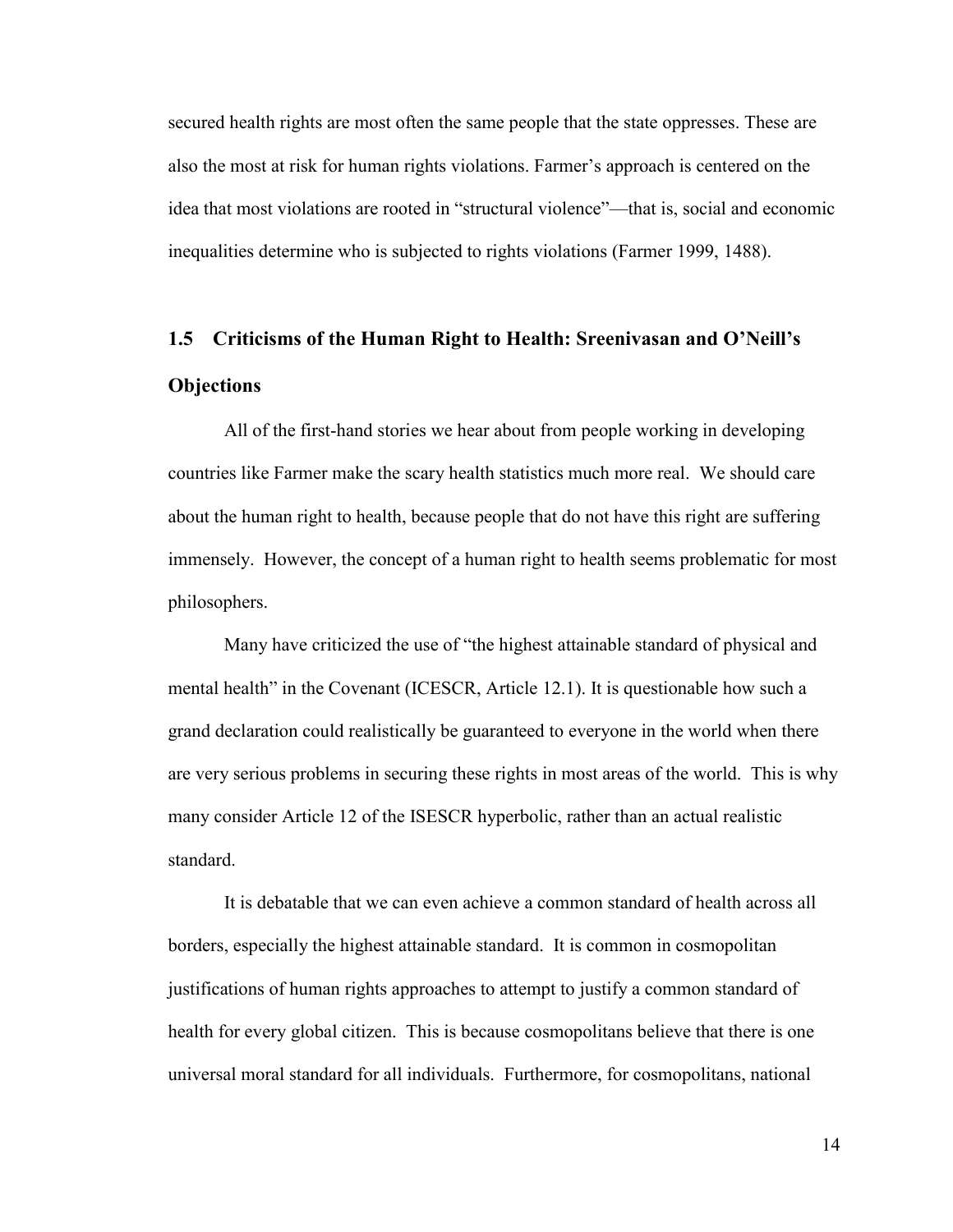secured health rights are most often the same people that the state oppresses. These are also the most at risk for human rights violations. Farmer's approach is centered on the idea that most violations are rooted in "structural violence"—that is, social and economic inequalities determine who is subjected to rights violations (Farmer 1999, 1488).

## 1.5 Criticisms of the Human Right to Health: Sreenivasan and O'Neill's Objections

All of the first-hand stories we hear about from people working in developing countries like Farmer make the scary health statistics much more real. We should care about the human right to health, because people that do not have this right are suffering immensely. However, the concept of a human right to health seems problematic for most philosophers.

Many have criticized the use of "the highest attainable standard of physical and mental health" in the Covenant (ICESCR, Article 12.1). It is questionable how such a grand declaration could realistically be guaranteed to everyone in the world when there are very serious problems in securing these rights in most areas of the world. This is why many consider Article 12 of the ISESCR hyperbolic, rather than an actual realistic standard.

It is debatable that we can even achieve a common standard of health across all borders, especially the highest attainable standard. It is common in cosmopolitan justifications of human rights approaches to attempt to justify a common standard of health for every global citizen. This is because cosmopolitans believe that there is one universal moral standard for all individuals. Furthermore, for cosmopolitans, national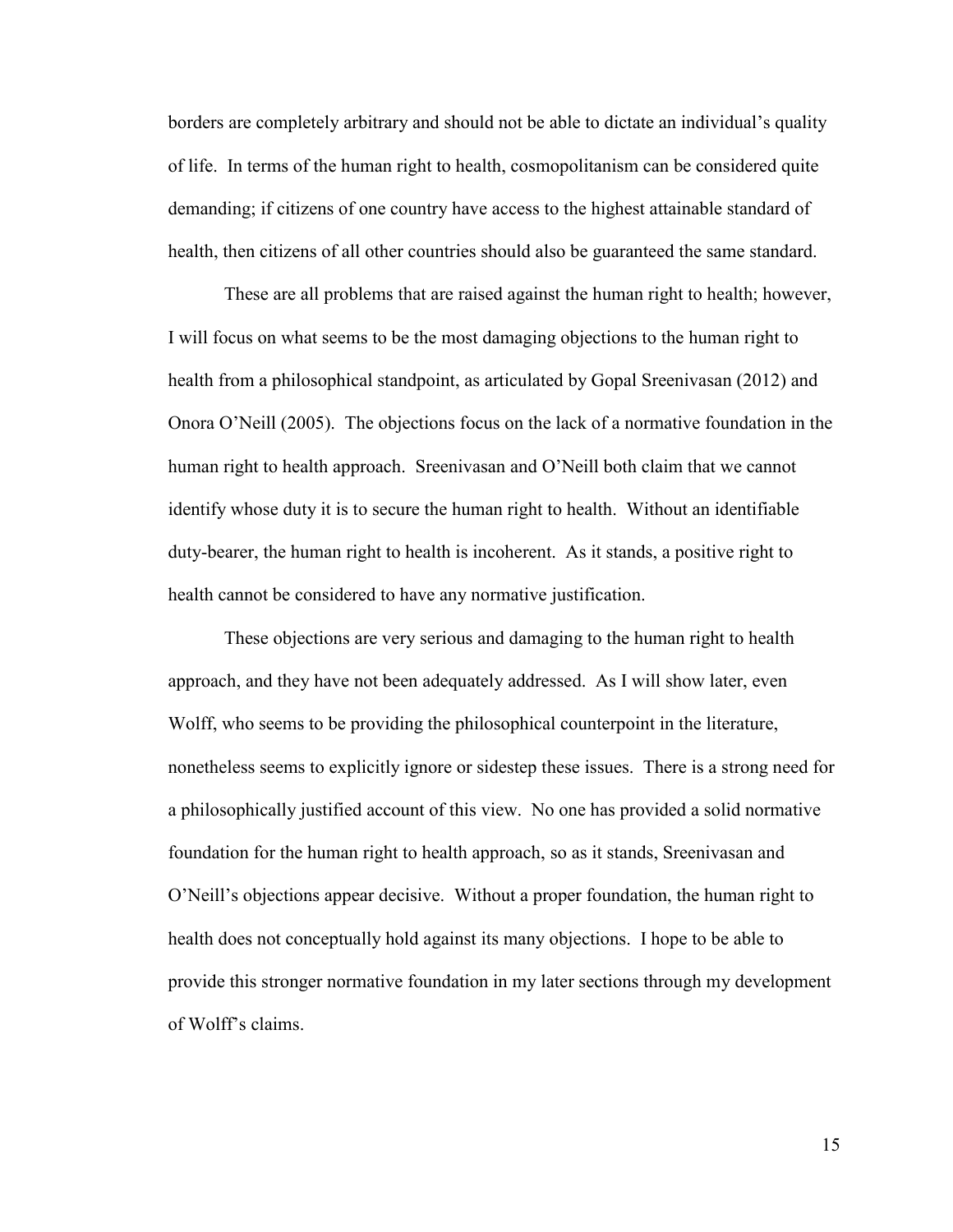borders are completely arbitrary and should not be able to dictate an individual's quality of life. In terms of the human right to health, cosmopolitanism can be considered quite demanding; if citizens of one country have access to the highest attainable standard of health, then citizens of all other countries should also be guaranteed the same standard.

These are all problems that are raised against the human right to health; however, I will focus on what seems to be the most damaging objections to the human right to health from a philosophical standpoint, as articulated by Gopal Sreenivasan (2012) and Onora O'Neill (2005). The objections focus on the lack of a normative foundation in the human right to health approach. Sreenivasan and O'Neill both claim that we cannot identify whose duty it is to secure the human right to health. Without an identifiable duty-bearer, the human right to health is incoherent. As it stands, a positive right to health cannot be considered to have any normative justification.

These objections are very serious and damaging to the human right to health approach, and they have not been adequately addressed. As I will show later, even Wolff, who seems to be providing the philosophical counterpoint in the literature, nonetheless seems to explicitly ignore or sidestep these issues. There is a strong need for a philosophically justified account of this view. No one has provided a solid normative foundation for the human right to health approach, so as it stands, Sreenivasan and O'Neill's objections appear decisive. Without a proper foundation, the human right to health does not conceptually hold against its many objections. I hope to be able to provide this stronger normative foundation in my later sections through my development of Wolff's claims.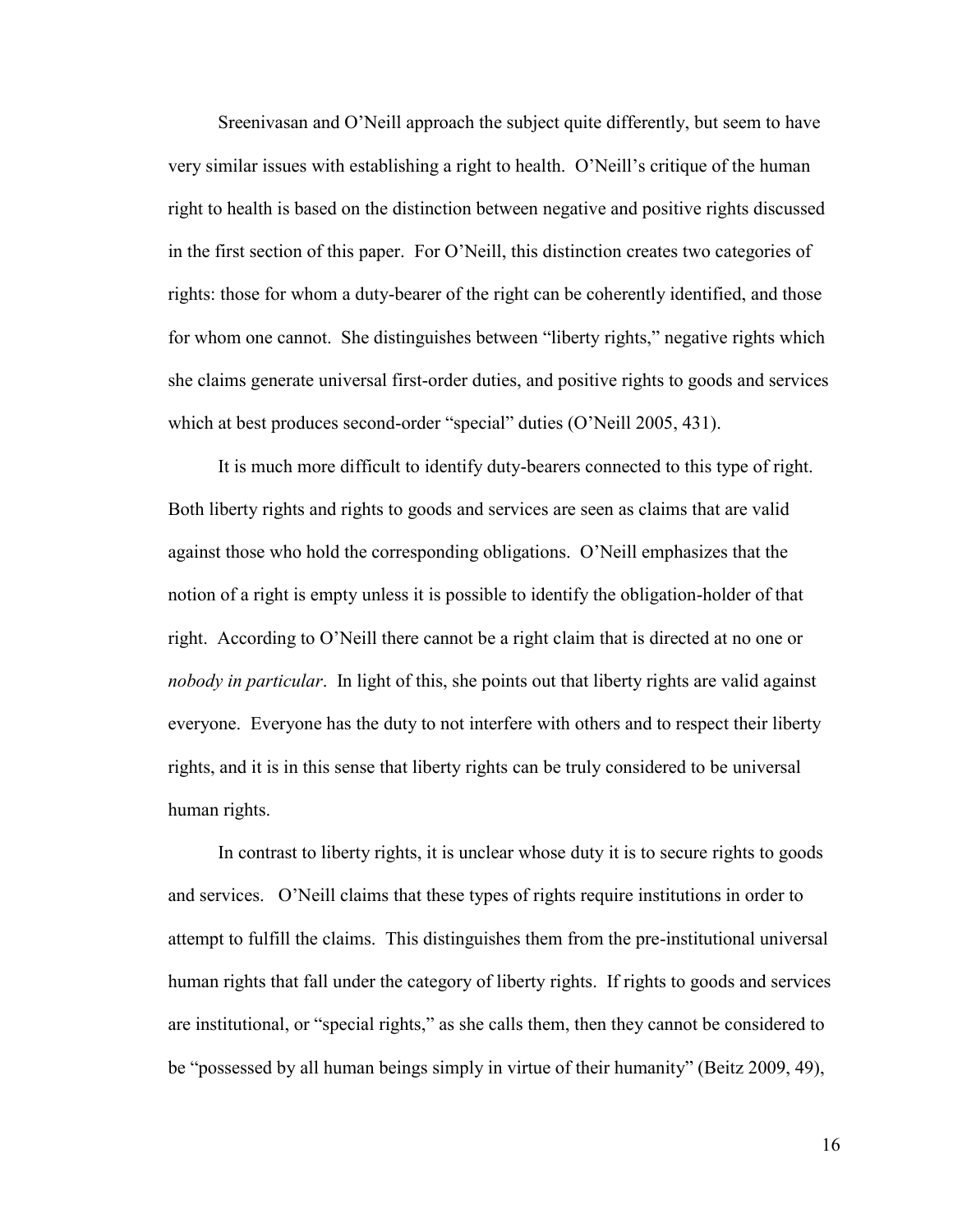Sreenivasan and O'Neill approach the subject quite differently, but seem to have very similar issues with establishing a right to health. O'Neill's critique of the human right to health is based on the distinction between negative and positive rights discussed in the first section of this paper. For O'Neill, this distinction creates two categories of rights: those for whom a duty-bearer of the right can be coherently identified, and those for whom one cannot. She distinguishes between "liberty rights," negative rights which she claims generate universal first-order duties, and positive rights to goods and services which at best produces second-order "special" duties (O'Neill 2005, 431).

It is much more difficult to identify duty-bearers connected to this type of right. Both liberty rights and rights to goods and services are seen as claims that are valid against those who hold the corresponding obligations. O'Neill emphasizes that the notion of a right is empty unless it is possible to identify the obligation-holder of that right. According to O'Neill there cannot be a right claim that is directed at no one or *nobody in particular*. In light of this, she points out that liberty rights are valid against everyone. Everyone has the duty to not interfere with others and to respect their liberty rights, and it is in this sense that liberty rights can be truly considered to be universal human rights.

In contrast to liberty rights, it is unclear whose duty it is to secure rights to goods and services. O'Neill claims that these types of rights require institutions in order to attempt to fulfill the claims. This distinguishes them from the pre-institutional universal human rights that fall under the category of liberty rights. If rights to goods and services are institutional, or "special rights," as she calls them, then they cannot be considered to be "possessed by all human beings simply in virtue of their humanity" (Beitz 2009, 49),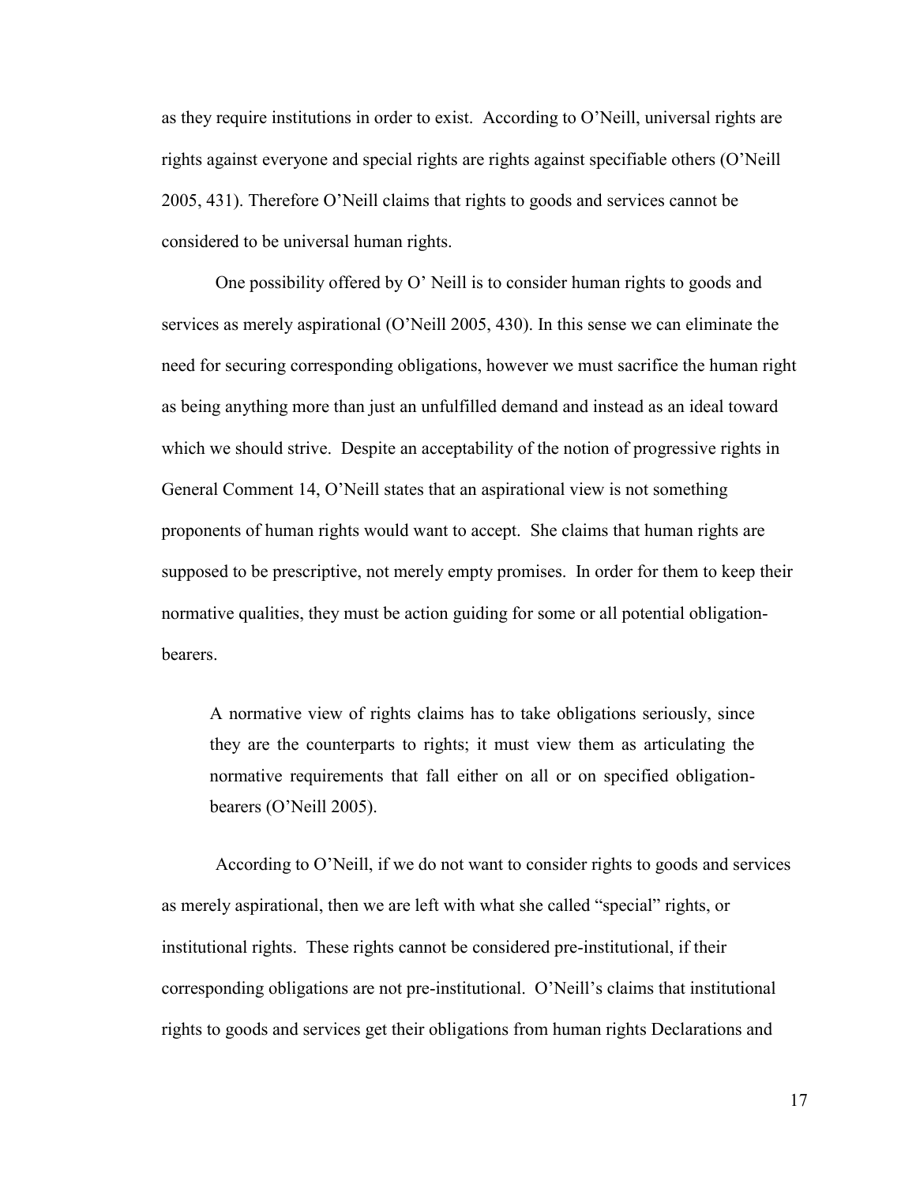as they require institutions in order to exist. According to O'Neill, universal rights are rights against everyone and special rights are rights against specifiable others (O'Neill 2005, 431). Therefore O'Neill claims that rights to goods and services cannot be considered to be universal human rights.

One possibility offered by O' Neill is to consider human rights to goods and services as merely aspirational (O'Neill 2005, 430). In this sense we can eliminate the need for securing corresponding obligations, however we must sacrifice the human right as being anything more than just an unfulfilled demand and instead as an ideal toward which we should strive. Despite an acceptability of the notion of progressive rights in General Comment 14, O'Neill states that an aspirational view is not something proponents of human rights would want to accept. She claims that human rights are supposed to be prescriptive, not merely empty promises. In order for them to keep their normative qualities, they must be action guiding for some or all potential obligation-bearers.

> A normative view of rights claims has to take obligations seriously, since they are the counterparts to rights; it must view them as articulating the normative requirements that fall either on all or on specified obligation-bearers (O'Neill 2005).

According to O'Neill, if we do not want to consider rights to goods and services as merely aspirational, then we are left with what she called "special" rights, or institutional rights. These rights cannot be considered pre-institutional, if their corresponding obligations are not pre-institutional. O'Neill's claims that institutional rights to goods and services get their obligations from human rights Declarations and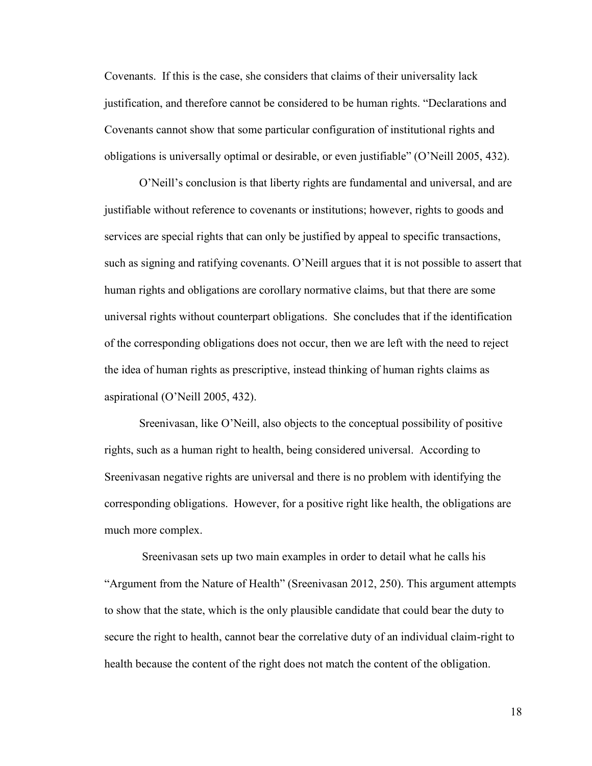Covenants. If this is the case, she considers that claims of their universality lack justification, and therefore cannot be considered to be human rights. "Declarations and Covenants cannot show that some particular configuration of institutional rights and obligations is universally optimal or desirable, or even justifiable" (O'Neill 2005, 432).

O'Neill's conclusion is that liberty rights are fundamental and universal, and are justifiable without reference to covenants or institutions; however, rights to goods and services are special rights that can only be justified by appeal to specific transactions, such as signing and ratifying covenants. O'Neill argues that it is not possible to assert that human rights and obligations are corollary normative claims, but that there are some universal rights without counterpart obligations. She concludes that if the identification of the corresponding obligations does not occur, then we are left with the need to reject the idea of human rights as prescriptive, instead thinking of human rights claims as aspirational (O'Neill 2005, 432).

Sreenivasan, like O'Neill, also objects to the conceptual possibility of positive rights, such as a human right to health, being considered universal. According to Sreenivasan negative rights are universal and there is no problem with identifying the corresponding obligations. However, for a positive right like health, the obligations are much more complex.

Sreenivasan sets up two main examples in order to detail what he calls his "Argument from the Nature of Health" (Sreenivasan 2012, 250). This argument attempts to show that the state, which is the only plausible candidate that could bear the duty to secure the right to health, cannot bear the correlative duty of an individual claim-right to health because the content of the right does not match the content of the obligation.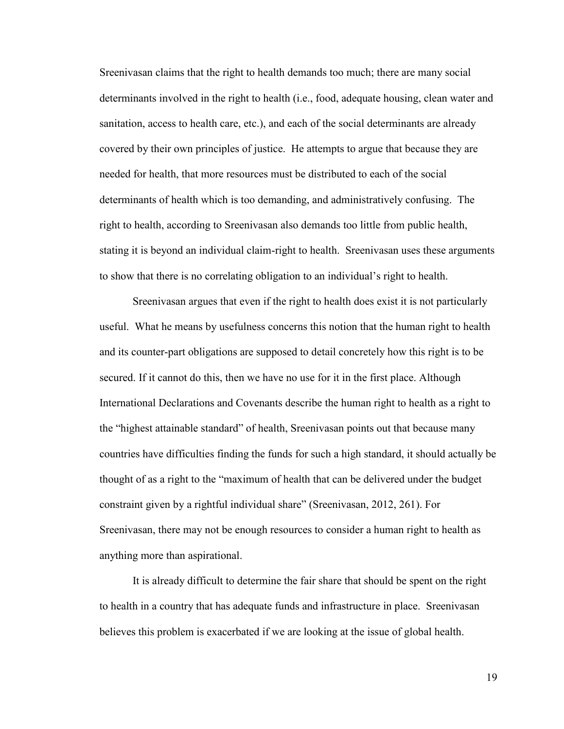Sreenivasan claims that the right to health demands too much; there are many social determinants involved in the right to health (i.e., food, adequate housing, clean water and sanitation, access to health care, etc.), and each of the social determinants are already covered by their own principles of justice. He attempts to argue that because they are needed for health, that more resources must be distributed to each of the social determinants of health which is too demanding, and administratively confusing. The right to health, according to Sreenivasan also demands too little from public health, stating it is beyond an individual claim-right to health. Sreenivasan uses these arguments to show that there is no correlating obligation to an individual's right to health.

Sreenivasan argues that even if the right to health does exist it is not particularly useful. What he means by usefulness concerns this notion that the human right to health and its counter-part obligations are supposed to detail concretely how this right is to be secured. If it cannot do this, then we have no use for it in the first place. Although International Declarations and Covenants describe the human right to health as a right to the "highest attainable standard" of health, Sreenivasan points out that because many countries have difficulties finding the funds for such a high standard, it should actually be thought of as a right to the "maximum of health that can be delivered under the budget constraint given by a rightful individual share" (Sreenivasan, 2012, 261). For Sreenivasan, there may not be enough resources to consider a human right to health as anything more than aspirational.

It is already difficult to determine the fair share that should be spent on the right to health in a country that has adequate funds and infrastructure in place. Sreenivasan believes this problem is exacerbated if we are looking at the issue of global health.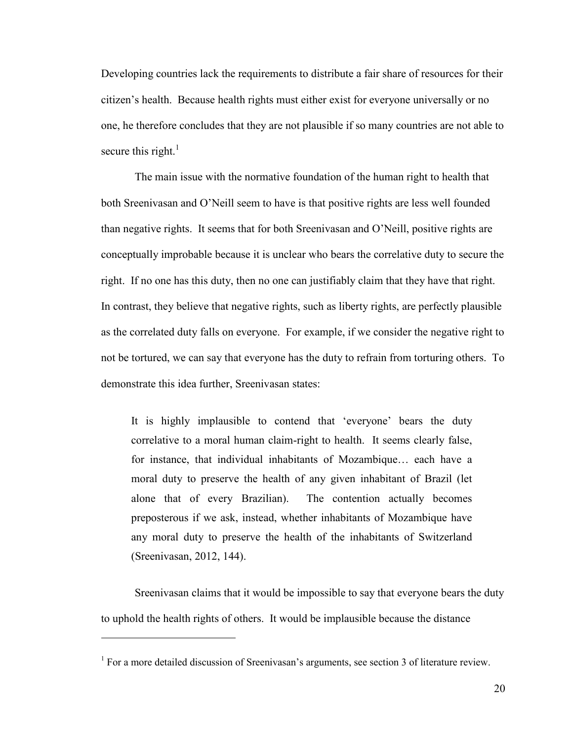Developing countries lack the requirements to distribute a fair share of resources for their citizen's health. Because health rights must either exist for everyone universally or no one, he therefore concludes that they are not plausible if so many countries are not able to secure this right.[1]

The main issue with the normative foundation of the human right to health that both Sreenivasan and O'Neill seem to have is that positive rights are less well founded than negative rights. It seems that for both Sreenivasan and O'Neill, positive rights are conceptually improbable because it is unclear who bears the correlative duty to secure the right. If no one has this duty, then no one can justifiably claim that they have that right. In contrast, they believe that negative rights, such as liberty rights, are perfectly plausible as the correlated duty falls on everyone. For example, if we consider the negative right to not be tortured, we can say that everyone has the duty to refrain from torturing others. To demonstrate this idea further, Sreenivasan states:

> It is highly implausible to contend that 'everyone' bears the duty correlative to a moral human claim-right to health. It seems clearly false, for instance, that individual inhabitants of Mozambique… each have a moral duty to preserve the health of any given inhabitant of Brazil (let alone that of every Brazilian). The contention actually becomes preposterous if we ask, instead, whether inhabitants of Mozambique have any moral duty to preserve the health of the inhabitants of Switzerland (Sreenivasan, 2012, 144).

Sreenivasan claims that it would be impossible to say that everyone bears the duty to uphold the health rights of others. It would be implausible because the distance

[1] For a more detailed discussion of Sreenivasan's arguments, see section 3 of literature review.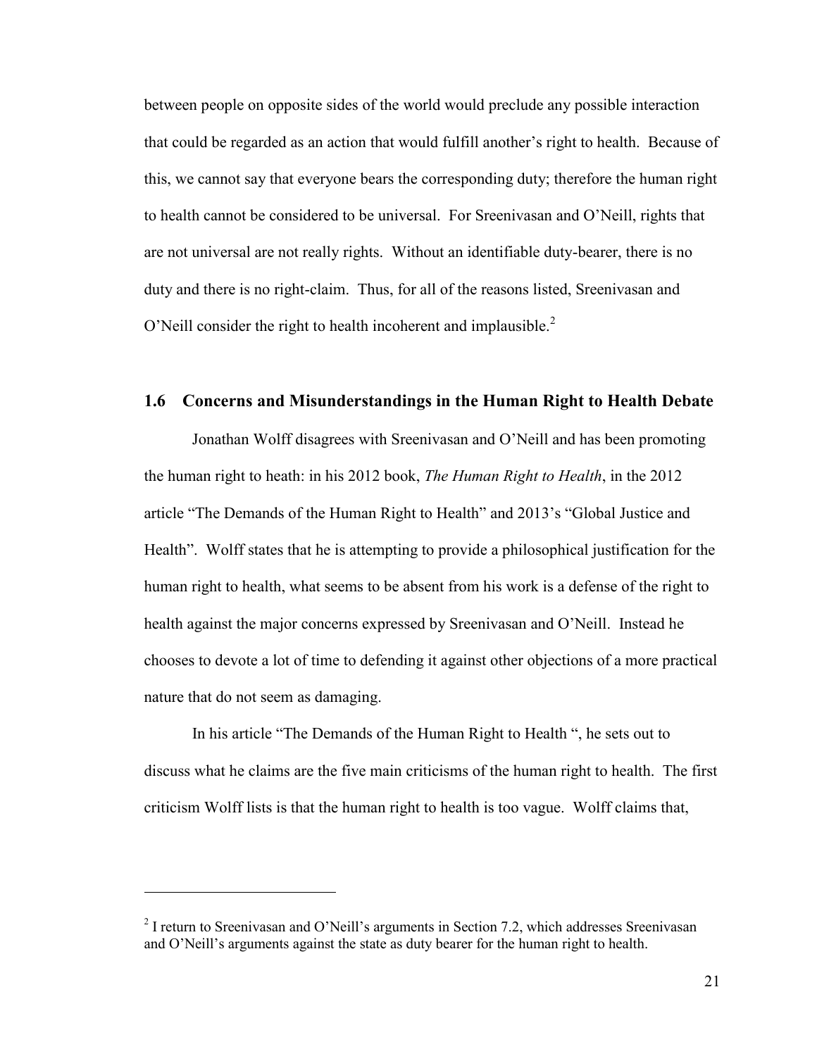between people on opposite sides of the world would preclude any possible interaction that could be regarded as an action that would fulfill another's right to health. Because of this, we cannot say that everyone bears the corresponding duty; therefore the human right to health cannot be considered to be universal. For Sreenivasan and O'Neill, rights that are not universal are not really rights. Without an identifiable duty-bearer, there is no duty and there is no right-claim. Thus, for all of the reasons listed, Sreenivasan and O'Neill consider the right to health incoherent and implausible.[2]

## 1.6 Concerns and Misunderstandings in the Human Right to Health Debate

Jonathan Wolff disagrees with Sreenivasan and O'Neill and has been promoting the human right to heath: in his 2012 book, *The Human Right to Health*, in the 2012 article "The Demands of the Human Right to Health" and 2013's "Global Justice and Health". Wolff states that he is attempting to provide a philosophical justification for the human right to health, what seems to be absent from his work is a defense of the right to health against the major concerns expressed by Sreenivasan and O'Neill. Instead he chooses to devote a lot of time to defending it against other objections of a more practical nature that do not seem as damaging.

In his article "The Demands of the Human Right to Health ", he sets out to discuss what he claims are the five main criticisms of the human right to health. The first criticism Wolff lists is that the human right to health is too vague. Wolff claims that,

---

[2] I return to Sreenivasan and O'Neill's arguments in Section 7.2, which addresses Sreenivasan and O'Neill's arguments against the state as duty bearer for the human right to health.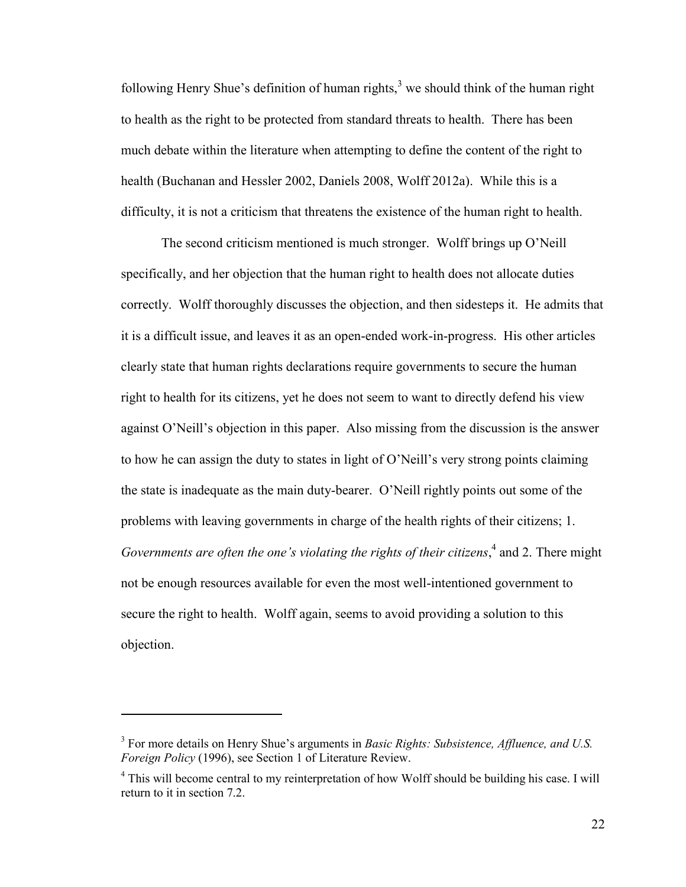following Henry Shue's definition of human rights,[3] we should think of the human right to health as the right to be protected from standard threats to health. There has been much debate within the literature when attempting to define the content of the right to health (Buchanan and Hessler 2002, Daniels 2008, Wolff 2012a). While this is a difficulty, it is not a criticism that threatens the existence of the human right to health.

The second criticism mentioned is much stronger. Wolff brings up O'Neill specifically, and her objection that the human right to health does not allocate duties correctly. Wolff thoroughly discusses the objection, and then sidesteps it. He admits that it is a difficult issue, and leaves it as an open-ended work-in-progress. His other articles clearly state that human rights declarations require governments to secure the human right to health for its citizens, yet he does not seem to want to directly defend his view against O'Neill's objection in this paper. Also missing from the discussion is the answer to how he can assign the duty to states in light of O'Neill's very strong points claiming the state is inadequate as the main duty-bearer. O'Neill rightly points out some of the problems with leaving governments in charge of the health rights of their citizens; 1. *Governments are often the one's violating the rights of their citizens*,[4] and 2. There might not be enough resources available for even the most well-intentioned government to secure the right to health. Wolff again, seems to avoid providing a solution to this objection.

---

[3] For more details on Henry Shue's arguments in *Basic Rights: Subsistence, Affluence, and U.S. Foreign Policy* (1996), see Section 1 of Literature Review.

[4] This will become central to my reinterpretation of how Wolff should be building his case. I will return to it in section 7.2.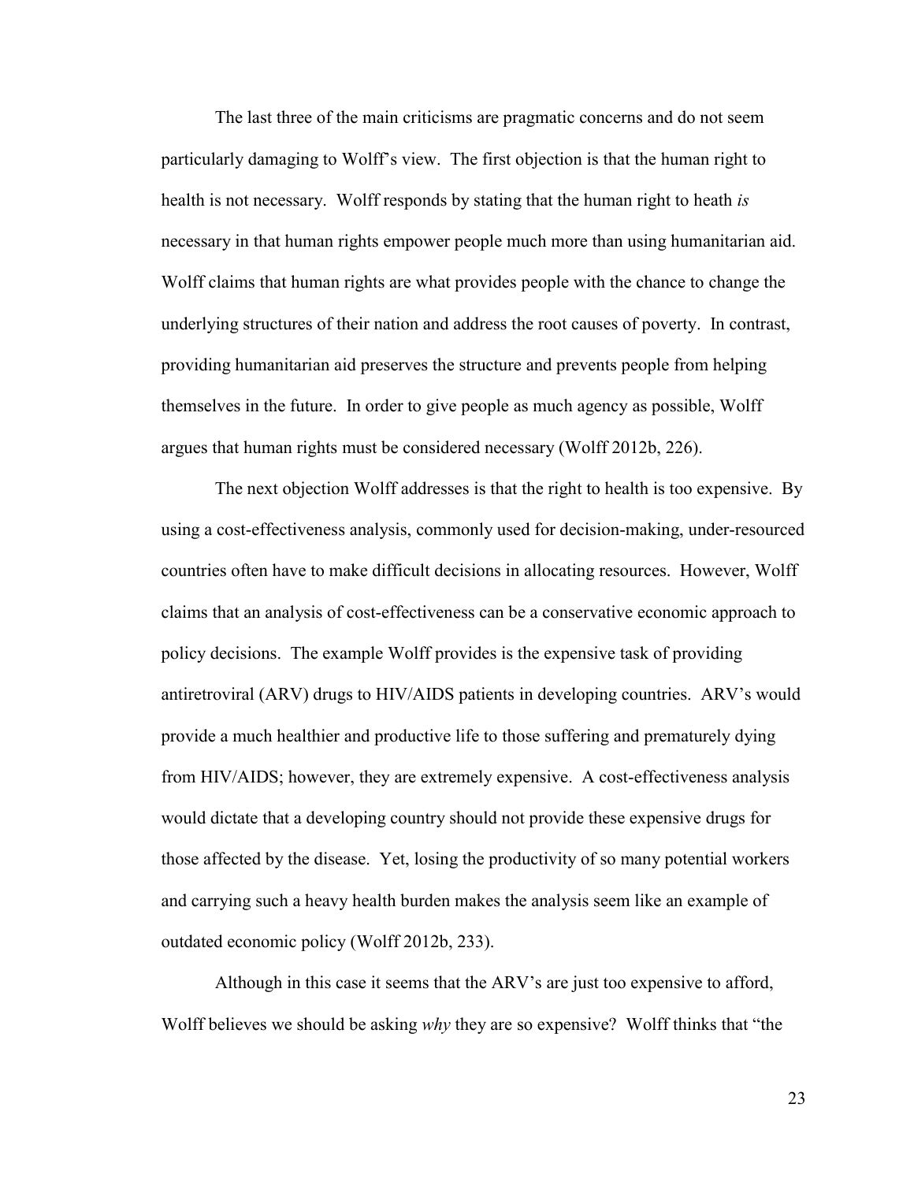The last three of the main criticisms are pragmatic concerns and do not seem particularly damaging to Wolff's view. The first objection is that the human right to health is not necessary. Wolff responds by stating that the human right to heath *is* necessary in that human rights empower people much more than using humanitarian aid. Wolff claims that human rights are what provides people with the chance to change the underlying structures of their nation and address the root causes of poverty. In contrast, providing humanitarian aid preserves the structure and prevents people from helping themselves in the future. In order to give people as much agency as possible, Wolff argues that human rights must be considered necessary (Wolff 2012b, 226).

The next objection Wolff addresses is that the right to health is too expensive. By using a cost-effectiveness analysis, commonly used for decision-making, under-resourced countries often have to make difficult decisions in allocating resources. However, Wolff claims that an analysis of cost-effectiveness can be a conservative economic approach to policy decisions. The example Wolff provides is the expensive task of providing antiretroviral (ARV) drugs to HIV/AIDS patients in developing countries. ARV's would provide a much healthier and productive life to those suffering and prematurely dying from HIV/AIDS; however, they are extremely expensive. A cost-effectiveness analysis would dictate that a developing country should not provide these expensive drugs for those affected by the disease. Yet, losing the productivity of so many potential workers and carrying such a heavy health burden makes the analysis seem like an example of outdated economic policy (Wolff 2012b, 233).

Although in this case it seems that the ARV's are just too expensive to afford, Wolff believes we should be asking *why* they are so expensive? Wolff thinks that "the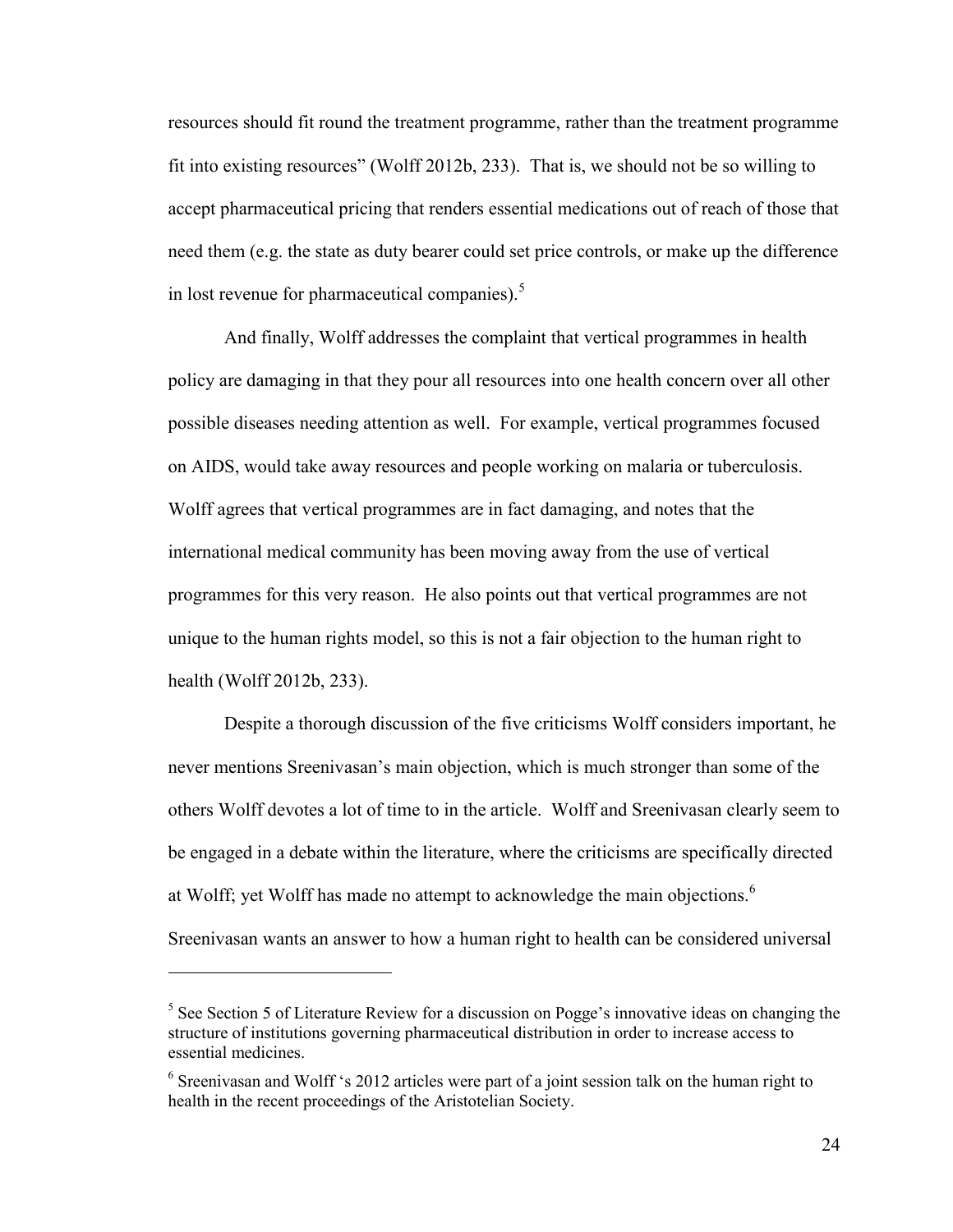resources should fit round the treatment programme, rather than the treatment programme fit into existing resources" (Wolff 2012b, 233). That is, we should not be so willing to accept pharmaceutical pricing that renders essential medications out of reach of those that need them (e.g. the state as duty bearer could set price controls, or make up the difference in lost revenue for pharmaceutical companies).[5]

And finally, Wolff addresses the complaint that vertical programmes in health policy are damaging in that they pour all resources into one health concern over all other possible diseases needing attention as well. For example, vertical programmes focused on AIDS, would take away resources and people working on malaria or tuberculosis. Wolff agrees that vertical programmes are in fact damaging, and notes that the international medical community has been moving away from the use of vertical programmes for this very reason. He also points out that vertical programmes are not unique to the human rights model, so this is not a fair objection to the human right to health (Wolff 2012b, 233).

Despite a thorough discussion of the five criticisms Wolff considers important, he never mentions Sreenivasan's main objection, which is much stronger than some of the others Wolff devotes a lot of time to in the article. Wolff and Sreenivasan clearly seem to be engaged in a debate within the literature, where the criticisms are specifically directed at Wolff; yet Wolff has made no attempt to acknowledge the main objections.[6] Sreenivasan wants an answer to how a human right to health can be considered universal

---

[5] See Section 5 of Literature Review for a discussion on Pogge's innovative ideas on changing the structure of institutions governing pharmaceutical distribution in order to increase access to essential medicines.

[6] Sreenivasan and Wolff 's 2012 articles were part of a joint session talk on the human right to health in the recent proceedings of the Aristotelian Society.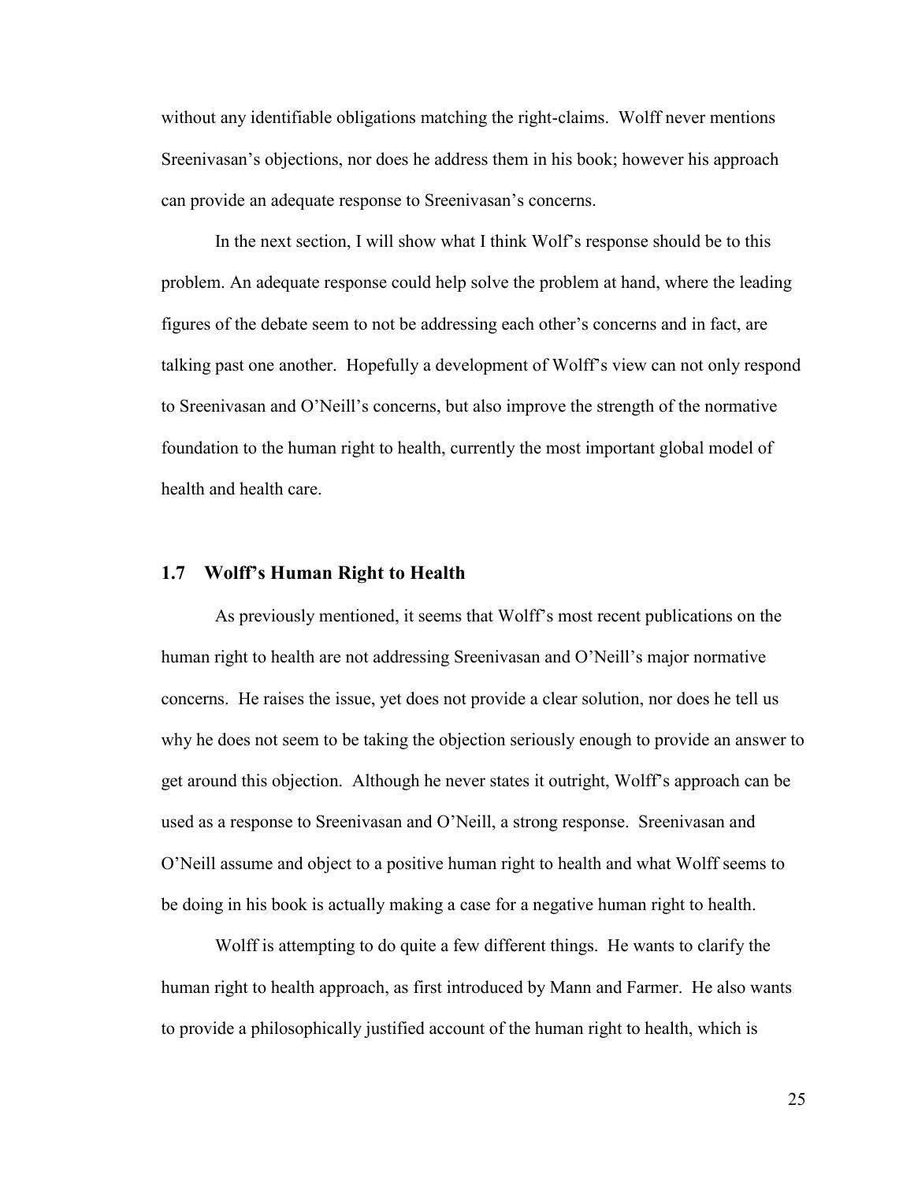without any identifiable obligations matching the right-claims. Wolff never mentions Sreenivasan's objections, nor does he address them in his book; however his approach can provide an adequate response to Sreenivasan's concerns.

In the next section, I will show what I think Wolf's response should be to this problem. An adequate response could help solve the problem at hand, where the leading figures of the debate seem to not be addressing each other's concerns and in fact, are talking past one another. Hopefully a development of Wolff's view can not only respond to Sreenivasan and O'Neill's concerns, but also improve the strength of the normative foundation to the human right to health, currently the most important global model of health and health care.

### 1.7 Wolff's Human Right to Health

As previously mentioned, it seems that Wolff's most recent publications on the human right to health are not addressing Sreenivasan and O'Neill's major normative concerns. He raises the issue, yet does not provide a clear solution, nor does he tell us why he does not seem to be taking the objection seriously enough to provide an answer to get around this objection. Although he never states it outright, Wolff's approach can be used as a response to Sreenivasan and O'Neill, a strong response. Sreenivasan and O'Neill assume and object to a positive human right to health and what Wolff seems to be doing in his book is actually making a case for a negative human right to health.

Wolff is attempting to do quite a few different things. He wants to clarify the human right to health approach, as first introduced by Mann and Farmer. He also wants to provide a philosophically justified account of the human right to health, which is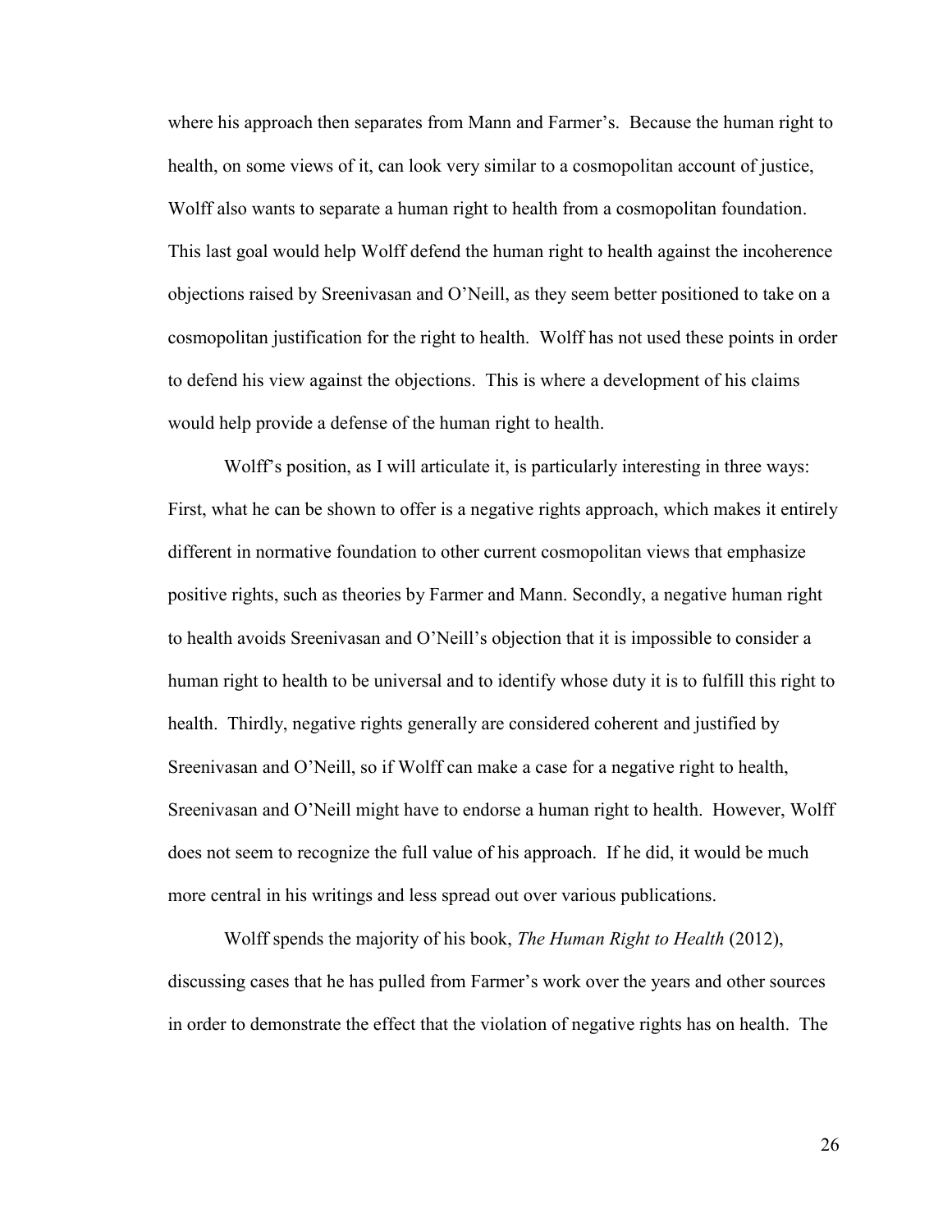where his approach then separates from Mann and Farmer's. Because the human right to health, on some views of it, can look very similar to a cosmopolitan account of justice, Wolff also wants to separate a human right to health from a cosmopolitan foundation. This last goal would help Wolff defend the human right to health against the incoherence objections raised by Sreenivasan and O'Neill, as they seem better positioned to take on a cosmopolitan justification for the right to health. Wolff has not used these points in order to defend his view against the objections. This is where a development of his claims would help provide a defense of the human right to health.

Wolff's position, as I will articulate it, is particularly interesting in three ways: First, what he can be shown to offer is a negative rights approach, which makes it entirely different in normative foundation to other current cosmopolitan views that emphasize positive rights, such as theories by Farmer and Mann. Secondly, a negative human right to health avoids Sreenivasan and O'Neill's objection that it is impossible to consider a human right to health to be universal and to identify whose duty it is to fulfill this right to health. Thirdly, negative rights generally are considered coherent and justified by Sreenivasan and O'Neill, so if Wolff can make a case for a negative right to health, Sreenivasan and O'Neill might have to endorse a human right to health. However, Wolff does not seem to recognize the full value of his approach. If he did, it would be much more central in his writings and less spread out over various publications.

Wolff spends the majority of his book, *The Human Right to Health* (2012), discussing cases that he has pulled from Farmer's work over the years and other sources in order to demonstrate the effect that the violation of negative rights has on health. The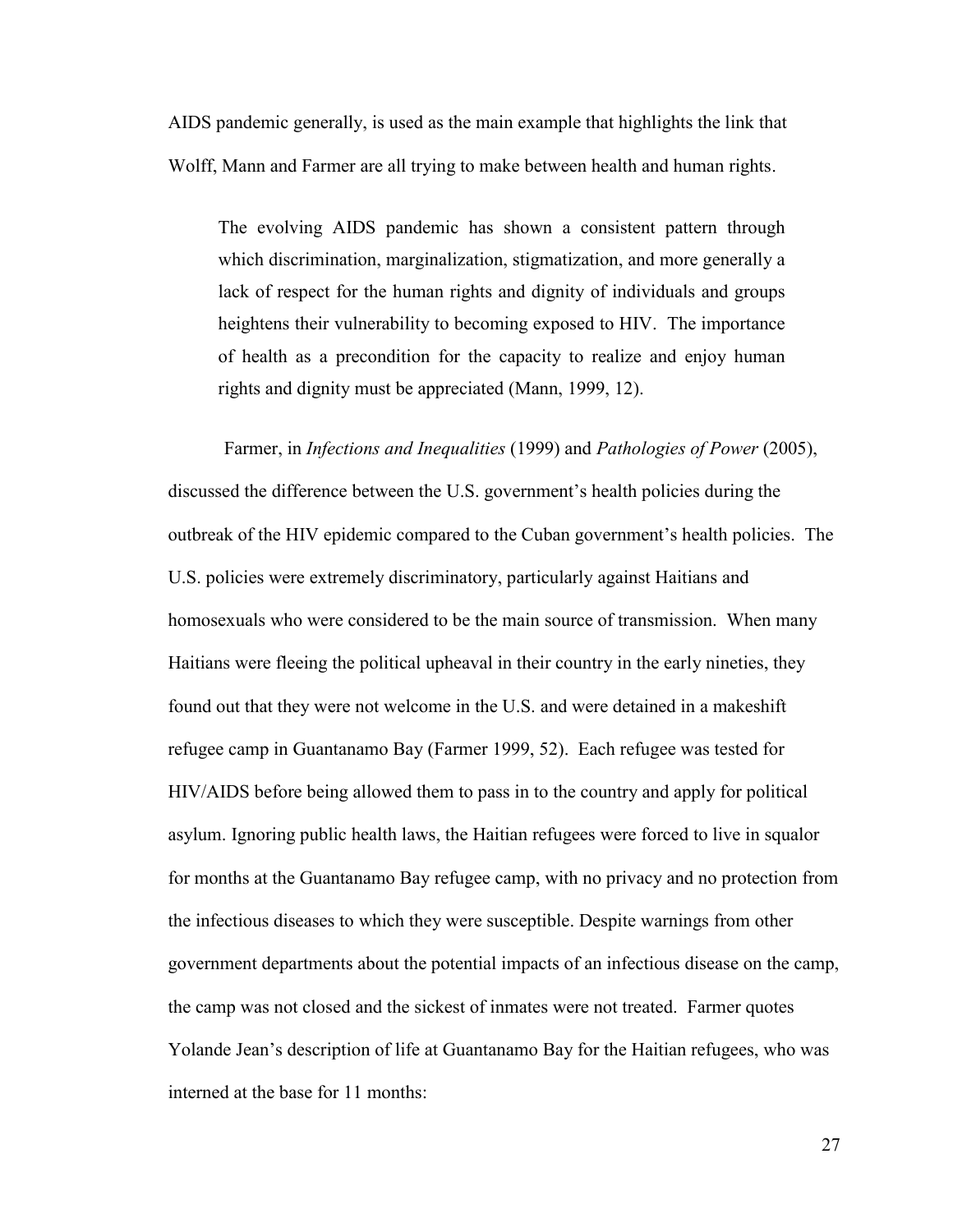AIDS pandemic generally, is used as the main example that highlights the link that Wolff, Mann and Farmer are all trying to make between health and human rights.

> The evolving AIDS pandemic has shown a consistent pattern through which discrimination, marginalization, stigmatization, and more generally a lack of respect for the human rights and dignity of individuals and groups heightens their vulnerability to becoming exposed to HIV. The importance of health as a precondition for the capacity to realize and enjoy human rights and dignity must be appreciated (Mann, 1999, 12).

Farmer, in *Infections and Inequalities* (1999) and *Pathologies of Power* (2005), discussed the difference between the U.S. government's health policies during the outbreak of the HIV epidemic compared to the Cuban government's health policies. The U.S. policies were extremely discriminatory, particularly against Haitians and homosexuals who were considered to be the main source of transmission. When many Haitians were fleeing the political upheaval in their country in the early nineties, they found out that they were not welcome in the U.S. and were detained in a makeshift refugee camp in Guantanamo Bay (Farmer 1999, 52). Each refugee was tested for HIV/AIDS before being allowed them to pass in to the country and apply for political asylum. Ignoring public health laws, the Haitian refugees were forced to live in squalor for months at the Guantanamo Bay refugee camp, with no privacy and no protection from the infectious diseases to which they were susceptible. Despite warnings from other government departments about the potential impacts of an infectious disease on the camp, the camp was not closed and the sickest of inmates were not treated. Farmer quotes Yolande Jean's description of life at Guantanamo Bay for the Haitian refugees, who was interned at the base for 11 months: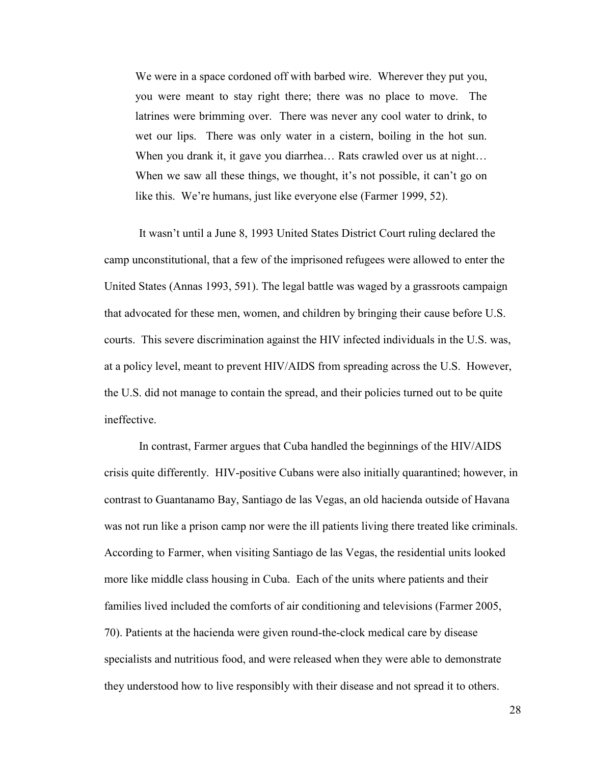> We were in a space cordoned off with barbed wire. Wherever they put you, you were meant to stay right there; there was no place to move. The latrines were brimming over. There was never any cool water to drink, to wet our lips. There was only water in a cistern, boiling in the hot sun. When you drank it, it gave you diarrhea… Rats crawled over us at night… When we saw all these things, we thought, it's not possible, it can't go on like this. We're humans, just like everyone else (Farmer 1999, 52).

It wasn't until a June 8, 1993 United States District Court ruling declared the camp unconstitutional, that a few of the imprisoned refugees were allowed to enter the United States (Annas 1993, 591). The legal battle was waged by a grassroots campaign that advocated for these men, women, and children by bringing their cause before U.S. courts. This severe discrimination against the HIV infected individuals in the U.S. was, at a policy level, meant to prevent HIV/AIDS from spreading across the U.S. However, the U.S. did not manage to contain the spread, and their policies turned out to be quite ineffective.

In contrast, Farmer argues that Cuba handled the beginnings of the HIV/AIDS crisis quite differently. HIV-positive Cubans were also initially quarantined; however, in contrast to Guantanamo Bay, Santiago de las Vegas, an old hacienda outside of Havana was not run like a prison camp nor were the ill patients living there treated like criminals. According to Farmer, when visiting Santiago de las Vegas, the residential units looked more like middle class housing in Cuba. Each of the units where patients and their families lived included the comforts of air conditioning and televisions (Farmer 2005, 70). Patients at the hacienda were given round-the-clock medical care by disease specialists and nutritious food, and were released when they were able to demonstrate they understood how to live responsibly with their disease and not spread it to others.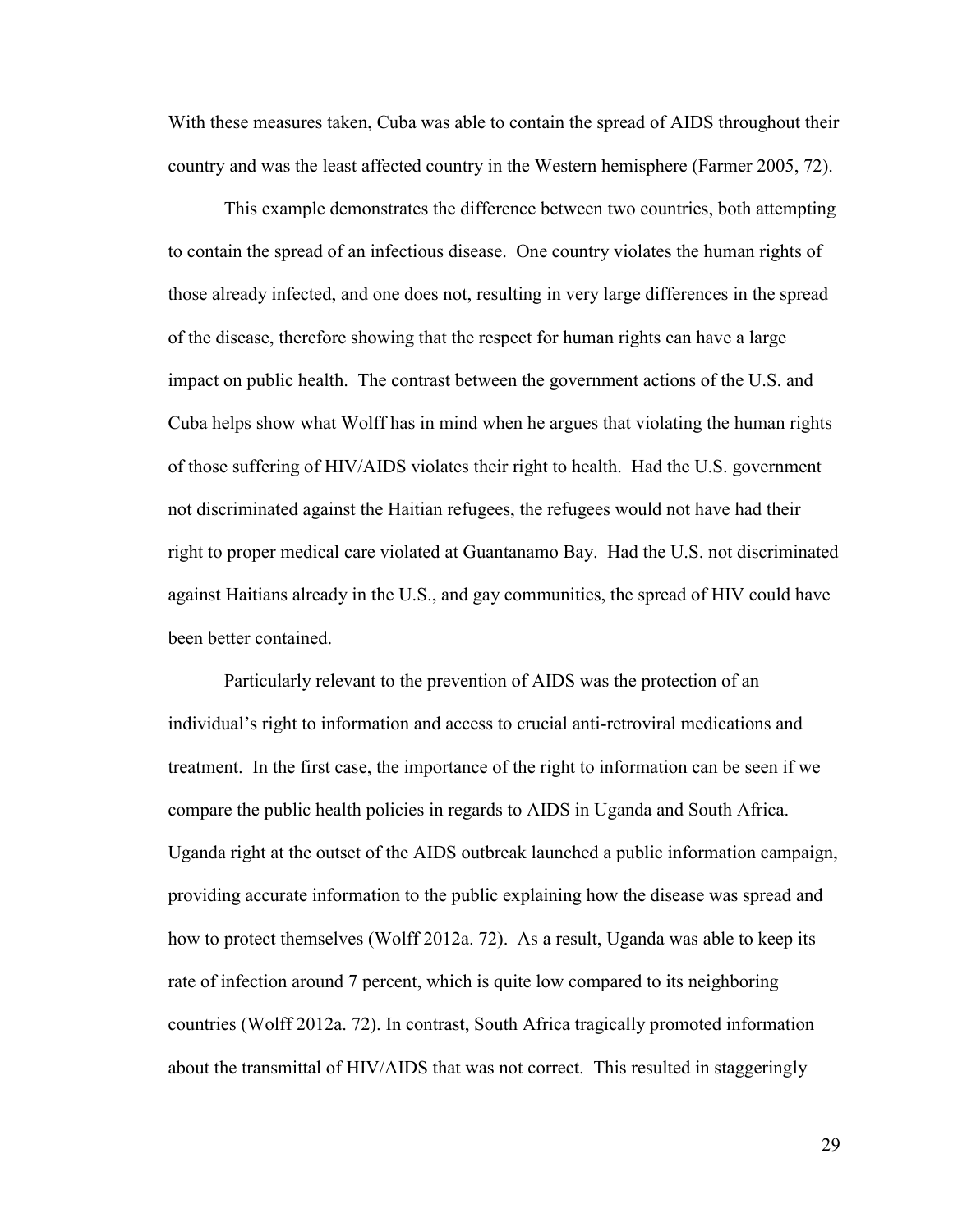With these measures taken, Cuba was able to contain the spread of AIDS throughout their country and was the least affected country in the Western hemisphere (Farmer 2005, 72).

This example demonstrates the difference between two countries, both attempting to contain the spread of an infectious disease. One country violates the human rights of those already infected, and one does not, resulting in very large differences in the spread of the disease, therefore showing that the respect for human rights can have a large impact on public health. The contrast between the government actions of the U.S. and Cuba helps show what Wolff has in mind when he argues that violating the human rights of those suffering of HIV/AIDS violates their right to health. Had the U.S. government not discriminated against the Haitian refugees, the refugees would not have had their right to proper medical care violated at Guantanamo Bay. Had the U.S. not discriminated against Haitians already in the U.S., and gay communities, the spread of HIV could have been better contained.

Particularly relevant to the prevention of AIDS was the protection of an individual's right to information and access to crucial anti-retroviral medications and treatment. In the first case, the importance of the right to information can be seen if we compare the public health policies in regards to AIDS in Uganda and South Africa. Uganda right at the outset of the AIDS outbreak launched a public information campaign, providing accurate information to the public explaining how the disease was spread and how to protect themselves (Wolff 2012a. 72). As a result, Uganda was able to keep its rate of infection around 7 percent, which is quite low compared to its neighboring countries (Wolff 2012a. 72). In contrast, South Africa tragically promoted information about the transmittal of HIV/AIDS that was not correct. This resulted in staggeringly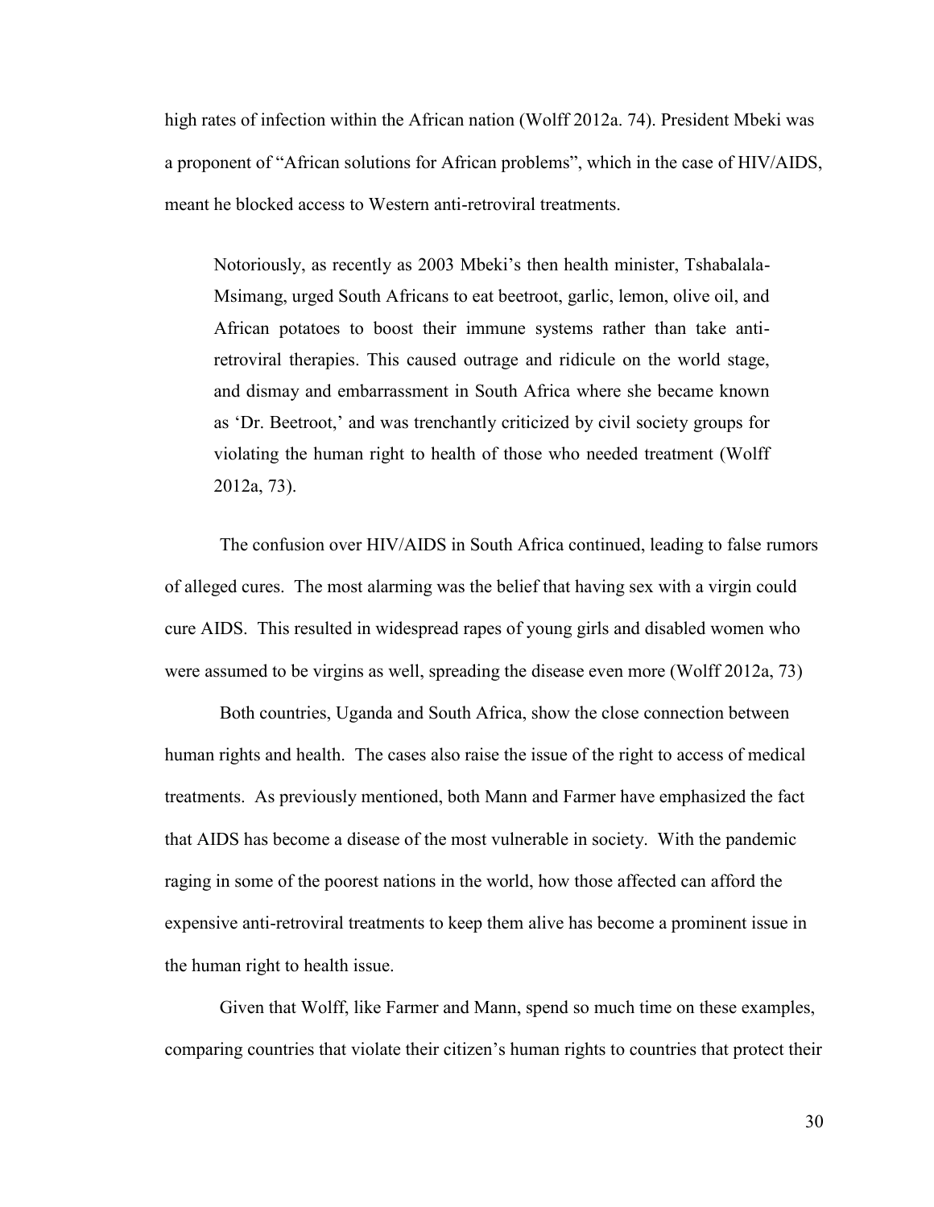high rates of infection within the African nation (Wolff 2012a. 74). President Mbeki was a proponent of "African solutions for African problems", which in the case of HIV/AIDS, meant he blocked access to Western anti-retroviral treatments.

> Notoriously, as recently as 2003 Mbeki's then health minister, Tshabalala-Msimang, urged South Africans to eat beetroot, garlic, lemon, olive oil, and African potatoes to boost their immune systems rather than take anti-retroviral therapies. This caused outrage and ridicule on the world stage, and dismay and embarrassment in South Africa where she became known as 'Dr. Beetroot,' and was trenchantly criticized by civil society groups for violating the human right to health of those who needed treatment (Wolff 2012a, 73).

The confusion over HIV/AIDS in South Africa continued, leading to false rumors of alleged cures. The most alarming was the belief that having sex with a virgin could cure AIDS. This resulted in widespread rapes of young girls and disabled women who were assumed to be virgins as well, spreading the disease even more (Wolff 2012a, 73)

Both countries, Uganda and South Africa, show the close connection between human rights and health. The cases also raise the issue of the right to access of medical treatments. As previously mentioned, both Mann and Farmer have emphasized the fact that AIDS has become a disease of the most vulnerable in society. With the pandemic raging in some of the poorest nations in the world, how those affected can afford the expensive anti-retroviral treatments to keep them alive has become a prominent issue in the human right to health issue.

Given that Wolff, like Farmer and Mann, spend so much time on these examples, comparing countries that violate their citizen's human rights to countries that protect their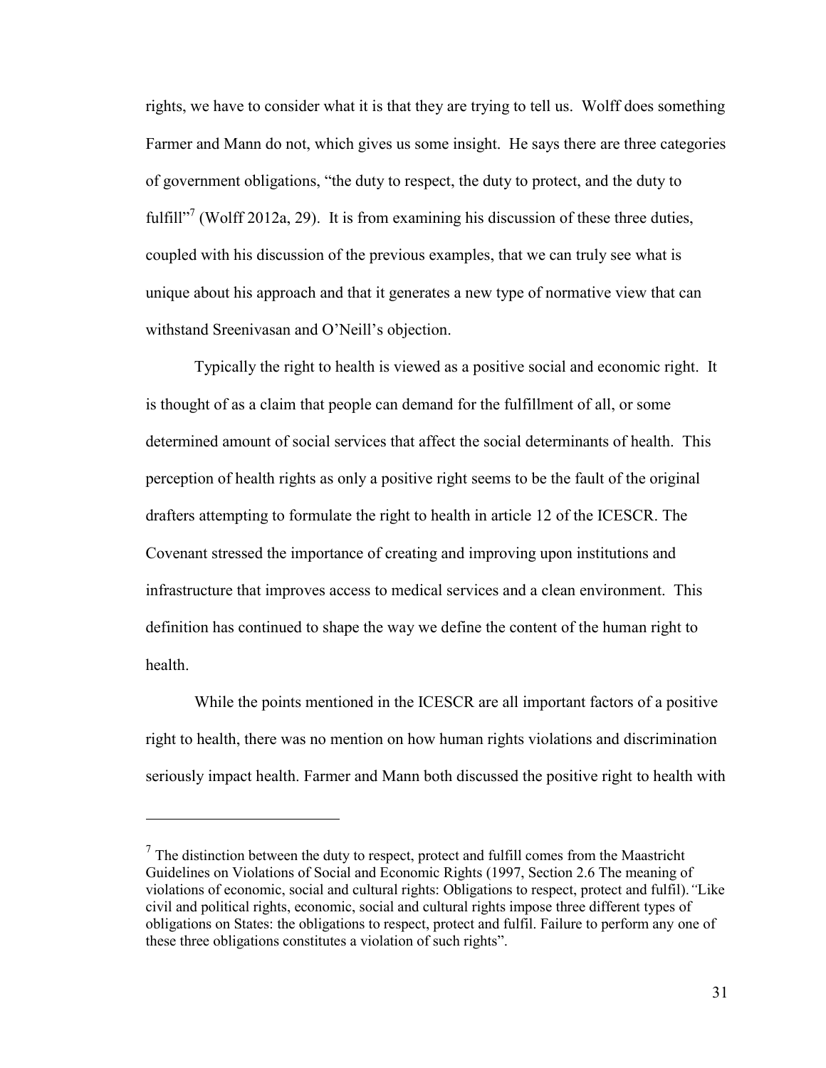rights, we have to consider what it is that they are trying to tell us. Wolff does something Farmer and Mann do not, which gives us some insight. He says there are three categories of government obligations, "the duty to respect, the duty to protect, and the duty to fulfill"[7] (Wolff 2012a, 29). It is from examining his discussion of these three duties, coupled with his discussion of the previous examples, that we can truly see what is unique about his approach and that it generates a new type of normative view that can withstand Sreenivasan and O'Neill's objection.

Typically the right to health is viewed as a positive social and economic right. It is thought of as a claim that people can demand for the fulfillment of all, or some determined amount of social services that affect the social determinants of health. This perception of health rights as only a positive right seems to be the fault of the original drafters attempting to formulate the right to health in article 12 of the ICESCR. The Covenant stressed the importance of creating and improving upon institutions and infrastructure that improves access to medical services and a clean environment. This definition has continued to shape the way we define the content of the human right to health.

While the points mentioned in the ICESCR are all important factors of a positive right to health, there was no mention on how human rights violations and discrimination seriously impact health. Farmer and Mann both discussed the positive right to health with

---

[7] The distinction between the duty to respect, protect and fulfill comes from the Maastricht Guidelines on Violations of Social and Economic Rights (1997, Section 2.6 The meaning of violations of economic, social and cultural rights: Obligations to respect, protect and fulfil). *"*Like civil and political rights, economic, social and cultural rights impose three different types of obligations on States: the obligations to respect, protect and fulfil. Failure to perform any one of these three obligations constitutes a violation of such rights".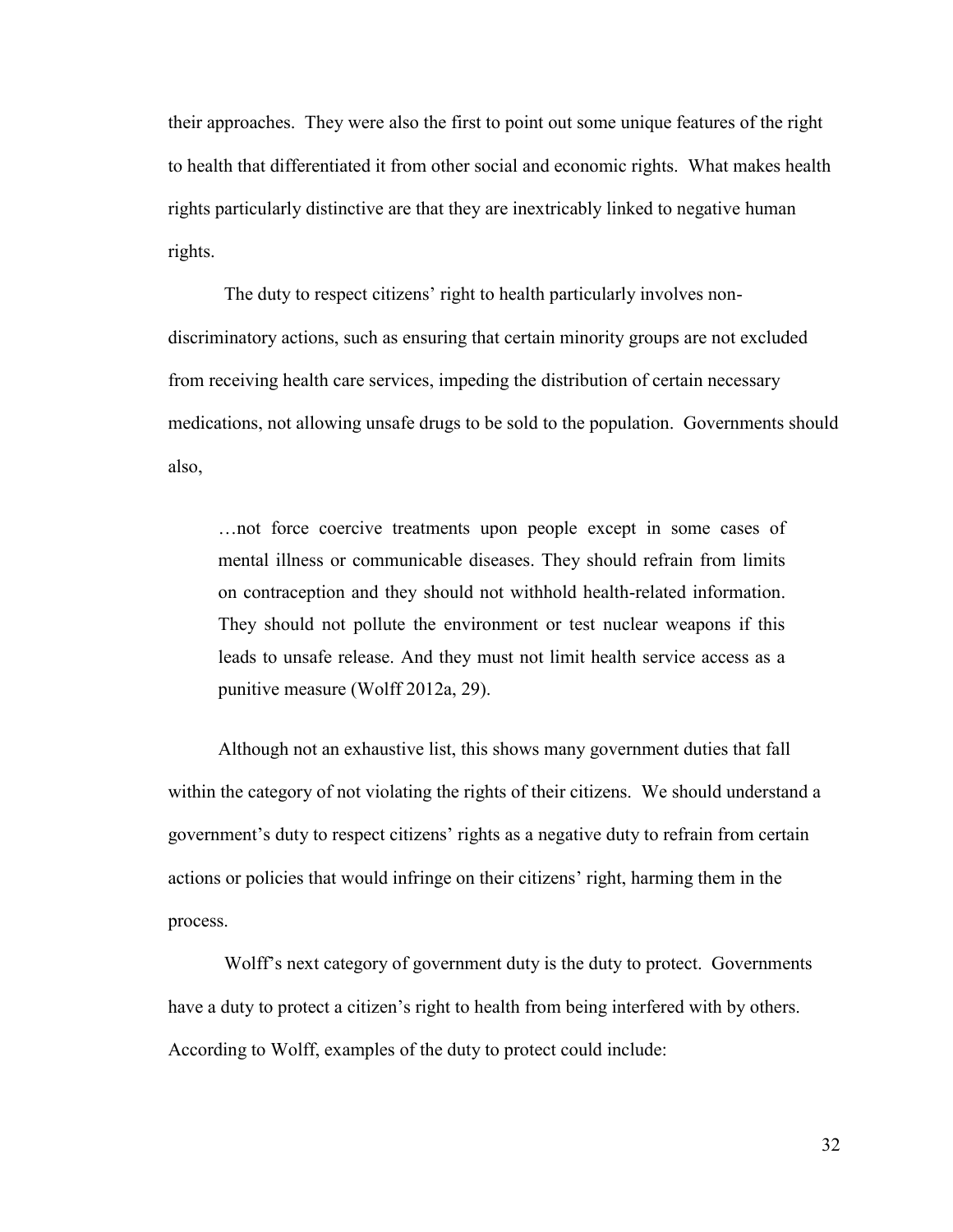their approaches. They were also the first to point out some unique features of the right to health that differentiated it from other social and economic rights. What makes health rights particularly distinctive are that they are inextricably linked to negative human rights.

The duty to respect citizens' right to health particularly involves non-discriminatory actions, such as ensuring that certain minority groups are not excluded from receiving health care services, impeding the distribution of certain necessary medications, not allowing unsafe drugs to be sold to the population. Governments should also,

> …not force coercive treatments upon people except in some cases of mental illness or communicable diseases. They should refrain from limits on contraception and they should not withhold health-related information. They should not pollute the environment or test nuclear weapons if this leads to unsafe release. And they must not limit health service access as a punitive measure (Wolff 2012a, 29).

Although not an exhaustive list, this shows many government duties that fall within the category of not violating the rights of their citizens. We should understand a government's duty to respect citizens' rights as a negative duty to refrain from certain actions or policies that would infringe on their citizens' right, harming them in the process.

Wolff's next category of government duty is the duty to protect. Governments have a duty to protect a citizen's right to health from being interfered with by others. According to Wolff, examples of the duty to protect could include: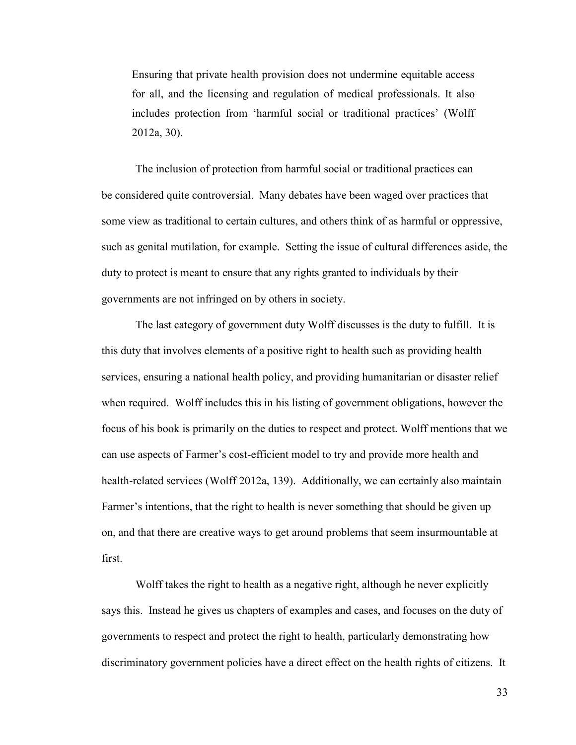> Ensuring that private health provision does not undermine equitable access for all, and the licensing and regulation of medical professionals. It also includes protection from 'harmful social or traditional practices' (Wolff 2012a, 30).

The inclusion of protection from harmful social or traditional practices can be considered quite controversial. Many debates have been waged over practices that some view as traditional to certain cultures, and others think of as harmful or oppressive, such as genital mutilation, for example. Setting the issue of cultural differences aside, the duty to protect is meant to ensure that any rights granted to individuals by their governments are not infringed on by others in society.

The last category of government duty Wolff discusses is the duty to fulfill. It is this duty that involves elements of a positive right to health such as providing health services, ensuring a national health policy, and providing humanitarian or disaster relief when required. Wolff includes this in his listing of government obligations, however the focus of his book is primarily on the duties to respect and protect. Wolff mentions that we can use aspects of Farmer's cost-efficient model to try and provide more health and health-related services (Wolff 2012a, 139). Additionally, we can certainly also maintain Farmer's intentions, that the right to health is never something that should be given up on, and that there are creative ways to get around problems that seem insurmountable at first.

Wolff takes the right to health as a negative right, although he never explicitly says this. Instead he gives us chapters of examples and cases, and focuses on the duty of governments to respect and protect the right to health, particularly demonstrating how discriminatory government policies have a direct effect on the health rights of citizens. It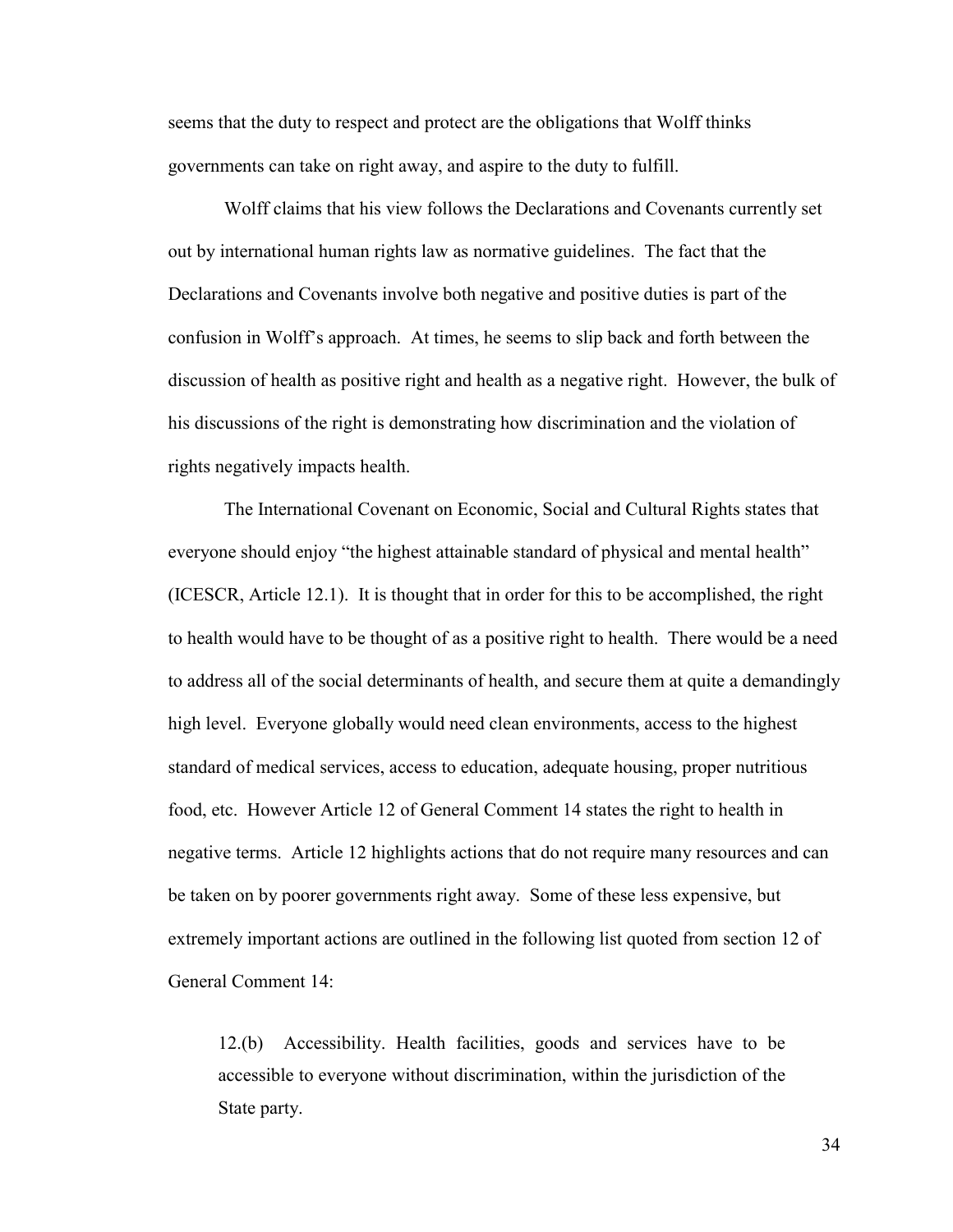seems that the duty to respect and protect are the obligations that Wolff thinks governments can take on right away, and aspire to the duty to fulfill.

Wolff claims that his view follows the Declarations and Covenants currently set out by international human rights law as normative guidelines. The fact that the Declarations and Covenants involve both negative and positive duties is part of the confusion in Wolff's approach. At times, he seems to slip back and forth between the discussion of health as positive right and health as a negative right. However, the bulk of his discussions of the right is demonstrating how discrimination and the violation of rights negatively impacts health.

The International Covenant on Economic, Social and Cultural Rights states that everyone should enjoy "the highest attainable standard of physical and mental health" (ICESCR, Article 12.1). It is thought that in order for this to be accomplished, the right to health would have to be thought of as a positive right to health. There would be a need to address all of the social determinants of health, and secure them at quite a demandingly high level. Everyone globally would need clean environments, access to the highest standard of medical services, access to education, adequate housing, proper nutritious food, etc. However Article 12 of General Comment 14 states the right to health in negative terms. Article 12 highlights actions that do not require many resources and can be taken on by poorer governments right away. Some of these less expensive, but extremely important actions are outlined in the following list quoted from section 12 of General Comment 14:

> 12.(b) Accessibility. Health facilities, goods and services have to be accessible to everyone without discrimination, within the jurisdiction of the State party.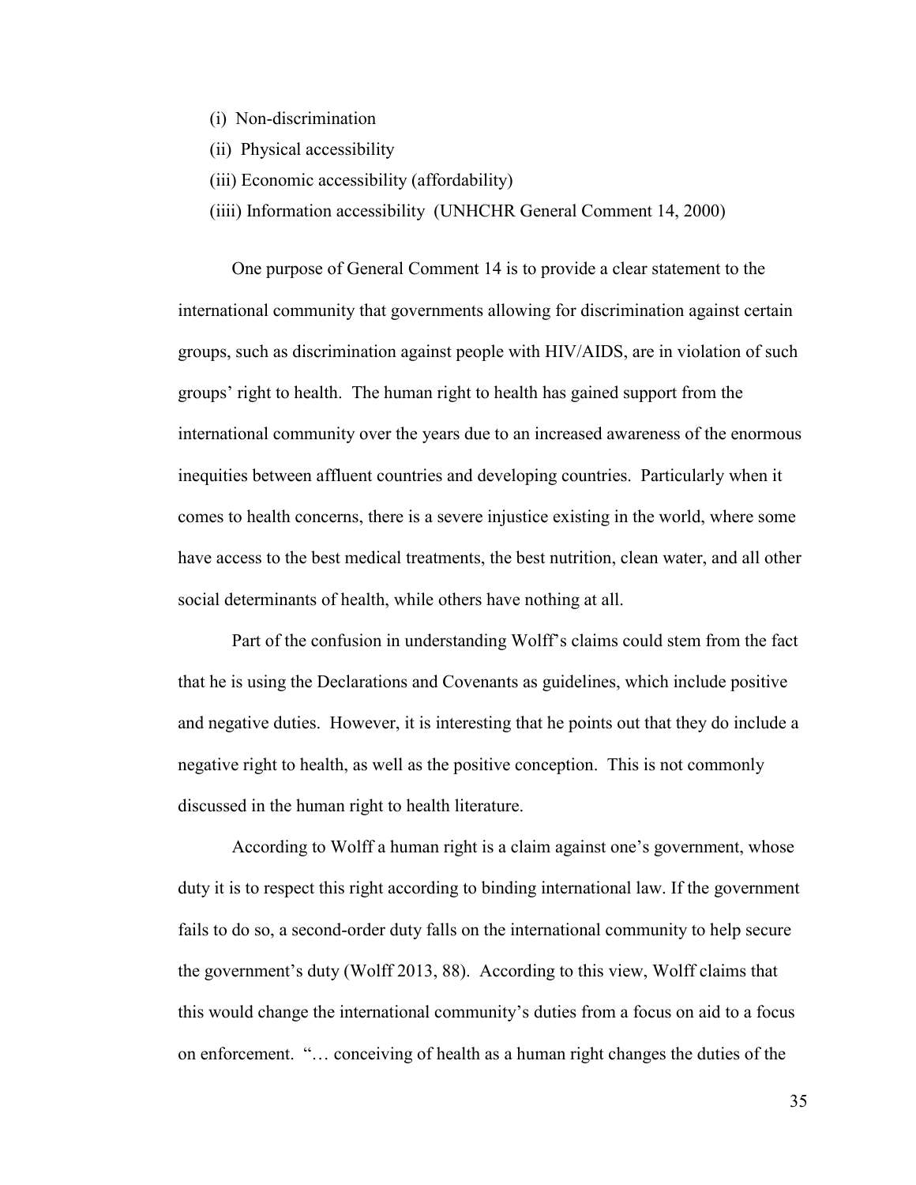(i) Non-discrimination

(ii) Physical accessibility

(iii) Economic accessibility (affordability)

(iiii) Information accessibility (UNHCHR General Comment 14, 2000)

One purpose of General Comment 14 is to provide a clear statement to the international community that governments allowing for discrimination against certain groups, such as discrimination against people with HIV/AIDS, are in violation of such groups' right to health. The human right to health has gained support from the international community over the years due to an increased awareness of the enormous inequities between affluent countries and developing countries. Particularly when it comes to health concerns, there is a severe injustice existing in the world, where some have access to the best medical treatments, the best nutrition, clean water, and all other social determinants of health, while others have nothing at all.

Part of the confusion in understanding Wolff's claims could stem from the fact that he is using the Declarations and Covenants as guidelines, which include positive and negative duties. However, it is interesting that he points out that they do include a negative right to health, as well as the positive conception. This is not commonly discussed in the human right to health literature.

According to Wolff a human right is a claim against one's government, whose duty it is to respect this right according to binding international law. If the government fails to do so, a second-order duty falls on the international community to help secure the government's duty (Wolff 2013, 88). According to this view, Wolff claims that this would change the international community's duties from a focus on aid to a focus on enforcement. "… conceiving of health as a human right changes the duties of the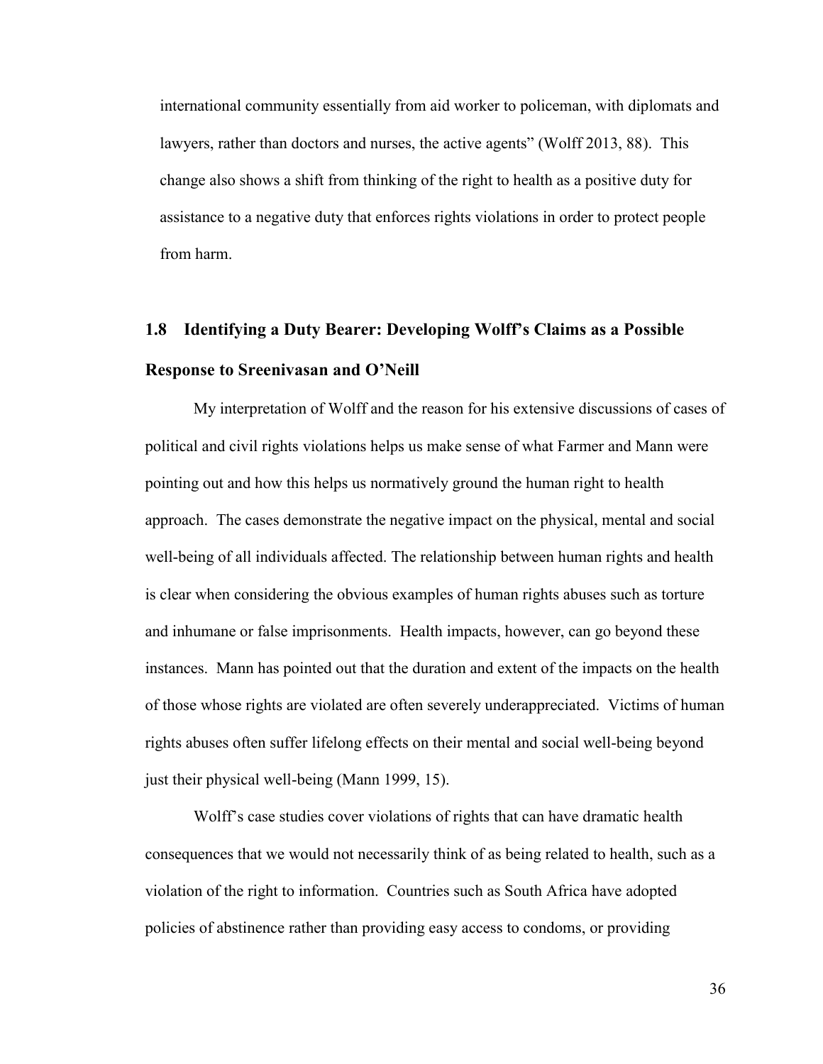international community essentially from aid worker to policeman, with diplomats and lawyers, rather than doctors and nurses, the active agents" (Wolff 2013, 88). This change also shows a shift from thinking of the right to health as a positive duty for assistance to a negative duty that enforces rights violations in order to protect people from harm.

## 1.8 Identifying a Duty Bearer: Developing Wolff's Claims as a Possible Response to Sreenivasan and O'Neill

My interpretation of Wolff and the reason for his extensive discussions of cases of political and civil rights violations helps us make sense of what Farmer and Mann were pointing out and how this helps us normatively ground the human right to health approach. The cases demonstrate the negative impact on the physical, mental and social well-being of all individuals affected. The relationship between human rights and health is clear when considering the obvious examples of human rights abuses such as torture and inhumane or false imprisonments. Health impacts, however, can go beyond these instances. Mann has pointed out that the duration and extent of the impacts on the health of those whose rights are violated are often severely underappreciated. Victims of human rights abuses often suffer lifelong effects on their mental and social well-being beyond just their physical well-being (Mann 1999, 15).

Wolff's case studies cover violations of rights that can have dramatic health consequences that we would not necessarily think of as being related to health, such as a violation of the right to information. Countries such as South Africa have adopted policies of abstinence rather than providing easy access to condoms, or providing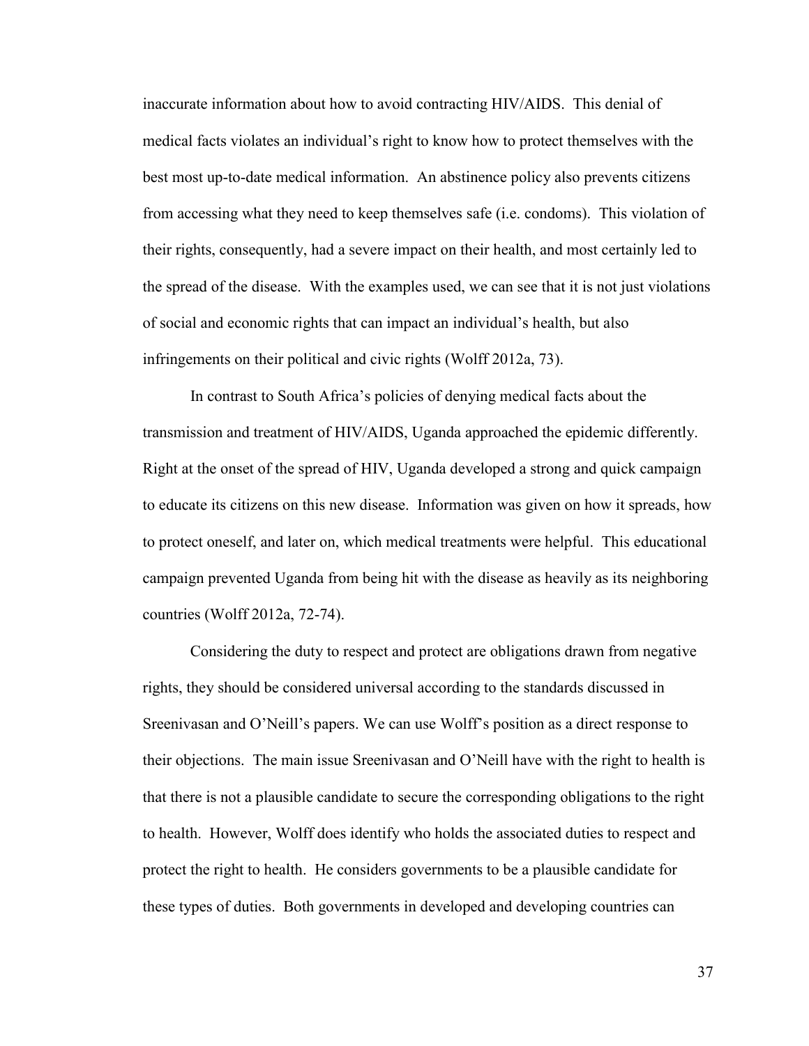inaccurate information about how to avoid contracting HIV/AIDS. This denial of medical facts violates an individual's right to know how to protect themselves with the best most up-to-date medical information. An abstinence policy also prevents citizens from accessing what they need to keep themselves safe (i.e. condoms). This violation of their rights, consequently, had a severe impact on their health, and most certainly led to the spread of the disease. With the examples used, we can see that it is not just violations of social and economic rights that can impact an individual's health, but also infringements on their political and civic rights (Wolff 2012a, 73).

In contrast to South Africa's policies of denying medical facts about the transmission and treatment of HIV/AIDS, Uganda approached the epidemic differently. Right at the onset of the spread of HIV, Uganda developed a strong and quick campaign to educate its citizens on this new disease. Information was given on how it spreads, how to protect oneself, and later on, which medical treatments were helpful. This educational campaign prevented Uganda from being hit with the disease as heavily as its neighboring countries (Wolff 2012a, 72-74).

Considering the duty to respect and protect are obligations drawn from negative rights, they should be considered universal according to the standards discussed in Sreenivasan and O'Neill's papers. We can use Wolff's position as a direct response to their objections. The main issue Sreenivasan and O'Neill have with the right to health is that there is not a plausible candidate to secure the corresponding obligations to the right to health. However, Wolff does identify who holds the associated duties to respect and protect the right to health. He considers governments to be a plausible candidate for these types of duties. Both governments in developed and developing countries can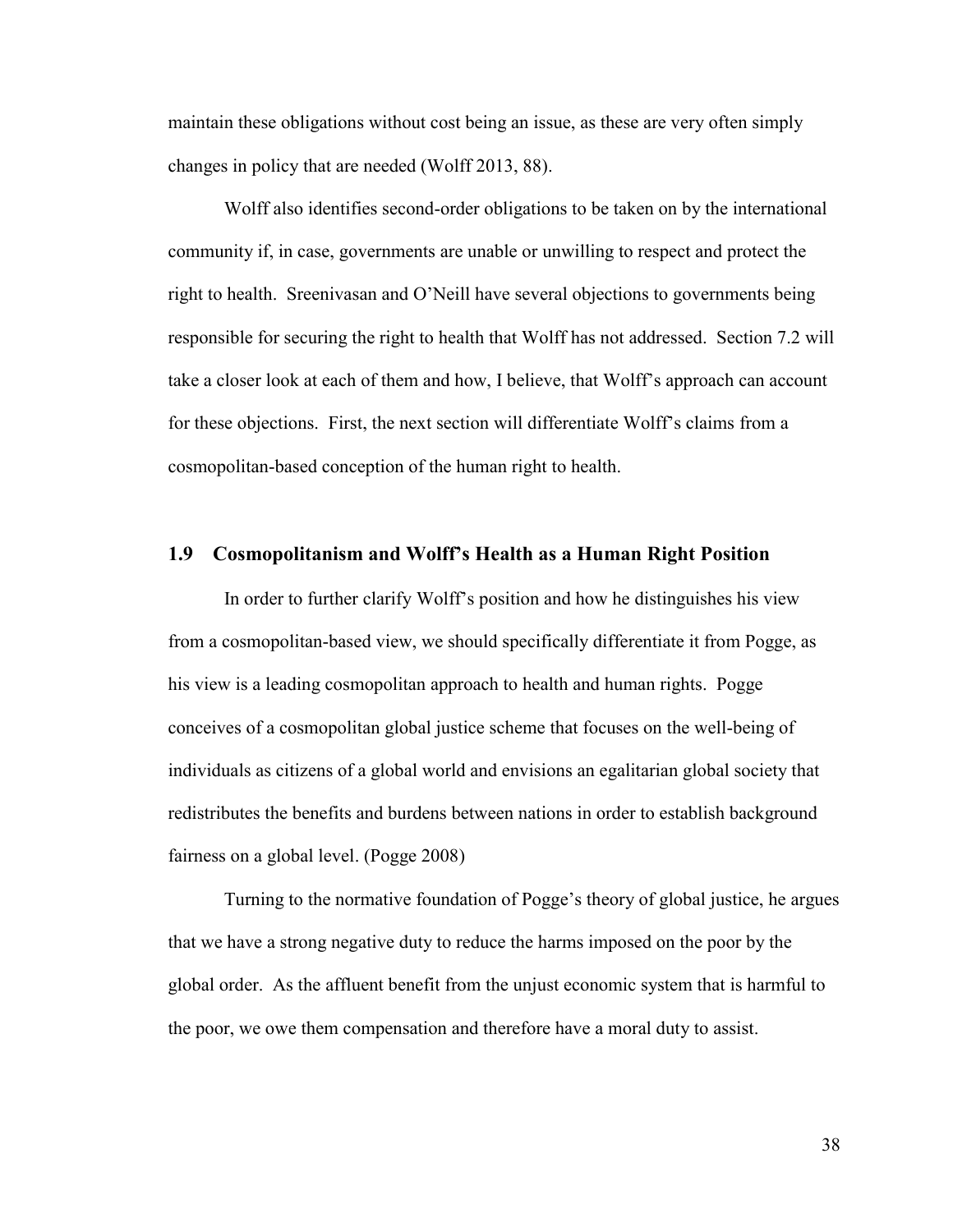maintain these obligations without cost being an issue, as these are very often simply changes in policy that are needed (Wolff 2013, 88).

Wolff also identifies second-order obligations to be taken on by the international community if, in case, governments are unable or unwilling to respect and protect the right to health. Sreenivasan and O'Neill have several objections to governments being responsible for securing the right to health that Wolff has not addressed. Section 7.2 will take a closer look at each of them and how, I believe, that Wolff's approach can account for these objections. First, the next section will differentiate Wolff's claims from a cosmopolitan-based conception of the human right to health.

## 1.9 Cosmopolitanism and Wolff's Health as a Human Right Position

In order to further clarify Wolff's position and how he distinguishes his view from a cosmopolitan-based view, we should specifically differentiate it from Pogge, as his view is a leading cosmopolitan approach to health and human rights. Pogge conceives of a cosmopolitan global justice scheme that focuses on the well-being of individuals as citizens of a global world and envisions an egalitarian global society that redistributes the benefits and burdens between nations in order to establish background fairness on a global level. (Pogge 2008)

Turning to the normative foundation of Pogge's theory of global justice, he argues that we have a strong negative duty to reduce the harms imposed on the poor by the global order. As the affluent benefit from the unjust economic system that is harmful to the poor, we owe them compensation and therefore have a moral duty to assist.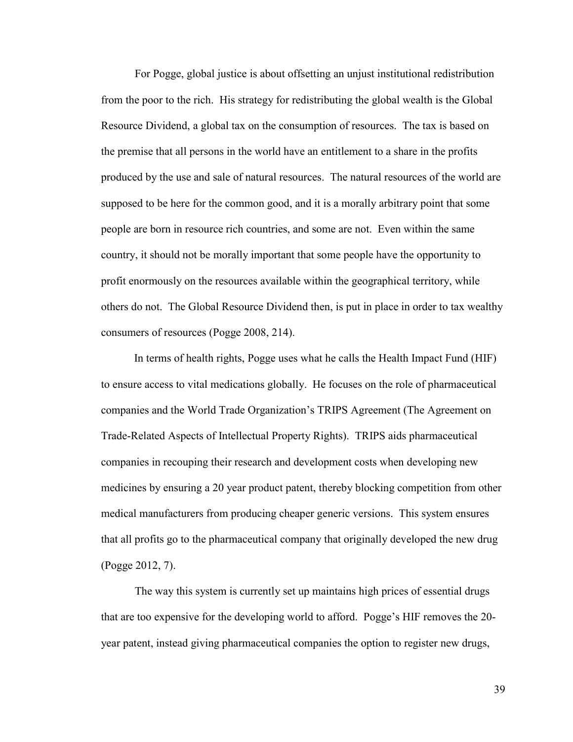For Pogge, global justice is about offsetting an unjust institutional redistribution from the poor to the rich. His strategy for redistributing the global wealth is the Global Resource Dividend, a global tax on the consumption of resources. The tax is based on the premise that all persons in the world have an entitlement to a share in the profits produced by the use and sale of natural resources. The natural resources of the world are supposed to be here for the common good, and it is a morally arbitrary point that some people are born in resource rich countries, and some are not. Even within the same country, it should not be morally important that some people have the opportunity to profit enormously on the resources available within the geographical territory, while others do not. The Global Resource Dividend then, is put in place in order to tax wealthy consumers of resources (Pogge 2008, 214).

In terms of health rights, Pogge uses what he calls the Health Impact Fund (HIF) to ensure access to vital medications globally. He focuses on the role of pharmaceutical companies and the World Trade Organization's TRIPS Agreement (The Agreement on Trade-Related Aspects of Intellectual Property Rights). TRIPS aids pharmaceutical companies in recouping their research and development costs when developing new medicines by ensuring a 20 year product patent, thereby blocking competition from other medical manufacturers from producing cheaper generic versions. This system ensures that all profits go to the pharmaceutical company that originally developed the new drug (Pogge 2012, 7).

The way this system is currently set up maintains high prices of essential drugs that are too expensive for the developing world to afford. Pogge's HIF removes the 20-year patent, instead giving pharmaceutical companies the option to register new drugs,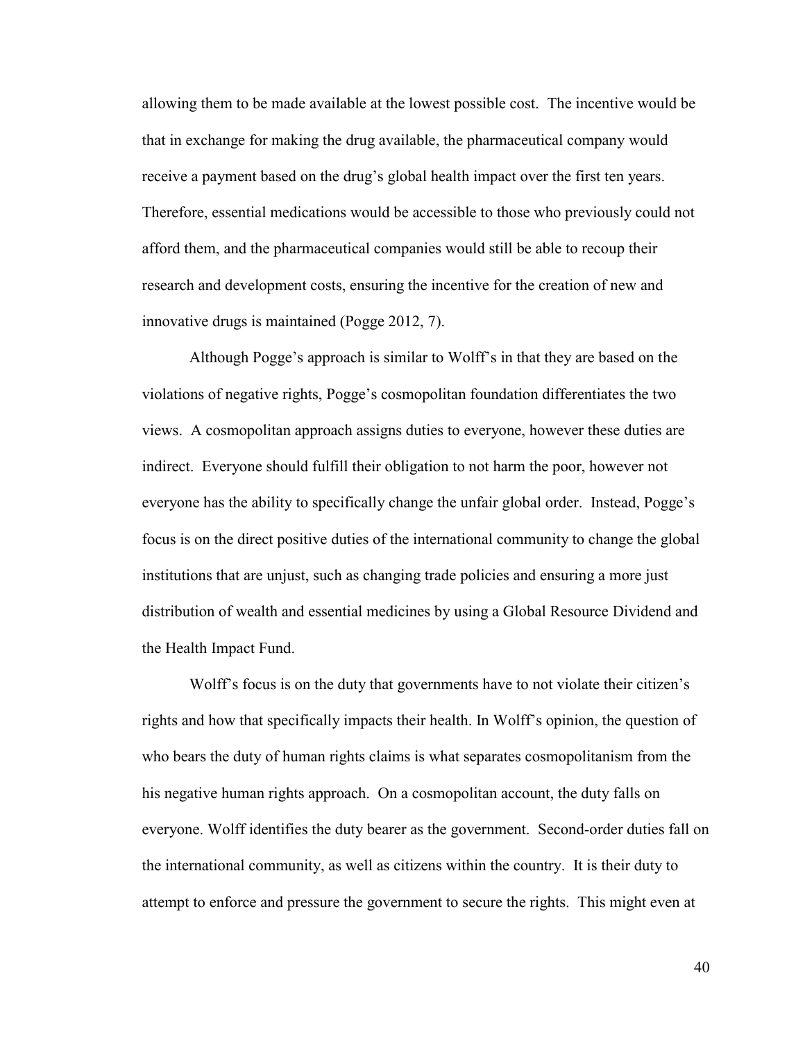allowing them to be made available at the lowest possible cost. The incentive would be that in exchange for making the drug available, the pharmaceutical company would receive a payment based on the drug's global health impact over the first ten years. Therefore, essential medications would be accessible to those who previously could not afford them, and the pharmaceutical companies would still be able to recoup their research and development costs, ensuring the incentive for the creation of new and innovative drugs is maintained (Pogge 2012, 7).

Although Pogge's approach is similar to Wolff's in that they are based on the violations of negative rights, Pogge's cosmopolitan foundation differentiates the two views. A cosmopolitan approach assigns duties to everyone, however these duties are indirect. Everyone should fulfill their obligation to not harm the poor, however not everyone has the ability to specifically change the unfair global order. Instead, Pogge's focus is on the direct positive duties of the international community to change the global institutions that are unjust, such as changing trade policies and ensuring a more just distribution of wealth and essential medicines by using a Global Resource Dividend and the Health Impact Fund.

Wolff's focus is on the duty that governments have to not violate their citizen's rights and how that specifically impacts their health. In Wolff's opinion, the question of who bears the duty of human rights claims is what separates cosmopolitanism from the his negative human rights approach. On a cosmopolitan account, the duty falls on everyone. Wolff identifies the duty bearer as the government. Second-order duties fall on the international community, as well as citizens within the country. It is their duty to attempt to enforce and pressure the government to secure the rights. This might even at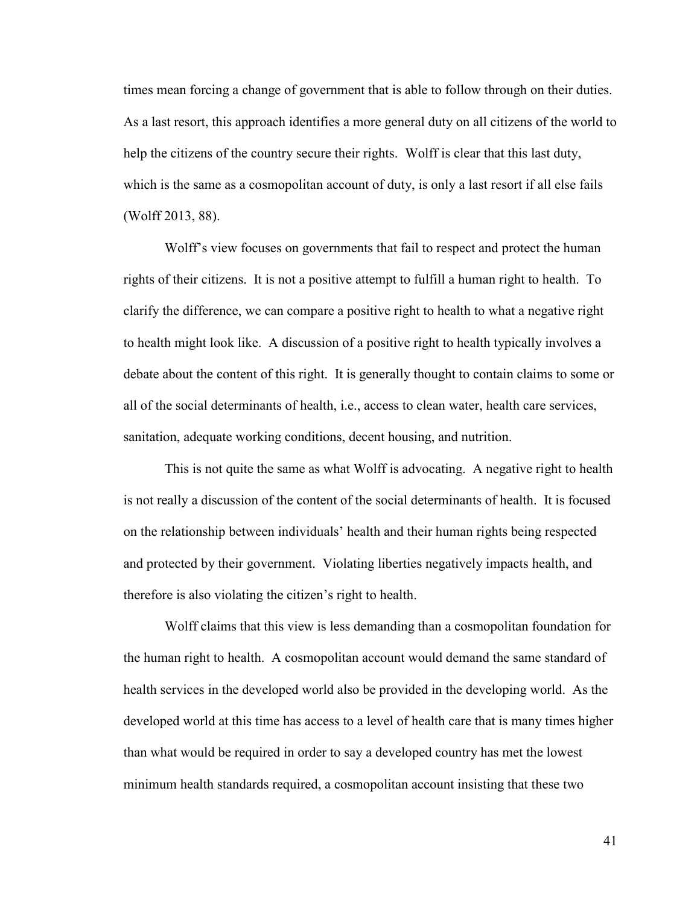times mean forcing a change of government that is able to follow through on their duties. As a last resort, this approach identifies a more general duty on all citizens of the world to help the citizens of the country secure their rights. Wolff is clear that this last duty, which is the same as a cosmopolitan account of duty, is only a last resort if all else fails (Wolff 2013, 88).

Wolff's view focuses on governments that fail to respect and protect the human rights of their citizens. It is not a positive attempt to fulfill a human right to health. To clarify the difference, we can compare a positive right to health to what a negative right to health might look like. A discussion of a positive right to health typically involves a debate about the content of this right. It is generally thought to contain claims to some or all of the social determinants of health, i.e., access to clean water, health care services, sanitation, adequate working conditions, decent housing, and nutrition.

This is not quite the same as what Wolff is advocating. A negative right to health is not really a discussion of the content of the social determinants of health. It is focused on the relationship between individuals' health and their human rights being respected and protected by their government. Violating liberties negatively impacts health, and therefore is also violating the citizen's right to health.

Wolff claims that this view is less demanding than a cosmopolitan foundation for the human right to health. A cosmopolitan account would demand the same standard of health services in the developed world also be provided in the developing world. As the developed world at this time has access to a level of health care that is many times higher than what would be required in order to say a developed country has met the lowest minimum health standards required, a cosmopolitan account insisting that these two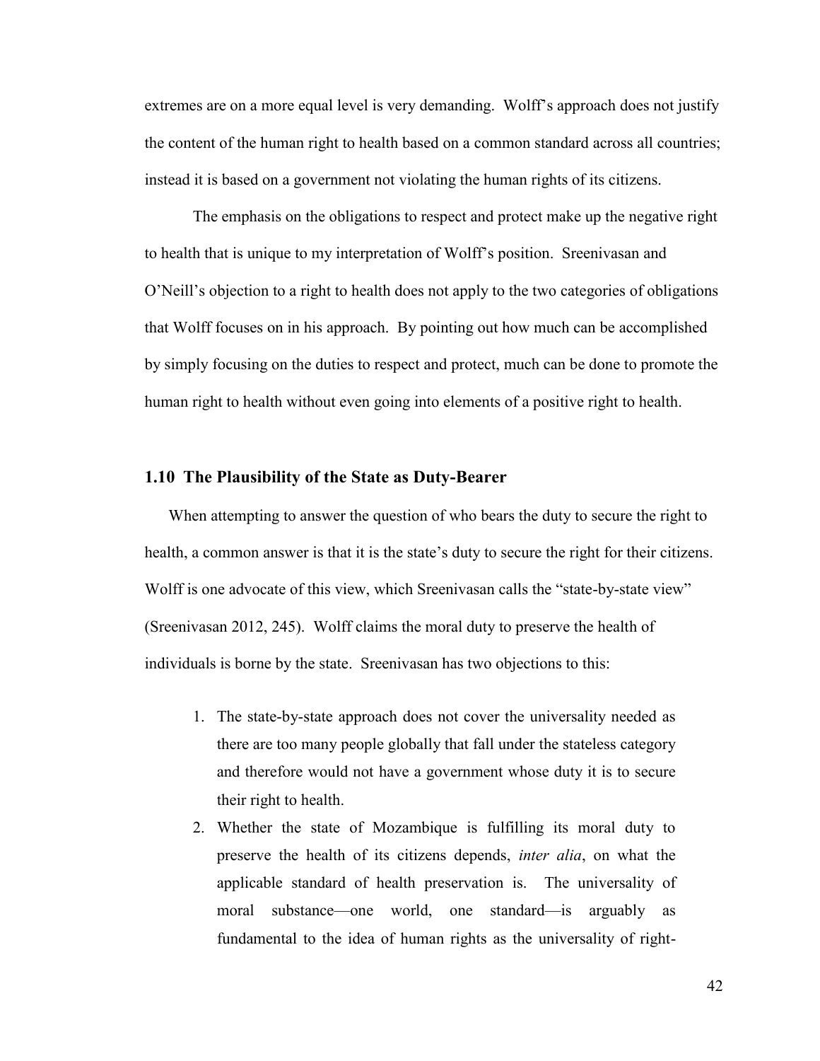extremes are on a more equal level is very demanding. Wolff's approach does not justify the content of the human right to health based on a common standard across all countries; instead it is based on a government not violating the human rights of its citizens.

The emphasis on the obligations to respect and protect make up the negative right to health that is unique to my interpretation of Wolff's position. Sreenivasan and O'Neill's objection to a right to health does not apply to the two categories of obligations that Wolff focuses on in his approach. By pointing out how much can be accomplished by simply focusing on the duties to respect and protect, much can be done to promote the human right to health without even going into elements of a positive right to health.

## 1.10 The Plausibility of the State as Duty-Bearer

When attempting to answer the question of who bears the duty to secure the right to health, a common answer is that it is the state's duty to secure the right for their citizens. Wolff is one advocate of this view, which Sreenivasan calls the "state-by-state view" (Sreenivasan 2012, 245). Wolff claims the moral duty to preserve the health of individuals is borne by the state. Sreenivasan has two objections to this:

1. The state-by-state approach does not cover the universality needed as there are too many people globally that fall under the stateless category and therefore would not have a government whose duty it is to secure their right to health.
2. Whether the state of Mozambique is fulfilling its moral duty to preserve the health of its citizens depends, *inter alia*, on what the applicable standard of health preservation is. The universality of moral substance—one world, one standard—is arguably as fundamental to the idea of human rights as the universality of right-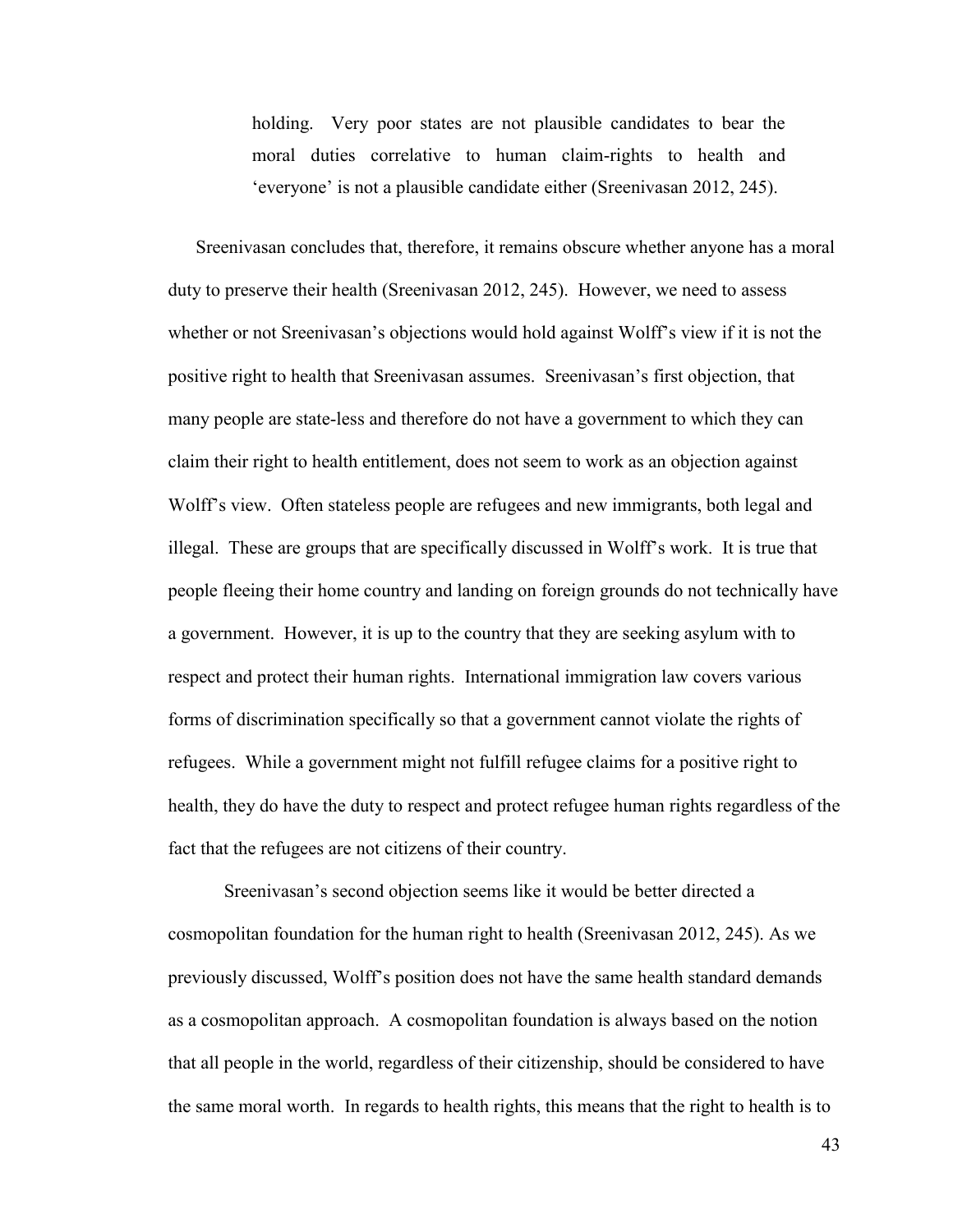> holding. Very poor states are not plausible candidates to bear the moral duties correlative to human claim-rights to health and 'everyone' is not a plausible candidate either (Sreenivasan 2012, 245).

Sreenivasan concludes that, therefore, it remains obscure whether anyone has a moral duty to preserve their health (Sreenivasan 2012, 245). However, we need to assess whether or not Sreenivasan's objections would hold against Wolff's view if it is not the positive right to health that Sreenivasan assumes. Sreenivasan's first objection, that many people are state-less and therefore do not have a government to which they can claim their right to health entitlement, does not seem to work as an objection against Wolff's view. Often stateless people are refugees and new immigrants, both legal and illegal. These are groups that are specifically discussed in Wolff's work. It is true that people fleeing their home country and landing on foreign grounds do not technically have a government. However, it is up to the country that they are seeking asylum with to respect and protect their human rights. International immigration law covers various forms of discrimination specifically so that a government cannot violate the rights of refugees. While a government might not fulfill refugee claims for a positive right to health, they do have the duty to respect and protect refugee human rights regardless of the fact that the refugees are not citizens of their country.

Sreenivasan's second objection seems like it would be better directed a cosmopolitan foundation for the human right to health (Sreenivasan 2012, 245). As we previously discussed, Wolff's position does not have the same health standard demands as a cosmopolitan approach. A cosmopolitan foundation is always based on the notion that all people in the world, regardless of their citizenship, should be considered to have the same moral worth. In regards to health rights, this means that the right to health is to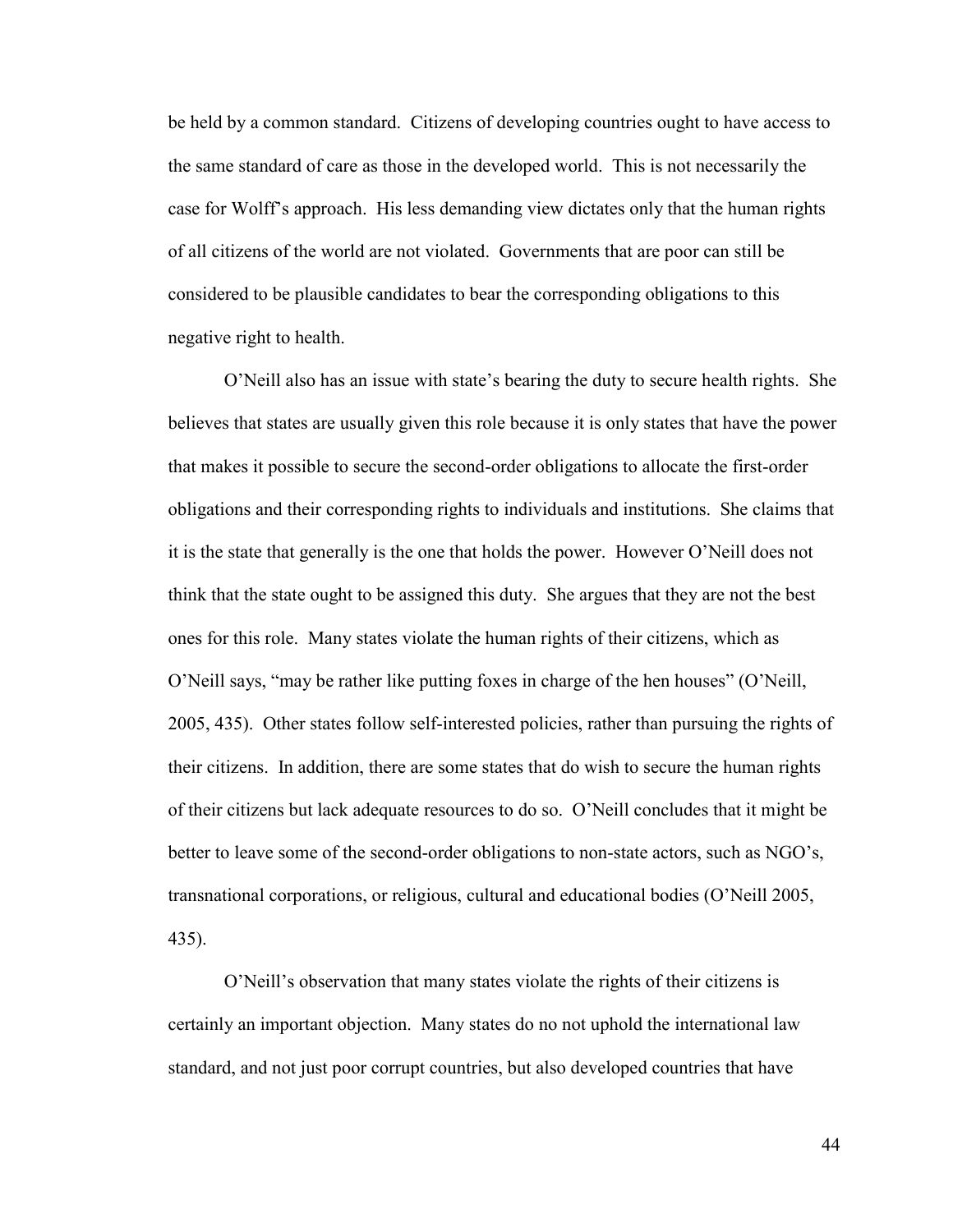be held by a common standard. Citizens of developing countries ought to have access to the same standard of care as those in the developed world. This is not necessarily the case for Wolff's approach. His less demanding view dictates only that the human rights of all citizens of the world are not violated. Governments that are poor can still be considered to be plausible candidates to bear the corresponding obligations to this negative right to health.

O'Neill also has an issue with state's bearing the duty to secure health rights. She believes that states are usually given this role because it is only states that have the power that makes it possible to secure the second-order obligations to allocate the first-order obligations and their corresponding rights to individuals and institutions. She claims that it is the state that generally is the one that holds the power. However O'Neill does not think that the state ought to be assigned this duty. She argues that they are not the best ones for this role. Many states violate the human rights of their citizens, which as O'Neill says, "may be rather like putting foxes in charge of the hen houses" (O'Neill, 2005, 435). Other states follow self-interested policies, rather than pursuing the rights of their citizens. In addition, there are some states that do wish to secure the human rights of their citizens but lack adequate resources to do so. O'Neill concludes that it might be better to leave some of the second-order obligations to non-state actors, such as NGO's, transnational corporations, or religious, cultural and educational bodies (O'Neill 2005, 435).

O'Neill's observation that many states violate the rights of their citizens is certainly an important objection. Many states do no not uphold the international law standard, and not just poor corrupt countries, but also developed countries that have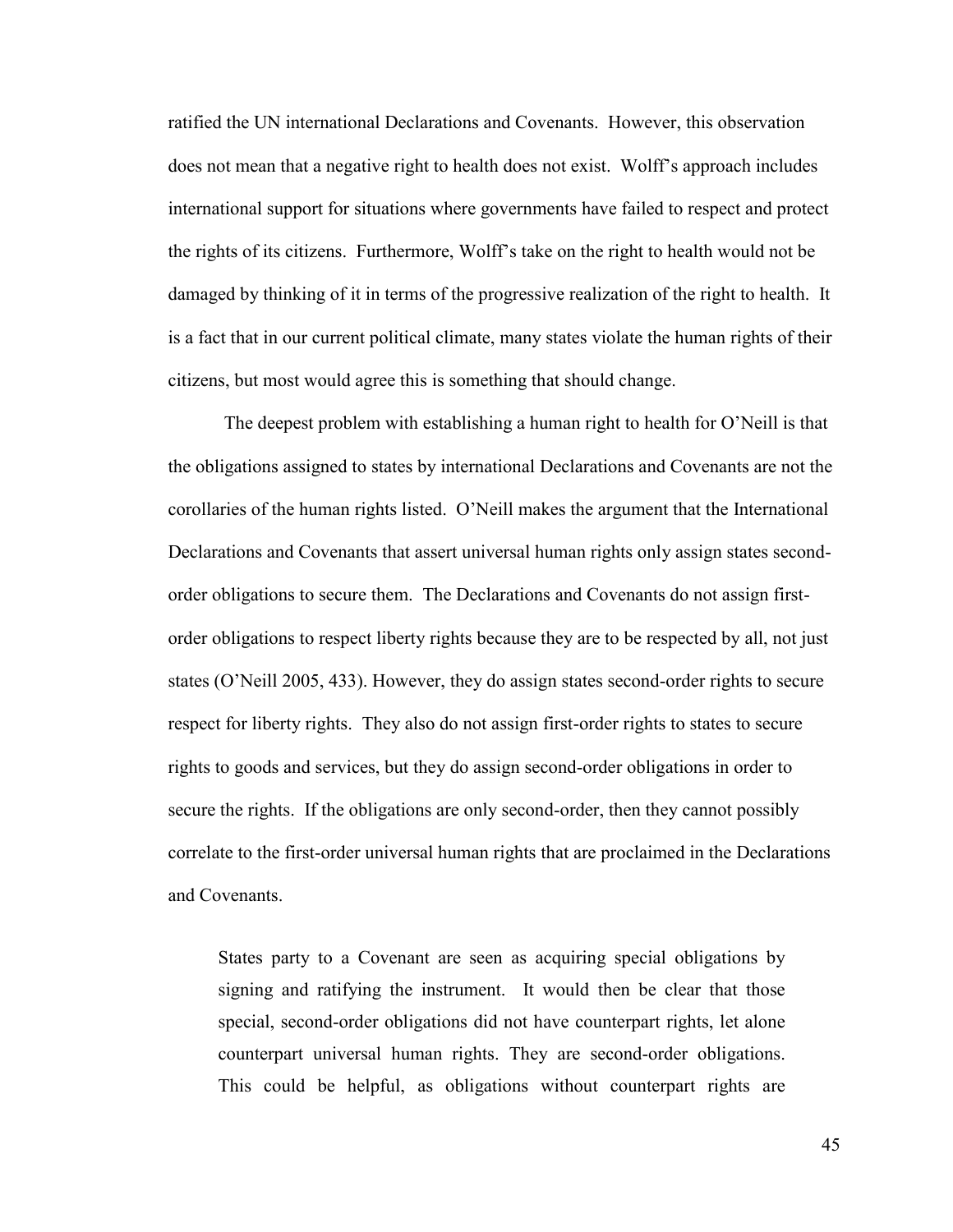ratified the UN international Declarations and Covenants. However, this observation does not mean that a negative right to health does not exist. Wolff's approach includes international support for situations where governments have failed to respect and protect the rights of its citizens. Furthermore, Wolff's take on the right to health would not be damaged by thinking of it in terms of the progressive realization of the right to health. It is a fact that in our current political climate, many states violate the human rights of their citizens, but most would agree this is something that should change.

The deepest problem with establishing a human right to health for O'Neill is that the obligations assigned to states by international Declarations and Covenants are not the corollaries of the human rights listed. O'Neill makes the argument that the International Declarations and Covenants that assert universal human rights only assign states second-order obligations to secure them. The Declarations and Covenants do not assign first-order obligations to respect liberty rights because they are to be respected by all, not just states (O'Neill 2005, 433). However, they do assign states second-order rights to secure respect for liberty rights. They also do not assign first-order rights to states to secure rights to goods and services, but they do assign second-order obligations in order to secure the rights. If the obligations are only second-order, then they cannot possibly correlate to the first-order universal human rights that are proclaimed in the Declarations and Covenants.

> States party to a Covenant are seen as acquiring special obligations by signing and ratifying the instrument. It would then be clear that those special, second-order obligations did not have counterpart rights, let alone counterpart universal human rights. They are second-order obligations. This could be helpful, as obligations without counterpart rights are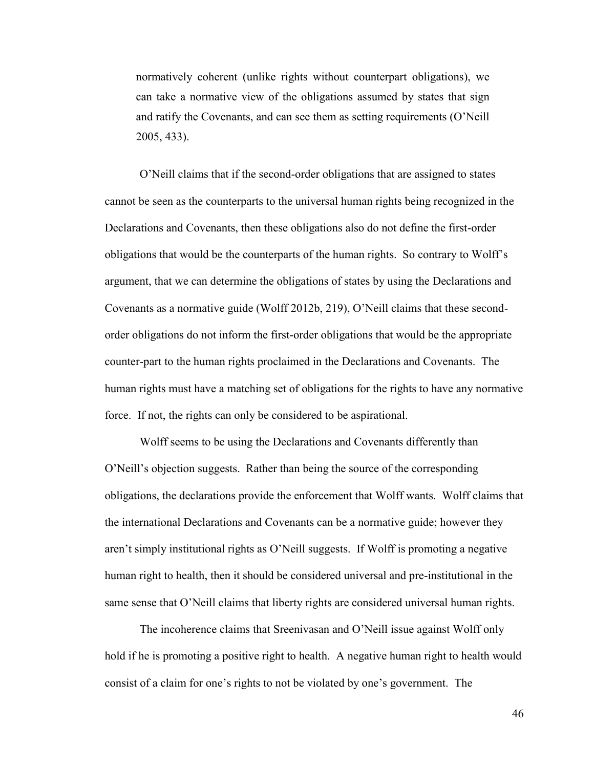> normatively coherent (unlike rights without counterpart obligations), we can take a normative view of the obligations assumed by states that sign and ratify the Covenants, and can see them as setting requirements (O'Neill 2005, 433).

O'Neill claims that if the second-order obligations that are assigned to states cannot be seen as the counterparts to the universal human rights being recognized in the Declarations and Covenants, then these obligations also do not define the first-order obligations that would be the counterparts of the human rights. So contrary to Wolff's argument, that we can determine the obligations of states by using the Declarations and Covenants as a normative guide (Wolff 2012b, 219), O'Neill claims that these second-order obligations do not inform the first-order obligations that would be the appropriate counter-part to the human rights proclaimed in the Declarations and Covenants. The human rights must have a matching set of obligations for the rights to have any normative force. If not, the rights can only be considered to be aspirational.

Wolff seems to be using the Declarations and Covenants differently than O'Neill's objection suggests. Rather than being the source of the corresponding obligations, the declarations provide the enforcement that Wolff wants. Wolff claims that the international Declarations and Covenants can be a normative guide; however they aren't simply institutional rights as O'Neill suggests. If Wolff is promoting a negative human right to health, then it should be considered universal and pre-institutional in the same sense that O'Neill claims that liberty rights are considered universal human rights.

The incoherence claims that Sreenivasan and O'Neill issue against Wolff only hold if he is promoting a positive right to health. A negative human right to health would consist of a claim for one's rights to not be violated by one's government. The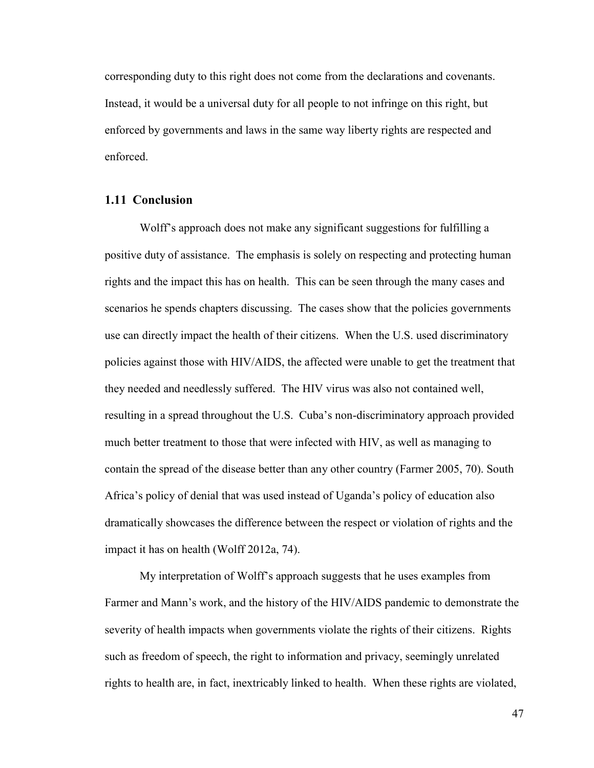corresponding duty to this right does not come from the declarations and covenants. Instead, it would be a universal duty for all people to not infringe on this right, but enforced by governments and laws in the same way liberty rights are respected and enforced.

### 1.11 Conclusion

Wolff's approach does not make any significant suggestions for fulfilling a positive duty of assistance. The emphasis is solely on respecting and protecting human rights and the impact this has on health. This can be seen through the many cases and scenarios he spends chapters discussing. The cases show that the policies governments use can directly impact the health of their citizens. When the U.S. used discriminatory policies against those with HIV/AIDS, the affected were unable to get the treatment that they needed and needlessly suffered. The HIV virus was also not contained well, resulting in a spread throughout the U.S. Cuba's non-discriminatory approach provided much better treatment to those that were infected with HIV, as well as managing to contain the spread of the disease better than any other country (Farmer 2005, 70). South Africa's policy of denial that was used instead of Uganda's policy of education also dramatically showcases the difference between the respect or violation of rights and the impact it has on health (Wolff 2012a, 74).

My interpretation of Wolff's approach suggests that he uses examples from Farmer and Mann's work, and the history of the HIV/AIDS pandemic to demonstrate the severity of health impacts when governments violate the rights of their citizens. Rights such as freedom of speech, the right to information and privacy, seemingly unrelated rights to health are, in fact, inextricably linked to health. When these rights are violated,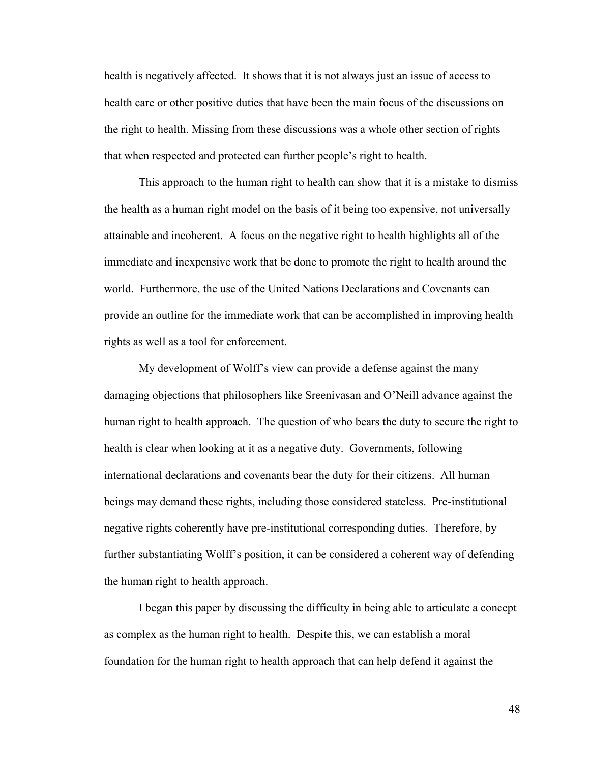health is negatively affected. It shows that it is not always just an issue of access to health care or other positive duties that have been the main focus of the discussions on the right to health. Missing from these discussions was a whole other section of rights that when respected and protected can further people's right to health.

This approach to the human right to health can show that it is a mistake to dismiss the health as a human right model on the basis of it being too expensive, not universally attainable and incoherent. A focus on the negative right to health highlights all of the immediate and inexpensive work that be done to promote the right to health around the world. Furthermore, the use of the United Nations Declarations and Covenants can provide an outline for the immediate work that can be accomplished in improving health rights as well as a tool for enforcement.

My development of Wolff's view can provide a defense against the many damaging objections that philosophers like Sreenivasan and O'Neill advance against the human right to health approach. The question of who bears the duty to secure the right to health is clear when looking at it as a negative duty. Governments, following international declarations and covenants bear the duty for their citizens. All human beings may demand these rights, including those considered stateless. Pre-institutional negative rights coherently have pre-institutional corresponding duties. Therefore, by further substantiating Wolff's position, it can be considered a coherent way of defending the human right to health approach.

I began this paper by discussing the difficulty in being able to articulate a concept as complex as the human right to health. Despite this, we can establish a moral foundation for the human right to health approach that can help defend it against the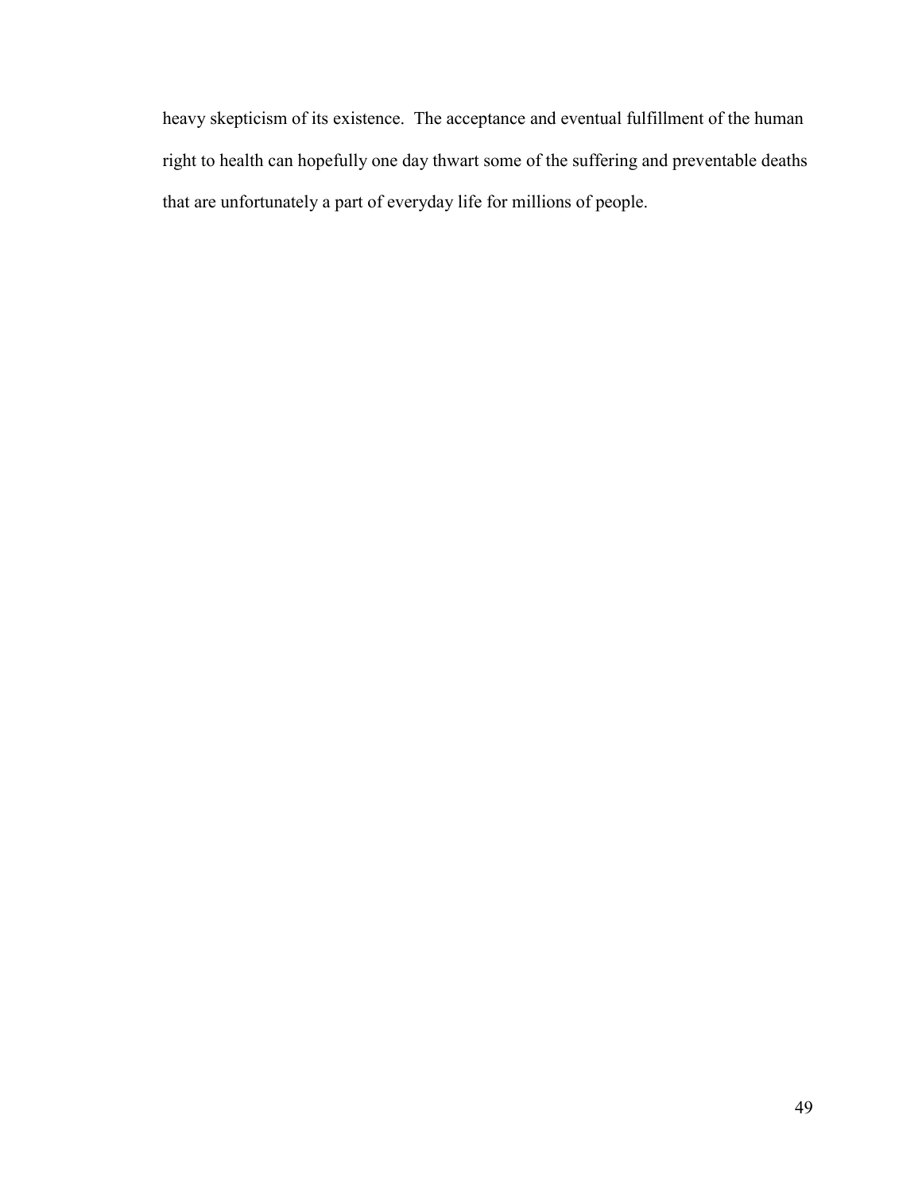heavy skepticism of its existence. The acceptance and eventual fulfillment of the human right to health can hopefully one day thwart some of the suffering and preventable deaths that are unfortunately a part of everyday life for millions of people.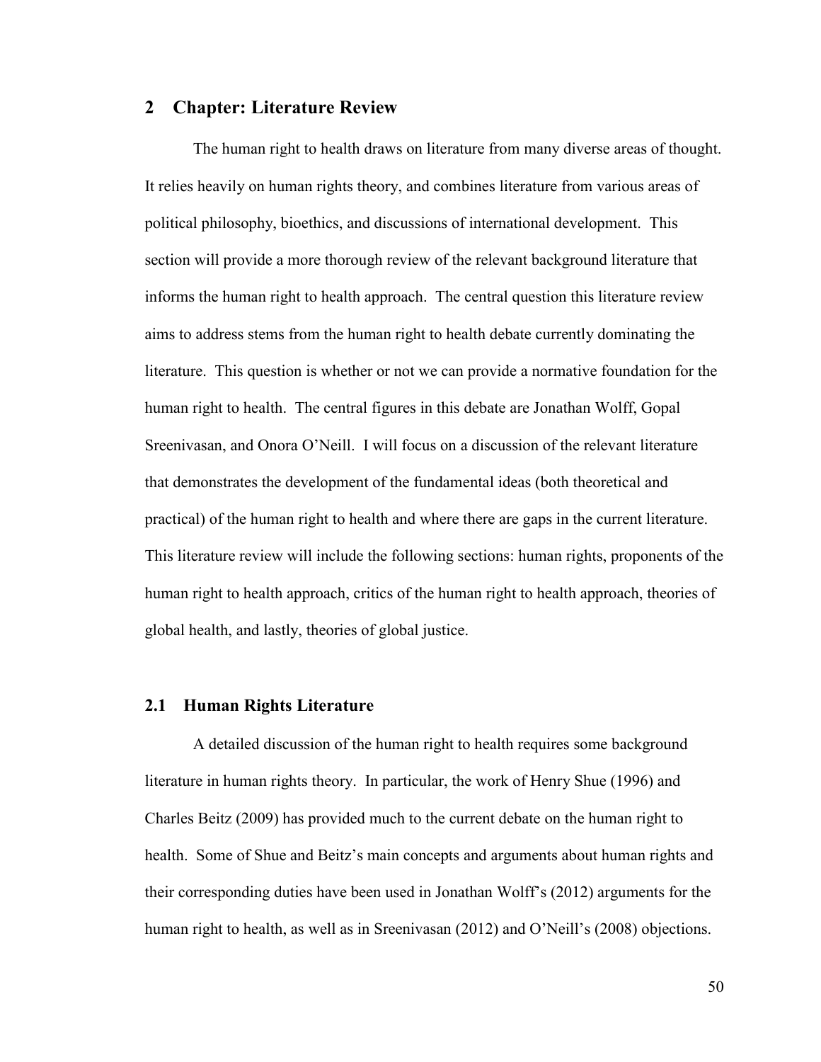## 2 Chapter: Literature Review

The human right to health draws on literature from many diverse areas of thought. It relies heavily on human rights theory, and combines literature from various areas of political philosophy, bioethics, and discussions of international development. This section will provide a more thorough review of the relevant background literature that informs the human right to health approach. The central question this literature review aims to address stems from the human right to health debate currently dominating the literature. This question is whether or not we can provide a normative foundation for the human right to health. The central figures in this debate are Jonathan Wolff, Gopal Sreenivasan, and Onora O'Neill. I will focus on a discussion of the relevant literature that demonstrates the development of the fundamental ideas (both theoretical and practical) of the human right to health and where there are gaps in the current literature. This literature review will include the following sections: human rights, proponents of the human right to health approach, critics of the human right to health approach, theories of global health, and lastly, theories of global justice.

### 2.1 Human Rights Literature

A detailed discussion of the human right to health requires some background literature in human rights theory. In particular, the work of Henry Shue (1996) and Charles Beitz (2009) has provided much to the current debate on the human right to health. Some of Shue and Beitz's main concepts and arguments about human rights and their corresponding duties have been used in Jonathan Wolff's (2012) arguments for the human right to health, as well as in Sreenivasan (2012) and O'Neill's (2008) objections.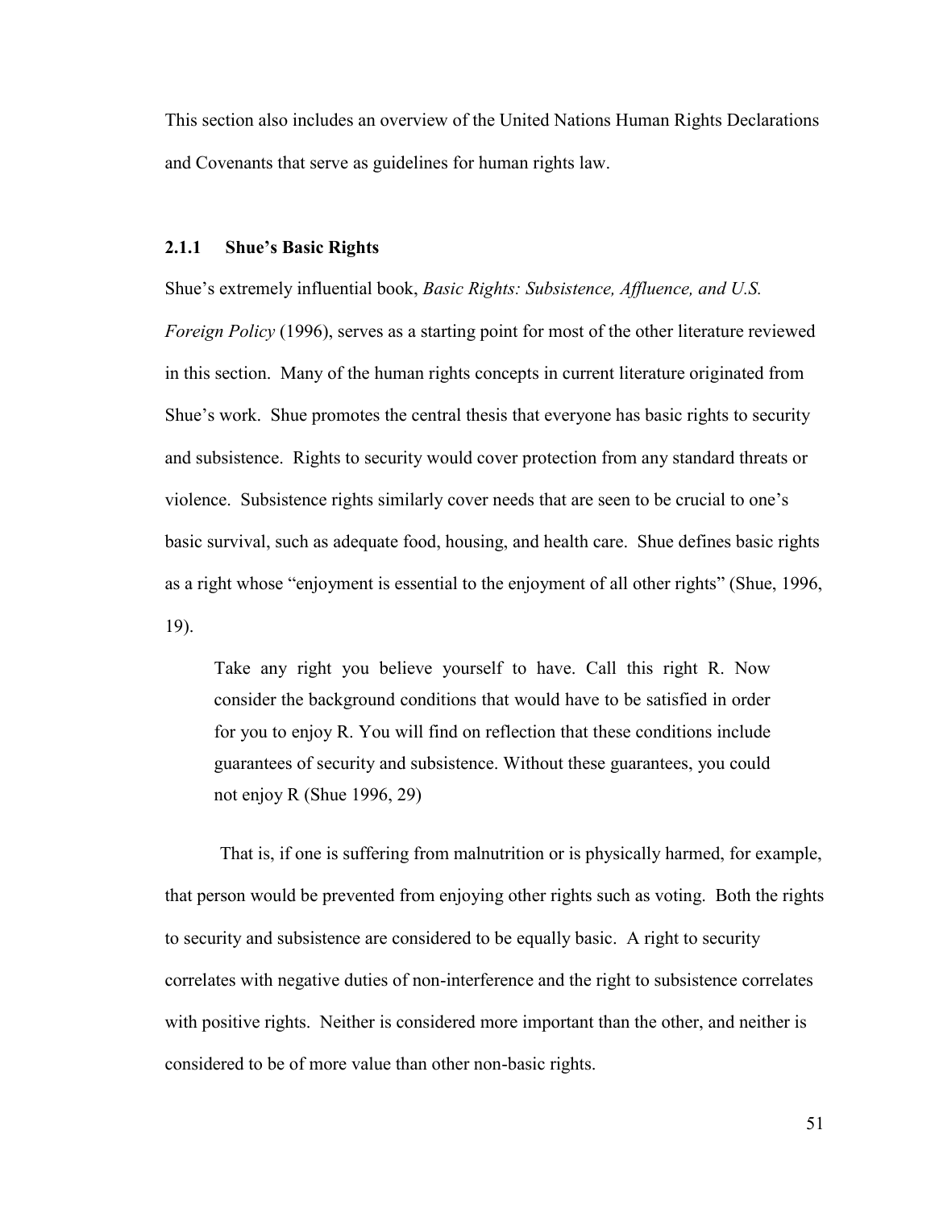This section also includes an overview of the United Nations Human Rights Declarations and Covenants that serve as guidelines for human rights law.

### 2.1.1 Shue's Basic Rights

Shue's extremely influential book, *Basic Rights: Subsistence, Affluence, and U.S. Foreign Policy* (1996), serves as a starting point for most of the other literature reviewed in this section. Many of the human rights concepts in current literature originated from Shue's work. Shue promotes the central thesis that everyone has basic rights to security and subsistence. Rights to security would cover protection from any standard threats or violence. Subsistence rights similarly cover needs that are seen to be crucial to one's basic survival, such as adequate food, housing, and health care. Shue defines basic rights as a right whose "enjoyment is essential to the enjoyment of all other rights" (Shue, 1996, 19).

> Take any right you believe yourself to have. Call this right R. Now consider the background conditions that would have to be satisfied in order for you to enjoy R. You will find on reflection that these conditions include guarantees of security and subsistence. Without these guarantees, you could not enjoy R (Shue 1996, 29)

That is, if one is suffering from malnutrition or is physically harmed, for example, that person would be prevented from enjoying other rights such as voting. Both the rights to security and subsistence are considered to be equally basic. A right to security correlates with negative duties of non-interference and the right to subsistence correlates with positive rights. Neither is considered more important than the other, and neither is considered to be of more value than other non-basic rights.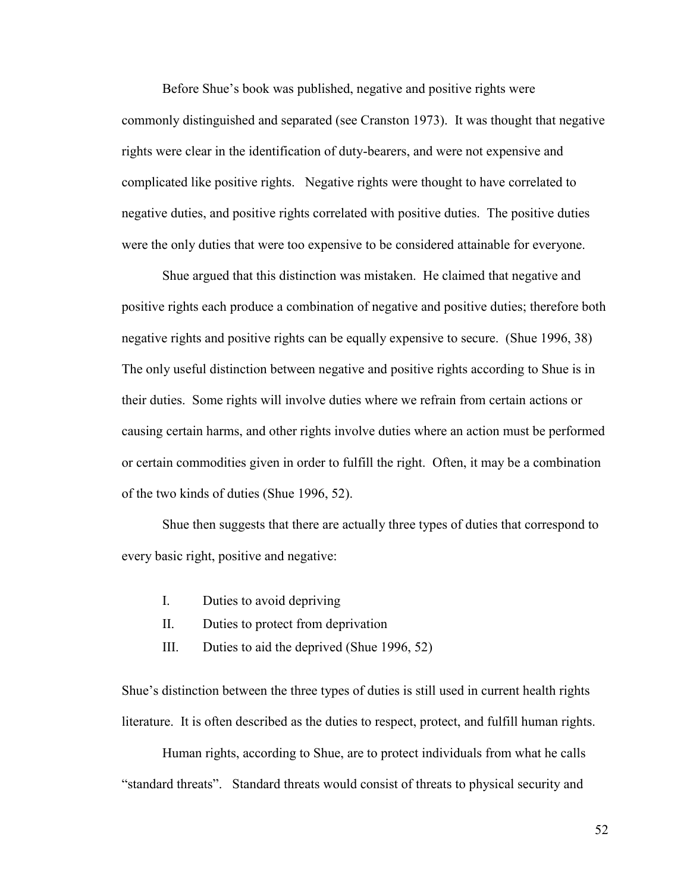Before Shue's book was published, negative and positive rights were commonly distinguished and separated (see Cranston 1973). It was thought that negative rights were clear in the identification of duty-bearers, and were not expensive and complicated like positive rights. Negative rights were thought to have correlated to negative duties, and positive rights correlated with positive duties. The positive duties were the only duties that were too expensive to be considered attainable for everyone.

Shue argued that this distinction was mistaken. He claimed that negative and positive rights each produce a combination of negative and positive duties; therefore both negative rights and positive rights can be equally expensive to secure. (Shue 1996, 38) The only useful distinction between negative and positive rights according to Shue is in their duties. Some rights will involve duties where we refrain from certain actions or causing certain harms, and other rights involve duties where an action must be performed or certain commodities given in order to fulfill the right. Often, it may be a combination of the two kinds of duties (Shue 1996, 52).

Shue then suggests that there are actually three types of duties that correspond to every basic right, positive and negative:

I. Duties to avoid depriving
II. Duties to protect from deprivation
III. Duties to aid the deprived (Shue 1996, 52)

Shue's distinction between the three types of duties is still used in current health rights literature. It is often described as the duties to respect, protect, and fulfill human rights.

Human rights, according to Shue, are to protect individuals from what he calls "standard threats". Standard threats would consist of threats to physical security and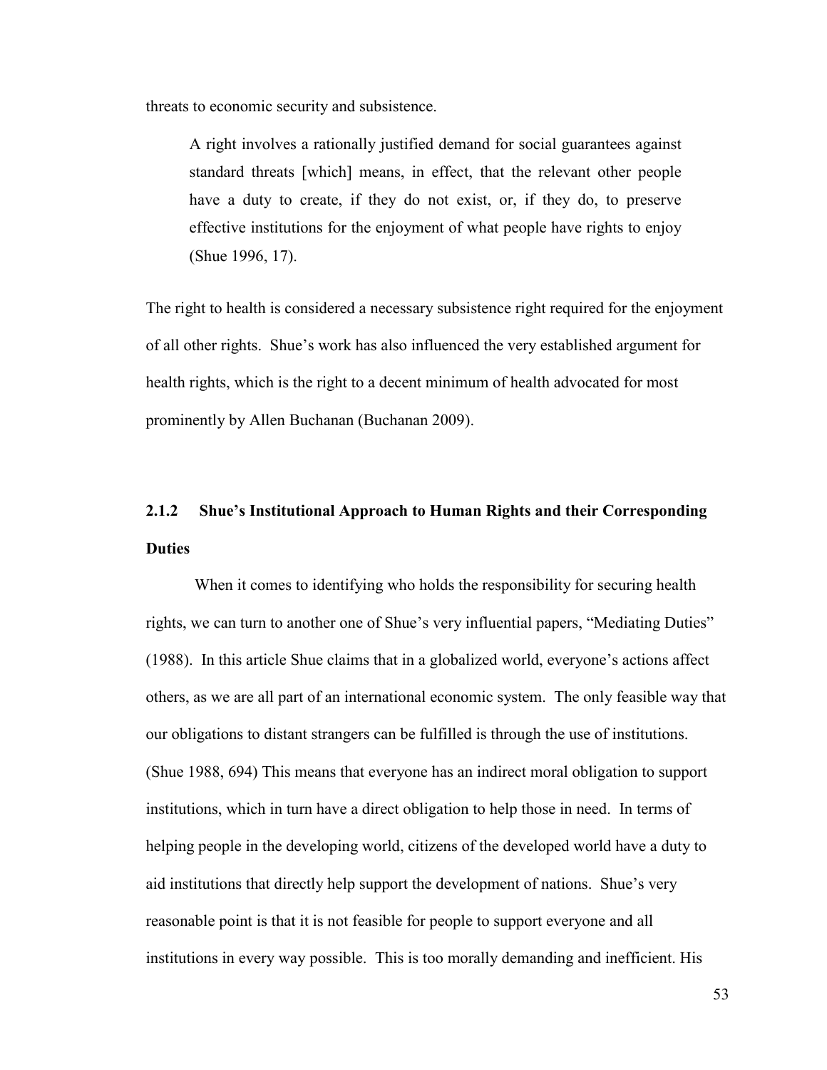threats to economic security and subsistence.

> A right involves a rationally justified demand for social guarantees against standard threats [which] means, in effect, that the relevant other people have a duty to create, if they do not exist, or, if they do, to preserve effective institutions for the enjoyment of what people have rights to enjoy (Shue 1996, 17).

The right to health is considered a necessary subsistence right required for the enjoyment of all other rights. Shue's work has also influenced the very established argument for health rights, which is the right to a decent minimum of health advocated for most prominently by Allen Buchanan (Buchanan 2009).

### 2.1.2 Shue's Institutional Approach to Human Rights and their Corresponding Duties

When it comes to identifying who holds the responsibility for securing health rights, we can turn to another one of Shue's very influential papers, "Mediating Duties" (1988). In this article Shue claims that in a globalized world, everyone's actions affect others, as we are all part of an international economic system. The only feasible way that our obligations to distant strangers can be fulfilled is through the use of institutions. (Shue 1988, 694) This means that everyone has an indirect moral obligation to support institutions, which in turn have a direct obligation to help those in need. In terms of helping people in the developing world, citizens of the developed world have a duty to aid institutions that directly help support the development of nations. Shue's very reasonable point is that it is not feasible for people to support everyone and all institutions in every way possible. This is too morally demanding and inefficient. His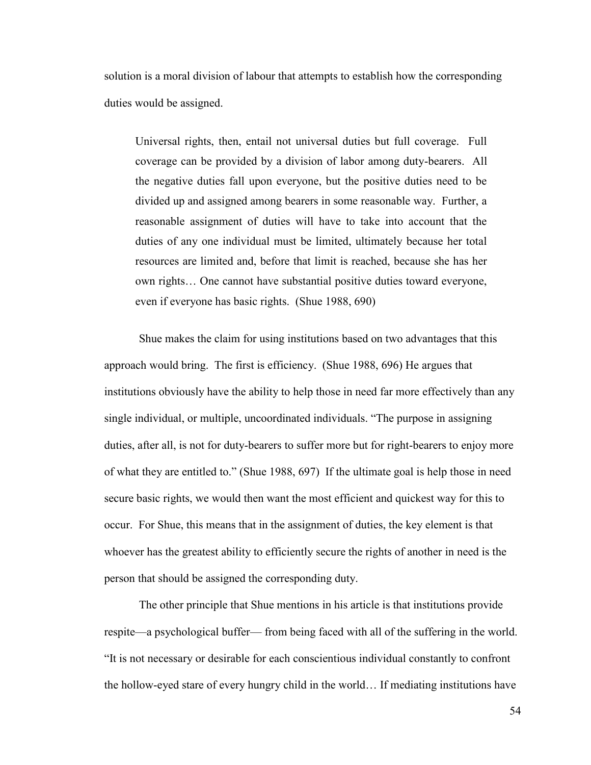solution is a moral division of labour that attempts to establish how the corresponding duties would be assigned.

> Universal rights, then, entail not universal duties but full coverage. Full coverage can be provided by a division of labor among duty-bearers. All the negative duties fall upon everyone, but the positive duties need to be divided up and assigned among bearers in some reasonable way. Further, a reasonable assignment of duties will have to take into account that the duties of any one individual must be limited, ultimately because her total resources are limited and, before that limit is reached, because she has her own rights… One cannot have substantial positive duties toward everyone, even if everyone has basic rights. (Shue 1988, 690)

Shue makes the claim for using institutions based on two advantages that this approach would bring. The first is efficiency. (Shue 1988, 696) He argues that institutions obviously have the ability to help those in need far more effectively than any single individual, or multiple, uncoordinated individuals. “The purpose in assigning duties, after all, is not for duty-bearers to suffer more but for right-bearers to enjoy more of what they are entitled to.” (Shue 1988, 697) If the ultimate goal is help those in need secure basic rights, we would then want the most efficient and quickest way for this to occur. For Shue, this means that in the assignment of duties, the key element is that whoever has the greatest ability to efficiently secure the rights of another in need is the person that should be assigned the corresponding duty.

The other principle that Shue mentions in his article is that institutions provide respite—a psychological buffer— from being faced with all of the suffering in the world. “It is not necessary or desirable for each conscientious individual constantly to confront the hollow-eyed stare of every hungry child in the world… If mediating institutions have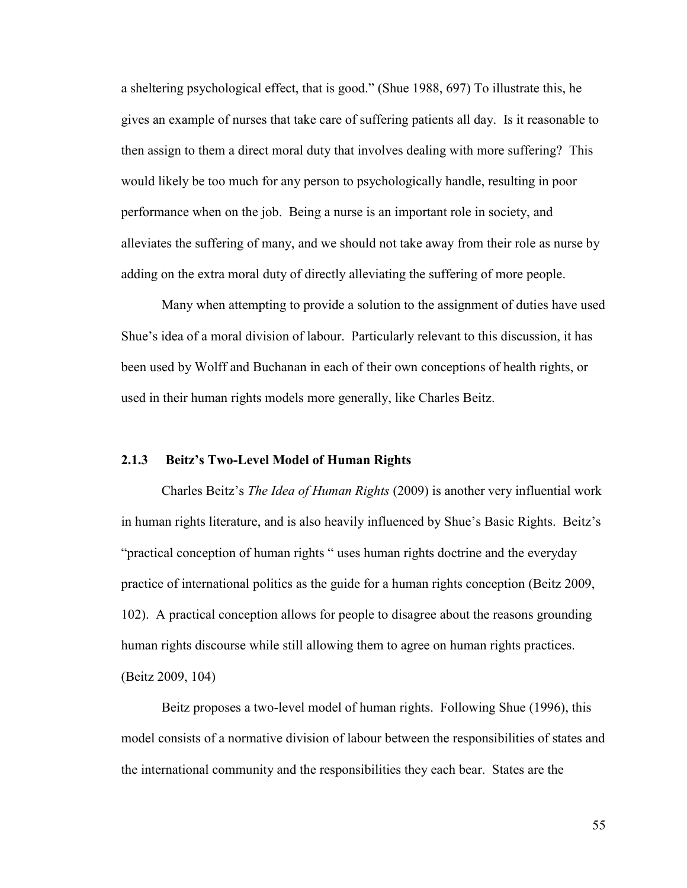a sheltering psychological effect, that is good." (Shue 1988, 697) To illustrate this, he gives an example of nurses that take care of suffering patients all day. Is it reasonable to then assign to them a direct moral duty that involves dealing with more suffering? This would likely be too much for any person to psychologically handle, resulting in poor performance when on the job. Being a nurse is an important role in society, and alleviates the suffering of many, and we should not take away from their role as nurse by adding on the extra moral duty of directly alleviating the suffering of more people.

Many when attempting to provide a solution to the assignment of duties have used Shue's idea of a moral division of labour. Particularly relevant to this discussion, it has been used by Wolff and Buchanan in each of their own conceptions of health rights, or used in their human rights models more generally, like Charles Beitz.

### 2.1.3 Beitz's Two-Level Model of Human Rights

Charles Beitz's *The Idea of Human Rights* (2009) is another very influential work in human rights literature, and is also heavily influenced by Shue's Basic Rights. Beitz's "practical conception of human rights " uses human rights doctrine and the everyday practice of international politics as the guide for a human rights conception (Beitz 2009, 102). A practical conception allows for people to disagree about the reasons grounding human rights discourse while still allowing them to agree on human rights practices. (Beitz 2009, 104)

Beitz proposes a two-level model of human rights. Following Shue (1996), this model consists of a normative division of labour between the responsibilities of states and the international community and the responsibilities they each bear. States are the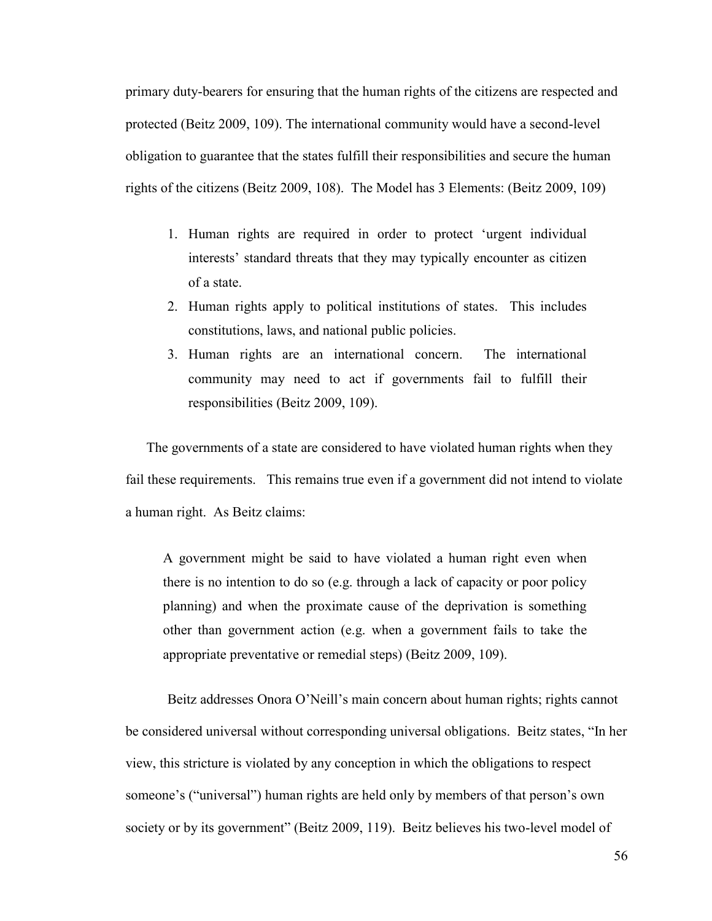primary duty-bearers for ensuring that the human rights of the citizens are respected and protected (Beitz 2009, 109). The international community would have a second-level obligation to guarantee that the states fulfill their responsibilities and secure the human rights of the citizens (Beitz 2009, 108). The Model has 3 Elements: (Beitz 2009, 109)

> 1. Human rights are required in order to protect 'urgent individual interests' standard threats that they may typically encounter as citizen of a state.
> 2. Human rights apply to political institutions of states. This includes constitutions, laws, and national public policies.
> 3. Human rights are an international concern. The international community may need to act if governments fail to fulfill their responsibilities (Beitz 2009, 109).

The governments of a state are considered to have violated human rights when they fail these requirements. This remains true even if a government did not intend to violate a human right. As Beitz claims:

> A government might be said to have violated a human right even when there is no intention to do so (e.g. through a lack of capacity or poor policy planning) and when the proximate cause of the deprivation is something other than government action (e.g. when a government fails to take the appropriate preventative or remedial steps) (Beitz 2009, 109).

Beitz addresses Onora O'Neill's main concern about human rights; rights cannot be considered universal without corresponding universal obligations. Beitz states, "In her view, this stricture is violated by any conception in which the obligations to respect someone's ("universal") human rights are held only by members of that person's own society or by its government" (Beitz 2009, 119). Beitz believes his two-level model of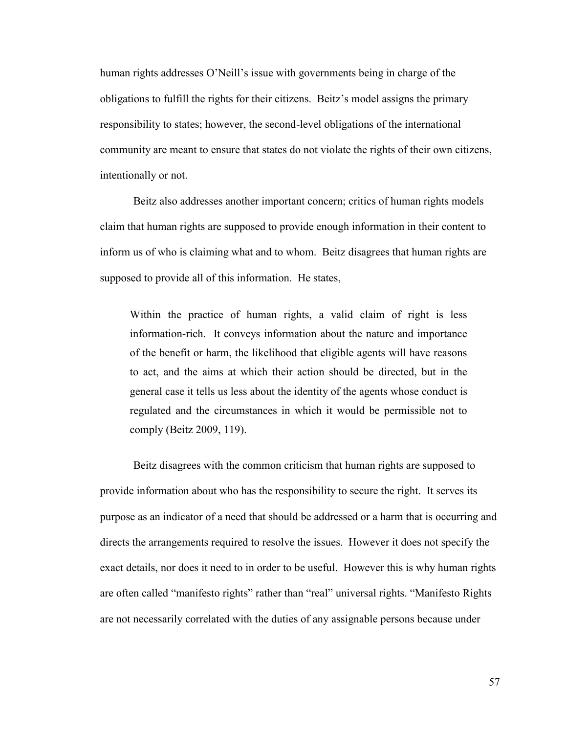human rights addresses O'Neill's issue with governments being in charge of the obligations to fulfill the rights for their citizens. Beitz's model assigns the primary responsibility to states; however, the second-level obligations of the international community are meant to ensure that states do not violate the rights of their own citizens, intentionally or not.

Beitz also addresses another important concern; critics of human rights models claim that human rights are supposed to provide enough information in their content to inform us of who is claiming what and to whom. Beitz disagrees that human rights are supposed to provide all of this information. He states,

> Within the practice of human rights, a valid claim of right is less information-rich. It conveys information about the nature and importance of the benefit or harm, the likelihood that eligible agents will have reasons to act, and the aims at which their action should be directed, but in the general case it tells us less about the identity of the agents whose conduct is regulated and the circumstances in which it would be permissible not to comply (Beitz 2009, 119).

Beitz disagrees with the common criticism that human rights are supposed to provide information about who has the responsibility to secure the right. It serves its purpose as an indicator of a need that should be addressed or a harm that is occurring and directs the arrangements required to resolve the issues. However it does not specify the exact details, nor does it need to in order to be useful. However this is why human rights are often called "manifesto rights" rather than "real" universal rights. "Manifesto Rights are not necessarily correlated with the duties of any assignable persons because under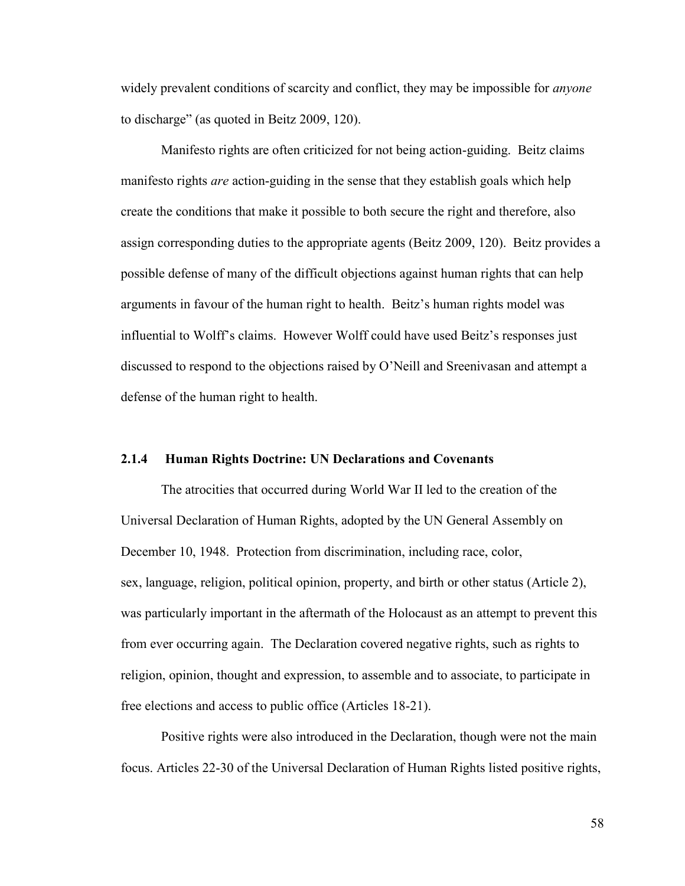widely prevalent conditions of scarcity and conflict, they may be impossible for *anyone* to discharge" (as quoted in Beitz 2009, 120).

Manifesto rights are often criticized for not being action-guiding. Beitz claims manifesto rights *are* action-guiding in the sense that they establish goals which help create the conditions that make it possible to both secure the right and therefore, also assign corresponding duties to the appropriate agents (Beitz 2009, 120). Beitz provides a possible defense of many of the difficult objections against human rights that can help arguments in favour of the human right to health. Beitz's human rights model was influential to Wolff's claims. However Wolff could have used Beitz's responses just discussed to respond to the objections raised by O'Neill and Sreenivasan and attempt a defense of the human right to health.

### 2.1.4 Human Rights Doctrine: UN Declarations and Covenants

The atrocities that occurred during World War II led to the creation of the Universal Declaration of Human Rights, adopted by the UN General Assembly on December 10, 1948. Protection from discrimination, including race, color, sex, language, religion, political opinion, property, and birth or other status (Article 2), was particularly important in the aftermath of the Holocaust as an attempt to prevent this from ever occurring again. The Declaration covered negative rights, such as rights to religion, opinion, thought and expression, to assemble and to associate, to participate in free elections and access to public office (Articles 18-21).

Positive rights were also introduced in the Declaration, though were not the main focus. Articles 22-30 of the Universal Declaration of Human Rights listed positive rights,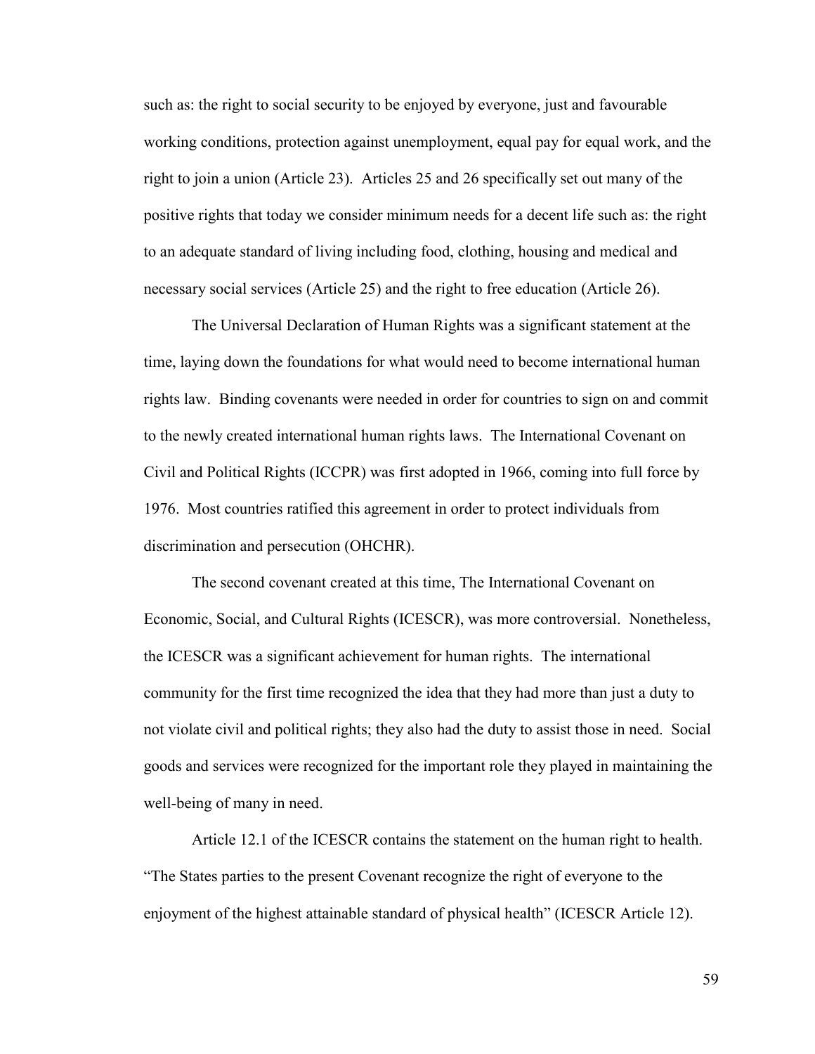such as: the right to social security to be enjoyed by everyone, just and favourable working conditions, protection against unemployment, equal pay for equal work, and the right to join a union (Article 23). Articles 25 and 26 specifically set out many of the positive rights that today we consider minimum needs for a decent life such as: the right to an adequate standard of living including food, clothing, housing and medical and necessary social services (Article 25) and the right to free education (Article 26).

The Universal Declaration of Human Rights was a significant statement at the time, laying down the foundations for what would need to become international human rights law. Binding covenants were needed in order for countries to sign on and commit to the newly created international human rights laws. The International Covenant on Civil and Political Rights (ICCPR) was first adopted in 1966, coming into full force by 1976. Most countries ratified this agreement in order to protect individuals from discrimination and persecution (OHCHR).

The second covenant created at this time, The International Covenant on Economic, Social, and Cultural Rights (ICESCR), was more controversial. Nonetheless, the ICESCR was a significant achievement for human rights. The international community for the first time recognized the idea that they had more than just a duty to not violate civil and political rights; they also had the duty to assist those in need. Social goods and services were recognized for the important role they played in maintaining the well-being of many in need.

Article 12.1 of the ICESCR contains the statement on the human right to health. "The States parties to the present Covenant recognize the right of everyone to the enjoyment of the highest attainable standard of physical health" (ICESCR Article 12).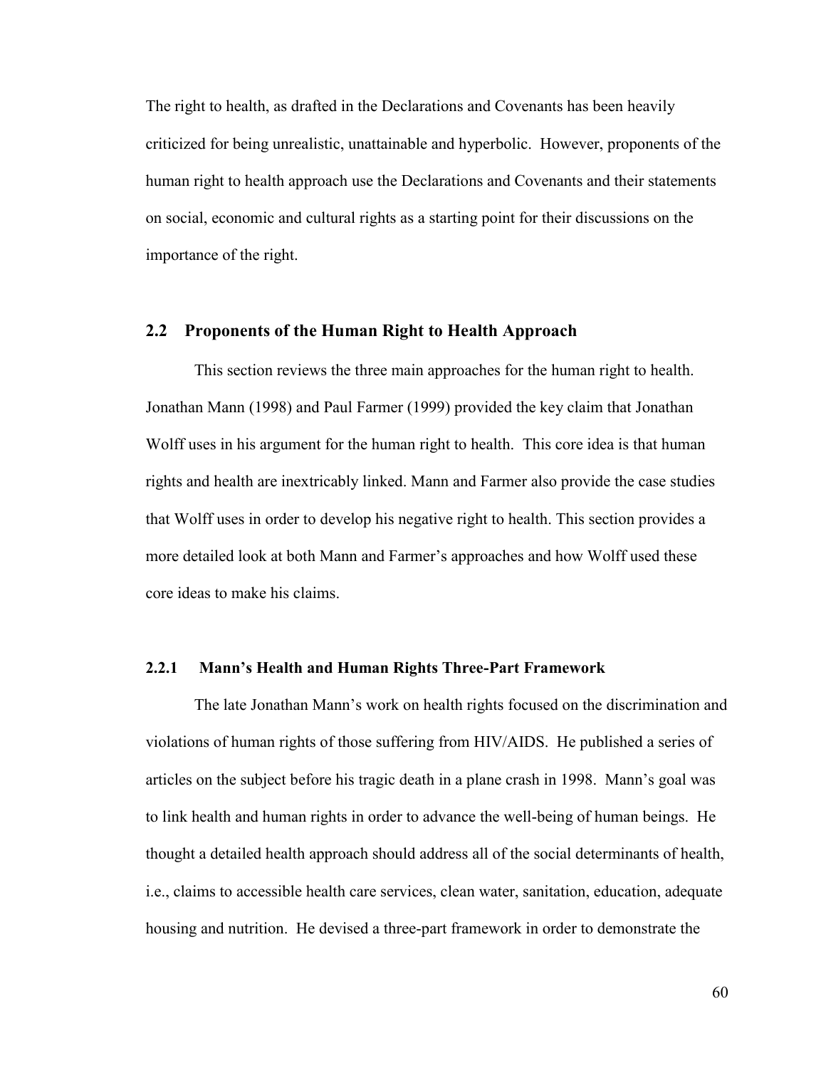The right to health, as drafted in the Declarations and Covenants has been heavily criticized for being unrealistic, unattainable and hyperbolic. However, proponents of the human right to health approach use the Declarations and Covenants and their statements on social, economic and cultural rights as a starting point for their discussions on the importance of the right.

## 2.2 Proponents of the Human Right to Health Approach

This section reviews the three main approaches for the human right to health. Jonathan Mann (1998) and Paul Farmer (1999) provided the key claim that Jonathan Wolff uses in his argument for the human right to health. This core idea is that human rights and health are inextricably linked. Mann and Farmer also provide the case studies that Wolff uses in order to develop his negative right to health. This section provides a more detailed look at both Mann and Farmer's approaches and how Wolff used these core ideas to make his claims.

### 2.2.1 Mann's Health and Human Rights Three-Part Framework

The late Jonathan Mann's work on health rights focused on the discrimination and violations of human rights of those suffering from HIV/AIDS. He published a series of articles on the subject before his tragic death in a plane crash in 1998. Mann's goal was to link health and human rights in order to advance the well-being of human beings. He thought a detailed health approach should address all of the social determinants of health, i.e., claims to accessible health care services, clean water, sanitation, education, adequate housing and nutrition. He devised a three-part framework in order to demonstrate the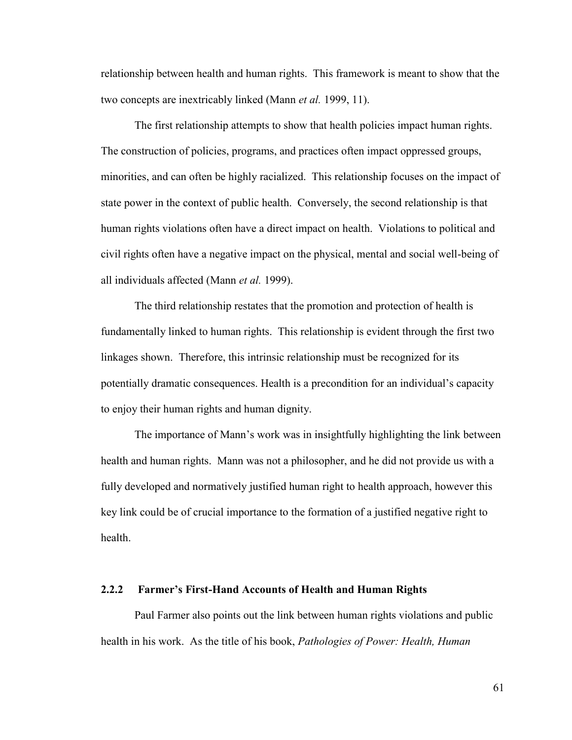relationship between health and human rights. This framework is meant to show that the two concepts are inextricably linked (Mann *et al.* 1999, 11).

The first relationship attempts to show that health policies impact human rights. The construction of policies, programs, and practices often impact oppressed groups, minorities, and can often be highly racialized. This relationship focuses on the impact of state power in the context of public health. Conversely, the second relationship is that human rights violations often have a direct impact on health. Violations to political and civil rights often have a negative impact on the physical, mental and social well-being of all individuals affected (Mann *et al.* 1999).

The third relationship restates that the promotion and protection of health is fundamentally linked to human rights. This relationship is evident through the first two linkages shown. Therefore, this intrinsic relationship must be recognized for its potentially dramatic consequences. Health is a precondition for an individual's capacity to enjoy their human rights and human dignity.

The importance of Mann's work was in insightfully highlighting the link between health and human rights. Mann was not a philosopher, and he did not provide us with a fully developed and normatively justified human right to health approach, however this key link could be of crucial importance to the formation of a justified negative right to health.

### 2.2.2 Farmer's First-Hand Accounts of Health and Human Rights

Paul Farmer also points out the link between human rights violations and public health in his work. As the title of his book, *Pathologies of Power: Health, Human*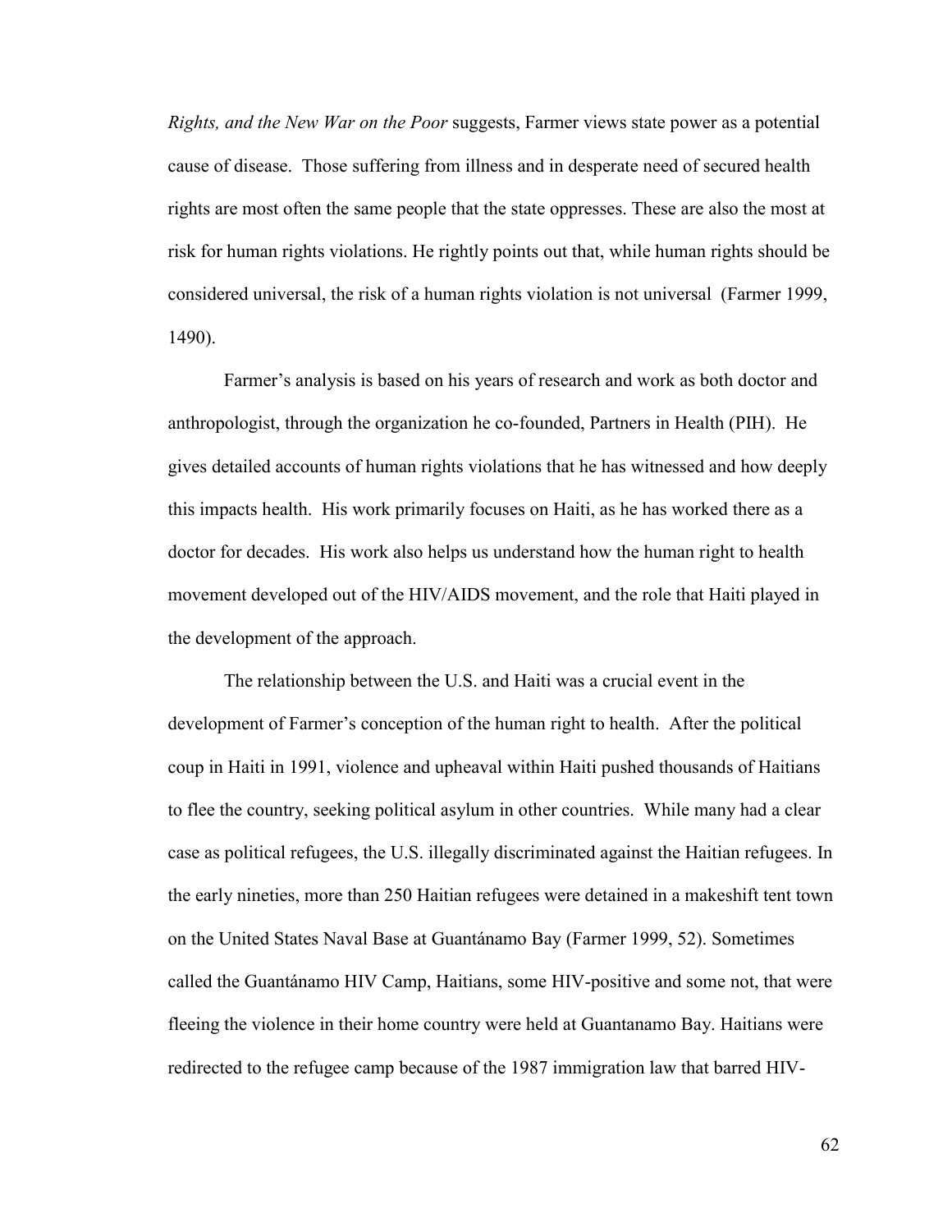*Rights, and the New War on the Poor* suggests, Farmer views state power as a potential cause of disease. Those suffering from illness and in desperate need of secured health rights are most often the same people that the state oppresses. These are also the most at risk for human rights violations. He rightly points out that, while human rights should be considered universal, the risk of a human rights violation is not universal (Farmer 1999, 1490).

Farmer's analysis is based on his years of research and work as both doctor and anthropologist, through the organization he co-founded, Partners in Health (PIH). He gives detailed accounts of human rights violations that he has witnessed and how deeply this impacts health. His work primarily focuses on Haiti, as he has worked there as a doctor for decades. His work also helps us understand how the human right to health movement developed out of the HIV/AIDS movement, and the role that Haiti played in the development of the approach.

The relationship between the U.S. and Haiti was a crucial event in the development of Farmer's conception of the human right to health. After the political coup in Haiti in 1991, violence and upheaval within Haiti pushed thousands of Haitians to flee the country, seeking political asylum in other countries. While many had a clear case as political refugees, the U.S. illegally discriminated against the Haitian refugees. In the early nineties, more than 250 Haitian refugees were detained in a makeshift tent town on the United States Naval Base at Guantánamo Bay (Farmer 1999, 52). Sometimes called the Guantánamo HIV Camp, Haitians, some HIV-positive and some not, that were fleeing the violence in their home country were held at Guantanamo Bay. Haitians were redirected to the refugee camp because of the 1987 immigration law that barred HIV-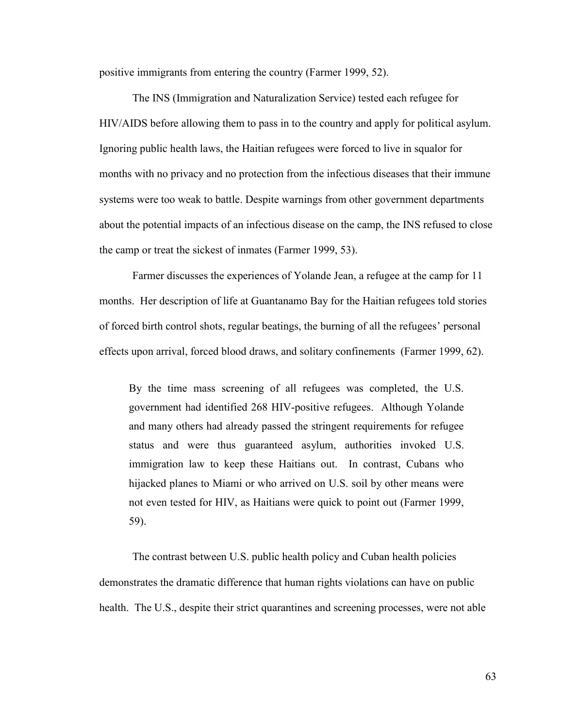positive immigrants from entering the country (Farmer 1999, 52).

The INS (Immigration and Naturalization Service) tested each refugee for HIV/AIDS before allowing them to pass in to the country and apply for political asylum. Ignoring public health laws, the Haitian refugees were forced to live in squalor for months with no privacy and no protection from the infectious diseases that their immune systems were too weak to battle. Despite warnings from other government departments about the potential impacts of an infectious disease on the camp, the INS refused to close the camp or treat the sickest of inmates (Farmer 1999, 53).

Farmer discusses the experiences of Yolande Jean, a refugee at the camp for 11 months. Her description of life at Guantanamo Bay for the Haitian refugees told stories of forced birth control shots, regular beatings, the burning of all the refugees' personal effects upon arrival, forced blood draws, and solitary confinements (Farmer 1999, 62).

> By the time mass screening of all refugees was completed, the U.S. government had identified 268 HIV-positive refugees. Although Yolande and many others had already passed the stringent requirements for refugee status and were thus guaranteed asylum, authorities invoked U.S. immigration law to keep these Haitians out. In contrast, Cubans who hijacked planes to Miami or who arrived on U.S. soil by other means were not even tested for HIV, as Haitians were quick to point out (Farmer 1999, 59).

The contrast between U.S. public health policy and Cuban health policies demonstrates the dramatic difference that human rights violations can have on public health. The U.S., despite their strict quarantines and screening processes, were not able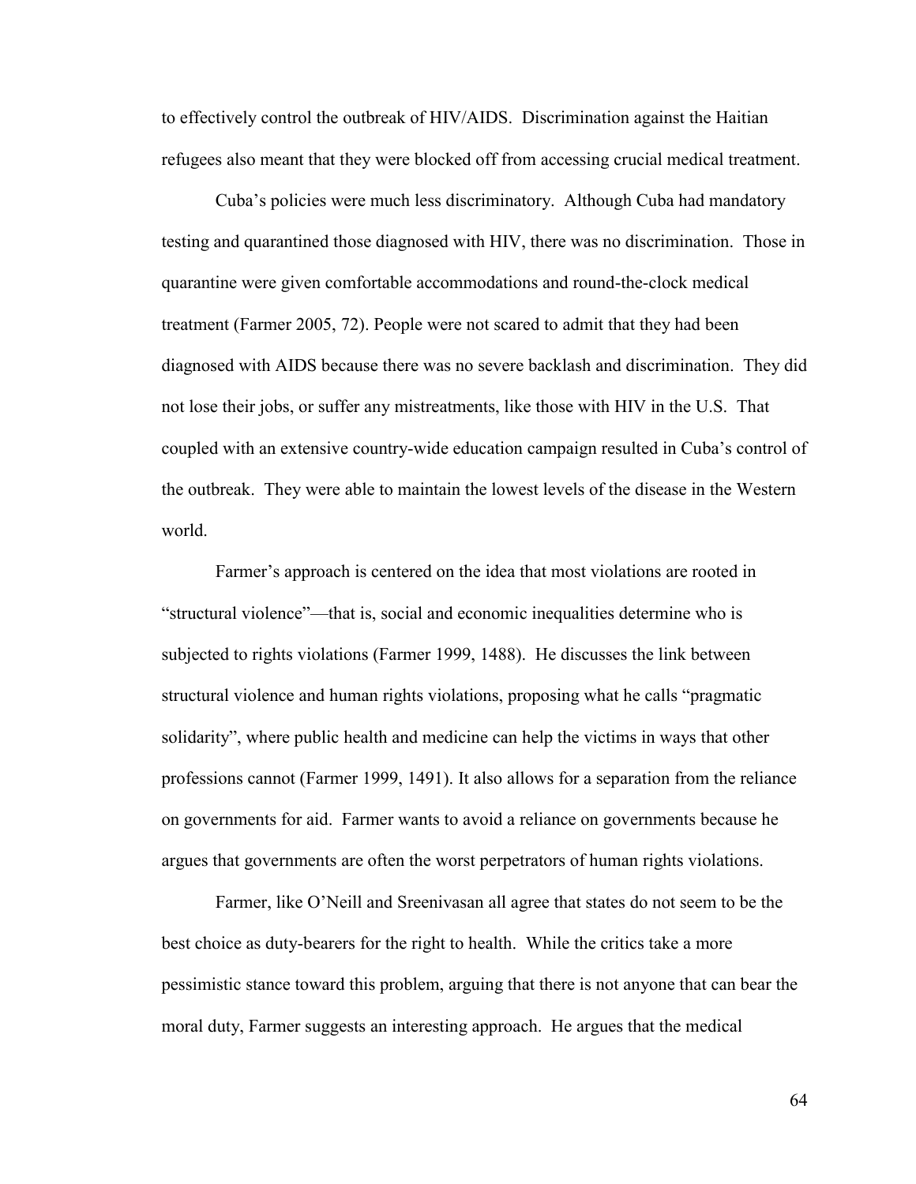to effectively control the outbreak of HIV/AIDS. Discrimination against the Haitian refugees also meant that they were blocked off from accessing crucial medical treatment.

Cuba's policies were much less discriminatory. Although Cuba had mandatory testing and quarantined those diagnosed with HIV, there was no discrimination. Those in quarantine were given comfortable accommodations and round-the-clock medical treatment (Farmer 2005, 72). People were not scared to admit that they had been diagnosed with AIDS because there was no severe backlash and discrimination. They did not lose their jobs, or suffer any mistreatments, like those with HIV in the U.S. That coupled with an extensive country-wide education campaign resulted in Cuba's control of the outbreak. They were able to maintain the lowest levels of the disease in the Western world.

Farmer's approach is centered on the idea that most violations are rooted in "structural violence"—that is, social and economic inequalities determine who is subjected to rights violations (Farmer 1999, 1488). He discusses the link between structural violence and human rights violations, proposing what he calls "pragmatic solidarity", where public health and medicine can help the victims in ways that other professions cannot (Farmer 1999, 1491). It also allows for a separation from the reliance on governments for aid. Farmer wants to avoid a reliance on governments because he argues that governments are often the worst perpetrators of human rights violations.

Farmer, like O'Neill and Sreenivasan all agree that states do not seem to be the best choice as duty-bearers for the right to health. While the critics take a more pessimistic stance toward this problem, arguing that there is not anyone that can bear the moral duty, Farmer suggests an interesting approach. He argues that the medical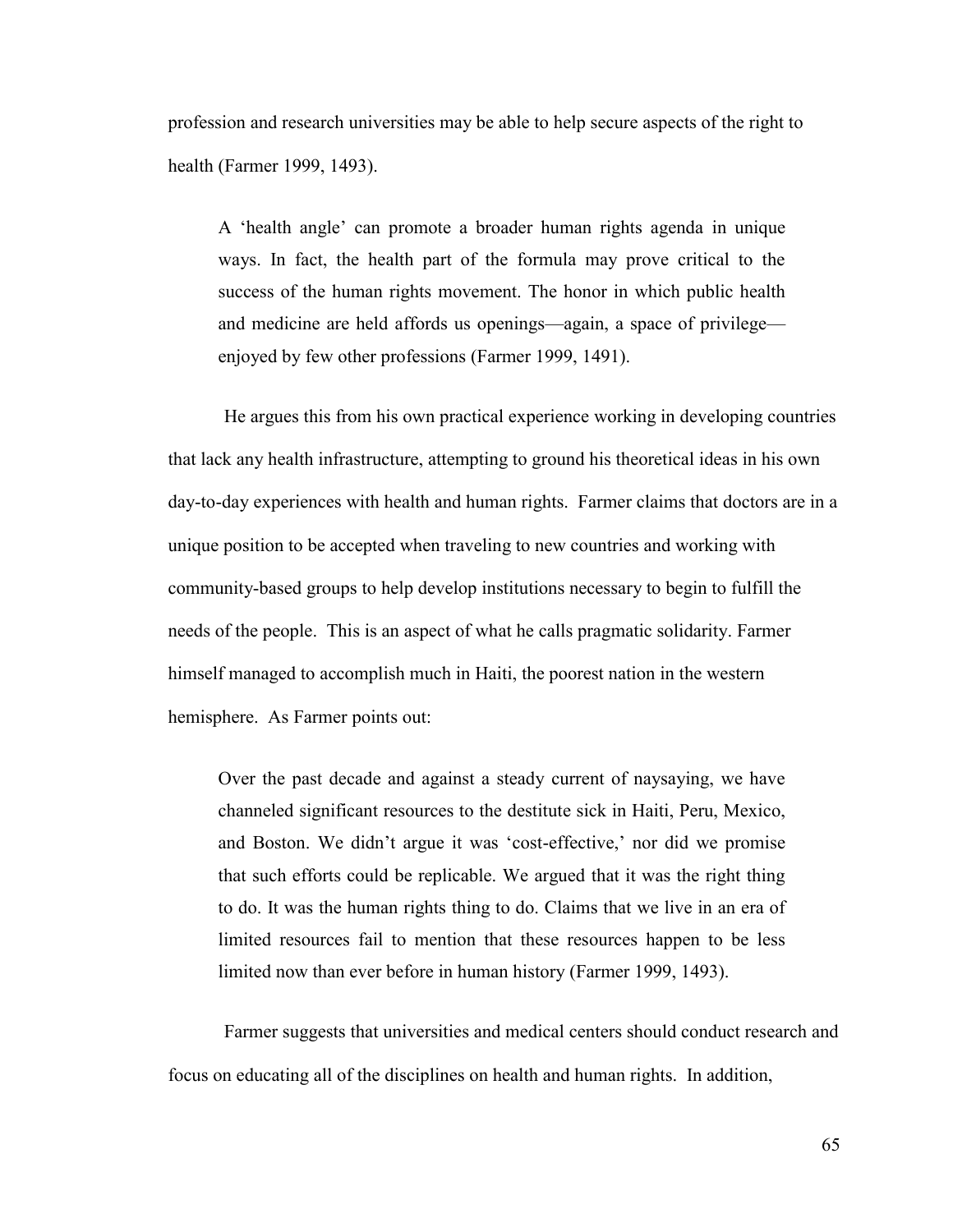profession and research universities may be able to help secure aspects of the right to health (Farmer 1999, 1493).

> A 'health angle' can promote a broader human rights agenda in unique ways. In fact, the health part of the formula may prove critical to the success of the human rights movement. The honor in which public health and medicine are held affords us openings—again, a space of privilege—enjoyed by few other professions (Farmer 1999, 1491).

He argues this from his own practical experience working in developing countries that lack any health infrastructure, attempting to ground his theoretical ideas in his own day-to-day experiences with health and human rights. Farmer claims that doctors are in a unique position to be accepted when traveling to new countries and working with community-based groups to help develop institutions necessary to begin to fulfill the needs of the people. This is an aspect of what he calls pragmatic solidarity. Farmer himself managed to accomplish much in Haiti, the poorest nation in the western hemisphere. As Farmer points out:

> Over the past decade and against a steady current of naysaying, we have channeled significant resources to the destitute sick in Haiti, Peru, Mexico, and Boston. We didn't argue it was 'cost-effective,' nor did we promise that such efforts could be replicable. We argued that it was the right thing to do. It was the human rights thing to do. Claims that we live in an era of limited resources fail to mention that these resources happen to be less limited now than ever before in human history (Farmer 1999, 1493).

Farmer suggests that universities and medical centers should conduct research and focus on educating all of the disciplines on health and human rights. In addition,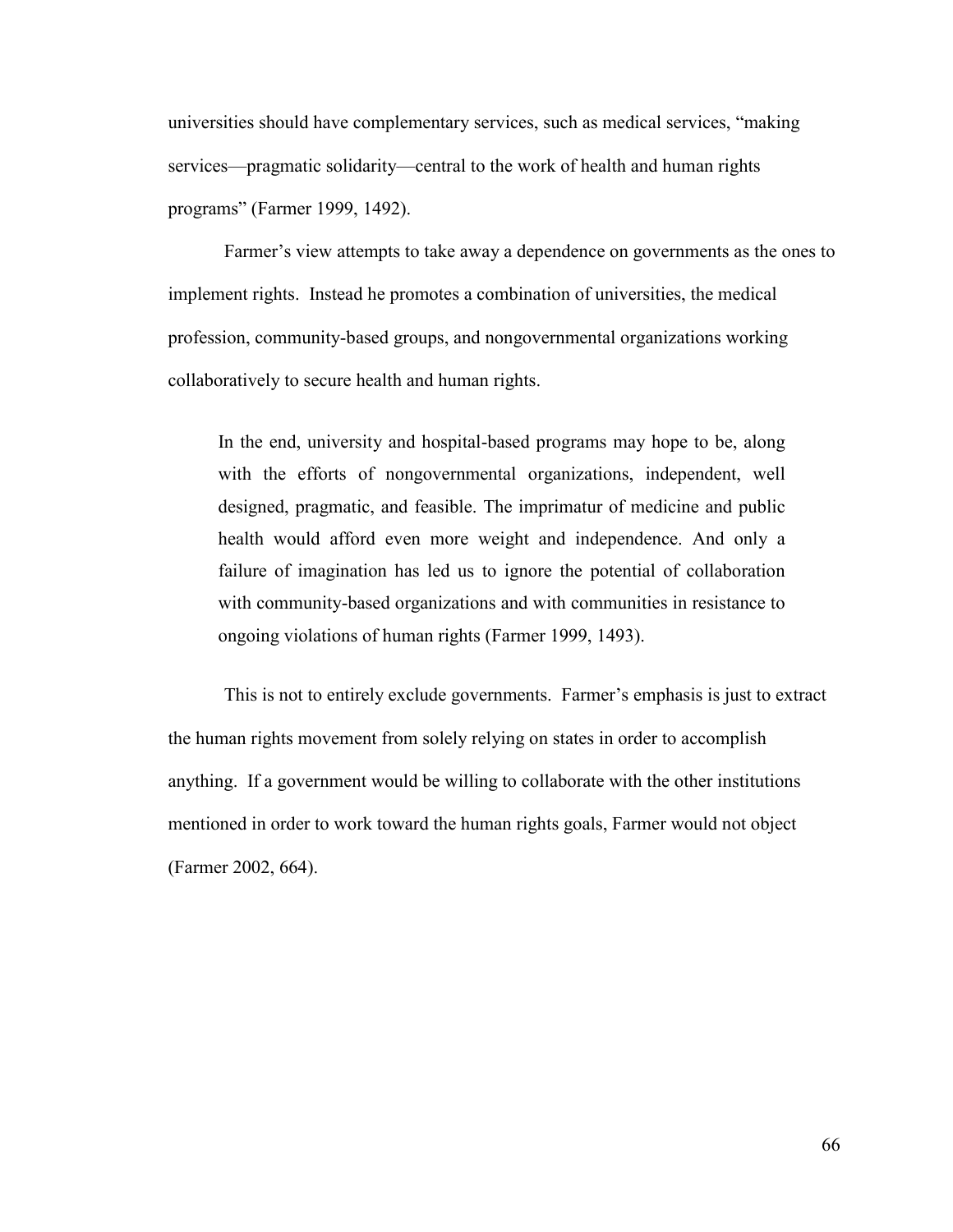universities should have complementary services, such as medical services, "making services—pragmatic solidarity—central to the work of health and human rights programs" (Farmer 1999, 1492).

Farmer's view attempts to take away a dependence on governments as the ones to implement rights. Instead he promotes a combination of universities, the medical profession, community-based groups, and nongovernmental organizations working collaboratively to secure health and human rights.

> In the end, university and hospital-based programs may hope to be, along with the efforts of nongovernmental organizations, independent, well designed, pragmatic, and feasible. The imprimatur of medicine and public health would afford even more weight and independence. And only a failure of imagination has led us to ignore the potential of collaboration with community-based organizations and with communities in resistance to ongoing violations of human rights (Farmer 1999, 1493).

This is not to entirely exclude governments. Farmer's emphasis is just to extract the human rights movement from solely relying on states in order to accomplish anything. If a government would be willing to collaborate with the other institutions mentioned in order to work toward the human rights goals, Farmer would not object (Farmer 2002, 664).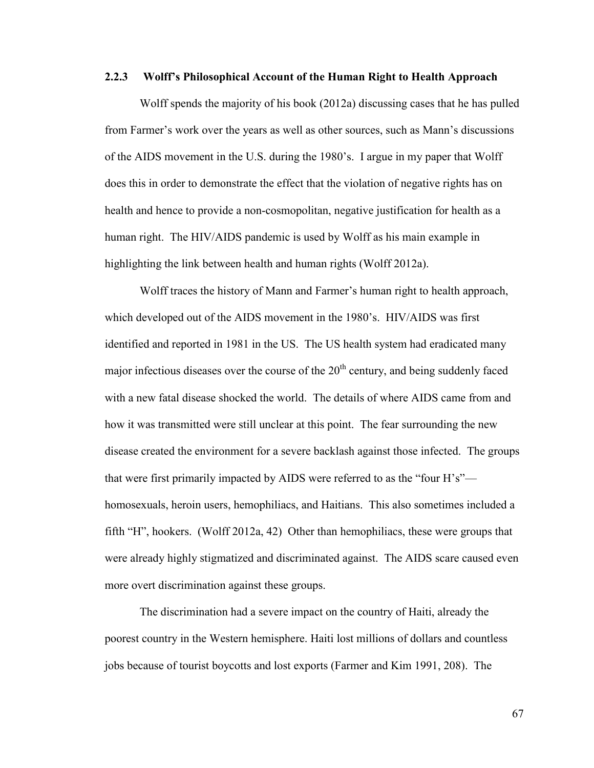### 2.2.3 Wolff's Philosophical Account of the Human Right to Health Approach

Wolff spends the majority of his book (2012a) discussing cases that he has pulled from Farmer's work over the years as well as other sources, such as Mann's discussions of the AIDS movement in the U.S. during the 1980's. I argue in my paper that Wolff does this in order to demonstrate the effect that the violation of negative rights has on health and hence to provide a non-cosmopolitan, negative justification for health as a human right. The HIV/AIDS pandemic is used by Wolff as his main example in highlighting the link between health and human rights (Wolff 2012a).

Wolff traces the history of Mann and Farmer's human right to health approach, which developed out of the AIDS movement in the 1980's. HIV/AIDS was first identified and reported in 1981 in the US. The US health system had eradicated many major infectious diseases over the course of the 20th century, and being suddenly faced with a new fatal disease shocked the world. The details of where AIDS came from and how it was transmitted were still unclear at this point. The fear surrounding the new disease created the environment for a severe backlash against those infected. The groups that were first primarily impacted by AIDS were referred to as the "four H's"—homosexuals, heroin users, hemophiliacs, and Haitians. This also sometimes included a fifth "H", hookers. (Wolff 2012a, 42) Other than hemophiliacs, these were groups that were already highly stigmatized and discriminated against. The AIDS scare caused even more overt discrimination against these groups.

The discrimination had a severe impact on the country of Haiti, already the poorest country in the Western hemisphere. Haiti lost millions of dollars and countless jobs because of tourist boycotts and lost exports (Farmer and Kim 1991, 208). The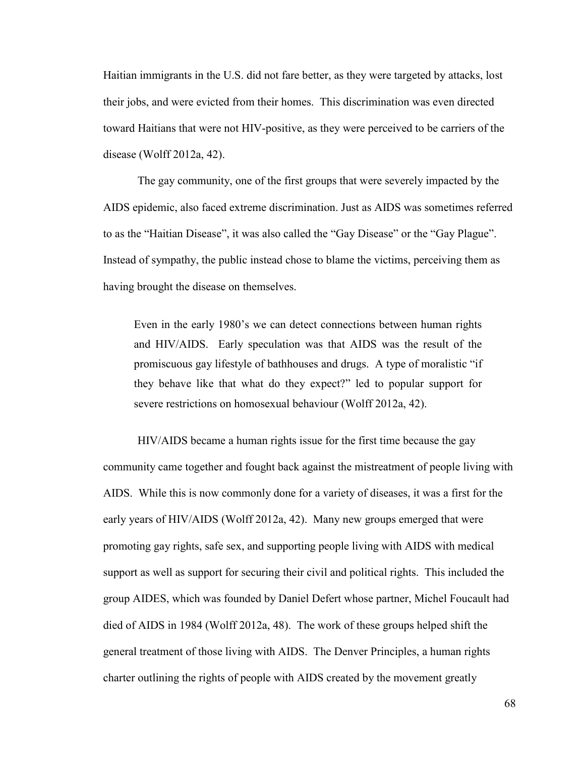Haitian immigrants in the U.S. did not fare better, as they were targeted by attacks, lost their jobs, and were evicted from their homes. This discrimination was even directed toward Haitians that were not HIV-positive, as they were perceived to be carriers of the disease (Wolff 2012a, 42).

The gay community, one of the first groups that were severely impacted by the AIDS epidemic, also faced extreme discrimination. Just as AIDS was sometimes referred to as the "Haitian Disease", it was also called the "Gay Disease" or the "Gay Plague". Instead of sympathy, the public instead chose to blame the victims, perceiving them as having brought the disease on themselves.

> Even in the early 1980's we can detect connections between human rights and HIV/AIDS. Early speculation was that AIDS was the result of the promiscuous gay lifestyle of bathhouses and drugs. A type of moralistic "if they behave like that what do they expect?" led to popular support for severe restrictions on homosexual behaviour (Wolff 2012a, 42).

HIV/AIDS became a human rights issue for the first time because the gay community came together and fought back against the mistreatment of people living with AIDS. While this is now commonly done for a variety of diseases, it was a first for the early years of HIV/AIDS (Wolff 2012a, 42). Many new groups emerged that were promoting gay rights, safe sex, and supporting people living with AIDS with medical support as well as support for securing their civil and political rights. This included the group AIDES, which was founded by Daniel Defert whose partner, Michel Foucault had died of AIDS in 1984 (Wolff 2012a, 48). The work of these groups helped shift the general treatment of those living with AIDS. The Denver Principles, a human rights charter outlining the rights of people with AIDS created by the movement greatly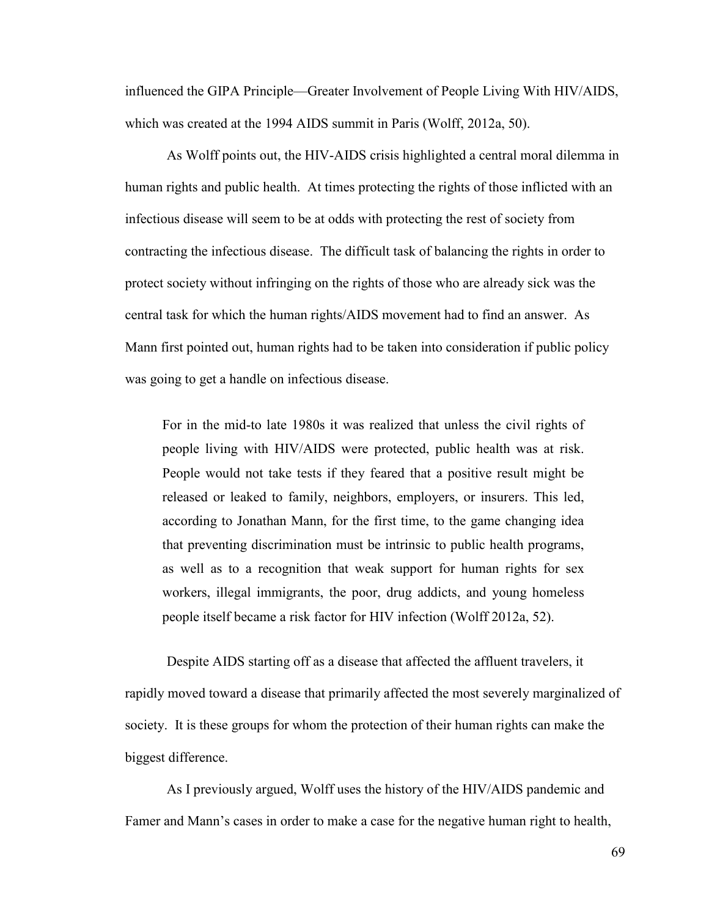influenced the GIPA Principle—Greater Involvement of People Living With HIV/AIDS, which was created at the 1994 AIDS summit in Paris (Wolff, 2012a, 50).

As Wolff points out, the HIV-AIDS crisis highlighted a central moral dilemma in human rights and public health. At times protecting the rights of those inflicted with an infectious disease will seem to be at odds with protecting the rest of society from contracting the infectious disease. The difficult task of balancing the rights in order to protect society without infringing on the rights of those who are already sick was the central task for which the human rights/AIDS movement had to find an answer. As Mann first pointed out, human rights had to be taken into consideration if public policy was going to get a handle on infectious disease.

> For in the mid-to late 1980s it was realized that unless the civil rights of people living with HIV/AIDS were protected, public health was at risk. People would not take tests if they feared that a positive result might be released or leaked to family, neighbors, employers, or insurers. This led, according to Jonathan Mann, for the first time, to the game changing idea that preventing discrimination must be intrinsic to public health programs, as well as to a recognition that weak support for human rights for sex workers, illegal immigrants, the poor, drug addicts, and young homeless people itself became a risk factor for HIV infection (Wolff 2012a, 52).

Despite AIDS starting off as a disease that affected the affluent travelers, it rapidly moved toward a disease that primarily affected the most severely marginalized of society. It is these groups for whom the protection of their human rights can make the biggest difference.

As I previously argued, Wolff uses the history of the HIV/AIDS pandemic and Famer and Mann's cases in order to make a case for the negative human right to health,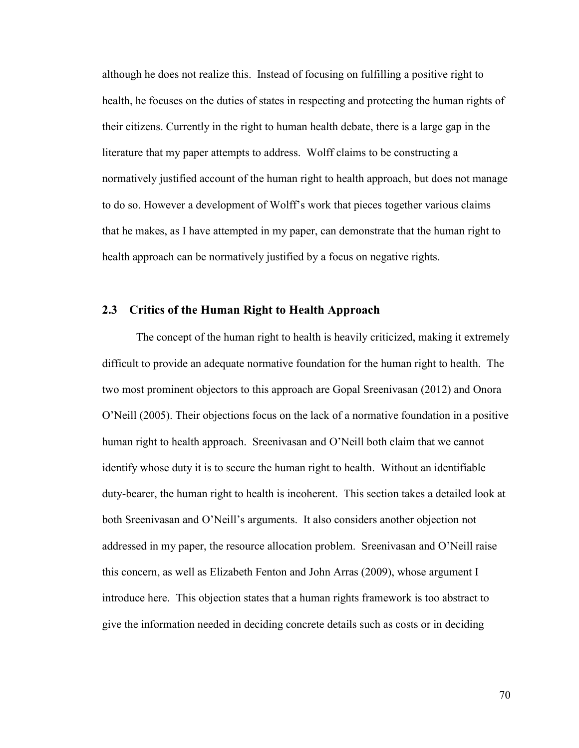although he does not realize this. Instead of focusing on fulfilling a positive right to health, he focuses on the duties of states in respecting and protecting the human rights of their citizens. Currently in the right to human health debate, there is a large gap in the literature that my paper attempts to address. Wolff claims to be constructing a normatively justified account of the human right to health approach, but does not manage to do so. However a development of Wolff's work that pieces together various claims that he makes, as I have attempted in my paper, can demonstrate that the human right to health approach can be normatively justified by a focus on negative rights.

## 2.3 Critics of the Human Right to Health Approach

The concept of the human right to health is heavily criticized, making it extremely difficult to provide an adequate normative foundation for the human right to health. The two most prominent objectors to this approach are Gopal Sreenivasan (2012) and Onora O'Neill (2005). Their objections focus on the lack of a normative foundation in a positive human right to health approach. Sreenivasan and O'Neill both claim that we cannot identify whose duty it is to secure the human right to health. Without an identifiable duty-bearer, the human right to health is incoherent. This section takes a detailed look at both Sreenivasan and O'Neill's arguments. It also considers another objection not addressed in my paper, the resource allocation problem. Sreenivasan and O'Neill raise this concern, as well as Elizabeth Fenton and John Arras (2009), whose argument I introduce here. This objection states that a human rights framework is too abstract to give the information needed in deciding concrete details such as costs or in deciding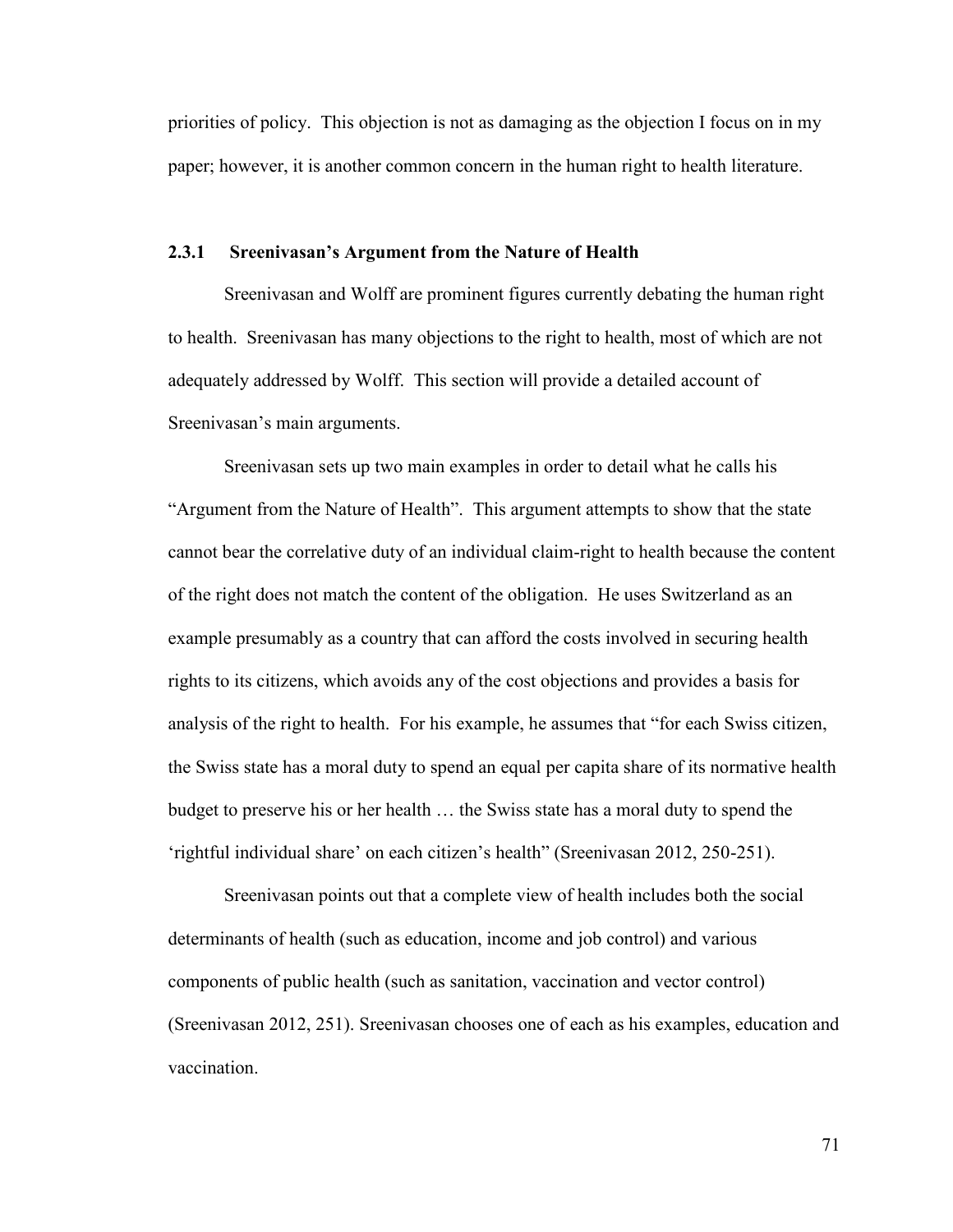priorities of policy. This objection is not as damaging as the objection I focus on in my paper; however, it is another common concern in the human right to health literature.

### 2.3.1 Sreenivasan's Argument from the Nature of Health

Sreenivasan and Wolff are prominent figures currently debating the human right to health. Sreenivasan has many objections to the right to health, most of which are not adequately addressed by Wolff. This section will provide a detailed account of Sreenivasan's main arguments.

Sreenivasan sets up two main examples in order to detail what he calls his "Argument from the Nature of Health". This argument attempts to show that the state cannot bear the correlative duty of an individual claim-right to health because the content of the right does not match the content of the obligation. He uses Switzerland as an example presumably as a country that can afford the costs involved in securing health rights to its citizens, which avoids any of the cost objections and provides a basis for analysis of the right to health. For his example, he assumes that "for each Swiss citizen, the Swiss state has a moral duty to spend an equal per capita share of its normative health budget to preserve his or her health … the Swiss state has a moral duty to spend the 'rightful individual share' on each citizen's health" (Sreenivasan 2012, 250-251).

Sreenivasan points out that a complete view of health includes both the social determinants of health (such as education, income and job control) and various components of public health (such as sanitation, vaccination and vector control) (Sreenivasan 2012, 251). Sreenivasan chooses one of each as his examples, education and vaccination.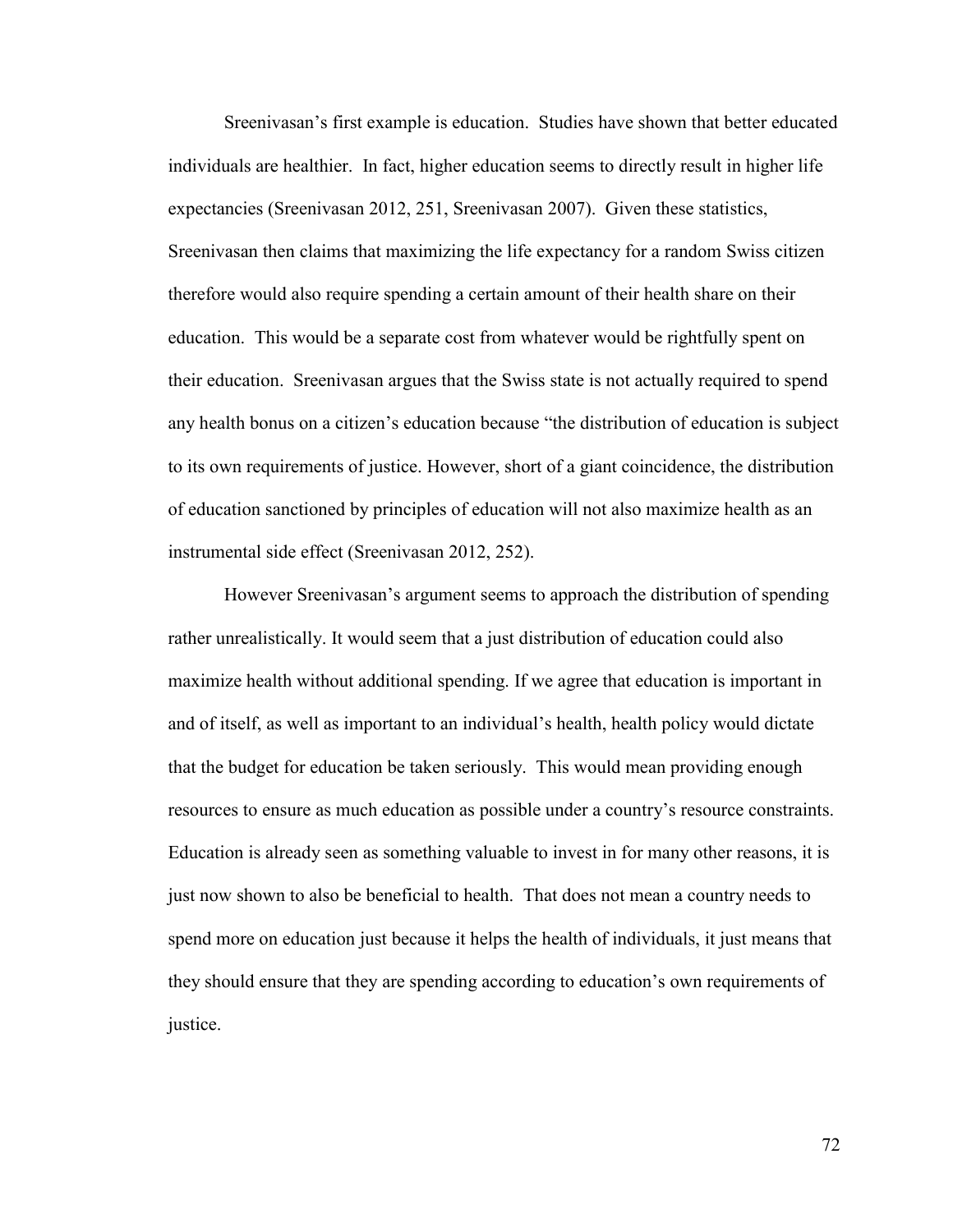Sreenivasan's first example is education. Studies have shown that better educated individuals are healthier. In fact, higher education seems to directly result in higher life expectancies (Sreenivasan 2012, 251, Sreenivasan 2007). Given these statistics, Sreenivasan then claims that maximizing the life expectancy for a random Swiss citizen therefore would also require spending a certain amount of their health share on their education. This would be a separate cost from whatever would be rightfully spent on their education. Sreenivasan argues that the Swiss state is not actually required to spend any health bonus on a citizen's education because "the distribution of education is subject to its own requirements of justice. However, short of a giant coincidence, the distribution of education sanctioned by principles of education will not also maximize health as an instrumental side effect (Sreenivasan 2012, 252).

However Sreenivasan's argument seems to approach the distribution of spending rather unrealistically. It would seem that a just distribution of education could also maximize health without additional spending. If we agree that education is important in and of itself, as well as important to an individual's health, health policy would dictate that the budget for education be taken seriously. This would mean providing enough resources to ensure as much education as possible under a country's resource constraints. Education is already seen as something valuable to invest in for many other reasons, it is just now shown to also be beneficial to health. That does not mean a country needs to spend more on education just because it helps the health of individuals, it just means that they should ensure that they are spending according to education's own requirements of justice.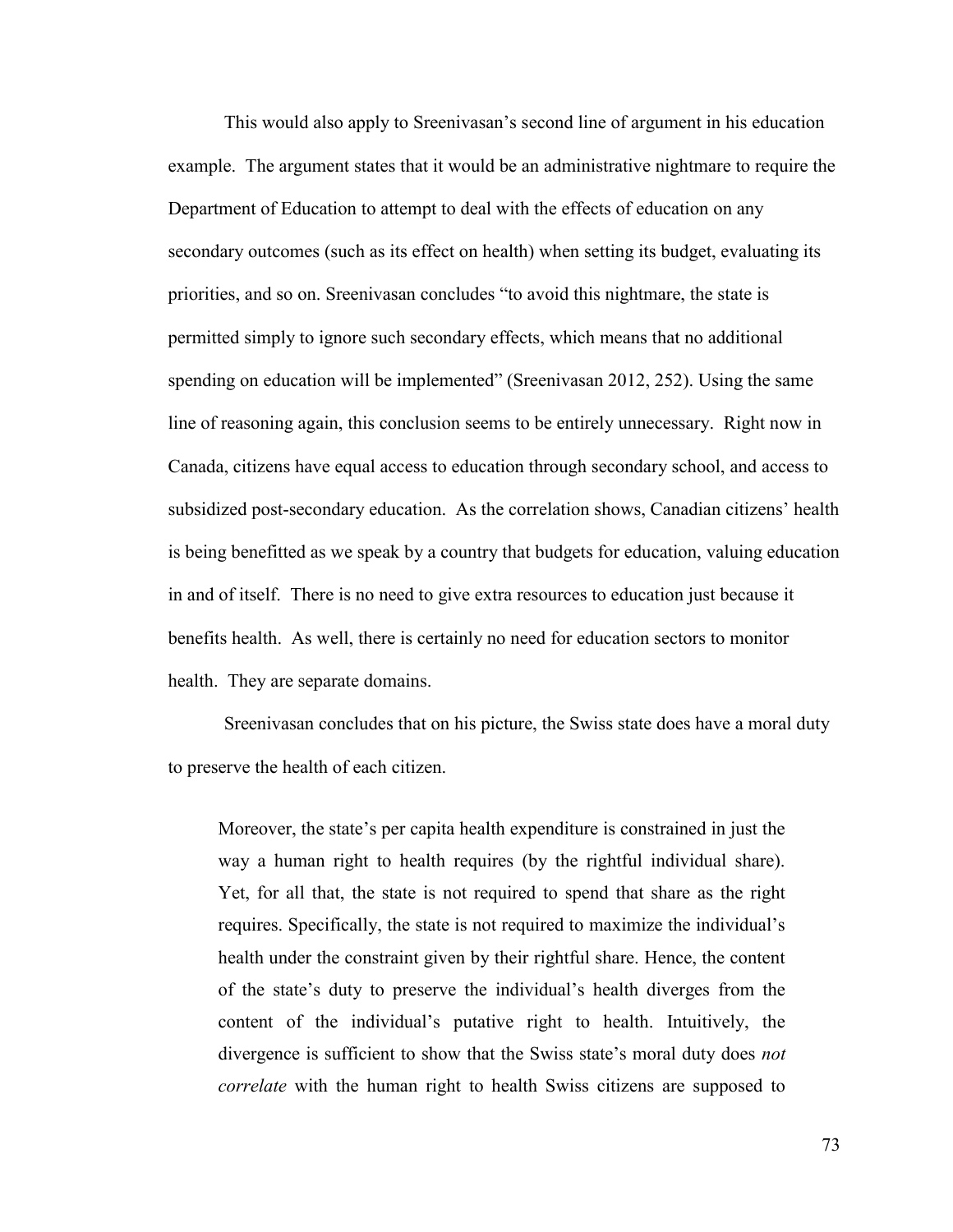This would also apply to Sreenivasan's second line of argument in his education example. The argument states that it would be an administrative nightmare to require the Department of Education to attempt to deal with the effects of education on any secondary outcomes (such as its effect on health) when setting its budget, evaluating its priorities, and so on. Sreenivasan concludes "to avoid this nightmare, the state is permitted simply to ignore such secondary effects, which means that no additional spending on education will be implemented" (Sreenivasan 2012, 252). Using the same line of reasoning again, this conclusion seems to be entirely unnecessary. Right now in Canada, citizens have equal access to education through secondary school, and access to subsidized post-secondary education. As the correlation shows, Canadian citizens' health is being benefitted as we speak by a country that budgets for education, valuing education in and of itself. There is no need to give extra resources to education just because it benefits health. As well, there is certainly no need for education sectors to monitor health. They are separate domains.

Sreenivasan concludes that on his picture, the Swiss state does have a moral duty to preserve the health of each citizen.

> Moreover, the state's per capita health expenditure is constrained in just the way a human right to health requires (by the rightful individual share). Yet, for all that, the state is not required to spend that share as the right requires. Specifically, the state is not required to maximize the individual's health under the constraint given by their rightful share. Hence, the content of the state's duty to preserve the individual's health diverges from the content of the individual's putative right to health. Intuitively, the divergence is sufficient to show that the Swiss state's moral duty does *not correlate* with the human right to health Swiss citizens are supposed to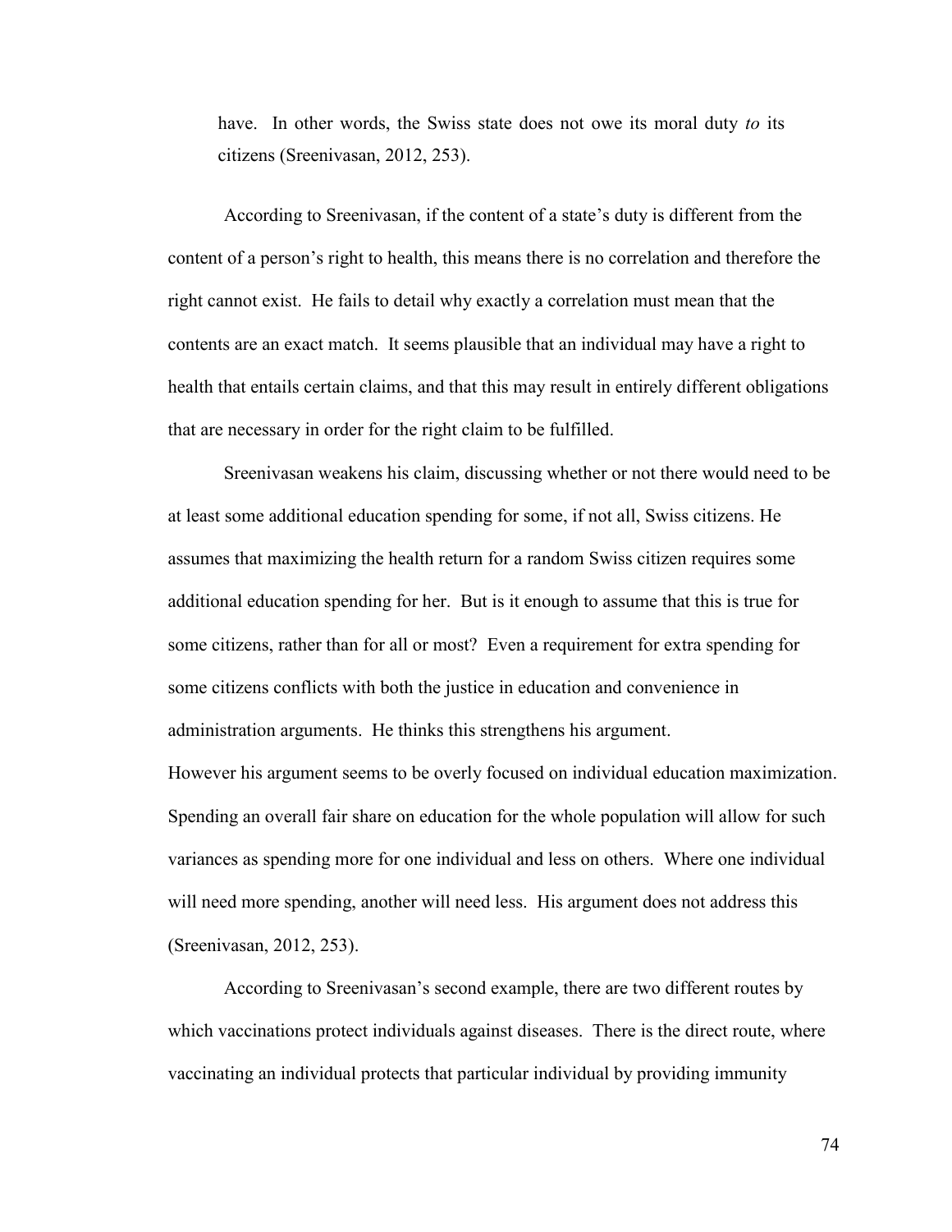have. In other words, the Swiss state does not owe its moral duty *to* its citizens (Sreenivasan, 2012, 253).

According to Sreenivasan, if the content of a state's duty is different from the content of a person's right to health, this means there is no correlation and therefore the right cannot exist. He fails to detail why exactly a correlation must mean that the contents are an exact match. It seems plausible that an individual may have a right to health that entails certain claims, and that this may result in entirely different obligations that are necessary in order for the right claim to be fulfilled.

Sreenivasan weakens his claim, discussing whether or not there would need to be at least some additional education spending for some, if not all, Swiss citizens. He assumes that maximizing the health return for a random Swiss citizen requires some additional education spending for her. But is it enough to assume that this is true for some citizens, rather than for all or most? Even a requirement for extra spending for some citizens conflicts with both the justice in education and convenience in administration arguments. He thinks this strengthens his argument.
However his argument seems to be overly focused on individual education maximization. Spending an overall fair share on education for the whole population will allow for such variances as spending more for one individual and less on others. Where one individual will need more spending, another will need less. His argument does not address this (Sreenivasan, 2012, 253).

According to Sreenivasan's second example, there are two different routes by which vaccinations protect individuals against diseases. There is the direct route, where vaccinating an individual protects that particular individual by providing immunity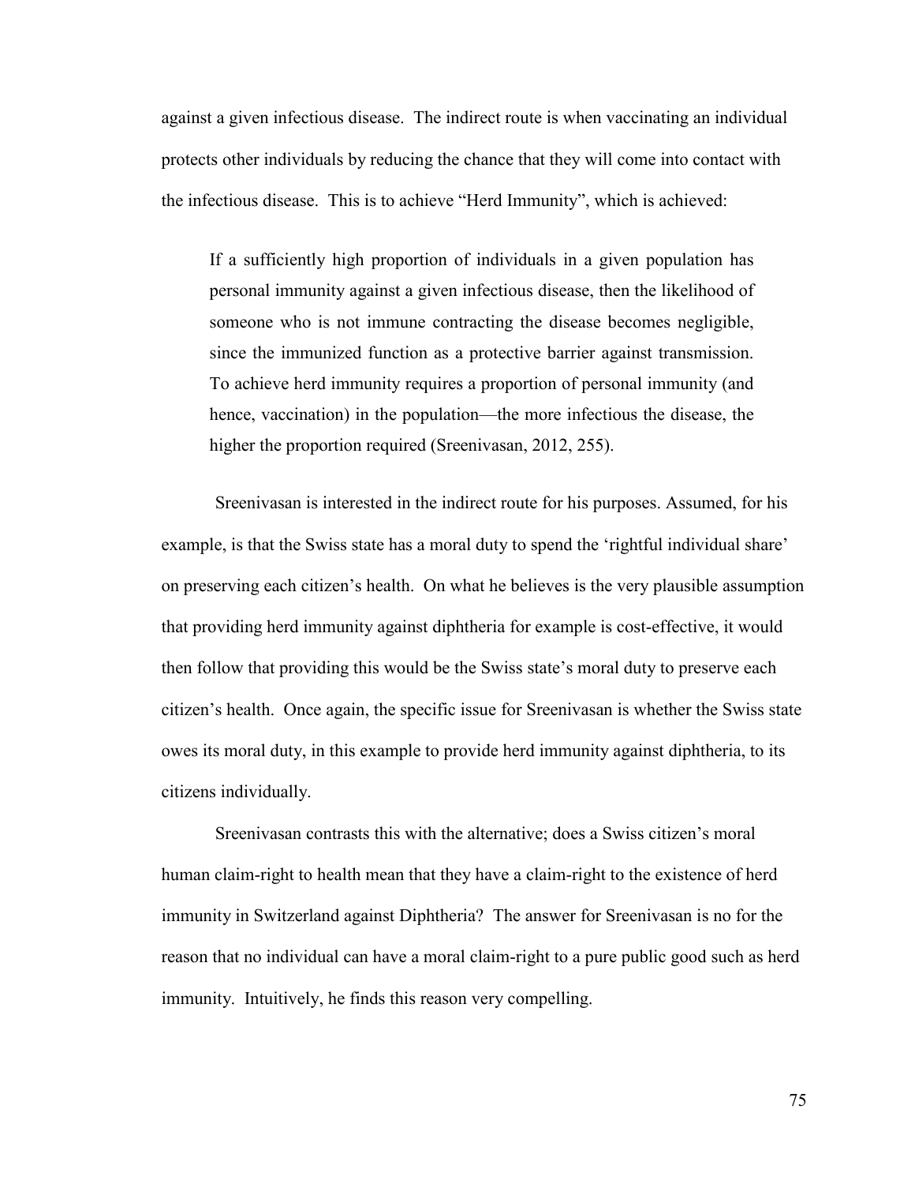against a given infectious disease. The indirect route is when vaccinating an individual protects other individuals by reducing the chance that they will come into contact with the infectious disease. This is to achieve “Herd Immunity”, which is achieved:

> If a sufficiently high proportion of individuals in a given population has personal immunity against a given infectious disease, then the likelihood of someone who is not immune contracting the disease becomes negligible, since the immunized function as a protective barrier against transmission. To achieve herd immunity requires a proportion of personal immunity (and hence, vaccination) in the population—the more infectious the disease, the higher the proportion required (Sreenivasan, 2012, 255).

Sreenivasan is interested in the indirect route for his purposes. Assumed, for his example, is that the Swiss state has a moral duty to spend the ‘rightful individual share’ on preserving each citizen’s health. On what he believes is the very plausible assumption that providing herd immunity against diphtheria for example is cost-effective, it would then follow that providing this would be the Swiss state’s moral duty to preserve each citizen’s health. Once again, the specific issue for Sreenivasan is whether the Swiss state owes its moral duty, in this example to provide herd immunity against diphtheria, to its citizens individually.

Sreenivasan contrasts this with the alternative; does a Swiss citizen’s moral human claim-right to health mean that they have a claim-right to the existence of herd immunity in Switzerland against Diphtheria? The answer for Sreenivasan is no for the reason that no individual can have a moral claim-right to a pure public good such as herd immunity. Intuitively, he finds this reason very compelling.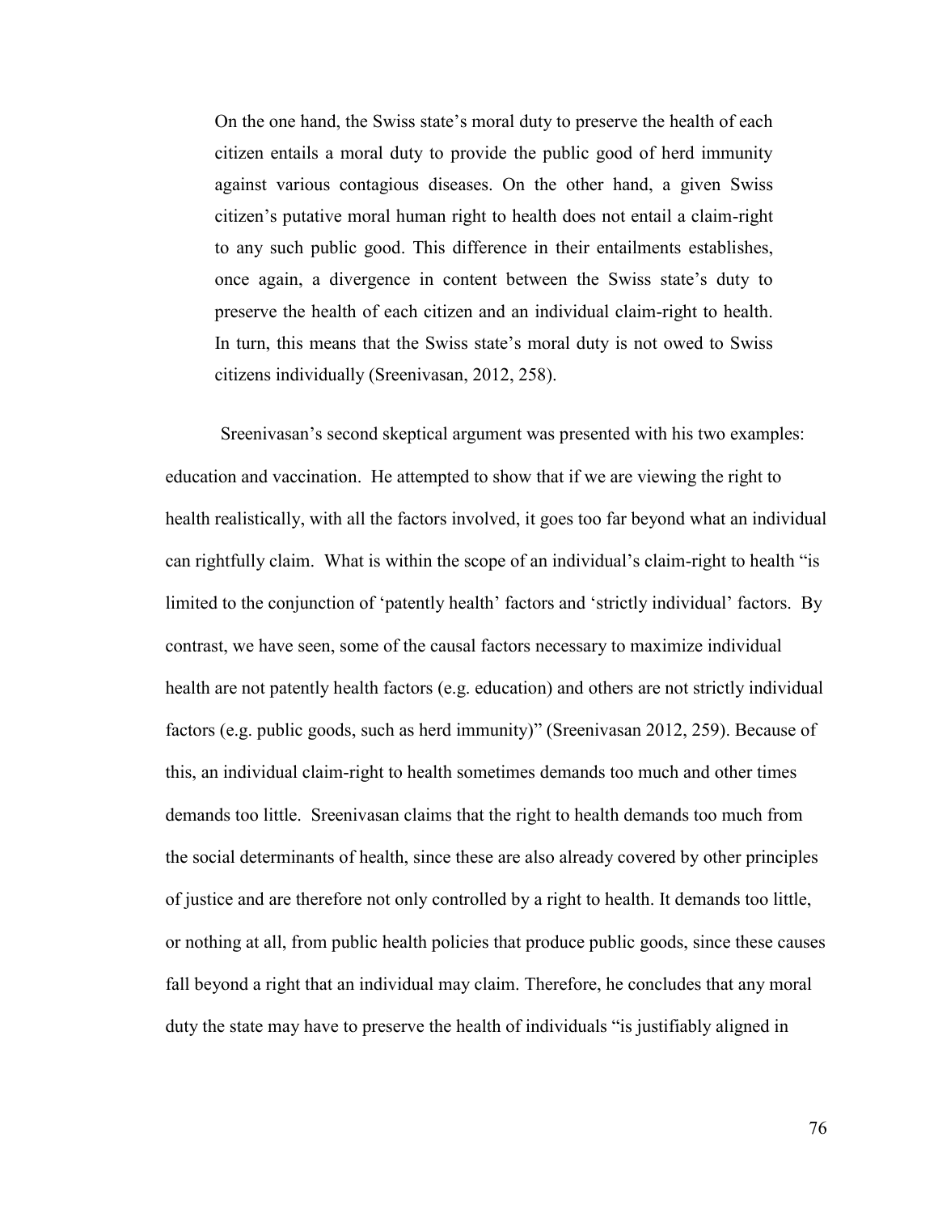> On the one hand, the Swiss state's moral duty to preserve the health of each citizen entails a moral duty to provide the public good of herd immunity against various contagious diseases. On the other hand, a given Swiss citizen's putative moral human right to health does not entail a claim-right to any such public good. This difference in their entailments establishes, once again, a divergence in content between the Swiss state's duty to preserve the health of each citizen and an individual claim-right to health. In turn, this means that the Swiss state's moral duty is not owed to Swiss citizens individually (Sreenivasan, 2012, 258).

Sreenivasan's second skeptical argument was presented with his two examples: education and vaccination. He attempted to show that if we are viewing the right to health realistically, with all the factors involved, it goes too far beyond what an individual can rightfully claim. What is within the scope of an individual's claim-right to health "is limited to the conjunction of 'patently health' factors and 'strictly individual' factors. By contrast, we have seen, some of the causal factors necessary to maximize individual health are not patently health factors (e.g. education) and others are not strictly individual factors (e.g. public goods, such as herd immunity)" (Sreenivasan 2012, 259). Because of this, an individual claim-right to health sometimes demands too much and other times demands too little. Sreenivasan claims that the right to health demands too much from the social determinants of health, since these are also already covered by other principles of justice and are therefore not only controlled by a right to health. It demands too little, or nothing at all, from public health policies that produce public goods, since these causes fall beyond a right that an individual may claim. Therefore, he concludes that any moral duty the state may have to preserve the health of individuals "is justifiably aligned in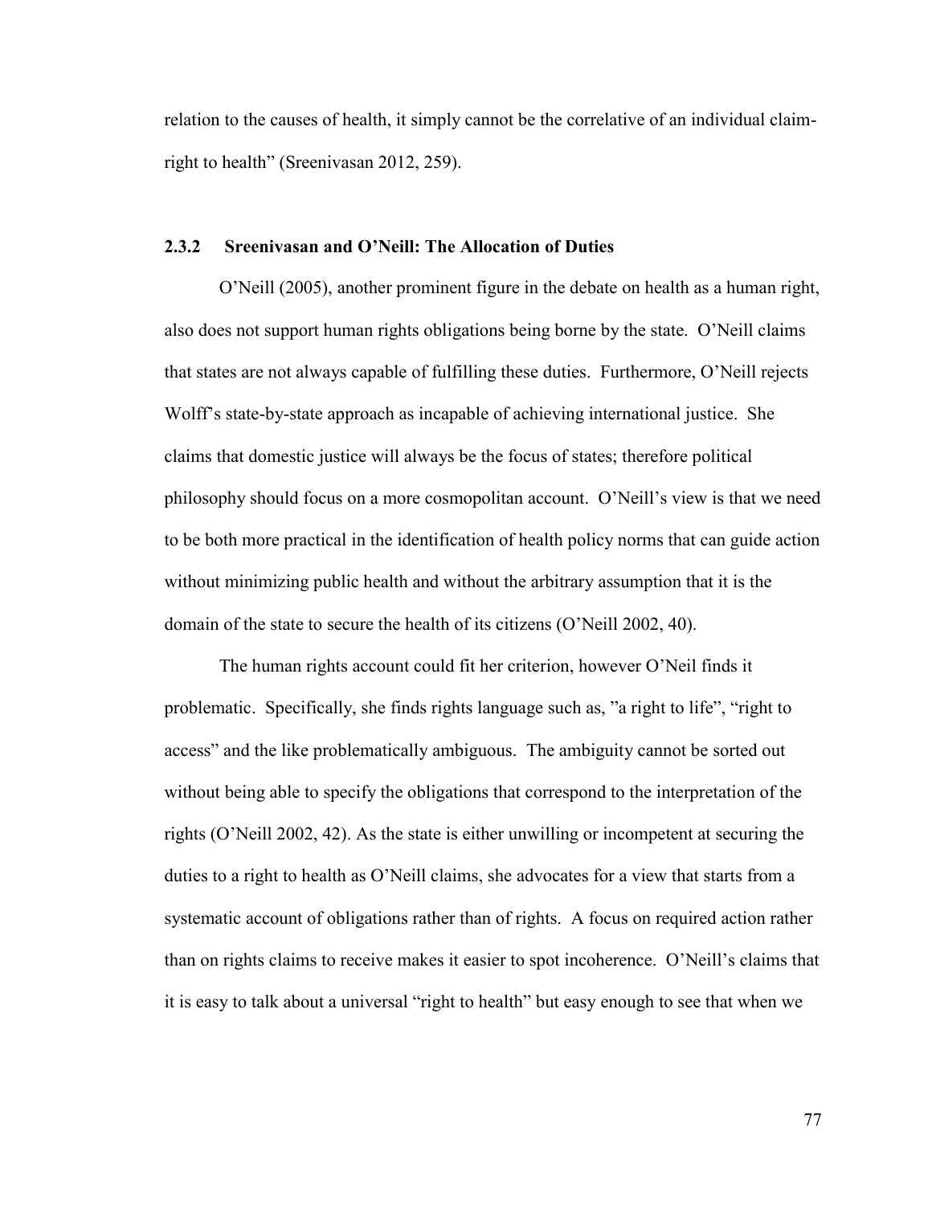relation to the causes of health, it simply cannot be the correlative of an individual claim-right to health" (Sreenivasan 2012, 259).

### 2.3.2 Sreenivasan and O'Neill: The Allocation of Duties

O'Neill (2005), another prominent figure in the debate on health as a human right, also does not support human rights obligations being borne by the state. O'Neill claims that states are not always capable of fulfilling these duties. Furthermore, O'Neill rejects Wolff's state-by-state approach as incapable of achieving international justice. She claims that domestic justice will always be the focus of states; therefore political philosophy should focus on a more cosmopolitan account. O'Neill's view is that we need to be both more practical in the identification of health policy norms that can guide action without minimizing public health and without the arbitrary assumption that it is the domain of the state to secure the health of its citizens (O'Neill 2002, 40).

The human rights account could fit her criterion, however O'Neil finds it problematic. Specifically, she finds rights language such as, "a right to life", "right to access" and the like problematically ambiguous. The ambiguity cannot be sorted out without being able to specify the obligations that correspond to the interpretation of the rights (O'Neill 2002, 42). As the state is either unwilling or incompetent at securing the duties to a right to health as O'Neill claims, she advocates for a view that starts from a systematic account of obligations rather than of rights. A focus on required action rather than on rights claims to receive makes it easier to spot incoherence. O'Neill's claims that it is easy to talk about a universal "right to health" but easy enough to see that when we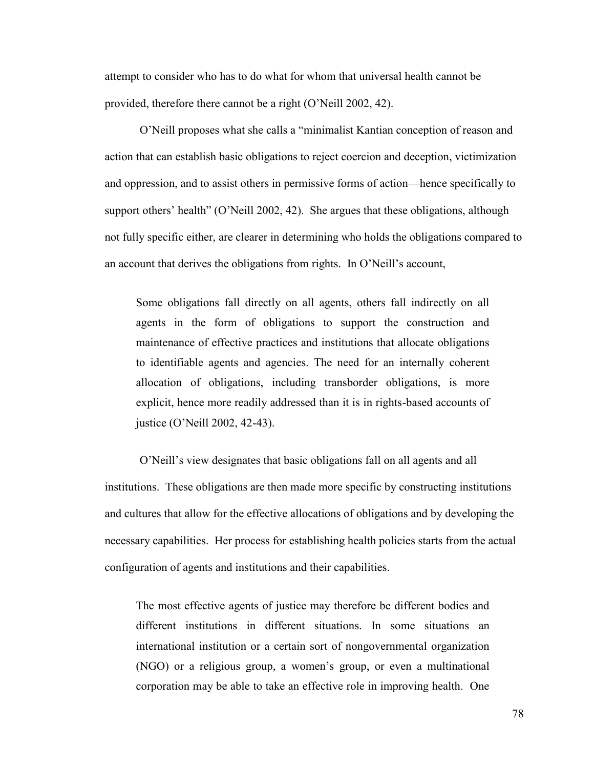attempt to consider who has to do what for whom that universal health cannot be provided, therefore there cannot be a right (O'Neill 2002, 42).

O'Neill proposes what she calls a "minimalist Kantian conception of reason and action that can establish basic obligations to reject coercion and deception, victimization and oppression, and to assist others in permissive forms of action—hence specifically to support others' health" (O'Neill 2002, 42). She argues that these obligations, although not fully specific either, are clearer in determining who holds the obligations compared to an account that derives the obligations from rights. In O'Neill's account,

> Some obligations fall directly on all agents, others fall indirectly on all agents in the form of obligations to support the construction and maintenance of effective practices and institutions that allocate obligations to identifiable agents and agencies. The need for an internally coherent allocation of obligations, including transborder obligations, is more explicit, hence more readily addressed than it is in rights-based accounts of justice (O'Neill 2002, 42-43).

O'Neill's view designates that basic obligations fall on all agents and all institutions. These obligations are then made more specific by constructing institutions and cultures that allow for the effective allocations of obligations and by developing the necessary capabilities. Her process for establishing health policies starts from the actual configuration of agents and institutions and their capabilities.

> The most effective agents of justice may therefore be different bodies and different institutions in different situations. In some situations an international institution or a certain sort of nongovernmental organization (NGO) or a religious group, a women's group, or even a multinational corporation may be able to take an effective role in improving health. One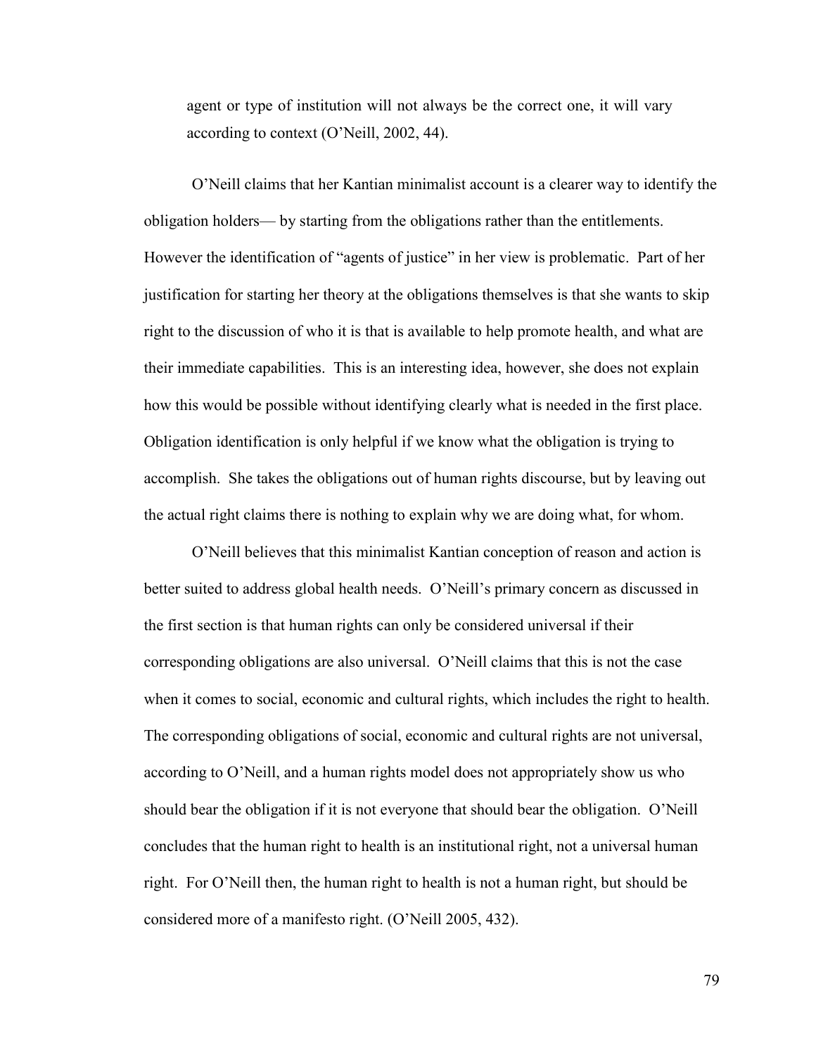agent or type of institution will not always be the correct one, it will vary according to context (O'Neill, 2002, 44).

O'Neill claims that her Kantian minimalist account is a clearer way to identify the obligation holders— by starting from the obligations rather than the entitlements. However the identification of "agents of justice" in her view is problematic. Part of her justification for starting her theory at the obligations themselves is that she wants to skip right to the discussion of who it is that is available to help promote health, and what are their immediate capabilities. This is an interesting idea, however, she does not explain how this would be possible without identifying clearly what is needed in the first place. Obligation identification is only helpful if we know what the obligation is trying to accomplish. She takes the obligations out of human rights discourse, but by leaving out the actual right claims there is nothing to explain why we are doing what, for whom.

O'Neill believes that this minimalist Kantian conception of reason and action is better suited to address global health needs. O'Neill's primary concern as discussed in the first section is that human rights can only be considered universal if their corresponding obligations are also universal. O'Neill claims that this is not the case when it comes to social, economic and cultural rights, which includes the right to health. The corresponding obligations of social, economic and cultural rights are not universal, according to O'Neill, and a human rights model does not appropriately show us who should bear the obligation if it is not everyone that should bear the obligation. O'Neill concludes that the human right to health is an institutional right, not a universal human right. For O'Neill then, the human right to health is not a human right, but should be considered more of a manifesto right. (O'Neill 2005, 432).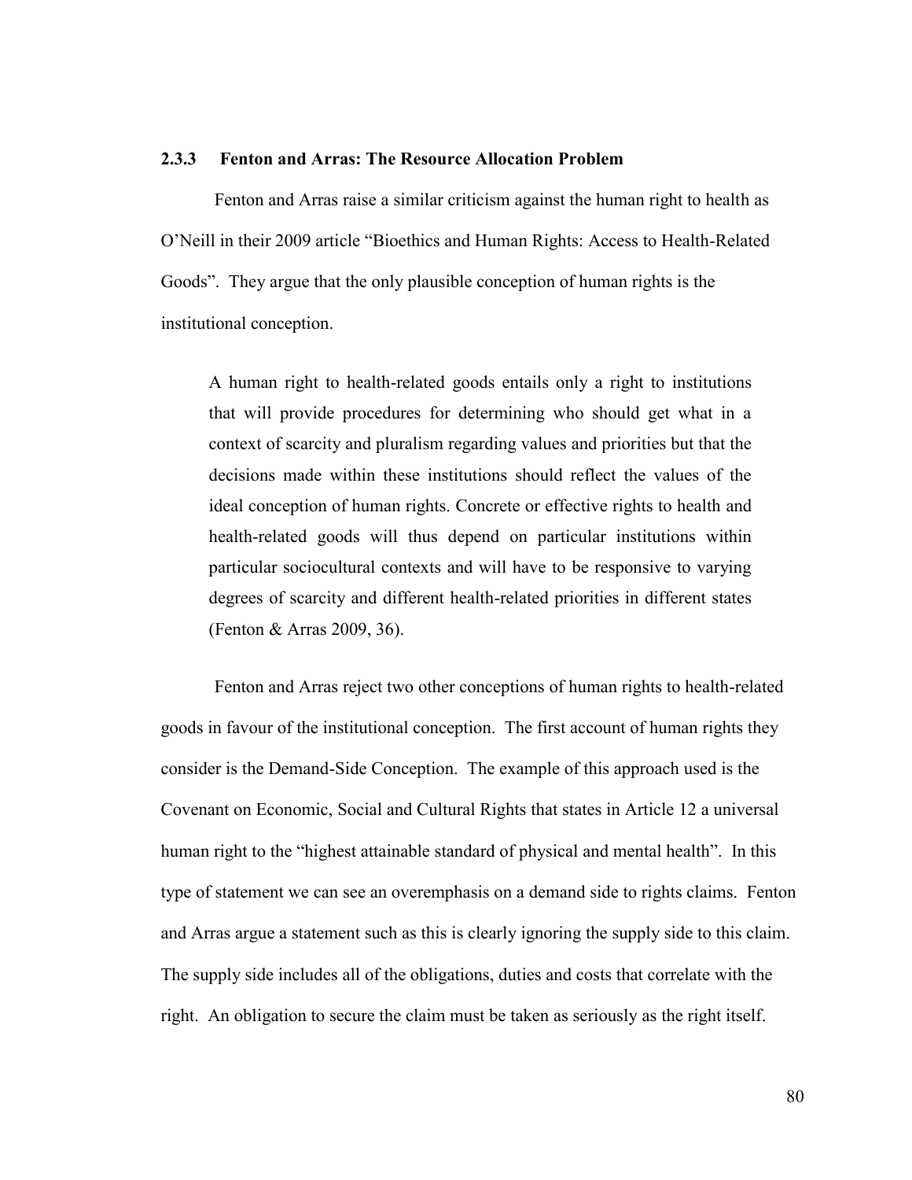### 2.3.3 Fenton and Arras: The Resource Allocation Problem

Fenton and Arras raise a similar criticism against the human right to health as O'Neill in their 2009 article "Bioethics and Human Rights: Access to Health-Related Goods". They argue that the only plausible conception of human rights is the institutional conception.

> A human right to health-related goods entails only a right to institutions that will provide procedures for determining who should get what in a context of scarcity and pluralism regarding values and priorities but that the decisions made within these institutions should reflect the values of the ideal conception of human rights. Concrete or effective rights to health and health-related goods will thus depend on particular institutions within particular sociocultural contexts and will have to be responsive to varying degrees of scarcity and different health-related priorities in different states (Fenton & Arras 2009, 36).

Fenton and Arras reject two other conceptions of human rights to health-related goods in favour of the institutional conception. The first account of human rights they consider is the Demand-Side Conception. The example of this approach used is the Covenant on Economic, Social and Cultural Rights that states in Article 12 a universal human right to the "highest attainable standard of physical and mental health". In this type of statement we can see an overemphasis on a demand side to rights claims. Fenton and Arras argue a statement such as this is clearly ignoring the supply side to this claim. The supply side includes all of the obligations, duties and costs that correlate with the right. An obligation to secure the claim must be taken as seriously as the right itself.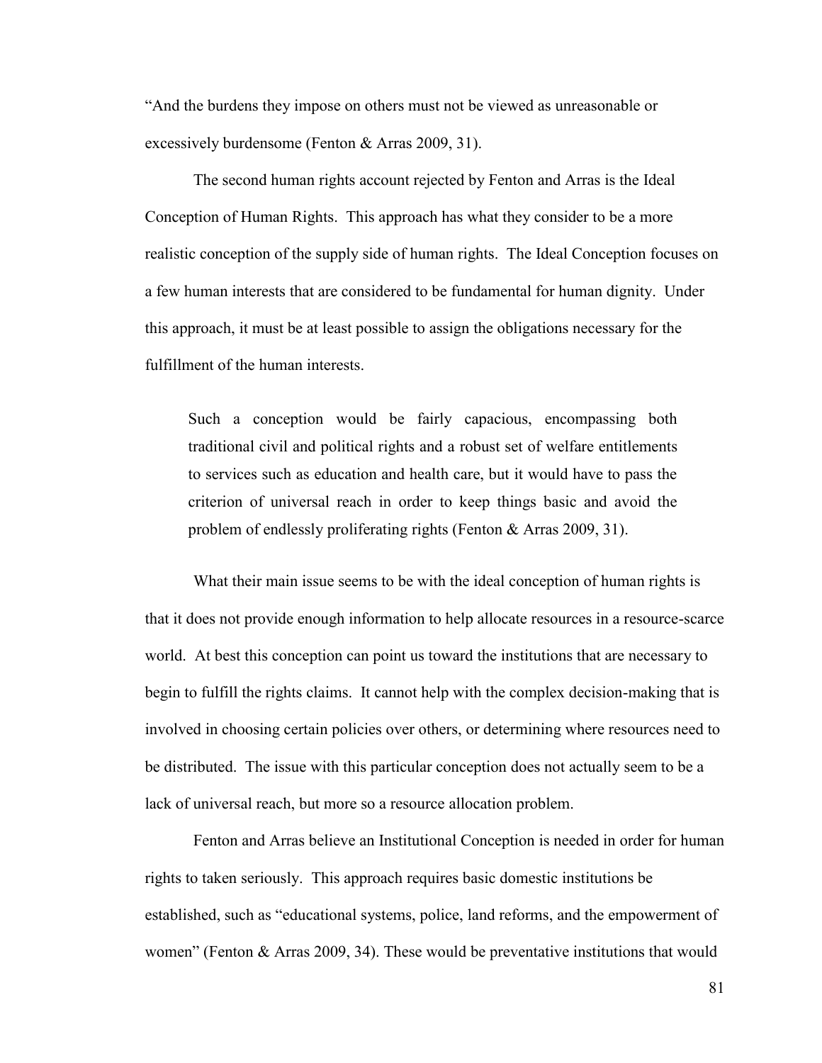"And the burdens they impose on others must not be viewed as unreasonable or excessively burdensome (Fenton & Arras 2009, 31).

The second human rights account rejected by Fenton and Arras is the Ideal Conception of Human Rights. This approach has what they consider to be a more realistic conception of the supply side of human rights. The Ideal Conception focuses on a few human interests that are considered to be fundamental for human dignity. Under this approach, it must be at least possible to assign the obligations necessary for the fulfillment of the human interests.

> Such a conception would be fairly capacious, encompassing both traditional civil and political rights and a robust set of welfare entitlements to services such as education and health care, but it would have to pass the criterion of universal reach in order to keep things basic and avoid the problem of endlessly proliferating rights (Fenton & Arras 2009, 31).

What their main issue seems to be with the ideal conception of human rights is that it does not provide enough information to help allocate resources in a resource-scarce world. At best this conception can point us toward the institutions that are necessary to begin to fulfill the rights claims. It cannot help with the complex decision-making that is involved in choosing certain policies over others, or determining where resources need to be distributed. The issue with this particular conception does not actually seem to be a lack of universal reach, but more so a resource allocation problem.

Fenton and Arras believe an Institutional Conception is needed in order for human rights to taken seriously. This approach requires basic domestic institutions be established, such as "educational systems, police, land reforms, and the empowerment of women" (Fenton & Arras 2009, 34). These would be preventative institutions that would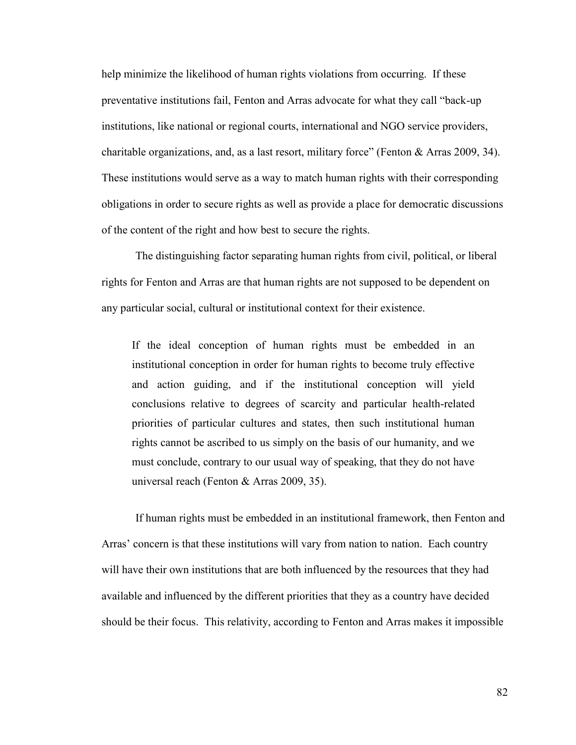help minimize the likelihood of human rights violations from occurring. If these preventative institutions fail, Fenton and Arras advocate for what they call "back-up institutions, like national or regional courts, international and NGO service providers, charitable organizations, and, as a last resort, military force" (Fenton & Arras 2009, 34). These institutions would serve as a way to match human rights with their corresponding obligations in order to secure rights as well as provide a place for democratic discussions of the content of the right and how best to secure the rights.

The distinguishing factor separating human rights from civil, political, or liberal rights for Fenton and Arras are that human rights are not supposed to be dependent on any particular social, cultural or institutional context for their existence.

> If the ideal conception of human rights must be embedded in an institutional conception in order for human rights to become truly effective and action guiding, and if the institutional conception will yield conclusions relative to degrees of scarcity and particular health-related priorities of particular cultures and states, then such institutional human rights cannot be ascribed to us simply on the basis of our humanity, and we must conclude, contrary to our usual way of speaking, that they do not have universal reach (Fenton & Arras 2009, 35).

If human rights must be embedded in an institutional framework, then Fenton and Arras' concern is that these institutions will vary from nation to nation. Each country will have their own institutions that are both influenced by the resources that they had available and influenced by the different priorities that they as a country have decided should be their focus. This relativity, according to Fenton and Arras makes it impossible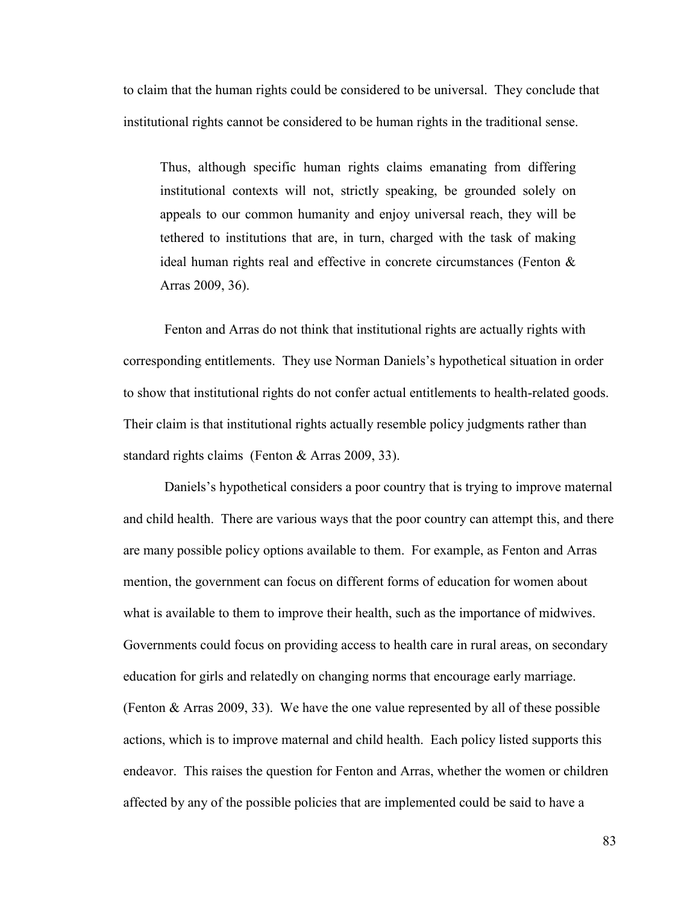to claim that the human rights could be considered to be universal. They conclude that institutional rights cannot be considered to be human rights in the traditional sense.

> Thus, although specific human rights claims emanating from differing institutional contexts will not, strictly speaking, be grounded solely on appeals to our common humanity and enjoy universal reach, they will be tethered to institutions that are, in turn, charged with the task of making ideal human rights real and effective in concrete circumstances (Fenton & Arras 2009, 36).

Fenton and Arras do not think that institutional rights are actually rights with corresponding entitlements. They use Norman Daniels's hypothetical situation in order to show that institutional rights do not confer actual entitlements to health-related goods. Their claim is that institutional rights actually resemble policy judgments rather than standard rights claims (Fenton & Arras 2009, 33).

Daniels's hypothetical considers a poor country that is trying to improve maternal and child health. There are various ways that the poor country can attempt this, and there are many possible policy options available to them. For example, as Fenton and Arras mention, the government can focus on different forms of education for women about what is available to them to improve their health, such as the importance of midwives. Governments could focus on providing access to health care in rural areas, on secondary education for girls and relatedly on changing norms that encourage early marriage. (Fenton & Arras 2009, 33). We have the one value represented by all of these possible actions, which is to improve maternal and child health. Each policy listed supports this endeavor. This raises the question for Fenton and Arras, whether the women or children affected by any of the possible policies that are implemented could be said to have a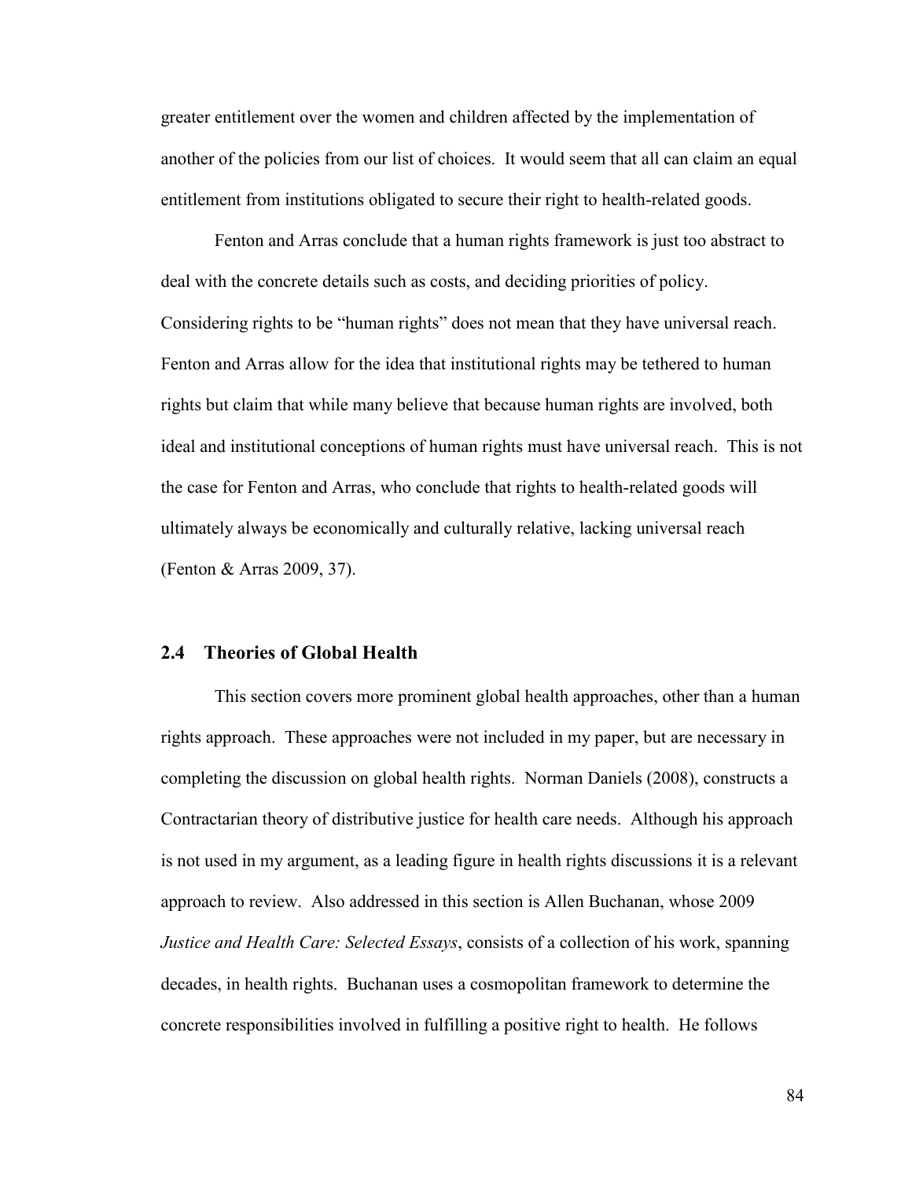greater entitlement over the women and children affected by the implementation of another of the policies from our list of choices. It would seem that all can claim an equal entitlement from institutions obligated to secure their right to health-related goods.

Fenton and Arras conclude that a human rights framework is just too abstract to deal with the concrete details such as costs, and deciding priorities of policy. Considering rights to be "human rights" does not mean that they have universal reach. Fenton and Arras allow for the idea that institutional rights may be tethered to human rights but claim that while many believe that because human rights are involved, both ideal and institutional conceptions of human rights must have universal reach. This is not the case for Fenton and Arras, who conclude that rights to health-related goods will ultimately always be economically and culturally relative, lacking universal reach (Fenton & Arras 2009, 37).

## 2.4 Theories of Global Health

This section covers more prominent global health approaches, other than a human rights approach. These approaches were not included in my paper, but are necessary in completing the discussion on global health rights. Norman Daniels (2008), constructs a Contractarian theory of distributive justice for health care needs. Although his approach is not used in my argument, as a leading figure in health rights discussions it is a relevant approach to review. Also addressed in this section is Allen Buchanan, whose 2009 *Justice and Health Care: Selected Essays*, consists of a collection of his work, spanning decades, in health rights. Buchanan uses a cosmopolitan framework to determine the concrete responsibilities involved in fulfilling a positive right to health. He follows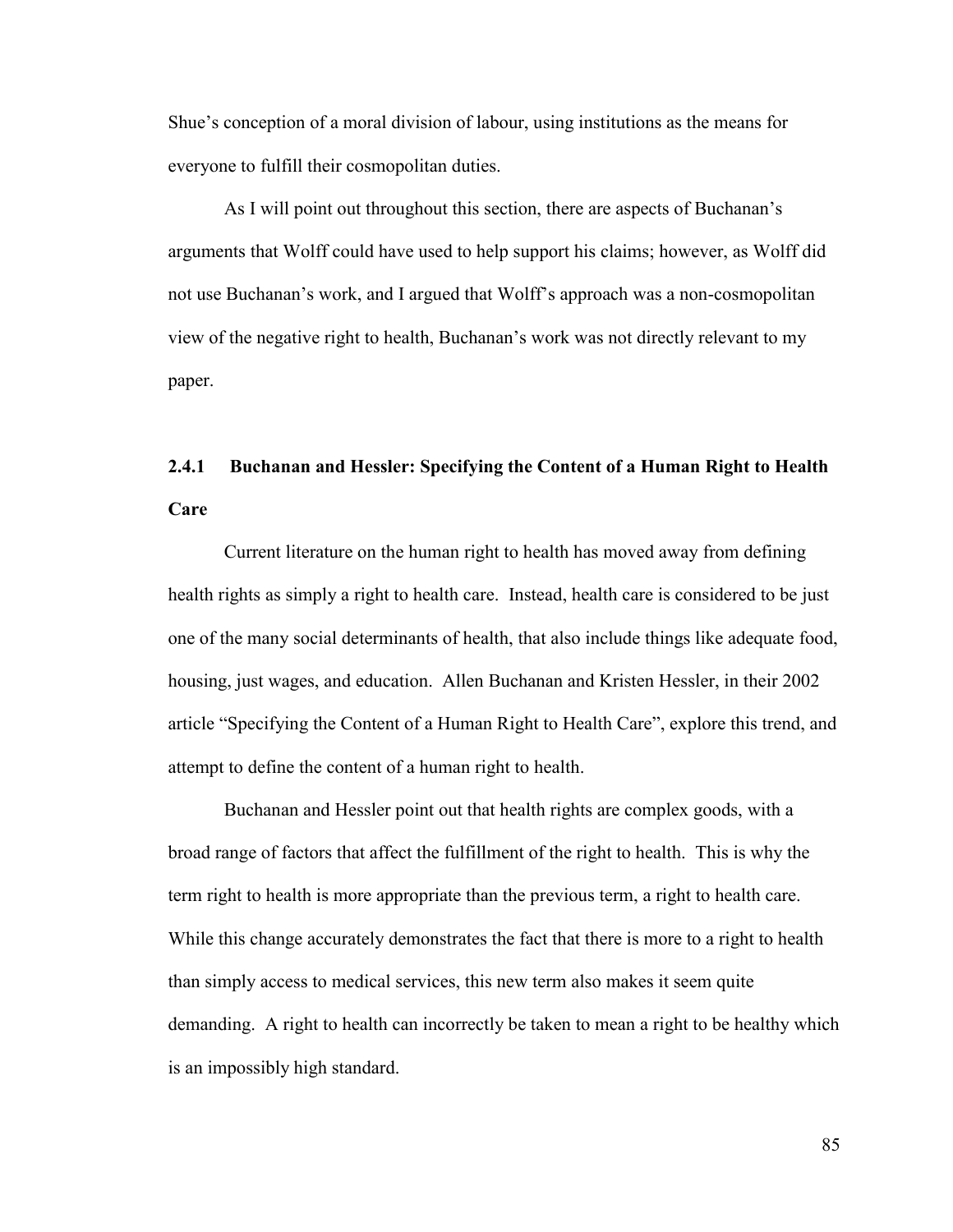Shue's conception of a moral division of labour, using institutions as the means for everyone to fulfill their cosmopolitan duties.

As I will point out throughout this section, there are aspects of Buchanan's arguments that Wolff could have used to help support his claims; however, as Wolff did not use Buchanan's work, and I argued that Wolff's approach was a non-cosmopolitan view of the negative right to health, Buchanan's work was not directly relevant to my paper.

### 2.4.1 Buchanan and Hessler: Specifying the Content of a Human Right to Health Care

Current literature on the human right to health has moved away from defining health rights as simply a right to health care. Instead, health care is considered to be just one of the many social determinants of health, that also include things like adequate food, housing, just wages, and education. Allen Buchanan and Kristen Hessler, in their 2002 article "Specifying the Content of a Human Right to Health Care", explore this trend, and attempt to define the content of a human right to health.

Buchanan and Hessler point out that health rights are complex goods, with a broad range of factors that affect the fulfillment of the right to health. This is why the term right to health is more appropriate than the previous term, a right to health care. While this change accurately demonstrates the fact that there is more to a right to health than simply access to medical services, this new term also makes it seem quite demanding. A right to health can incorrectly be taken to mean a right to be healthy which is an impossibly high standard.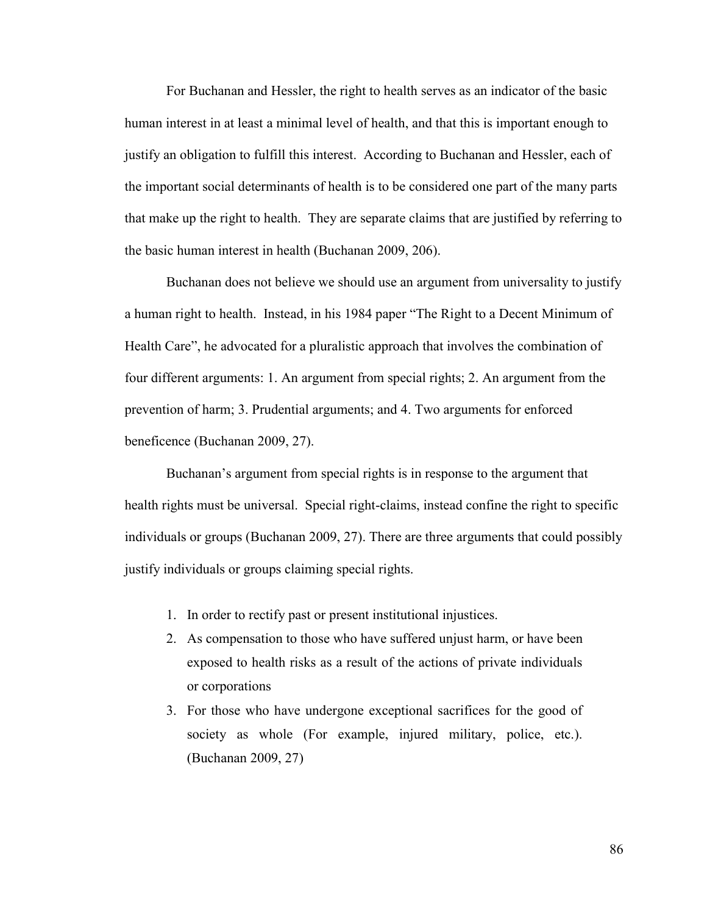For Buchanan and Hessler, the right to health serves as an indicator of the basic human interest in at least a minimal level of health, and that this is important enough to justify an obligation to fulfill this interest. According to Buchanan and Hessler, each of the important social determinants of health is to be considered one part of the many parts that make up the right to health. They are separate claims that are justified by referring to the basic human interest in health (Buchanan 2009, 206).

Buchanan does not believe we should use an argument from universality to justify a human right to health. Instead, in his 1984 paper "The Right to a Decent Minimum of Health Care", he advocated for a pluralistic approach that involves the combination of four different arguments: 1. An argument from special rights; 2. An argument from the prevention of harm; 3. Prudential arguments; and 4. Two arguments for enforced beneficence (Buchanan 2009, 27).

Buchanan's argument from special rights is in response to the argument that health rights must be universal. Special right-claims, instead confine the right to specific individuals or groups (Buchanan 2009, 27). There are three arguments that could possibly justify individuals or groups claiming special rights.

1. In order to rectify past or present institutional injustices.
2. As compensation to those who have suffered unjust harm, or have been exposed to health risks as a result of the actions of private individuals or corporations
3. For those who have undergone exceptional sacrifices for the good of society as whole (For example, injured military, police, etc.). (Buchanan 2009, 27)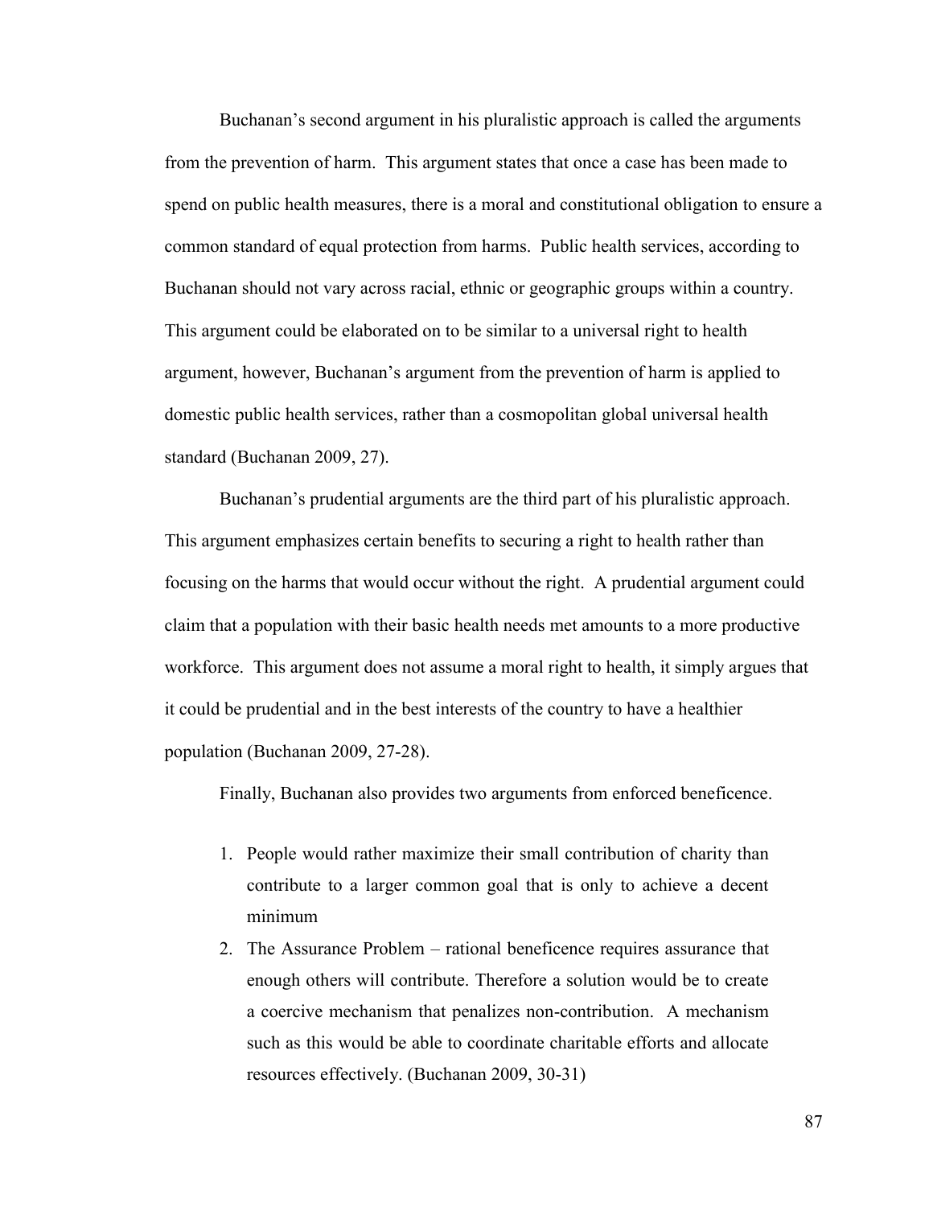Buchanan's second argument in his pluralistic approach is called the arguments from the prevention of harm. This argument states that once a case has been made to spend on public health measures, there is a moral and constitutional obligation to ensure a common standard of equal protection from harms. Public health services, according to Buchanan should not vary across racial, ethnic or geographic groups within a country. This argument could be elaborated on to be similar to a universal right to health argument, however, Buchanan's argument from the prevention of harm is applied to domestic public health services, rather than a cosmopolitan global universal health standard (Buchanan 2009, 27).

Buchanan's prudential arguments are the third part of his pluralistic approach. This argument emphasizes certain benefits to securing a right to health rather than focusing on the harms that would occur without the right. A prudential argument could claim that a population with their basic health needs met amounts to a more productive workforce. This argument does not assume a moral right to health, it simply argues that it could be prudential and in the best interests of the country to have a healthier population (Buchanan 2009, 27-28).

Finally, Buchanan also provides two arguments from enforced beneficence.

1. People would rather maximize their small contribution of charity than contribute to a larger common goal that is only to achieve a decent minimum
2. The Assurance Problem – rational beneficence requires assurance that enough others will contribute. Therefore a solution would be to create a coercive mechanism that penalizes non-contribution. A mechanism such as this would be able to coordinate charitable efforts and allocate resources effectively. (Buchanan 2009, 30-31)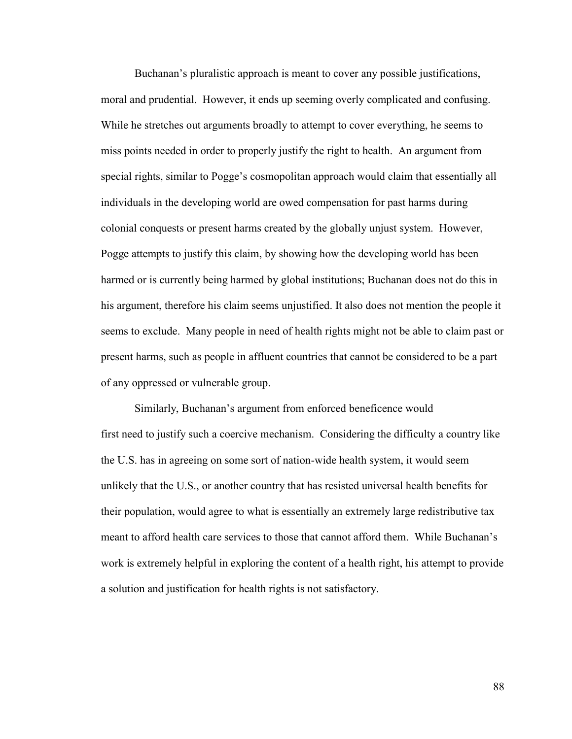Buchanan’s pluralistic approach is meant to cover any possible justifications, moral and prudential. However, it ends up seeming overly complicated and confusing. While he stretches out arguments broadly to attempt to cover everything, he seems to miss points needed in order to properly justify the right to health. An argument from special rights, similar to Pogge’s cosmopolitan approach would claim that essentially all individuals in the developing world are owed compensation for past harms during colonial conquests or present harms created by the globally unjust system. However, Pogge attempts to justify this claim, by showing how the developing world has been harmed or is currently being harmed by global institutions; Buchanan does not do this in his argument, therefore his claim seems unjustified. It also does not mention the people it seems to exclude. Many people in need of health rights might not be able to claim past or present harms, such as people in affluent countries that cannot be considered to be a part of any oppressed or vulnerable group.

Similarly, Buchanan’s argument from enforced beneficence would first need to justify such a coercive mechanism. Considering the difficulty a country like the U.S. has in agreeing on some sort of nation-wide health system, it would seem unlikely that the U.S., or another country that has resisted universal health benefits for their population, would agree to what is essentially an extremely large redistributive tax meant to afford health care services to those that cannot afford them. While Buchanan’s work is extremely helpful in exploring the content of a health right, his attempt to provide a solution and justification for health rights is not satisfactory.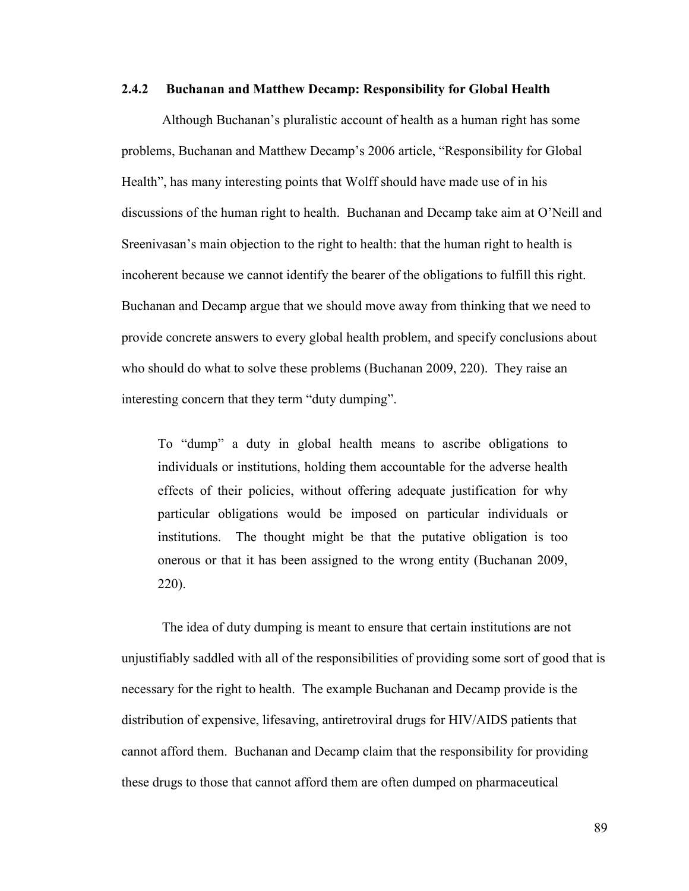### 2.4.2 Buchanan and Matthew Decamp: Responsibility for Global Health

Although Buchanan's pluralistic account of health as a human right has some problems, Buchanan and Matthew Decamp's 2006 article, "Responsibility for Global Health", has many interesting points that Wolff should have made use of in his discussions of the human right to health. Buchanan and Decamp take aim at O'Neill and Sreenivasan's main objection to the right to health: that the human right to health is incoherent because we cannot identify the bearer of the obligations to fulfill this right. Buchanan and Decamp argue that we should move away from thinking that we need to provide concrete answers to every global health problem, and specify conclusions about who should do what to solve these problems (Buchanan 2009, 220). They raise an interesting concern that they term "duty dumping".

> To "dump" a duty in global health means to ascribe obligations to individuals or institutions, holding them accountable for the adverse health effects of their policies, without offering adequate justification for why particular obligations would be imposed on particular individuals or institutions. The thought might be that the putative obligation is too onerous or that it has been assigned to the wrong entity (Buchanan 2009, 220).

The idea of duty dumping is meant to ensure that certain institutions are not unjustifiably saddled with all of the responsibilities of providing some sort of good that is necessary for the right to health. The example Buchanan and Decamp provide is the distribution of expensive, lifesaving, antiretroviral drugs for HIV/AIDS patients that cannot afford them. Buchanan and Decamp claim that the responsibility for providing these drugs to those that cannot afford them are often dumped on pharmaceutical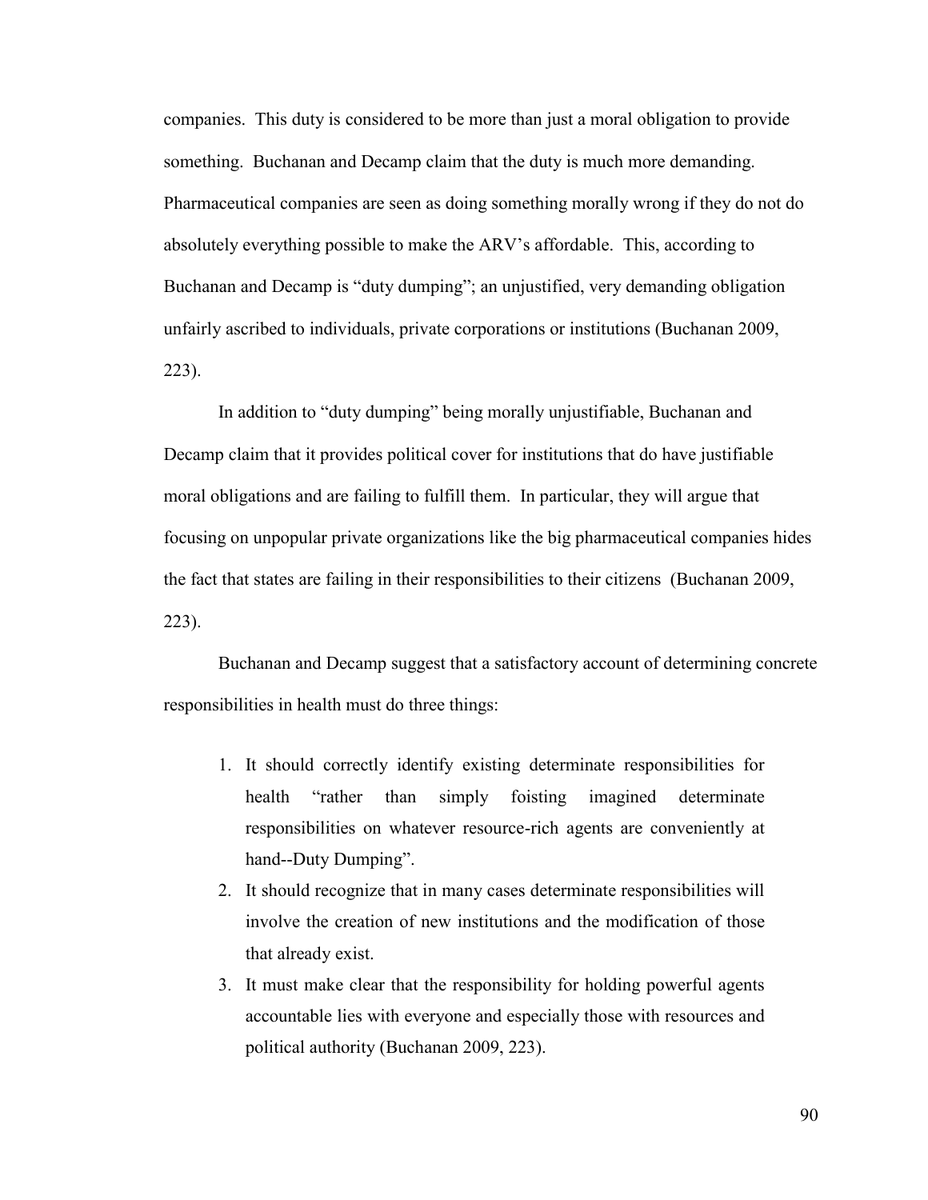companies. This duty is considered to be more than just a moral obligation to provide something. Buchanan and Decamp claim that the duty is much more demanding. Pharmaceutical companies are seen as doing something morally wrong if they do not do absolutely everything possible to make the ARV's affordable. This, according to Buchanan and Decamp is "duty dumping"; an unjustified, very demanding obligation unfairly ascribed to individuals, private corporations or institutions (Buchanan 2009, 223).

In addition to "duty dumping" being morally unjustifiable, Buchanan and Decamp claim that it provides political cover for institutions that do have justifiable moral obligations and are failing to fulfill them. In particular, they will argue that focusing on unpopular private organizations like the big pharmaceutical companies hides the fact that states are failing in their responsibilities to their citizens (Buchanan 2009, 223).

Buchanan and Decamp suggest that a satisfactory account of determining concrete responsibilities in health must do three things:

1. It should correctly identify existing determinate responsibilities for health "rather than simply foisting imagined determinate responsibilities on whatever resource-rich agents are conveniently at hand--Duty Dumping".
2. It should recognize that in many cases determinate responsibilities will involve the creation of new institutions and the modification of those that already exist.
3. It must make clear that the responsibility for holding powerful agents accountable lies with everyone and especially those with resources and political authority (Buchanan 2009, 223).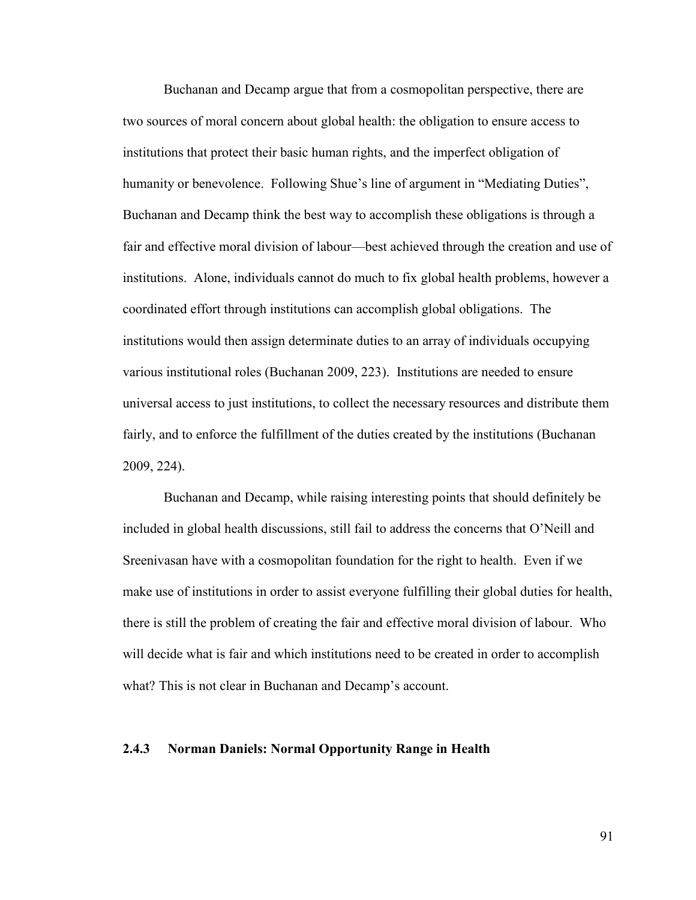Buchanan and Decamp argue that from a cosmopolitan perspective, there are two sources of moral concern about global health: the obligation to ensure access to institutions that protect their basic human rights, and the imperfect obligation of humanity or benevolence. Following Shue's line of argument in "Mediating Duties", Buchanan and Decamp think the best way to accomplish these obligations is through a fair and effective moral division of labour—best achieved through the creation and use of institutions. Alone, individuals cannot do much to fix global health problems, however a coordinated effort through institutions can accomplish global obligations. The institutions would then assign determinate duties to an array of individuals occupying various institutional roles (Buchanan 2009, 223). Institutions are needed to ensure universal access to just institutions, to collect the necessary resources and distribute them fairly, and to enforce the fulfillment of the duties created by the institutions (Buchanan 2009, 224).

Buchanan and Decamp, while raising interesting points that should definitely be included in global health discussions, still fail to address the concerns that O'Neill and Sreenivasan have with a cosmopolitan foundation for the right to health. Even if we make use of institutions in order to assist everyone fulfilling their global duties for health, there is still the problem of creating the fair and effective moral division of labour. Who will decide what is fair and which institutions need to be created in order to accomplish what? This is not clear in Buchanan and Decamp's account.

### 2.4.3 Norman Daniels: Normal Opportunity Range in Health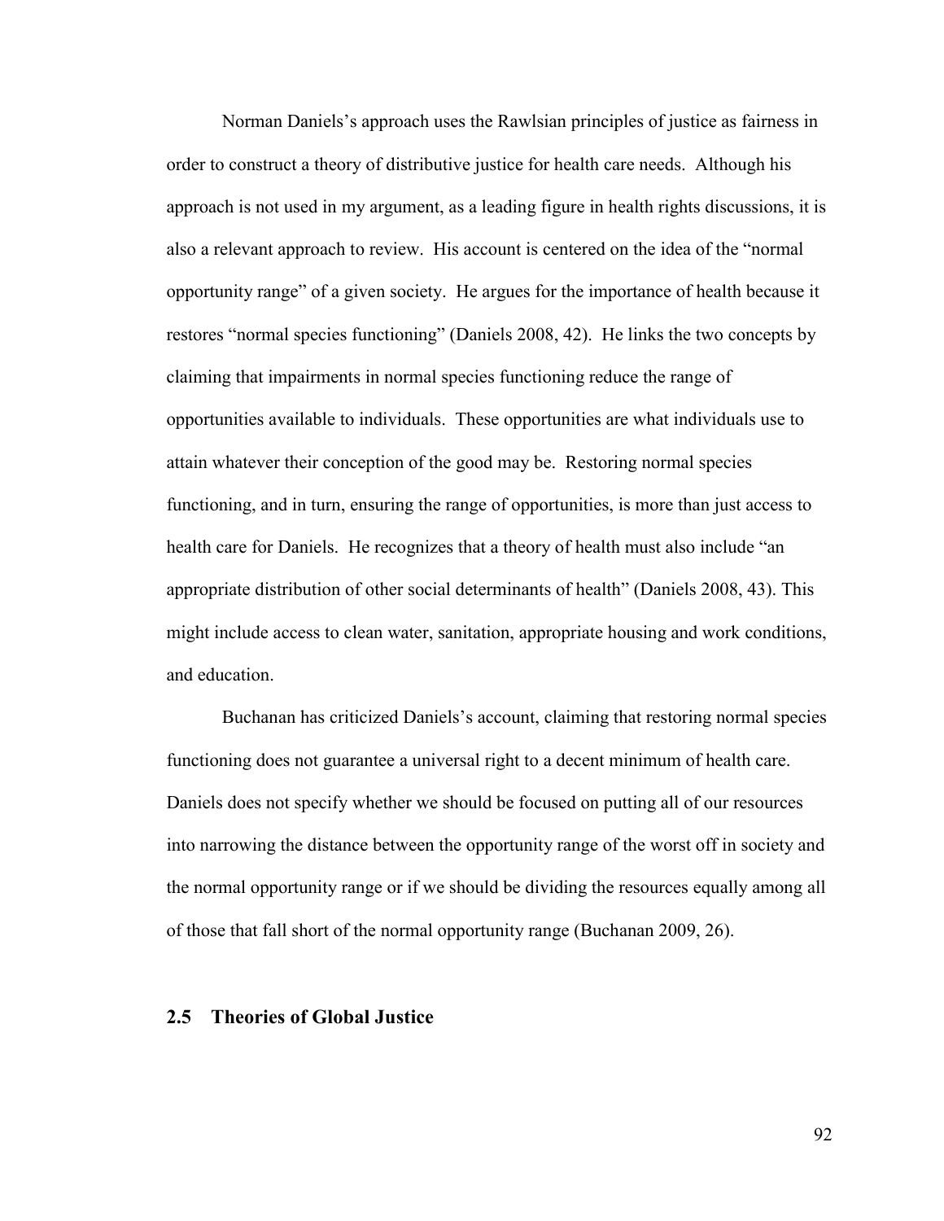Norman Daniels's approach uses the Rawlsian principles of justice as fairness in order to construct a theory of distributive justice for health care needs. Although his approach is not used in my argument, as a leading figure in health rights discussions, it is also a relevant approach to review. His account is centered on the idea of the "normal opportunity range" of a given society. He argues for the importance of health because it restores "normal species functioning" (Daniels 2008, 42). He links the two concepts by claiming that impairments in normal species functioning reduce the range of opportunities available to individuals. These opportunities are what individuals use to attain whatever their conception of the good may be. Restoring normal species functioning, and in turn, ensuring the range of opportunities, is more than just access to health care for Daniels. He recognizes that a theory of health must also include "an appropriate distribution of other social determinants of health" (Daniels 2008, 43). This might include access to clean water, sanitation, appropriate housing and work conditions, and education.

Buchanan has criticized Daniels's account, claiming that restoring normal species functioning does not guarantee a universal right to a decent minimum of health care. Daniels does not specify whether we should be focused on putting all of our resources into narrowing the distance between the opportunity range of the worst off in society and the normal opportunity range or if we should be dividing the resources equally among all of those that fall short of the normal opportunity range (Buchanan 2009, 26).

## 2.5 Theories of Global Justice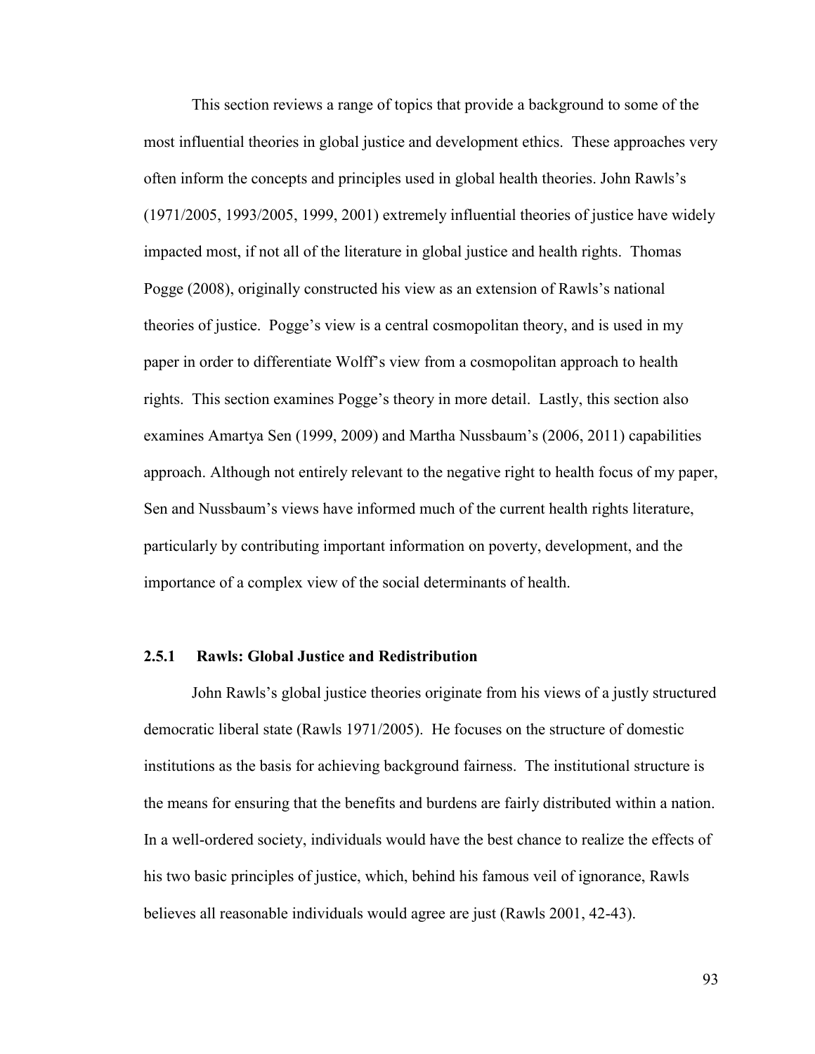This section reviews a range of topics that provide a background to some of the most influential theories in global justice and development ethics. These approaches very often inform the concepts and principles used in global health theories. John Rawls's (1971/2005, 1993/2005, 1999, 2001) extremely influential theories of justice have widely impacted most, if not all of the literature in global justice and health rights. Thomas Pogge (2008), originally constructed his view as an extension of Rawls's national theories of justice. Pogge's view is a central cosmopolitan theory, and is used in my paper in order to differentiate Wolff's view from a cosmopolitan approach to health rights. This section examines Pogge's theory in more detail. Lastly, this section also examines Amartya Sen (1999, 2009) and Martha Nussbaum's (2006, 2011) capabilities approach. Although not entirely relevant to the negative right to health focus of my paper, Sen and Nussbaum's views have informed much of the current health rights literature, particularly by contributing important information on poverty, development, and the importance of a complex view of the social determinants of health.

### 2.5.1 Rawls: Global Justice and Redistribution

John Rawls's global justice theories originate from his views of a justly structured democratic liberal state (Rawls 1971/2005). He focuses on the structure of domestic institutions as the basis for achieving background fairness. The institutional structure is the means for ensuring that the benefits and burdens are fairly distributed within a nation. In a well-ordered society, individuals would have the best chance to realize the effects of his two basic principles of justice, which, behind his famous veil of ignorance, Rawls believes all reasonable individuals would agree are just (Rawls 2001, 42-43).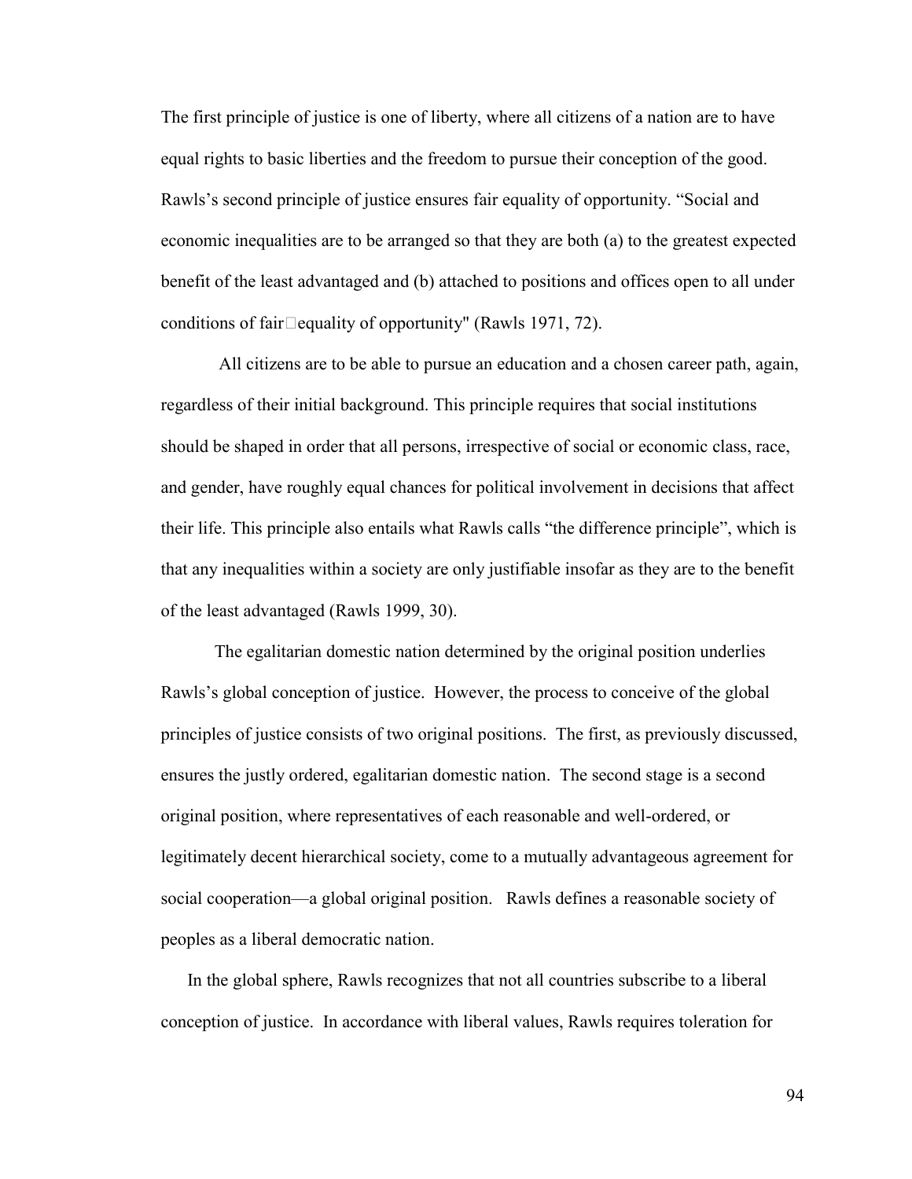The first principle of justice is one of liberty, where all citizens of a nation are to have equal rights to basic liberties and the freedom to pursue their conception of the good. Rawls's second principle of justice ensures fair equality of opportunity. "Social and economic inequalities are to be arranged so that they are both (a) to the greatest expected benefit of the least advantaged and (b) attached to positions and offices open to all under conditions of fair equality of opportunity" (Rawls 1971, 72).

All citizens are to be able to pursue an education and a chosen career path, again, regardless of their initial background. This principle requires that social institutions should be shaped in order that all persons, irrespective of social or economic class, race, and gender, have roughly equal chances for political involvement in decisions that affect their life. This principle also entails what Rawls calls "the difference principle", which is that any inequalities within a society are only justifiable insofar as they are to the benefit of the least advantaged (Rawls 1999, 30).

The egalitarian domestic nation determined by the original position underlies Rawls's global conception of justice. However, the process to conceive of the global principles of justice consists of two original positions. The first, as previously discussed, ensures the justly ordered, egalitarian domestic nation. The second stage is a second original position, where representatives of each reasonable and well-ordered, or legitimately decent hierarchical society, come to a mutually advantageous agreement for social cooperation—a global original position. Rawls defines a reasonable society of peoples as a liberal democratic nation.

In the global sphere, Rawls recognizes that not all countries subscribe to a liberal conception of justice. In accordance with liberal values, Rawls requires toleration for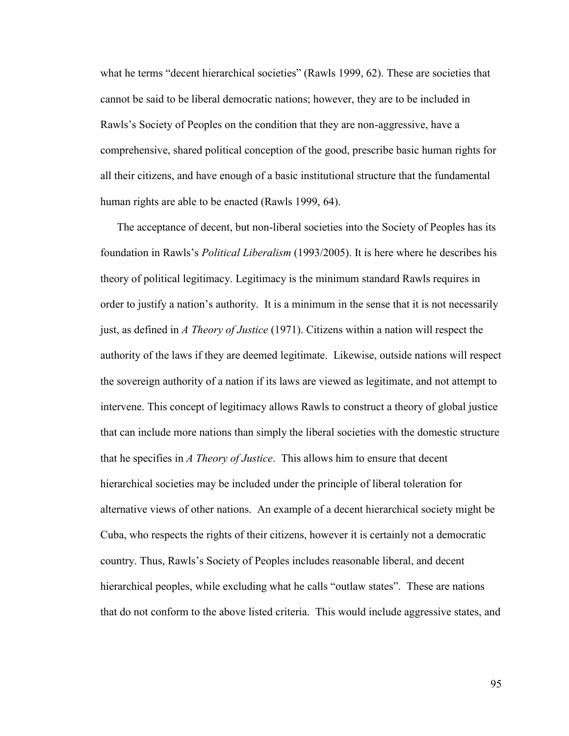what he terms “decent hierarchical societies” (Rawls 1999, 62). These are societies that cannot be said to be liberal democratic nations; however, they are to be included in Rawls’s Society of Peoples on the condition that they are non-aggressive, have a comprehensive, shared political conception of the good, prescribe basic human rights for all their citizens, and have enough of a basic institutional structure that the fundamental human rights are able to be enacted (Rawls 1999, 64).

The acceptance of decent, but non-liberal societies into the Society of Peoples has its foundation in Rawls’s *Political Liberalism* (1993/2005). It is here where he describes his theory of political legitimacy. Legitimacy is the minimum standard Rawls requires in order to justify a nation’s authority. It is a minimum in the sense that it is not necessarily just, as defined in *A Theory of Justice* (1971). Citizens within a nation will respect the authority of the laws if they are deemed legitimate. Likewise, outside nations will respect the sovereign authority of a nation if its laws are viewed as legitimate, and not attempt to intervene. This concept of legitimacy allows Rawls to construct a theory of global justice that can include more nations than simply the liberal societies with the domestic structure that he specifies in *A Theory of Justice*. This allows him to ensure that decent hierarchical societies may be included under the principle of liberal toleration for alternative views of other nations. An example of a decent hierarchical society might be Cuba, who respects the rights of their citizens, however it is certainly not a democratic country. Thus, Rawls’s Society of Peoples includes reasonable liberal, and decent hierarchical peoples, while excluding what he calls “outlaw states”. These are nations that do not conform to the above listed criteria. This would include aggressive states, and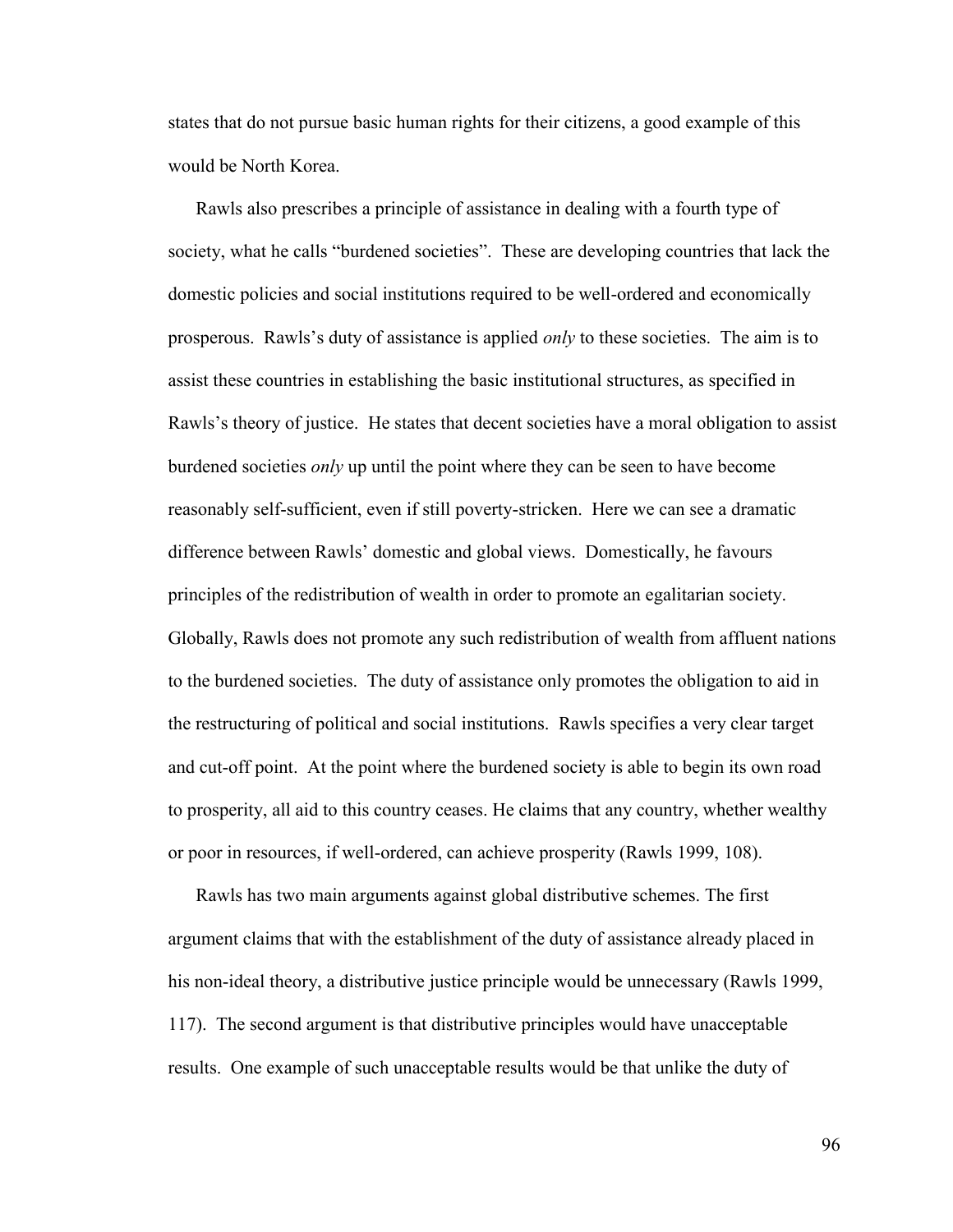states that do not pursue basic human rights for their citizens, a good example of this would be North Korea.

Rawls also prescribes a principle of assistance in dealing with a fourth type of society, what he calls "burdened societies". These are developing countries that lack the domestic policies and social institutions required to be well-ordered and economically prosperous. Rawls's duty of assistance is applied *only* to these societies. The aim is to assist these countries in establishing the basic institutional structures, as specified in Rawls's theory of justice. He states that decent societies have a moral obligation to assist burdened societies *only* up until the point where they can be seen to have become reasonably self-sufficient, even if still poverty-stricken. Here we can see a dramatic difference between Rawls' domestic and global views. Domestically, he favours principles of the redistribution of wealth in order to promote an egalitarian society. Globally, Rawls does not promote any such redistribution of wealth from affluent nations to the burdened societies. The duty of assistance only promotes the obligation to aid in the restructuring of political and social institutions. Rawls specifies a very clear target and cut-off point. At the point where the burdened society is able to begin its own road to prosperity, all aid to this country ceases. He claims that any country, whether wealthy or poor in resources, if well-ordered, can achieve prosperity (Rawls 1999, 108).

Rawls has two main arguments against global distributive schemes. The first argument claims that with the establishment of the duty of assistance already placed in his non-ideal theory, a distributive justice principle would be unnecessary (Rawls 1999, 117). The second argument is that distributive principles would have unacceptable results. One example of such unacceptable results would be that unlike the duty of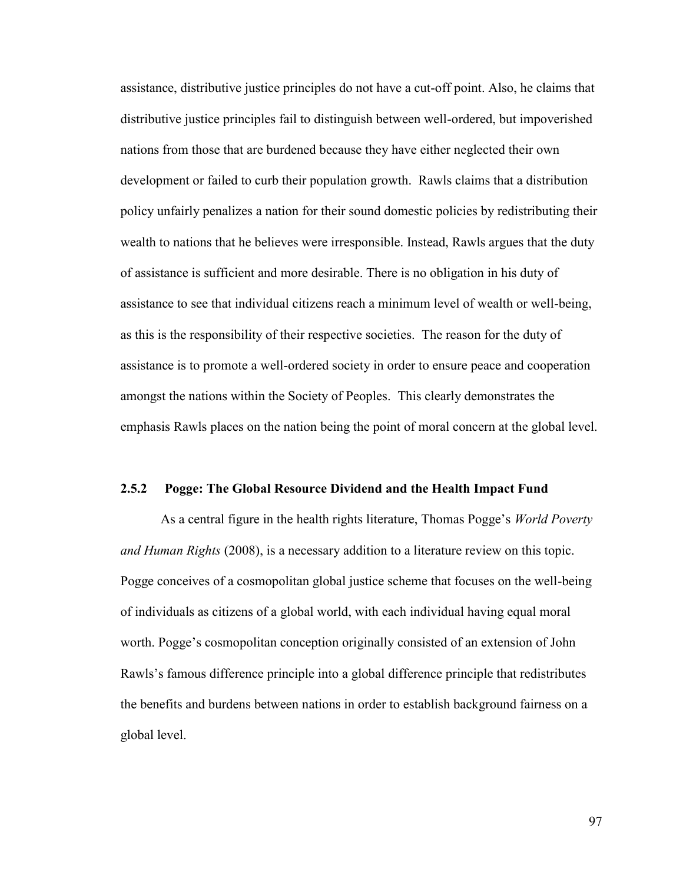assistance, distributive justice principles do not have a cut-off point. Also, he claims that distributive justice principles fail to distinguish between well-ordered, but impoverished nations from those that are burdened because they have either neglected their own development or failed to curb their population growth. Rawls claims that a distribution policy unfairly penalizes a nation for their sound domestic policies by redistributing their wealth to nations that he believes were irresponsible. Instead, Rawls argues that the duty of assistance is sufficient and more desirable. There is no obligation in his duty of assistance to see that individual citizens reach a minimum level of wealth or well-being, as this is the responsibility of their respective societies. The reason for the duty of assistance is to promote a well-ordered society in order to ensure peace and cooperation amongst the nations within the Society of Peoples. This clearly demonstrates the emphasis Rawls places on the nation being the point of moral concern at the global level.

### 2.5.2 Pogge: The Global Resource Dividend and the Health Impact Fund

As a central figure in the health rights literature, Thomas Pogge's *World Poverty and Human Rights* (2008), is a necessary addition to a literature review on this topic. Pogge conceives of a cosmopolitan global justice scheme that focuses on the well-being of individuals as citizens of a global world, with each individual having equal moral worth. Pogge's cosmopolitan conception originally consisted of an extension of John Rawls's famous difference principle into a global difference principle that redistributes the benefits and burdens between nations in order to establish background fairness on a global level.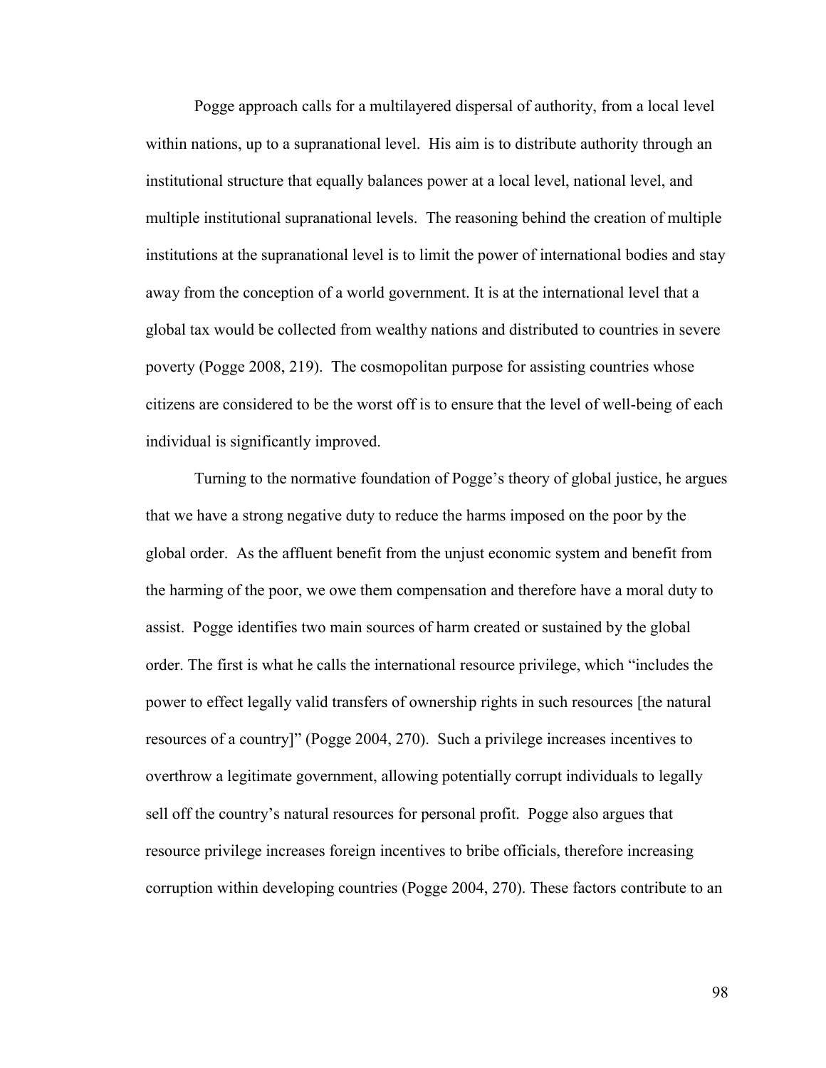Pogge approach calls for a multilayered dispersal of authority, from a local level within nations, up to a supranational level. His aim is to distribute authority through an institutional structure that equally balances power at a local level, national level, and multiple institutional supranational levels. The reasoning behind the creation of multiple institutions at the supranational level is to limit the power of international bodies and stay away from the conception of a world government. It is at the international level that a global tax would be collected from wealthy nations and distributed to countries in severe poverty (Pogge 2008, 219). The cosmopolitan purpose for assisting countries whose citizens are considered to be the worst off is to ensure that the level of well-being of each individual is significantly improved.

Turning to the normative foundation of Pogge's theory of global justice, he argues that we have a strong negative duty to reduce the harms imposed on the poor by the global order. As the affluent benefit from the unjust economic system and benefit from the harming of the poor, we owe them compensation and therefore have a moral duty to assist. Pogge identifies two main sources of harm created or sustained by the global order. The first is what he calls the international resource privilege, which "includes the power to effect legally valid transfers of ownership rights in such resources [the natural resources of a country]" (Pogge 2004, 270). Such a privilege increases incentives to overthrow a legitimate government, allowing potentially corrupt individuals to legally sell off the country's natural resources for personal profit. Pogge also argues that resource privilege increases foreign incentives to bribe officials, therefore increasing corruption within developing countries (Pogge 2004, 270). These factors contribute to an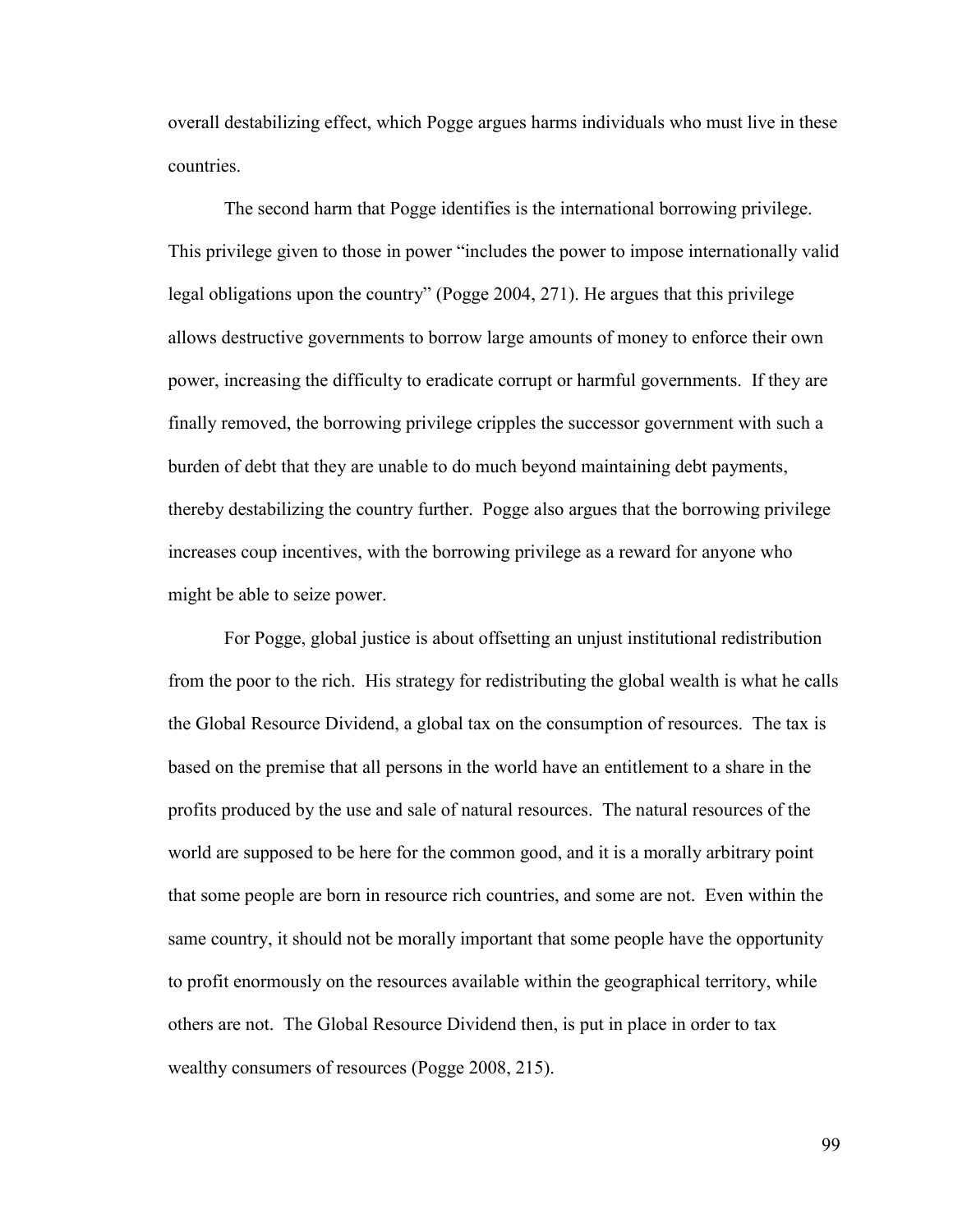overall destabilizing effect, which Pogge argues harms individuals who must live in these countries.

The second harm that Pogge identifies is the international borrowing privilege. This privilege given to those in power "includes the power to impose internationally valid legal obligations upon the country" (Pogge 2004, 271). He argues that this privilege allows destructive governments to borrow large amounts of money to enforce their own power, increasing the difficulty to eradicate corrupt or harmful governments. If they are finally removed, the borrowing privilege cripples the successor government with such a burden of debt that they are unable to do much beyond maintaining debt payments, thereby destabilizing the country further. Pogge also argues that the borrowing privilege increases coup incentives, with the borrowing privilege as a reward for anyone who might be able to seize power.

For Pogge, global justice is about offsetting an unjust institutional redistribution from the poor to the rich. His strategy for redistributing the global wealth is what he calls the Global Resource Dividend, a global tax on the consumption of resources. The tax is based on the premise that all persons in the world have an entitlement to a share in the profits produced by the use and sale of natural resources. The natural resources of the world are supposed to be here for the common good, and it is a morally arbitrary point that some people are born in resource rich countries, and some are not. Even within the same country, it should not be morally important that some people have the opportunity to profit enormously on the resources available within the geographical territory, while others are not. The Global Resource Dividend then, is put in place in order to tax wealthy consumers of resources (Pogge 2008, 215).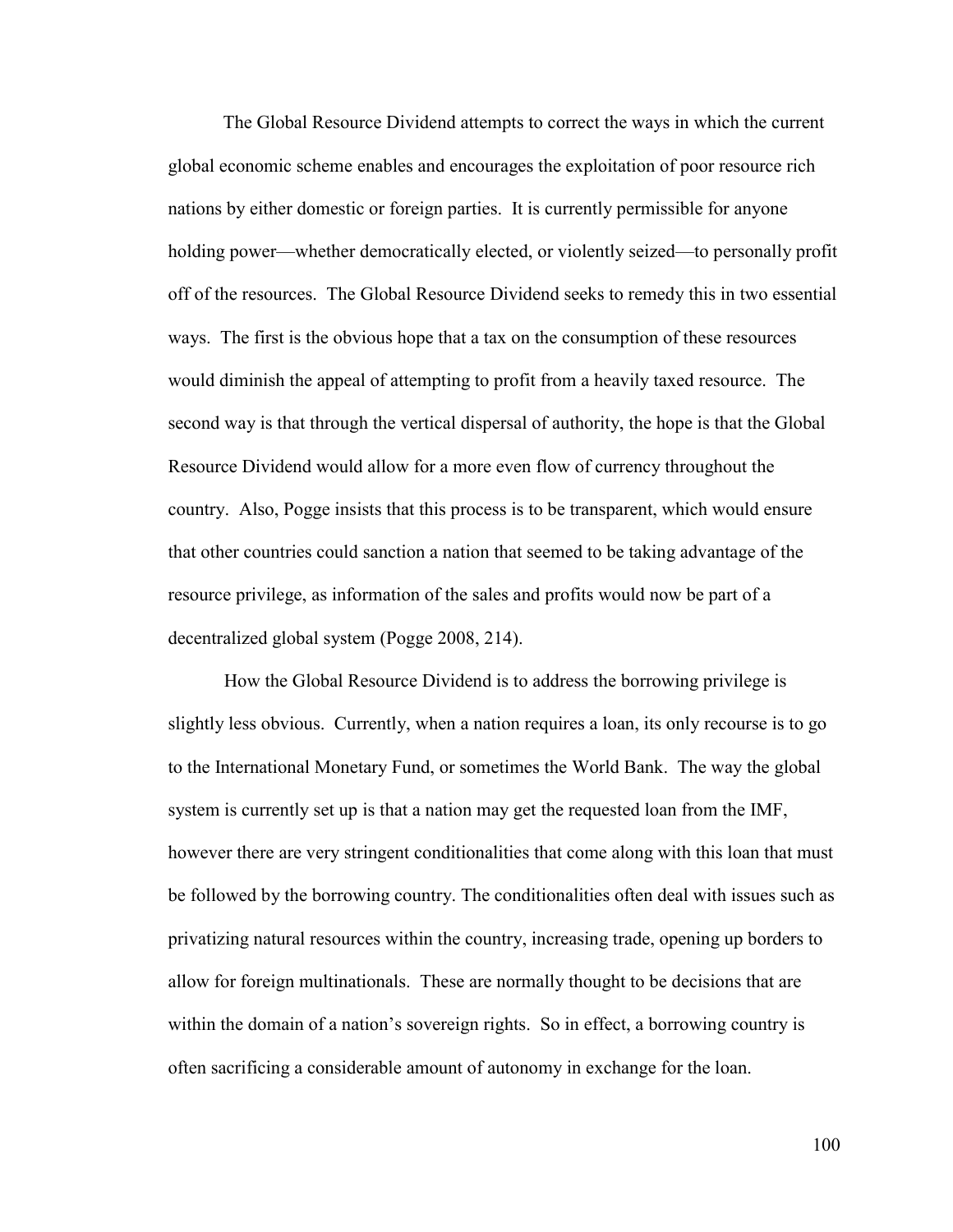The Global Resource Dividend attempts to correct the ways in which the current global economic scheme enables and encourages the exploitation of poor resource rich nations by either domestic or foreign parties. It is currently permissible for anyone holding power—whether democratically elected, or violently seized—to personally profit off of the resources. The Global Resource Dividend seeks to remedy this in two essential ways. The first is the obvious hope that a tax on the consumption of these resources would diminish the appeal of attempting to profit from a heavily taxed resource. The second way is that through the vertical dispersal of authority, the hope is that the Global Resource Dividend would allow for a more even flow of currency throughout the country. Also, Pogge insists that this process is to be transparent, which would ensure that other countries could sanction a nation that seemed to be taking advantage of the resource privilege, as information of the sales and profits would now be part of a decentralized global system (Pogge 2008, 214).

How the Global Resource Dividend is to address the borrowing privilege is slightly less obvious. Currently, when a nation requires a loan, its only recourse is to go to the International Monetary Fund, or sometimes the World Bank. The way the global system is currently set up is that a nation may get the requested loan from the IMF, however there are very stringent conditionalities that come along with this loan that must be followed by the borrowing country. The conditionalities often deal with issues such as privatizing natural resources within the country, increasing trade, opening up borders to allow for foreign multinationals. These are normally thought to be decisions that are within the domain of a nation's sovereign rights. So in effect, a borrowing country is often sacrificing a considerable amount of autonomy in exchange for the loan.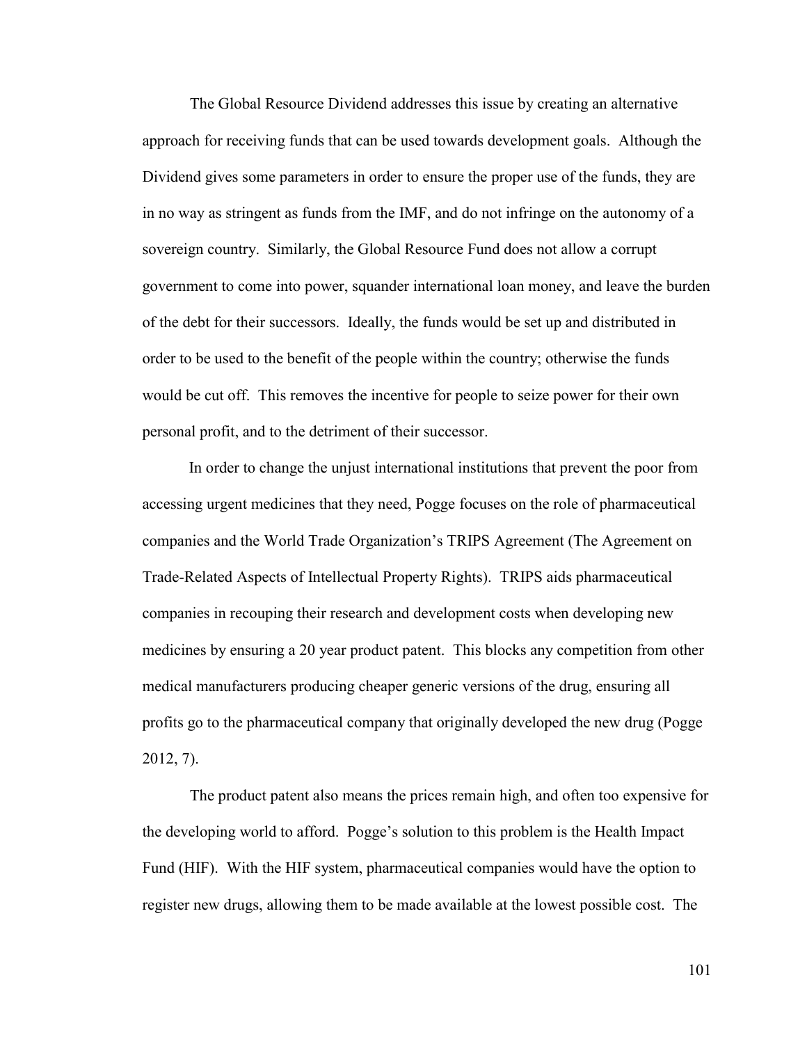The Global Resource Dividend addresses this issue by creating an alternative approach for receiving funds that can be used towards development goals. Although the Dividend gives some parameters in order to ensure the proper use of the funds, they are in no way as stringent as funds from the IMF, and do not infringe on the autonomy of a sovereign country. Similarly, the Global Resource Fund does not allow a corrupt government to come into power, squander international loan money, and leave the burden of the debt for their successors. Ideally, the funds would be set up and distributed in order to be used to the benefit of the people within the country; otherwise the funds would be cut off. This removes the incentive for people to seize power for their own personal profit, and to the detriment of their successor.

In order to change the unjust international institutions that prevent the poor from accessing urgent medicines that they need, Pogge focuses on the role of pharmaceutical companies and the World Trade Organization's TRIPS Agreement (The Agreement on Trade-Related Aspects of Intellectual Property Rights). TRIPS aids pharmaceutical companies in recouping their research and development costs when developing new medicines by ensuring a 20 year product patent. This blocks any competition from other medical manufacturers producing cheaper generic versions of the drug, ensuring all profits go to the pharmaceutical company that originally developed the new drug (Pogge 2012, 7).

The product patent also means the prices remain high, and often too expensive for the developing world to afford. Pogge's solution to this problem is the Health Impact Fund (HIF). With the HIF system, pharmaceutical companies would have the option to register new drugs, allowing them to be made available at the lowest possible cost. The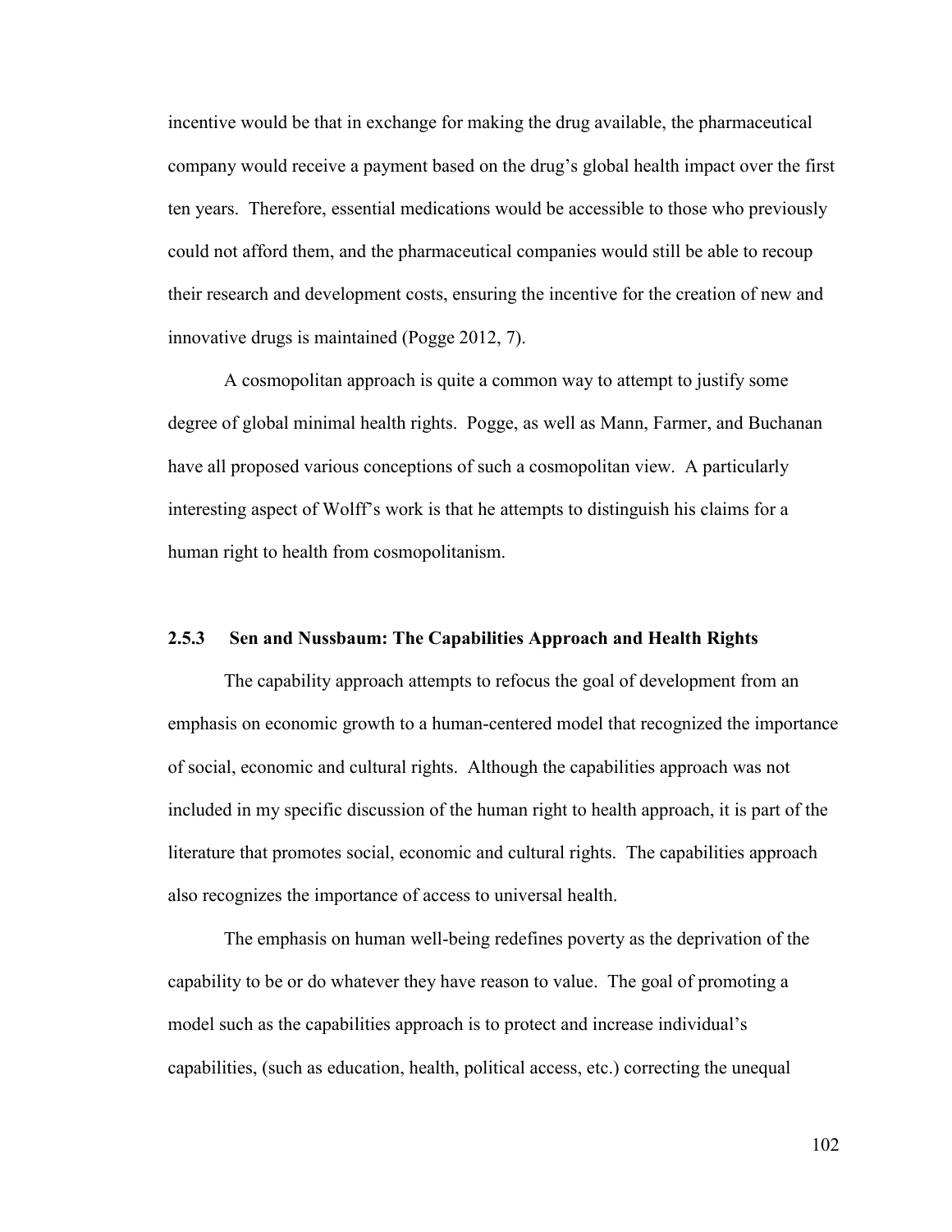incentive would be that in exchange for making the drug available, the pharmaceutical company would receive a payment based on the drug's global health impact over the first ten years. Therefore, essential medications would be accessible to those who previously could not afford them, and the pharmaceutical companies would still be able to recoup their research and development costs, ensuring the incentive for the creation of new and innovative drugs is maintained (Pogge 2012, 7).

A cosmopolitan approach is quite a common way to attempt to justify some degree of global minimal health rights. Pogge, as well as Mann, Farmer, and Buchanan have all proposed various conceptions of such a cosmopolitan view. A particularly interesting aspect of Wolff's work is that he attempts to distinguish his claims for a human right to health from cosmopolitanism.

### 2.5.3 Sen and Nussbaum: The Capabilities Approach and Health Rights

The capability approach attempts to refocus the goal of development from an emphasis on economic growth to a human-centered model that recognized the importance of social, economic and cultural rights. Although the capabilities approach was not included in my specific discussion of the human right to health approach, it is part of the literature that promotes social, economic and cultural rights. The capabilities approach also recognizes the importance of access to universal health.

The emphasis on human well-being redefines poverty as the deprivation of the capability to be or do whatever they have reason to value. The goal of promoting a model such as the capabilities approach is to protect and increase individual's capabilities, (such as education, health, political access, etc.) correcting the unequal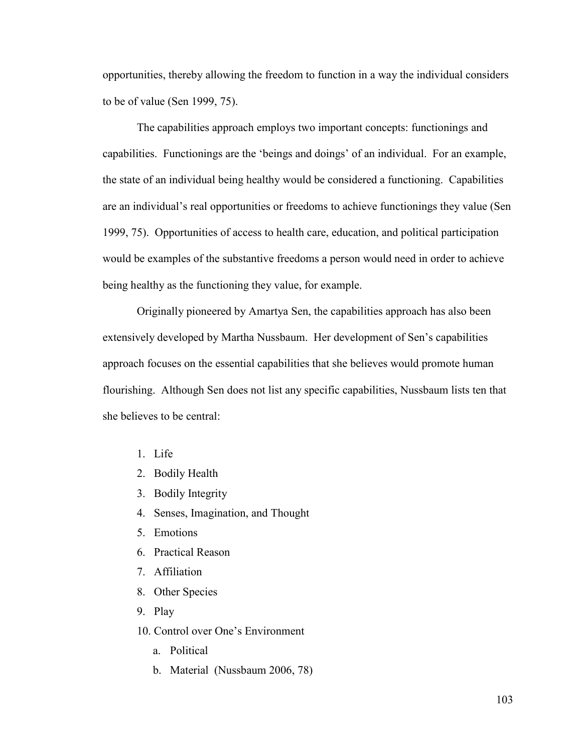opportunities, thereby allowing the freedom to function in a way the individual considers to be of value (Sen 1999, 75).

The capabilities approach employs two important concepts: functionings and capabilities. Functionings are the 'beings and doings' of an individual. For an example, the state of an individual being healthy would be considered a functioning. Capabilities are an individual's real opportunities or freedoms to achieve functionings they value (Sen 1999, 75). Opportunities of access to health care, education, and political participation would be examples of the substantive freedoms a person would need in order to achieve being healthy as the functioning they value, for example.

Originally pioneered by Amartya Sen, the capabilities approach has also been extensively developed by Martha Nussbaum. Her development of Sen's capabilities approach focuses on the essential capabilities that she believes would promote human flourishing. Although Sen does not list any specific capabilities, Nussbaum lists ten that she believes to be central:

1. Life
2. Bodily Health
3. Bodily Integrity
4. Senses, Imagination, and Thought
5. Emotions
6. Practical Reason
7. Affiliation
8. Other Species
9. Play
10. Control over One's Environment
    a. Political
    b. Material (Nussbaum 2006, 78)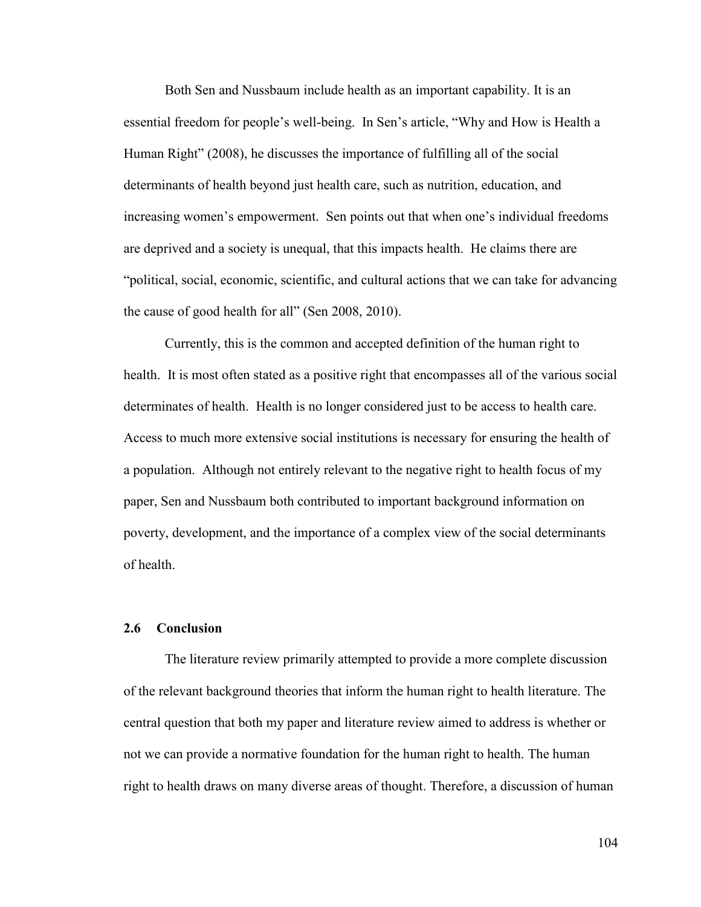Both Sen and Nussbaum include health as an important capability. It is an essential freedom for people's well-being. In Sen's article, "Why and How is Health a Human Right" (2008), he discusses the importance of fulfilling all of the social determinants of health beyond just health care, such as nutrition, education, and increasing women's empowerment. Sen points out that when one's individual freedoms are deprived and a society is unequal, that this impacts health. He claims there are "political, social, economic, scientific, and cultural actions that we can take for advancing the cause of good health for all" (Sen 2008, 2010).

Currently, this is the common and accepted definition of the human right to health. It is most often stated as a positive right that encompasses all of the various social determinates of health. Health is no longer considered just to be access to health care. Access to much more extensive social institutions is necessary for ensuring the health of a population. Although not entirely relevant to the negative right to health focus of my paper, Sen and Nussbaum both contributed to important background information on poverty, development, and the importance of a complex view of the social determinants of health.

### 2.6 Conclusion

The literature review primarily attempted to provide a more complete discussion of the relevant background theories that inform the human right to health literature. The central question that both my paper and literature review aimed to address is whether or not we can provide a normative foundation for the human right to health. The human right to health draws on many diverse areas of thought. Therefore, a discussion of human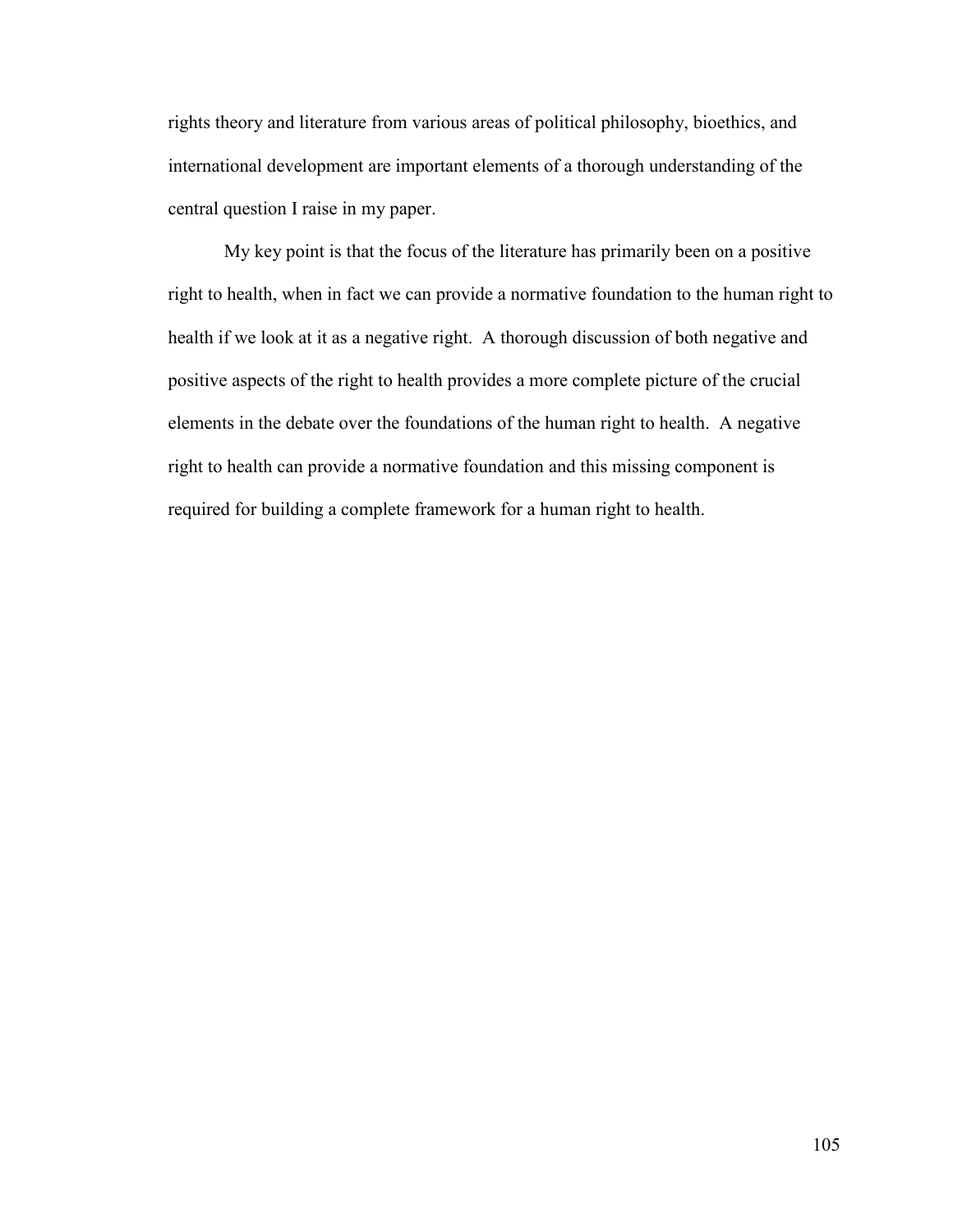rights theory and literature from various areas of political philosophy, bioethics, and international development are important elements of a thorough understanding of the central question I raise in my paper.

My key point is that the focus of the literature has primarily been on a positive right to health, when in fact we can provide a normative foundation to the human right to health if we look at it as a negative right. A thorough discussion of both negative and positive aspects of the right to health provides a more complete picture of the crucial elements in the debate over the foundations of the human right to health. A negative right to health can provide a normative foundation and this missing component is required for building a complete framework for a human right to health.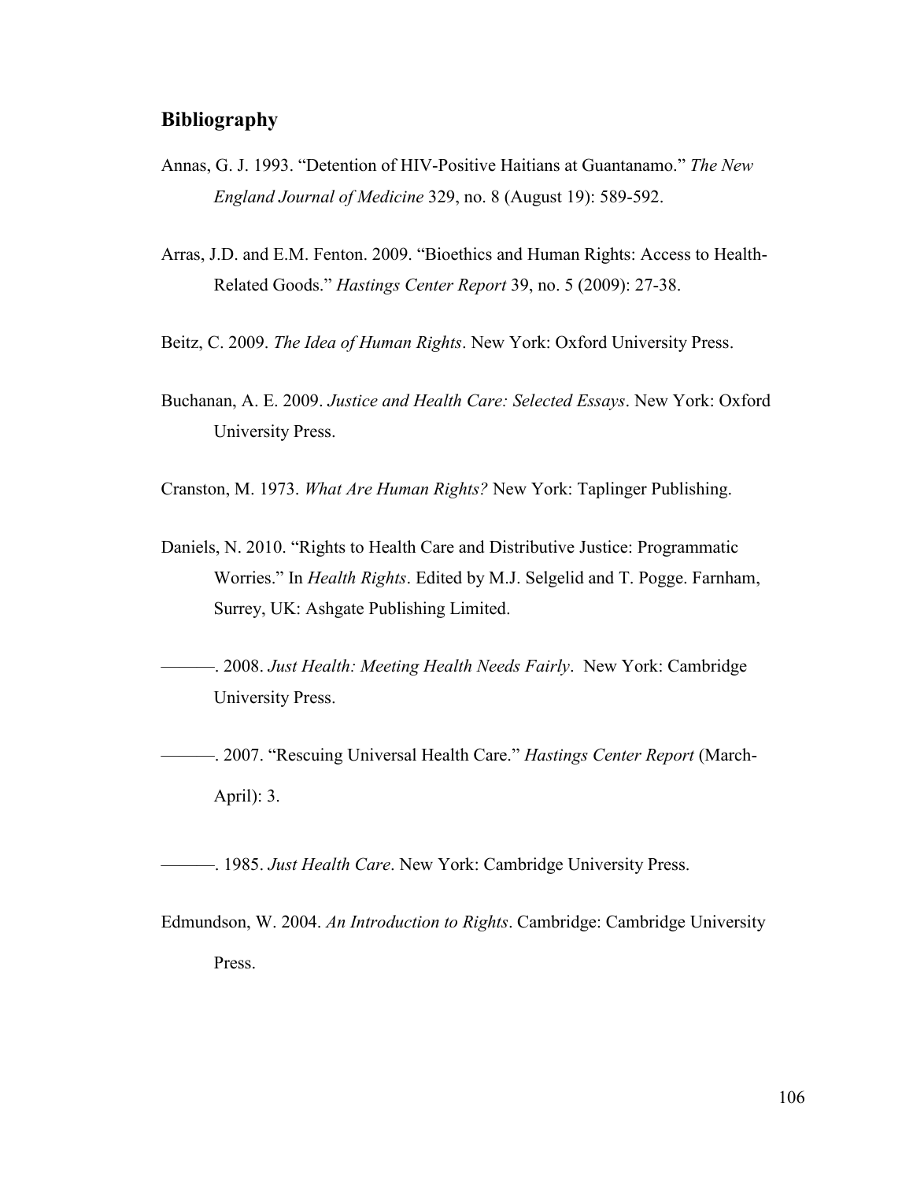## Bibliography

Annas, G. J. 1993. "Detention of HIV-Positive Haitians at Guantanamo." *The New England Journal of Medicine* 329, no. 8 (August 19): 589-592.

Arras, J.D. and E.M. Fenton. 2009. "Bioethics and Human Rights: Access to Health-Related Goods." *Hastings Center Report* 39, no. 5 (2009): 27-38.

Beitz, C. 2009. *The Idea of Human Rights*. New York: Oxford University Press.

Buchanan, A. E. 2009. *Justice and Health Care: Selected Essays*. New York: Oxford University Press.

Cranston, M. 1973. *What Are Human Rights?* New York: Taplinger Publishing.

Daniels, N. 2010. "Rights to Health Care and Distributive Justice: Programmatic Worries." In *Health Rights*. Edited by M.J. Selgelid and T. Pogge. Farnham, Surrey, UK: Ashgate Publishing Limited.

———. 2008. *Just Health: Meeting Health Needs Fairly*. New York: Cambridge University Press.

———. 2007. "Rescuing Universal Health Care." *Hastings Center Report* (March-April): 3.

———. 1985. *Just Health Care*. New York: Cambridge University Press.

Edmundson, W. 2004. *An Introduction to Rights*. Cambridge: Cambridge University Press.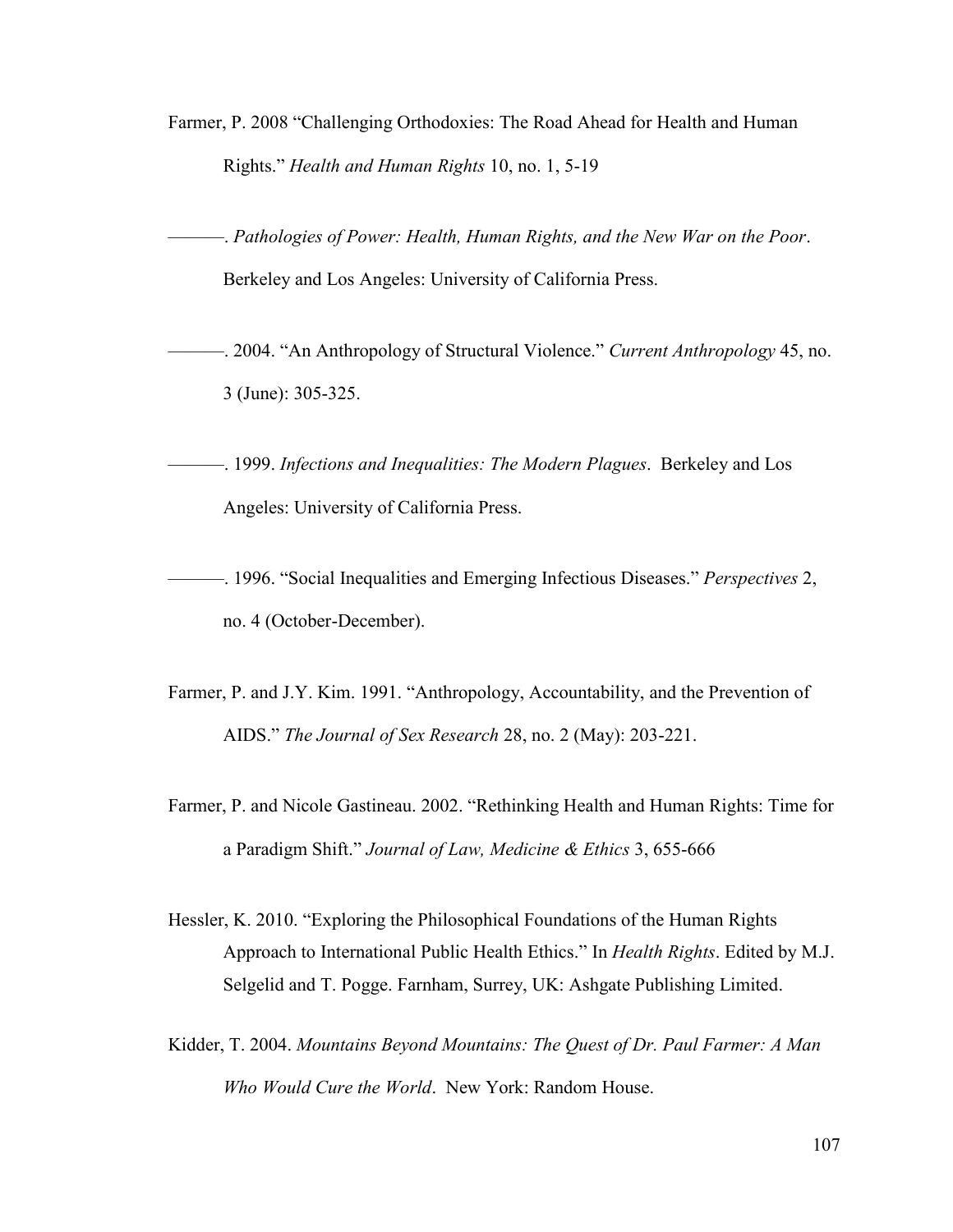Farmer, P. 2008 "Challenging Orthodoxies: The Road Ahead for Health and Human Rights." *Health and Human Rights* 10, no. 1, 5-19

———. *Pathologies of Power: Health, Human Rights, and the New War on the Poor*. Berkeley and Los Angeles: University of California Press.

———. 2004. "An Anthropology of Structural Violence." *Current Anthropology* 45, no. 3 (June): 305-325.

———. 1999. *Infections and Inequalities: The Modern Plagues*. Berkeley and Los Angeles: University of California Press.

———. 1996. "Social Inequalities and Emerging Infectious Diseases." *Perspectives* 2, no. 4 (October-December).

Farmer, P. and J.Y. Kim. 1991. "Anthropology, Accountability, and the Prevention of AIDS." *The Journal of Sex Research* 28, no. 2 (May): 203-221.

Farmer, P. and Nicole Gastineau. 2002. "Rethinking Health and Human Rights: Time for a Paradigm Shift." *Journal of Law, Medicine & Ethics* 3, 655-666

Hessler, K. 2010. "Exploring the Philosophical Foundations of the Human Rights Approach to International Public Health Ethics." In *Health Rights*. Edited by M.J. Selgelid and T. Pogge. Farnham, Surrey, UK: Ashgate Publishing Limited.

Kidder, T. 2004. *Mountains Beyond Mountains: The Quest of Dr. Paul Farmer: A Man Who Would Cure the World*. New York: Random House.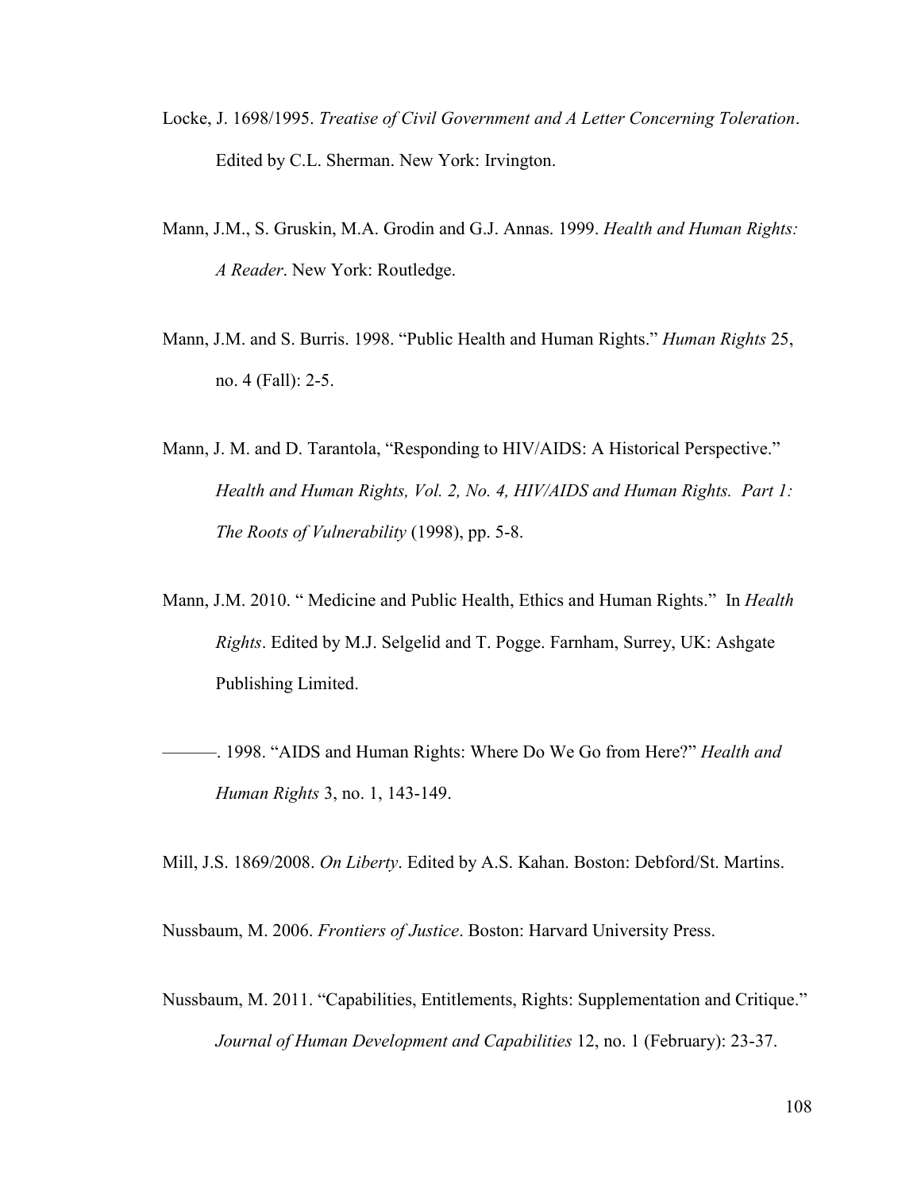Locke, J. 1698/1995. *Treatise of Civil Government and A Letter Concerning Toleration*. Edited by C.L. Sherman. New York: Irvington.

Mann, J.M., S. Gruskin, M.A. Grodin and G.J. Annas. 1999. *Health and Human Rights: A Reader*. New York: Routledge.

Mann, J.M. and S. Burris. 1998. "Public Health and Human Rights." *Human Rights* 25, no. 4 (Fall): 2-5.

Mann, J. M. and D. Tarantola, "Responding to HIV/AIDS: A Historical Perspective." *Health and Human Rights, Vol. 2, No. 4, HIV/AIDS and Human Rights. Part 1: The Roots of Vulnerability* (1998), pp. 5-8.

Mann, J.M. 2010. " Medicine and Public Health, Ethics and Human Rights." In *Health Rights*. Edited by M.J. Selgelid and T. Pogge. Farnham, Surrey, UK: Ashgate Publishing Limited.

———. 1998. "AIDS and Human Rights: Where Do We Go from Here?" *Health and Human Rights* 3, no. 1, 143-149.

Mill, J.S. 1869/2008. *On Liberty*. Edited by A.S. Kahan. Boston: Debford/St. Martins.

Nussbaum, M. 2006. *Frontiers of Justice*. Boston: Harvard University Press.

Nussbaum, M. 2011. "Capabilities, Entitlements, Rights: Supplementation and Critique." *Journal of Human Development and Capabilities* 12, no. 1 (February): 23-37.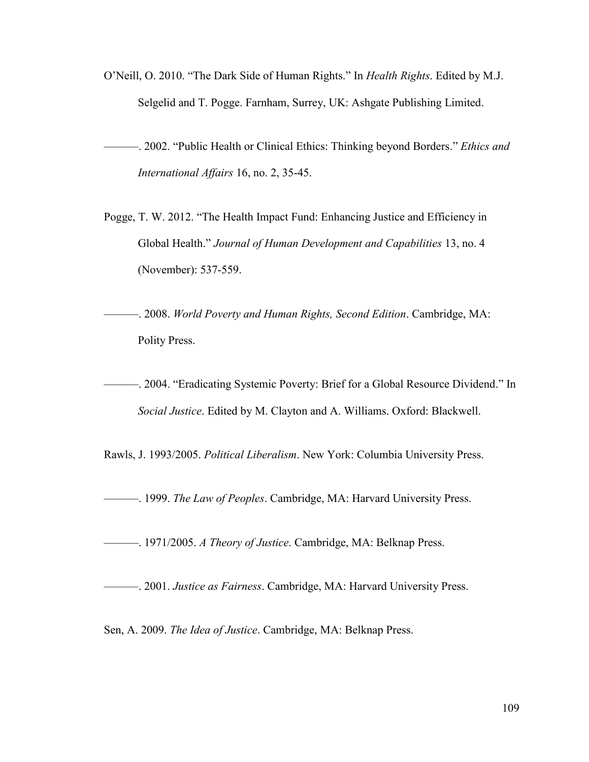O'Neill, O. 2010. "The Dark Side of Human Rights." In *Health Rights*. Edited by M.J. Selgelid and T. Pogge. Farnham, Surrey, UK: Ashgate Publishing Limited.

———. 2002. "Public Health or Clinical Ethics: Thinking beyond Borders." *Ethics and International Affairs* 16, no. 2, 35-45.

Pogge, T. W. 2012. "The Health Impact Fund: Enhancing Justice and Efficiency in Global Health." *Journal of Human Development and Capabilities* 13, no. 4 (November): 537-559.

———. 2008. *World Poverty and Human Rights, Second Edition*. Cambridge, MA: Polity Press.

———. 2004. "Eradicating Systemic Poverty: Brief for a Global Resource Dividend." In *Social Justice*. Edited by M. Clayton and A. Williams. Oxford: Blackwell.

Rawls, J. 1993/2005. *Political Liberalism*. New York: Columbia University Press.

———. 1999. *The Law of Peoples*. Cambridge, MA: Harvard University Press.

———. 1971/2005. *A Theory of Justice*. Cambridge, MA: Belknap Press.

———. 2001. *Justice as Fairness*. Cambridge, MA: Harvard University Press.

Sen, A. 2009. *The Idea of Justice*. Cambridge, MA: Belknap Press.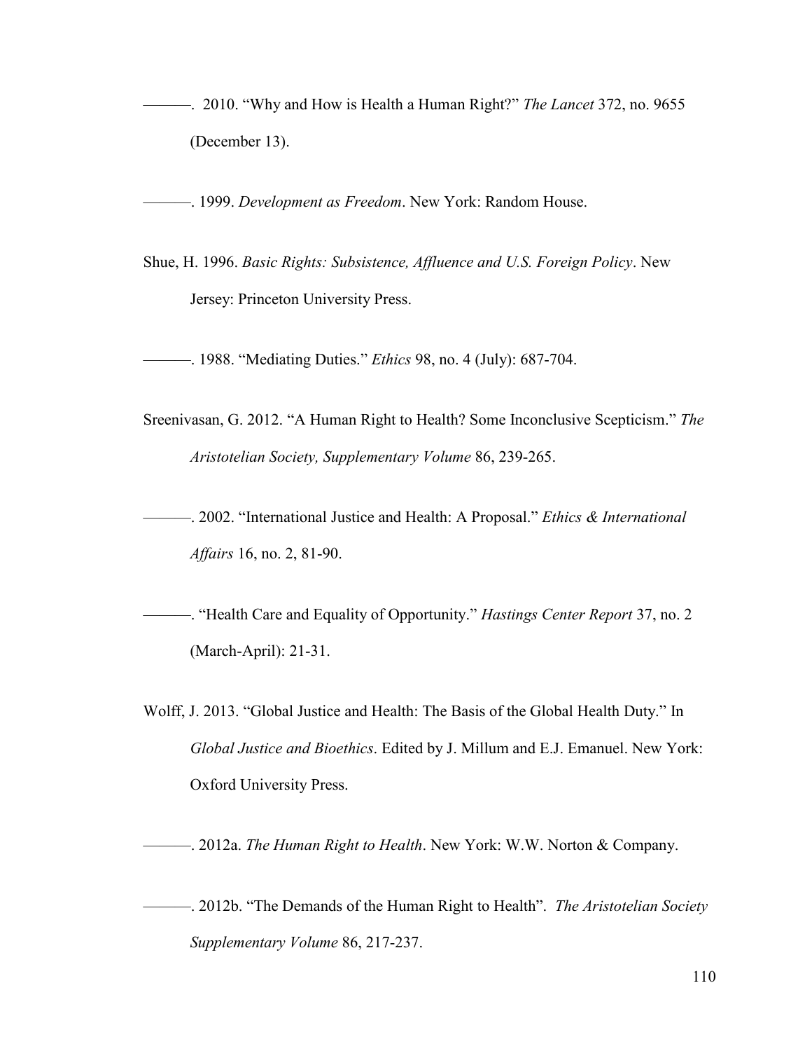———. 2010. “Why and How is Health a Human Right?” *The Lancet* 372, no. 9655 (December 13).

———. 1999. *Development as Freedom*. New York: Random House.

Shue, H. 1996. *Basic Rights: Subsistence, Affluence and U.S. Foreign Policy*. New Jersey: Princeton University Press.

———. 1988. “Mediating Duties.” *Ethics* 98, no. 4 (July): 687-704.

Sreenivasan, G. 2012. “A Human Right to Health? Some Inconclusive Scepticism.” *The Aristotelian Society, Supplementary Volume* 86, 239-265.

———. 2002. “International Justice and Health: A Proposal.” *Ethics & International Affairs* 16, no. 2, 81-90.

———. “Health Care and Equality of Opportunity.” *Hastings Center Report* 37, no. 2 (March-April): 21-31.

Wolff, J. 2013. “Global Justice and Health: The Basis of the Global Health Duty.” In *Global Justice and Bioethics*. Edited by J. Millum and E.J. Emanuel. New York: Oxford University Press.

———. 2012a. *The Human Right to Health*. New York: W.W. Norton & Company.

———. 2012b. “The Demands of the Human Right to Health”. *The Aristotelian Society Supplementary Volume* 86, 217-237.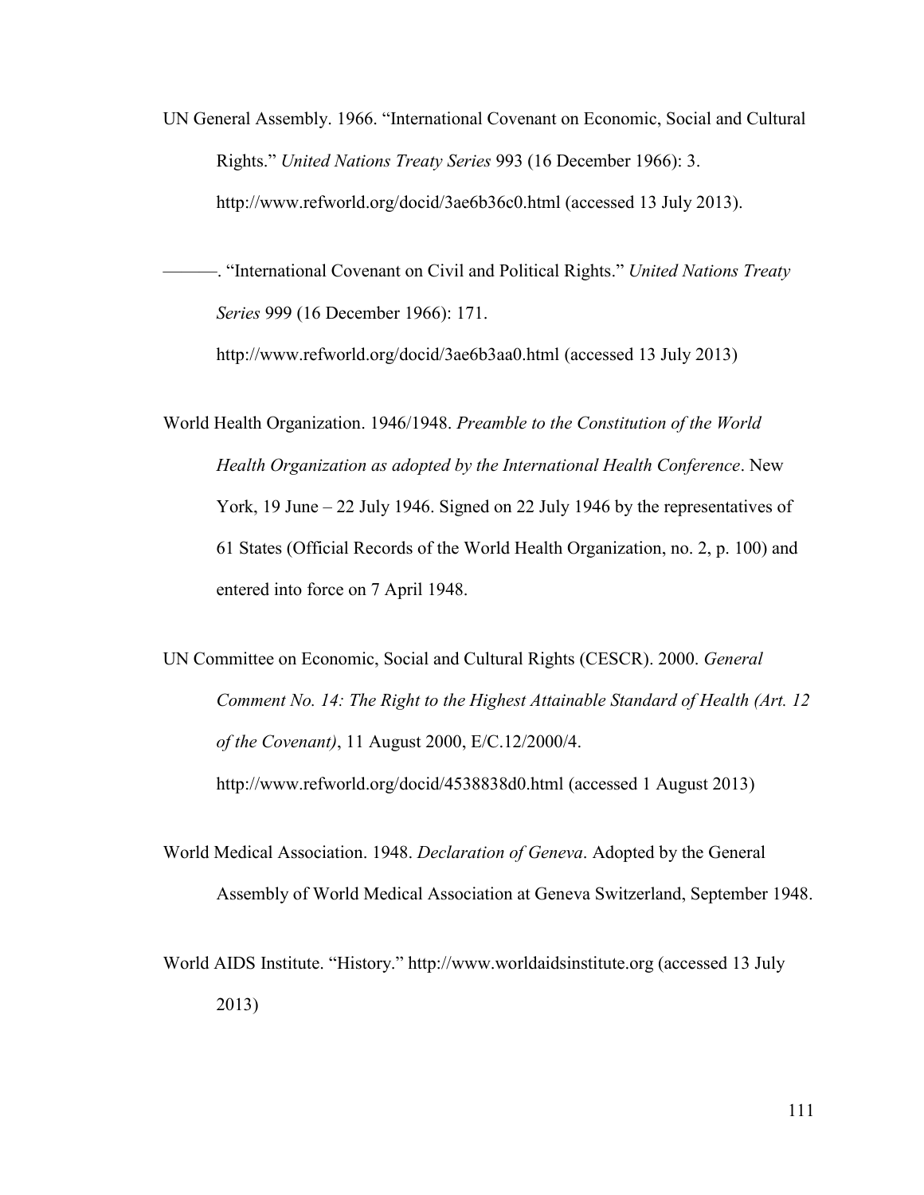UN General Assembly. 1966. "International Covenant on Economic, Social and Cultural Rights." *United Nations Treaty Series* 993 (16 December 1966): 3. http://www.refworld.org/docid/3ae6b36c0.html (accessed 13 July 2013).

———. "International Covenant on Civil and Political Rights." *United Nations Treaty Series* 999 (16 December 1966): 171. http://www.refworld.org/docid/3ae6b3aa0.html (accessed 13 July 2013)

World Health Organization. 1946/1948. *Preamble to the Constitution of the World Health Organization as adopted by the International Health Conference*. New York, 19 June – 22 July 1946. Signed on 22 July 1946 by the representatives of 61 States (Official Records of the World Health Organization, no. 2, p. 100) and entered into force on 7 April 1948.

UN Committee on Economic, Social and Cultural Rights (CESCR). 2000. *General Comment No. 14: The Right to the Highest Attainable Standard of Health (Art. 12 of the Covenant)*, 11 August 2000, E/C.12/2000/4. http://www.refworld.org/docid/4538838d0.html (accessed 1 August 2013)

World Medical Association. 1948. *Declaration of Geneva*. Adopted by the General Assembly of World Medical Association at Geneva Switzerland, September 1948.

World AIDS Institute. "History." http://www.worldaidsinstitute.org (accessed 13 July 2013)